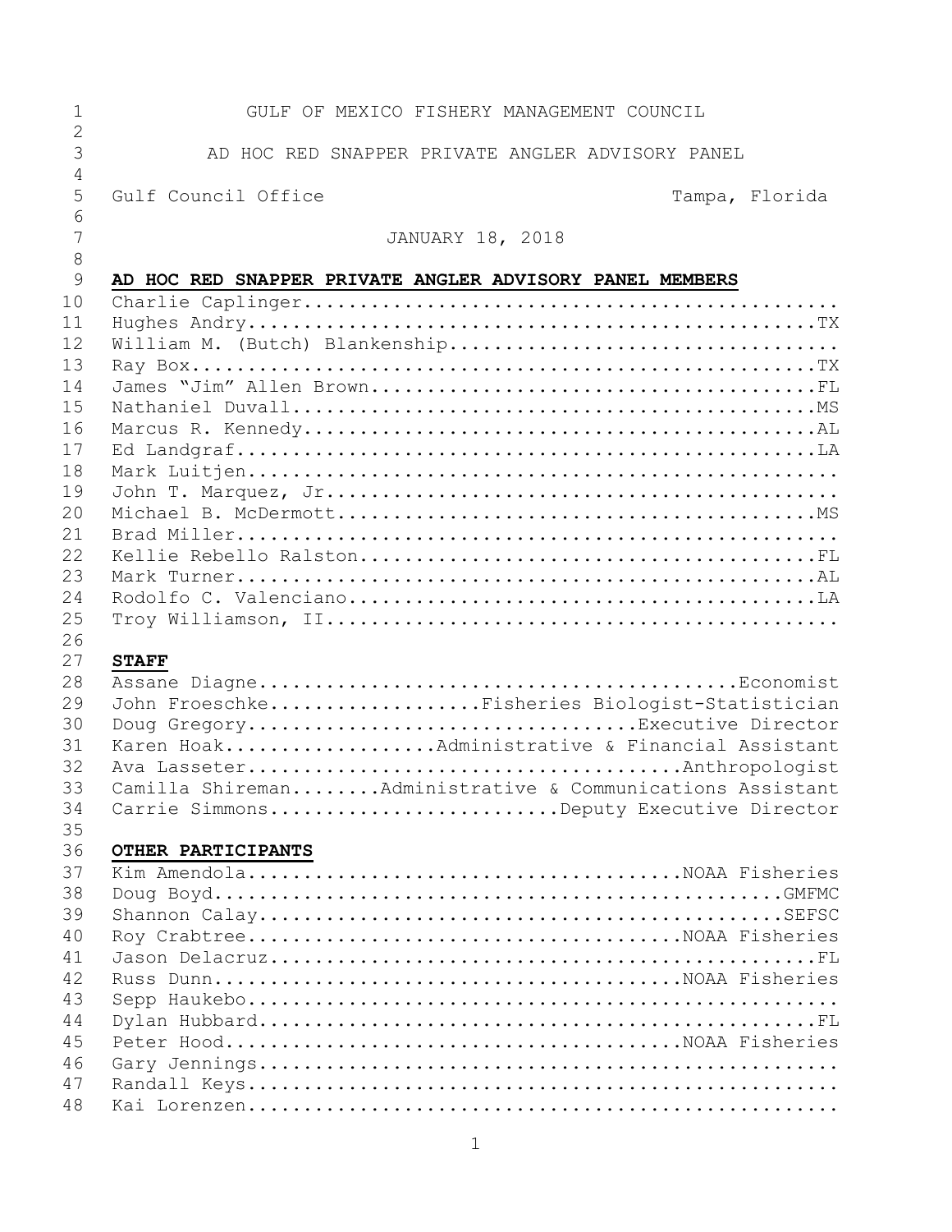GULF OF MEXICO FISHERY MANAGEMENT COUNCIL

AD HOC RED SNAPPER PRIVATE ANGLER ADVISORY PANEL

Gulf Council Office — Tampa, Florida

JANUARY 18, 2018

**AD HOC RED SNAPPER PRIVATE ANGLER ADVISORY PANEL MEMBERS**

Charlie Caplinger...............................................
Hughes Andry....................................................TX
William M. (Butch) Blankenship..................................
Ray Box.........................................................TX
James "Jim" Allen Brown.........................................FL
Nathaniel Duvall................................................MS
Marcus R. Kennedy...............................................AL
Ed Landgraf.....................................................LA
Mark Luitjen....................................................
John T. Marquez, Jr.............................................
Michael B. McDermott............................................MS
Brad Miller.....................................................
Kellie Rebello Ralston..........................................FL
Mark Turner.....................................................AL
Rodolfo C. Valenciano...........................................LA
Troy Williamson, II.............................................

**STAFF**

Assane Diagne..........................................Economist
John Froeschke...................Fisheries Biologist-Statistician
Doug Gregory...................................Executive Director
Karen Hoak...................Administrative & Financial Assistant
Ava Lasseter.......................................Anthropologist
Camilla Shireman........Administrative & Communications Assistant
Carrie Simmons.........................Deputy Executive Director

**OTHER PARTICIPANTS**

Kim Amendola....................................NOAA Fisheries
Doug Boyd...............................................GMFMC
Shannon Calay...........................................SEFSC
Roy Crabtree....................................NOAA Fisheries
Jason Delacruz.............................................FL
Russ Dunn.......................................NOAA Fisheries
Sepp Haukebo....................................................
Dylan Hubbard..............................................FL
Peter Hood......................................NOAA Fisheries
Gary Jennings...................................................
Randall Keys....................................................
Kai Lorenzen....................................................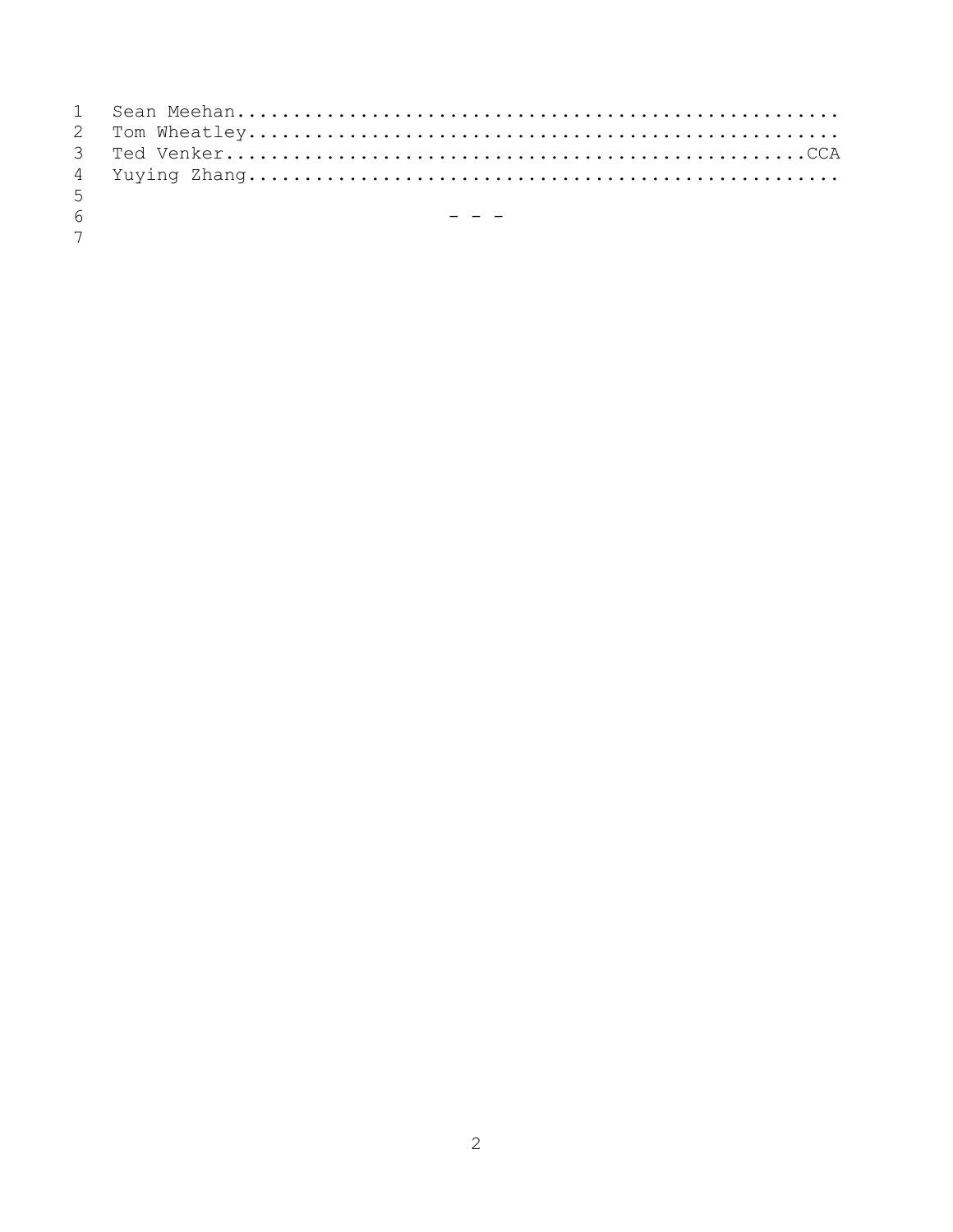Sean Meehan.....................................................

Tom Wheatley....................................................

Ted Venker...................................................CCA

Yuying Zhang....................................................

\- - -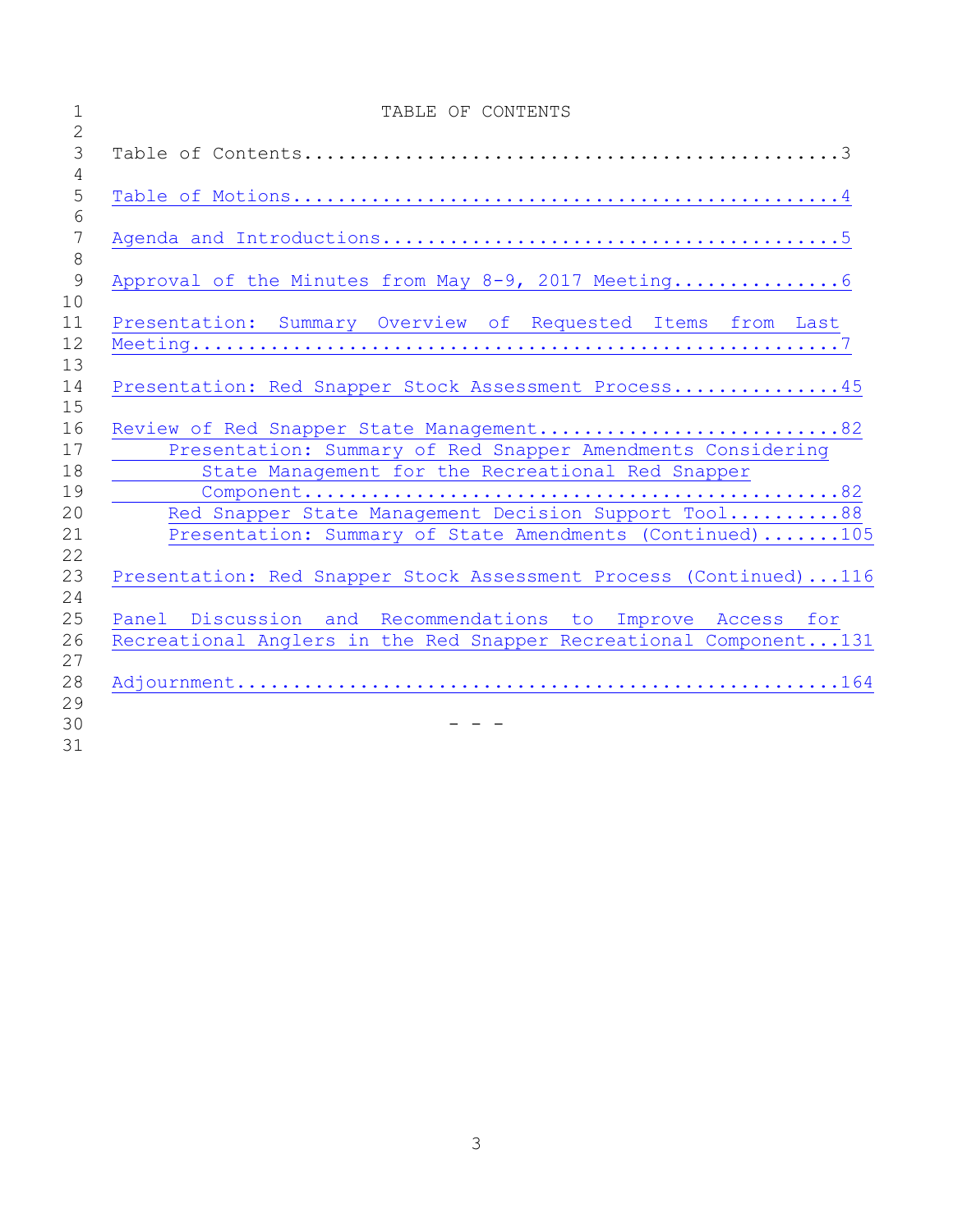# TABLE OF CONTENTS

Table of Contents....................................................3

Table of Motions.....................................................4

Agenda and Introductions.............................................5

Approval of the Minutes from May 8-9, 2017 Meeting...................6

Presentation: Summary Overview of Requested Items from Last Meeting..........................................................7

Presentation: Red Snapper Stock Assessment Process..................45

Review of Red Snapper State Management..............................82

- Presentation: Summary of Red Snapper Amendments Considering State Management for the Recreational Red Snapper Component.................................................82
- Red Snapper State Management Decision Support Tool..........88
- Presentation: Summary of State Amendments (Continued).......105

Presentation: Red Snapper Stock Assessment Process (Continued)...116

Panel Discussion and Recommendations to Improve Access for Recreational Anglers in the Red Snapper Recreational Component...131

Adjournment.........................................................164

\- - -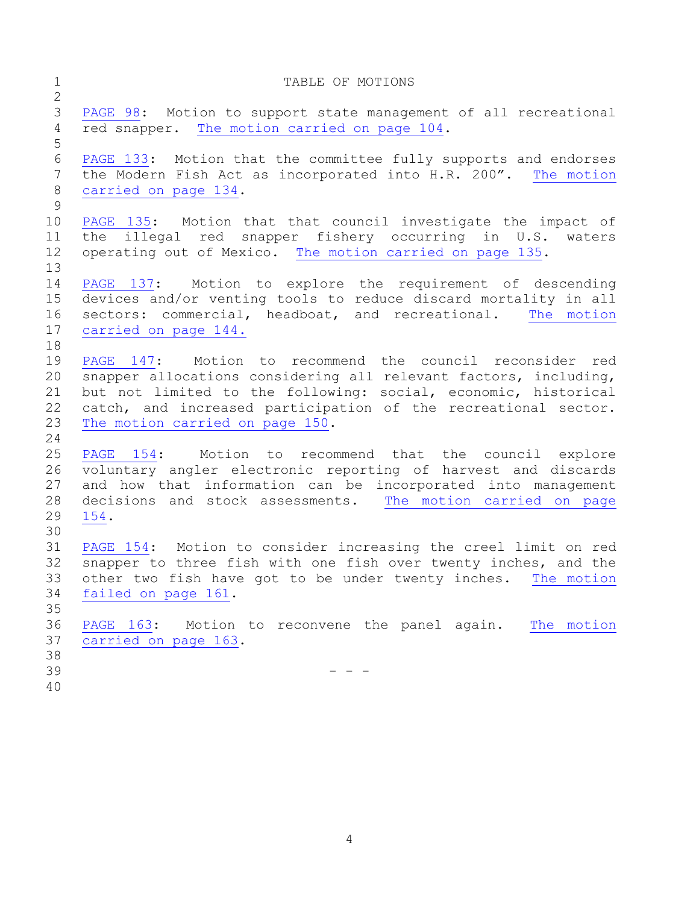# TABLE OF MOTIONS

PAGE 98: Motion to support state management of all recreational red snapper. The motion carried on page 104.

PAGE 133: Motion that the committee fully supports and endorses the Modern Fish Act as incorporated into H.R. 200". The motion carried on page 134.

PAGE 135: Motion that that council investigate the impact of the illegal red snapper fishery occurring in U.S. waters operating out of Mexico. The motion carried on page 135.

PAGE 137: Motion to explore the requirement of descending devices and/or venting tools to reduce discard mortality in all sectors: commercial, headboat, and recreational. The motion carried on page 144.

PAGE 147: Motion to recommend the council reconsider red snapper allocations considering all relevant factors, including, but not limited to the following: social, economic, historical catch, and increased participation of the recreational sector. The motion carried on page 150.

PAGE 154: Motion to recommend that the council explore voluntary angler electronic reporting of harvest and discards and how that information can be incorporated into management decisions and stock assessments. The motion carried on page 154.

PAGE 154: Motion to consider increasing the creel limit on red snapper to three fish with one fish over twenty inches, and the other two fish have got to be under twenty inches. The motion failed on page 161.

PAGE 163: Motion to reconvene the panel again. The motion carried on page 163.

- - -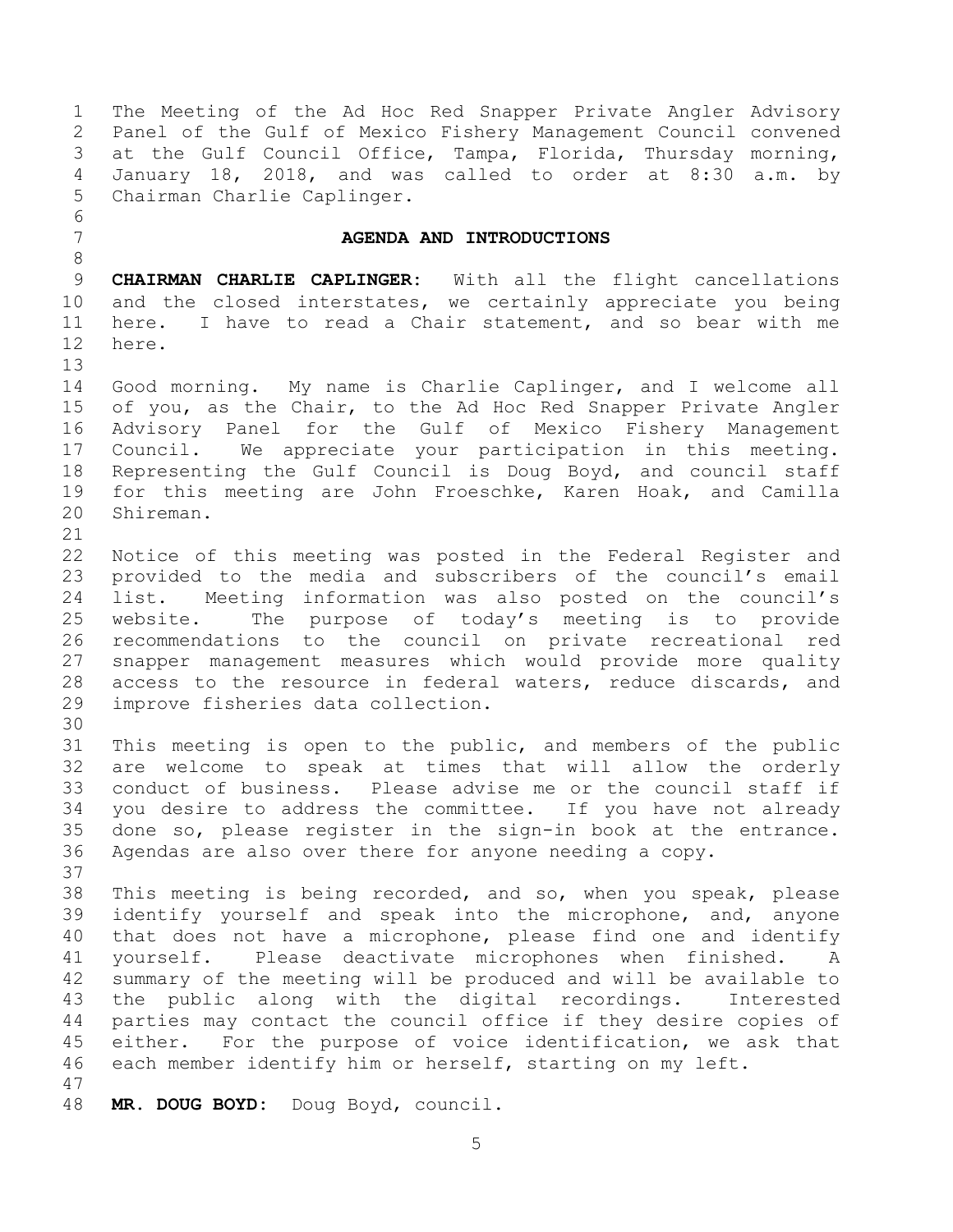The Meeting of the Ad Hoc Red Snapper Private Angler Advisory Panel of the Gulf of Mexico Fishery Management Council convened at the Gulf Council Office, Tampa, Florida, Thursday morning, January 18, 2018, and was called to order at 8:30 a.m. by Chairman Charlie Caplinger.

## AGENDA AND INTRODUCTIONS

**CHAIRMAN CHARLIE CAPLINGER:** With all the flight cancellations and the closed interstates, we certainly appreciate you being here. I have to read a Chair statement, and so bear with me here.

Good morning. My name is Charlie Caplinger, and I welcome all of you, as the Chair, to the Ad Hoc Red Snapper Private Angler Advisory Panel for the Gulf of Mexico Fishery Management Council. We appreciate your participation in this meeting. Representing the Gulf Council is Doug Boyd, and council staff for this meeting are John Froeschke, Karen Hoak, and Camilla Shireman.

Notice of this meeting was posted in the Federal Register and provided to the media and subscribers of the council's email list. Meeting information was also posted on the council's website. The purpose of today's meeting is to provide recommendations to the council on private recreational red snapper management measures which would provide more quality access to the resource in federal waters, reduce discards, and improve fisheries data collection.

This meeting is open to the public, and members of the public are welcome to speak at times that will allow the orderly conduct of business. Please advise me or the council staff if you desire to address the committee. If you have not already done so, please register in the sign-in book at the entrance. Agendas are also over there for anyone needing a copy.

This meeting is being recorded, and so, when you speak, please identify yourself and speak into the microphone, and, anyone that does not have a microphone, please find one and identify yourself. Please deactivate microphones when finished. A summary of the meeting will be produced and will be available to the public along with the digital recordings. Interested parties may contact the council office if they desire copies of either. For the purpose of voice identification, we ask that each member identify him or herself, starting on my left.

**MR. DOUG BOYD:** Doug Boyd, council.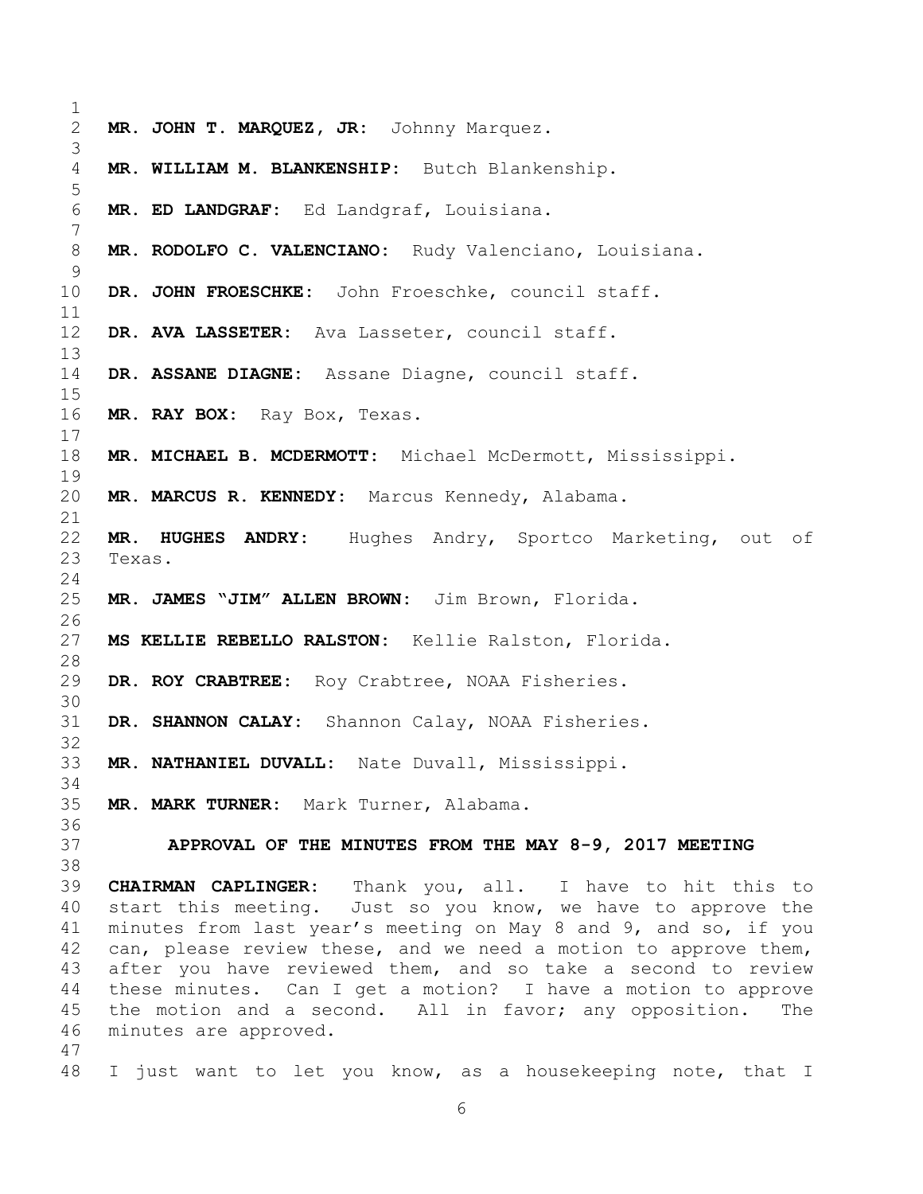**MR. JOHN T. MARQUEZ, JR:** Johnny Marquez.

**MR. WILLIAM M. BLANKENSHIP:** Butch Blankenship.

**MR. ED LANDGRAF:** Ed Landgraf, Louisiana.

**MR. RODOLFO C. VALENCIANO:** Rudy Valenciano, Louisiana.

**DR. JOHN FROESCHKE:** John Froeschke, council staff.

**DR. AVA LASSETER:** Ava Lasseter, council staff.

**DR. ASSANE DIAGNE:** Assane Diagne, council staff.

**MR. RAY BOX:** Ray Box, Texas.

**MR. MICHAEL B. MCDERMOTT:** Michael McDermott, Mississippi.

**MR. MARCUS R. KENNEDY:** Marcus Kennedy, Alabama.

**MR. HUGHES ANDRY:** Hughes Andry, Sportco Marketing, out of Texas.

**MR. JAMES "JIM" ALLEN BROWN:** Jim Brown, Florida.

**MS KELLIE REBELLO RALSTON:** Kellie Ralston, Florida.

**DR. ROY CRABTREE:** Roy Crabtree, NOAA Fisheries.

**DR. SHANNON CALAY:** Shannon Calay, NOAA Fisheries.

**MR. NATHANIEL DUVALL:** Nate Duvall, Mississippi.

**MR. MARK TURNER:** Mark Turner, Alabama.

## APPROVAL OF THE MINUTES FROM THE MAY 8-9, 2017 MEETING

**CHAIRMAN CAPLINGER:** Thank you, all. I have to hit this to start this meeting. Just so you know, we have to approve the minutes from last year's meeting on May 8 and 9, and so, if you can, please review these, and we need a motion to approve them, after you have reviewed them, and so take a second to review these minutes. Can I get a motion? I have a motion to approve the motion and a second. All in favor; any opposition. The minutes are approved.

I just want to let you know, as a housekeeping note, that I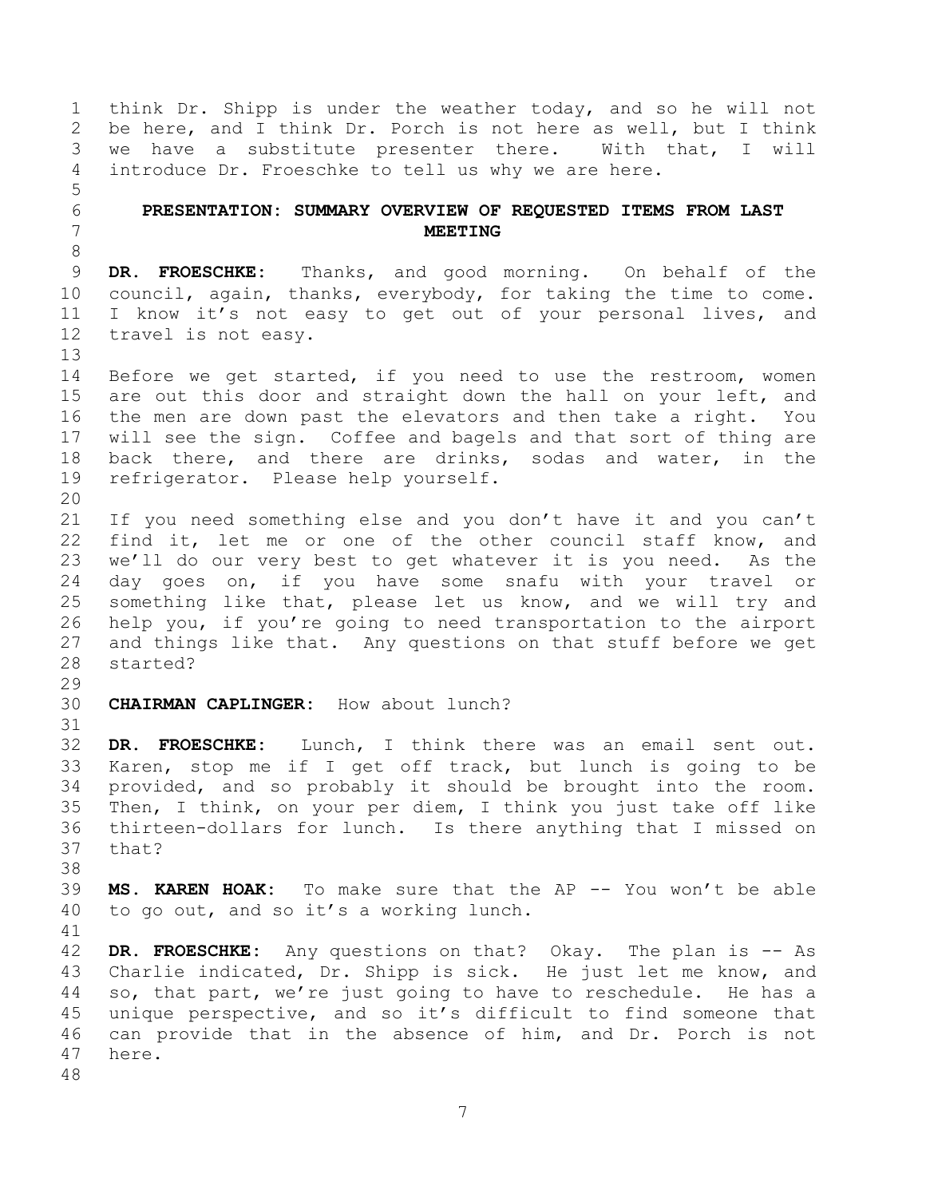think Dr. Shipp is under the weather today, and so he will not be here, and I think Dr. Porch is not here as well, but I think we have a substitute presenter there. With that, I will introduce Dr. Froeschke to tell us why we are here.

## PRESENTATION: SUMMARY OVERVIEW OF REQUESTED ITEMS FROM LAST MEETING

**DR. FROESCHKE:** Thanks, and good morning. On behalf of the council, again, thanks, everybody, for taking the time to come. I know it's not easy to get out of your personal lives, and travel is not easy.

Before we get started, if you need to use the restroom, women are out this door and straight down the hall on your left, and the men are down past the elevators and then take a right. You will see the sign. Coffee and bagels and that sort of thing are back there, and there are drinks, sodas and water, in the refrigerator. Please help yourself.

If you need something else and you don't have it and you can't find it, let me or one of the other council staff know, and we'll do our very best to get whatever it is you need. As the day goes on, if you have some snafu with your travel or something like that, please let us know, and we will try and help you, if you're going to need transportation to the airport and things like that. Any questions on that stuff before we get started?

**CHAIRMAN CAPLINGER:** How about lunch?

**DR. FROESCHKE:** Lunch, I think there was an email sent out. Karen, stop me if I get off track, but lunch is going to be provided, and so probably it should be brought into the room. Then, I think, on your per diem, I think you just take off like thirteen-dollars for lunch. Is there anything that I missed on that?

**MS. KAREN HOAK:** To make sure that the AP -- You won't be able to go out, and so it's a working lunch.

**DR. FROESCHKE:** Any questions on that? Okay. The plan is -- As Charlie indicated, Dr. Shipp is sick. He just let me know, and so, that part, we're just going to have to reschedule. He has a unique perspective, and so it's difficult to find someone that can provide that in the absence of him, and Dr. Porch is not here.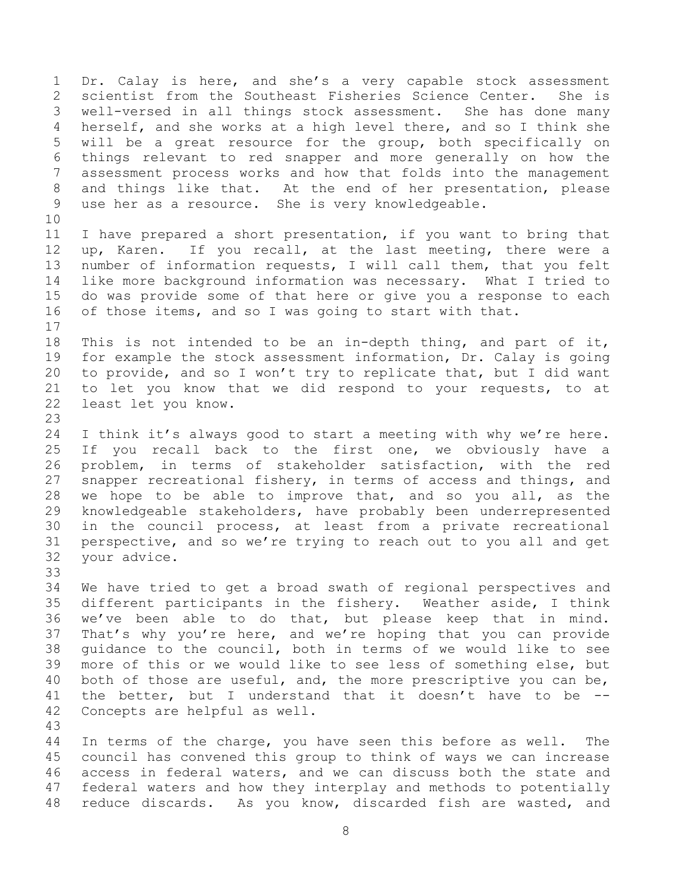Dr. Calay is here, and she's a very capable stock assessment scientist from the Southeast Fisheries Science Center. She is well-versed in all things stock assessment. She has done many herself, and she works at a high level there, and so I think she will be a great resource for the group, both specifically on things relevant to red snapper and more generally on how the assessment process works and how that folds into the management and things like that. At the end of her presentation, please use her as a resource. She is very knowledgeable.

I have prepared a short presentation, if you want to bring that up, Karen. If you recall, at the last meeting, there were a number of information requests, I will call them, that you felt like more background information was necessary. What I tried to do was provide some of that here or give you a response to each of those items, and so I was going to start with that.

This is not intended to be an in-depth thing, and part of it, for example the stock assessment information, Dr. Calay is going to provide, and so I won't try to replicate that, but I did want to let you know that we did respond to your requests, to at least let you know.

I think it's always good to start a meeting with why we're here. If you recall back to the first one, we obviously have a problem, in terms of stakeholder satisfaction, with the red snapper recreational fishery, in terms of access and things, and we hope to be able to improve that, and so you all, as the knowledgeable stakeholders, have probably been underrepresented in the council process, at least from a private recreational perspective, and so we're trying to reach out to you all and get your advice.

We have tried to get a broad swath of regional perspectives and different participants in the fishery. Weather aside, I think we've been able to do that, but please keep that in mind. That's why you're here, and we're hoping that you can provide guidance to the council, both in terms of we would like to see more of this or we would like to see less of something else, but both of those are useful, and, the more prescriptive you can be, the better, but I understand that it doesn't have to be -- Concepts are helpful as well.

In terms of the charge, you have seen this before as well. The council has convened this group to think of ways we can increase access in federal waters, and we can discuss both the state and federal waters and how they interplay and methods to potentially reduce discards. As you know, discarded fish are wasted, and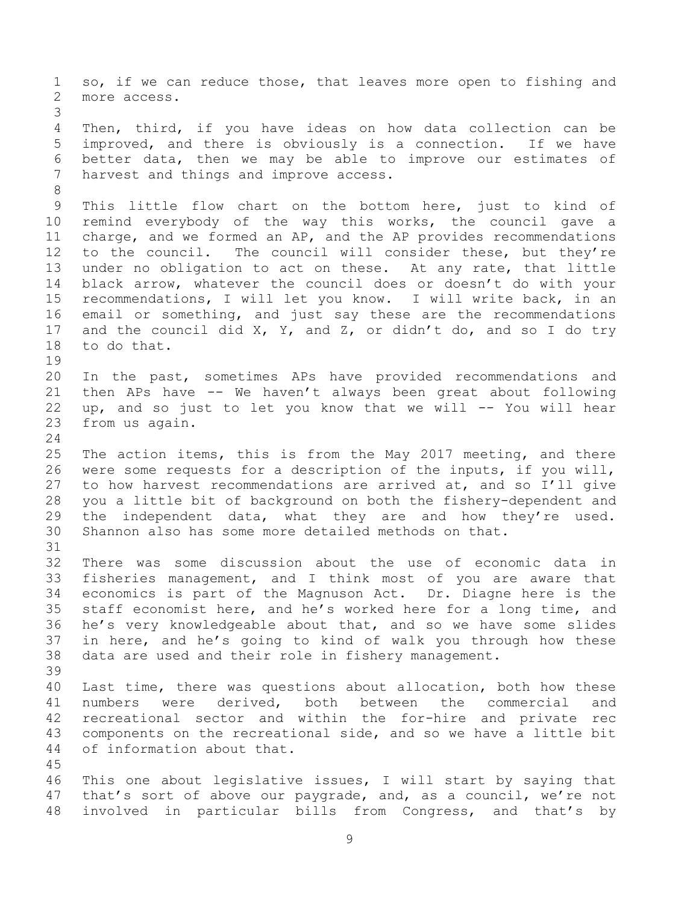so, if we can reduce those, that leaves more open to fishing and more access.

Then, third, if you have ideas on how data collection can be improved, and there is obviously is a connection. If we have better data, then we may be able to improve our estimates of harvest and things and improve access.

This little flow chart on the bottom here, just to kind of remind everybody of the way this works, the council gave a charge, and we formed an AP, and the AP provides recommendations to the council. The council will consider these, but they're under no obligation to act on these. At any rate, that little black arrow, whatever the council does or doesn't do with your recommendations, I will let you know. I will write back, in an email or something, and just say these are the recommendations and the council did X, Y, and Z, or didn't do, and so I do try to do that.

In the past, sometimes APs have provided recommendations and then APs have -- We haven't always been great about following up, and so just to let you know that we will -- You will hear from us again.

The action items, this is from the May 2017 meeting, and there were some requests for a description of the inputs, if you will, to how harvest recommendations are arrived at, and so I'll give you a little bit of background on both the fishery-dependent and the independent data, what they are and how they're used. Shannon also has some more detailed methods on that.

There was some discussion about the use of economic data in fisheries management, and I think most of you are aware that economics is part of the Magnuson Act. Dr. Diagne here is the staff economist here, and he's worked here for a long time, and he's very knowledgeable about that, and so we have some slides in here, and he's going to kind of walk you through how these data are used and their role in fishery management.

Last time, there was questions about allocation, both how these numbers were derived, both between the commercial and recreational sector and within the for-hire and private rec components on the recreational side, and so we have a little bit of information about that.

This one about legislative issues, I will start by saying that that's sort of above our paygrade, and, as a council, we're not involved in particular bills from Congress, and that's by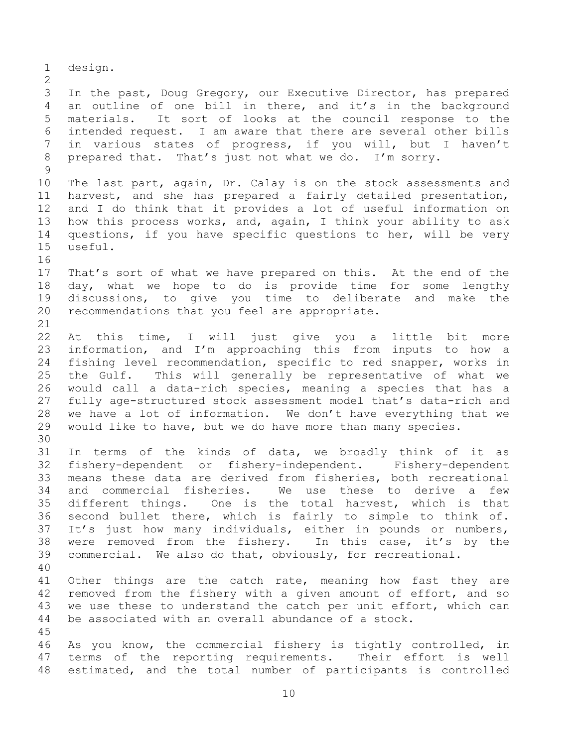design.

In the past, Doug Gregory, our Executive Director, has prepared an outline of one bill in there, and it's in the background materials. It sort of looks at the council response to the intended request. I am aware that there are several other bills in various states of progress, if you will, but I haven't prepared that. That's just not what we do. I'm sorry.

The last part, again, Dr. Calay is on the stock assessments and harvest, and she has prepared a fairly detailed presentation, and I do think that it provides a lot of useful information on how this process works, and, again, I think your ability to ask questions, if you have specific questions to her, will be very useful.

That's sort of what we have prepared on this. At the end of the day, what we hope to do is provide time for some lengthy discussions, to give you time to deliberate and make the recommendations that you feel are appropriate.

At this time, I will just give you a little bit more information, and I'm approaching this from inputs to how a fishing level recommendation, specific to red snapper, works in the Gulf. This will generally be representative of what we would call a data-rich species, meaning a species that has a fully age-structured stock assessment model that's data-rich and we have a lot of information. We don't have everything that we would like to have, but we do have more than many species.

In terms of the kinds of data, we broadly think of it as fishery-dependent or fishery-independent. Fishery-dependent means these data are derived from fisheries, both recreational and commercial fisheries. We use these to derive a few different things. One is the total harvest, which is that second bullet there, which is fairly to simple to think of. It's just how many individuals, either in pounds or numbers, were removed from the fishery. In this case, it's by the commercial. We also do that, obviously, for recreational.

Other things are the catch rate, meaning how fast they are removed from the fishery with a given amount of effort, and so we use these to understand the catch per unit effort, which can be associated with an overall abundance of a stock.

As you know, the commercial fishery is tightly controlled, in terms of the reporting requirements. Their effort is well estimated, and the total number of participants is controlled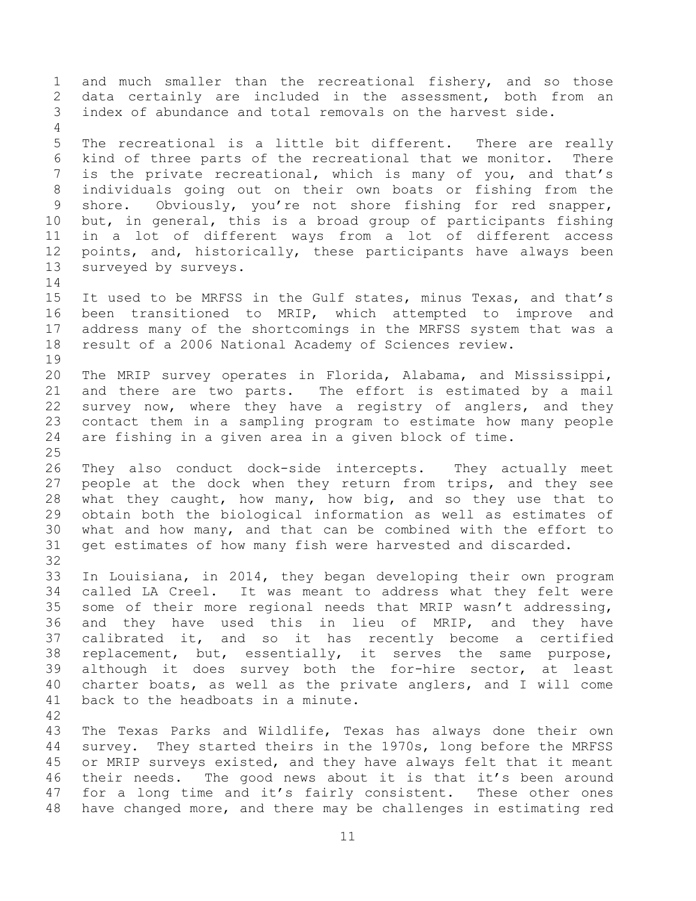and much smaller than the recreational fishery, and so those data certainly are included in the assessment, both from an index of abundance and total removals on the harvest side.

The recreational is a little bit different. There are really kind of three parts of the recreational that we monitor. There is the private recreational, which is many of you, and that's individuals going out on their own boats or fishing from the shore. Obviously, you're not shore fishing for red snapper, but, in general, this is a broad group of participants fishing in a lot of different ways from a lot of different access points, and, historically, these participants have always been surveyed by surveys.

It used to be MRFSS in the Gulf states, minus Texas, and that's been transitioned to MRIP, which attempted to improve and address many of the shortcomings in the MRFSS system that was a result of a 2006 National Academy of Sciences review.

The MRIP survey operates in Florida, Alabama, and Mississippi, and there are two parts. The effort is estimated by a mail survey now, where they have a registry of anglers, and they contact them in a sampling program to estimate how many people are fishing in a given area in a given block of time.

They also conduct dock-side intercepts. They actually meet people at the dock when they return from trips, and they see what they caught, how many, how big, and so they use that to obtain both the biological information as well as estimates of what and how many, and that can be combined with the effort to get estimates of how many fish were harvested and discarded.

In Louisiana, in 2014, they began developing their own program called LA Creel. It was meant to address what they felt were some of their more regional needs that MRIP wasn't addressing, and they have used this in lieu of MRIP, and they have calibrated it, and so it has recently become a certified replacement, but, essentially, it serves the same purpose, although it does survey both the for-hire sector, at least charter boats, as well as the private anglers, and I will come back to the headboats in a minute.

The Texas Parks and Wildlife, Texas has always done their own survey. They started theirs in the 1970s, long before the MRFSS or MRIP surveys existed, and they have always felt that it meant their needs. The good news about it is that it's been around for a long time and it's fairly consistent. These other ones have changed more, and there may be challenges in estimating red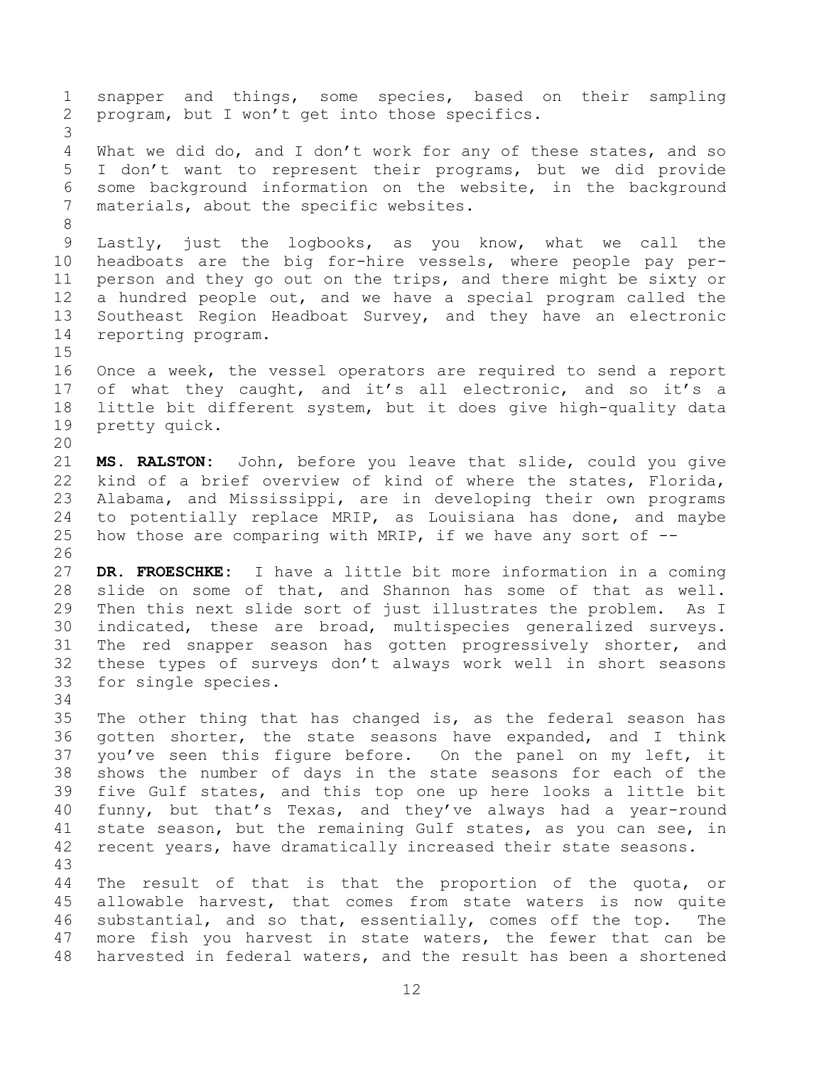snapper and things, some species, based on their sampling program, but I won't get into those specifics.

What we did do, and I don't work for any of these states, and so I don't want to represent their programs, but we did provide some background information on the website, in the background materials, about the specific websites.

Lastly, just the logbooks, as you know, what we call the headboats are the big for-hire vessels, where people pay per-person and they go out on the trips, and there might be sixty or a hundred people out, and we have a special program called the Southeast Region Headboat Survey, and they have an electronic reporting program.

Once a week, the vessel operators are required to send a report of what they caught, and it's all electronic, and so it's a little bit different system, but it does give high-quality data pretty quick.

**MS. RALSTON:** John, before you leave that slide, could you give kind of a brief overview of kind of where the states, Florida, Alabama, and Mississippi, are in developing their own programs to potentially replace MRIP, as Louisiana has done, and maybe how those are comparing with MRIP, if we have any sort of --

**DR. FROESCHKE:** I have a little bit more information in a coming slide on some of that, and Shannon has some of that as well. Then this next slide sort of just illustrates the problem. As I indicated, these are broad, multispecies generalized surveys. The red snapper season has gotten progressively shorter, and these types of surveys don't always work well in short seasons for single species.

The other thing that has changed is, as the federal season has gotten shorter, the state seasons have expanded, and I think you've seen this figure before. On the panel on my left, it shows the number of days in the state seasons for each of the five Gulf states, and this top one up here looks a little bit funny, but that's Texas, and they've always had a year-round state season, but the remaining Gulf states, as you can see, in recent years, have dramatically increased their state seasons.

The result of that is that the proportion of the quota, or allowable harvest, that comes from state waters is now quite substantial, and so that, essentially, comes off the top. The more fish you harvest in state waters, the fewer that can be harvested in federal waters, and the result has been a shortened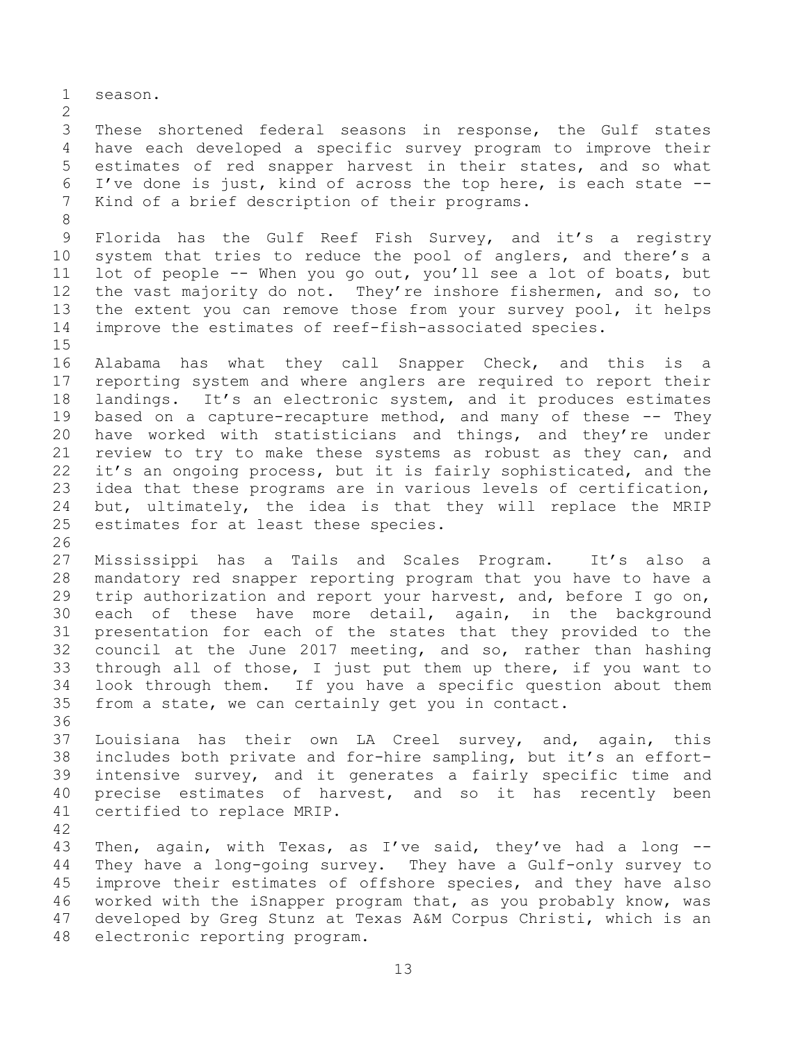season.

These shortened federal seasons in response, the Gulf states have each developed a specific survey program to improve their estimates of red snapper harvest in their states, and so what I've done is just, kind of across the top here, is each state -- Kind of a brief description of their programs.

Florida has the Gulf Reef Fish Survey, and it's a registry system that tries to reduce the pool of anglers, and there's a lot of people -- When you go out, you'll see a lot of boats, but the vast majority do not. They're inshore fishermen, and so, to the extent you can remove those from your survey pool, it helps improve the estimates of reef-fish-associated species.

Alabama has what they call Snapper Check, and this is a reporting system and where anglers are required to report their landings. It's an electronic system, and it produces estimates based on a capture-recapture method, and many of these -- They have worked with statisticians and things, and they're under review to try to make these systems as robust as they can, and it's an ongoing process, but it is fairly sophisticated, and the idea that these programs are in various levels of certification, but, ultimately, the idea is that they will replace the MRIP estimates for at least these species.

Mississippi has a Tails and Scales Program. It's also a mandatory red snapper reporting program that you have to have a trip authorization and report your harvest, and, before I go on, each of these have more detail, again, in the background presentation for each of the states that they provided to the council at the June 2017 meeting, and so, rather than hashing through all of those, I just put them up there, if you want to look through them. If you have a specific question about them from a state, we can certainly get you in contact.

Louisiana has their own LA Creel survey, and, again, this includes both private and for-hire sampling, but it's an effort-intensive survey, and it generates a fairly specific time and precise estimates of harvest, and so it has recently been certified to replace MRIP.

Then, again, with Texas, as I've said, they've had a long -- They have a long-going survey. They have a Gulf-only survey to improve their estimates of offshore species, and they have also worked with the iSnapper program that, as you probably know, was developed by Greg Stunz at Texas A&M Corpus Christi, which is an electronic reporting program.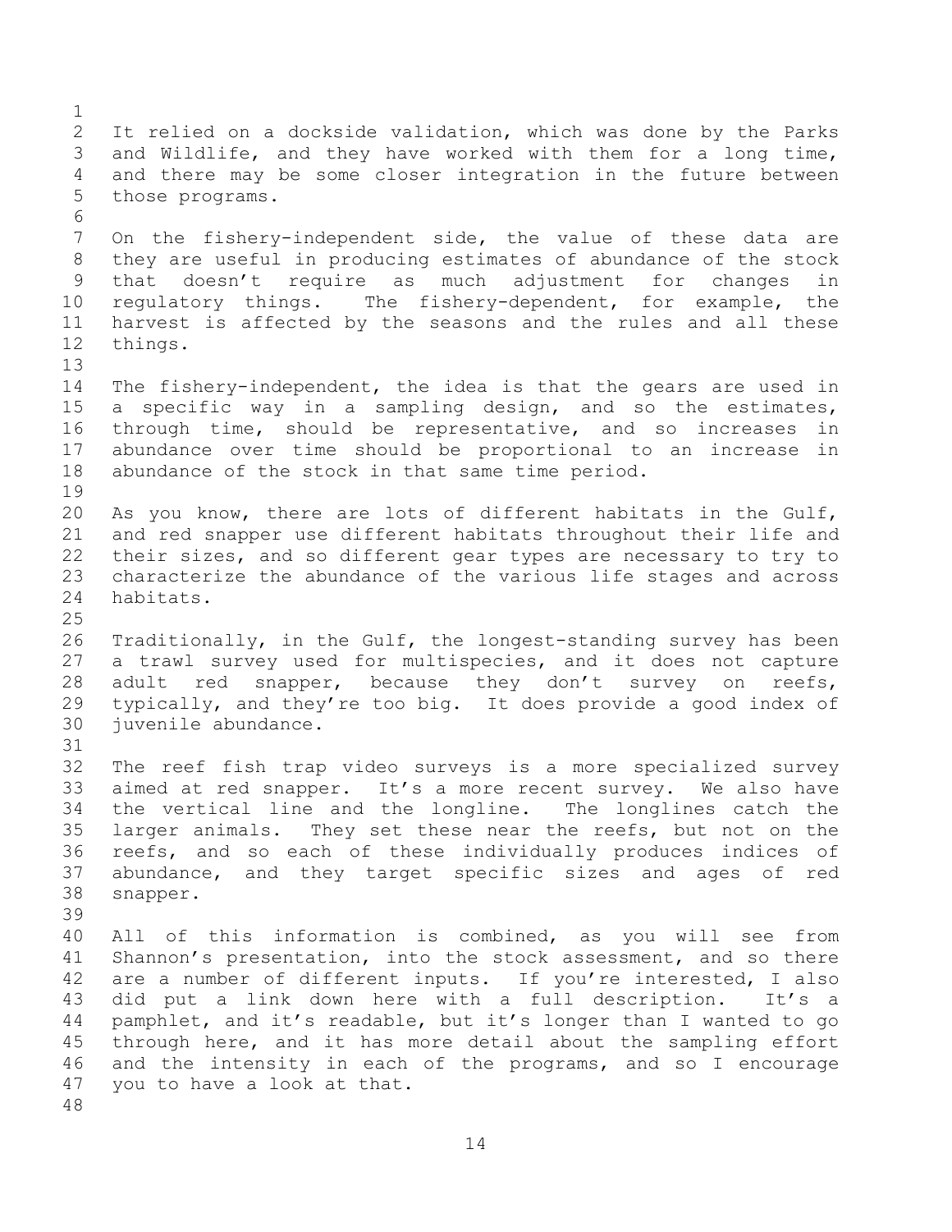It relied on a dockside validation, which was done by the Parks and Wildlife, and they have worked with them for a long time, and there may be some closer integration in the future between those programs.

On the fishery-independent side, the value of these data are they are useful in producing estimates of abundance of the stock that doesn't require as much adjustment for changes in regulatory things. The fishery-dependent, for example, the harvest is affected by the seasons and the rules and all these things.

The fishery-independent, the idea is that the gears are used in a specific way in a sampling design, and so the estimates, through time, should be representative, and so increases in abundance over time should be proportional to an increase in abundance of the stock in that same time period.

As you know, there are lots of different habitats in the Gulf, and red snapper use different habitats throughout their life and their sizes, and so different gear types are necessary to try to characterize the abundance of the various life stages and across habitats.

Traditionally, in the Gulf, the longest-standing survey has been a trawl survey used for multispecies, and it does not capture adult red snapper, because they don't survey on reefs, typically, and they're too big. It does provide a good index of juvenile abundance.

The reef fish trap video surveys is a more specialized survey aimed at red snapper. It's a more recent survey. We also have the vertical line and the longline. The longlines catch the larger animals. They set these near the reefs, but not on the reefs, and so each of these individually produces indices of abundance, and they target specific sizes and ages of red snapper.

All of this information is combined, as you will see from Shannon's presentation, into the stock assessment, and so there are a number of different inputs. If you're interested, I also did put a link down here with a full description. It's a pamphlet, and it's readable, but it's longer than I wanted to go through here, and it has more detail about the sampling effort and the intensity in each of the programs, and so I encourage you to have a look at that.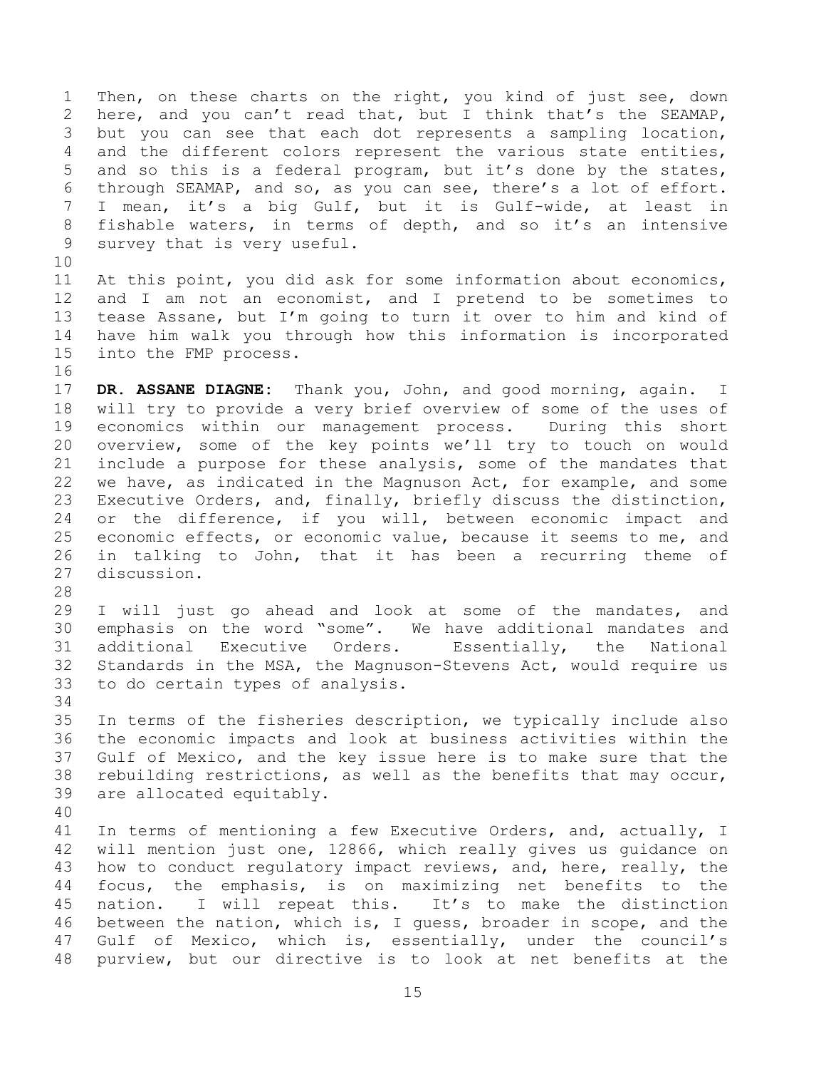Then, on these charts on the right, you kind of just see, down here, and you can't read that, but I think that's the SEAMAP, but you can see that each dot represents a sampling location, and the different colors represent the various state entities, and so this is a federal program, but it's done by the states, through SEAMAP, and so, as you can see, there's a lot of effort. I mean, it's a big Gulf, but it is Gulf-wide, at least in fishable waters, in terms of depth, and so it's an intensive survey that is very useful.

At this point, you did ask for some information about economics, and I am not an economist, and I pretend to be sometimes to tease Assane, but I'm going to turn it over to him and kind of have him walk you through how this information is incorporated into the FMP process.

**DR. ASSANE DIAGNE:** Thank you, John, and good morning, again. I will try to provide a very brief overview of some of the uses of economics within our management process. During this short overview, some of the key points we'll try to touch on would include a purpose for these analysis, some of the mandates that we have, as indicated in the Magnuson Act, for example, and some Executive Orders, and, finally, briefly discuss the distinction, or the difference, if you will, between economic impact and economic effects, or economic value, because it seems to me, and in talking to John, that it has been a recurring theme of discussion.

I will just go ahead and look at some of the mandates, and emphasis on the word "some". We have additional mandates and additional Executive Orders. Essentially, the National Standards in the MSA, the Magnuson-Stevens Act, would require us to do certain types of analysis.

In terms of the fisheries description, we typically include also the economic impacts and look at business activities within the Gulf of Mexico, and the key issue here is to make sure that the rebuilding restrictions, as well as the benefits that may occur, are allocated equitably.

In terms of mentioning a few Executive Orders, and, actually, I will mention just one, 12866, which really gives us guidance on how to conduct regulatory impact reviews, and, here, really, the focus, the emphasis, is on maximizing net benefits to the nation. I will repeat this. It's to make the distinction between the nation, which is, I guess, broader in scope, and the Gulf of Mexico, which is, essentially, under the council's purview, but our directive is to look at net benefits at the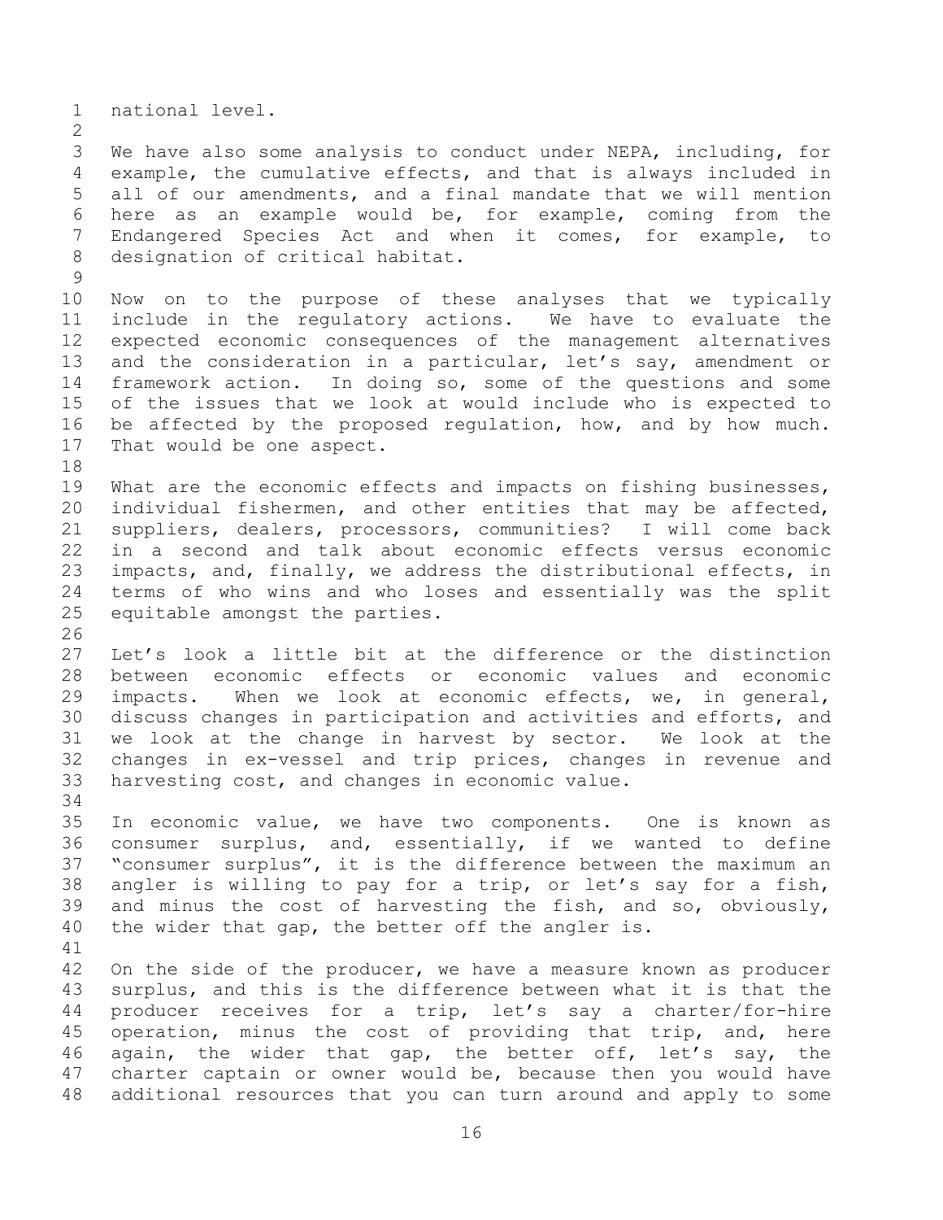national level.

We have also some analysis to conduct under NEPA, including, for example, the cumulative effects, and that is always included in all of our amendments, and a final mandate that we will mention here as an example would be, for example, coming from the Endangered Species Act and when it comes, for example, to designation of critical habitat.

Now on to the purpose of these analyses that we typically include in the regulatory actions. We have to evaluate the expected economic consequences of the management alternatives and the consideration in a particular, let's say, amendment or framework action. In doing so, some of the questions and some of the issues that we look at would include who is expected to be affected by the proposed regulation, how, and by how much. That would be one aspect.

What are the economic effects and impacts on fishing businesses, individual fishermen, and other entities that may be affected, suppliers, dealers, processors, communities? I will come back in a second and talk about economic effects versus economic impacts, and, finally, we address the distributional effects, in terms of who wins and who loses and essentially was the split equitable amongst the parties.

Let's look a little bit at the difference or the distinction between economic effects or economic values and economic impacts. When we look at economic effects, we, in general, discuss changes in participation and activities and efforts, and we look at the change in harvest by sector. We look at the changes in ex-vessel and trip prices, changes in revenue and harvesting cost, and changes in economic value.

In economic value, we have two components. One is known as consumer surplus, and, essentially, if we wanted to define "consumer surplus", it is the difference between the maximum an angler is willing to pay for a trip, or let's say for a fish, and minus the cost of harvesting the fish, and so, obviously, the wider that gap, the better off the angler is.

On the side of the producer, we have a measure known as producer surplus, and this is the difference between what it is that the producer receives for a trip, let's say a charter/for-hire operation, minus the cost of providing that trip, and, here again, the wider that gap, the better off, let's say, the charter captain or owner would be, because then you would have additional resources that you can turn around and apply to some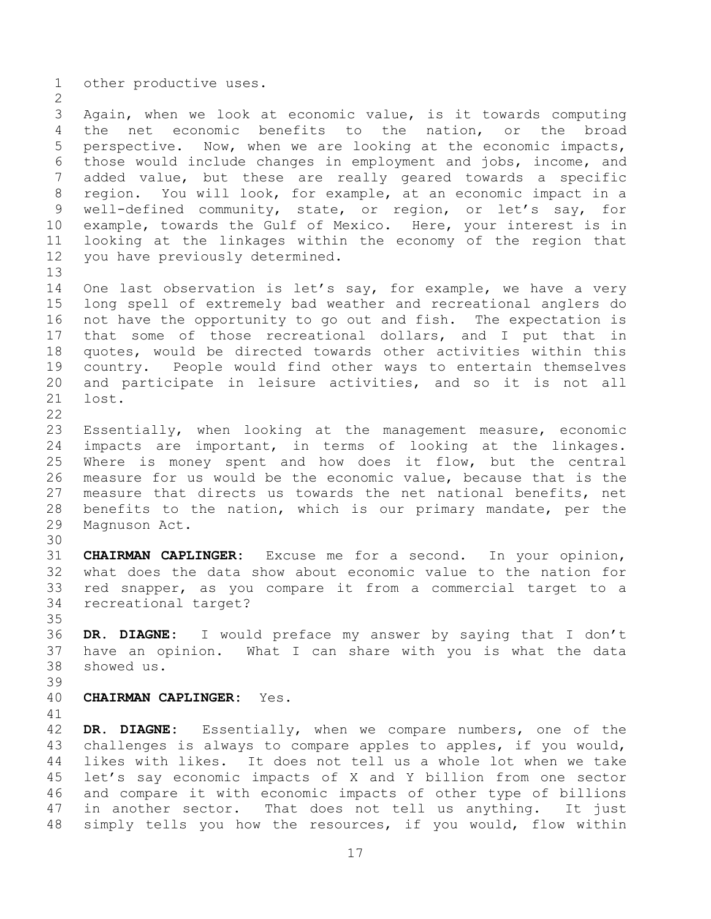other productive uses.

Again, when we look at economic value, is it towards computing the net economic benefits to the nation, or the broad perspective. Now, when we are looking at the economic impacts, those would include changes in employment and jobs, income, and added value, but these are really geared towards a specific region. You will look, for example, at an economic impact in a well-defined community, state, or region, or let's say, for example, towards the Gulf of Mexico. Here, your interest is in looking at the linkages within the economy of the region that you have previously determined.

One last observation is let's say, for example, we have a very long spell of extremely bad weather and recreational anglers do not have the opportunity to go out and fish. The expectation is that some of those recreational dollars, and I put that in quotes, would be directed towards other activities within this country. People would find other ways to entertain themselves and participate in leisure activities, and so it is not all lost.

Essentially, when looking at the management measure, economic impacts are important, in terms of looking at the linkages. Where is money spent and how does it flow, but the central measure for us would be the economic value, because that is the measure that directs us towards the net national benefits, net benefits to the nation, which is our primary mandate, per the Magnuson Act.

**CHAIRMAN CAPLINGER:** Excuse me for a second. In your opinion, what does the data show about economic value to the nation for red snapper, as you compare it from a commercial target to a recreational target?

**DR. DIAGNE:** I would preface my answer by saying that I don't have an opinion. What I can share with you is what the data showed us.

**CHAIRMAN CAPLINGER:** Yes.

**DR. DIAGNE:** Essentially, when we compare numbers, one of the challenges is always to compare apples to apples, if you would, likes with likes. It does not tell us a whole lot when we take let's say economic impacts of X and Y billion from one sector and compare it with economic impacts of other type of billions in another sector. That does not tell us anything. It just simply tells you how the resources, if you would, flow within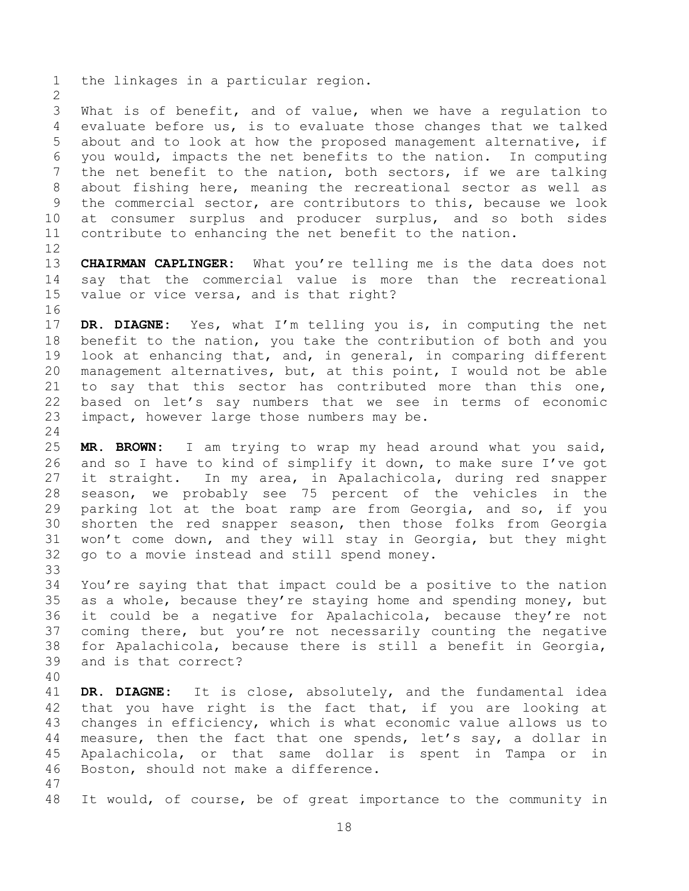the linkages in a particular region.

What is of benefit, and of value, when we have a regulation to evaluate before us, is to evaluate those changes that we talked about and to look at how the proposed management alternative, if you would, impacts the net benefits to the nation. In computing the net benefit to the nation, both sectors, if we are talking about fishing here, meaning the recreational sector as well as the commercial sector, are contributors to this, because we look at consumer surplus and producer surplus, and so both sides contribute to enhancing the net benefit to the nation.

**CHAIRMAN CAPLINGER:** What you're telling me is the data does not say that the commercial value is more than the recreational value or vice versa, and is that right?

**DR. DIAGNE:** Yes, what I'm telling you is, in computing the net benefit to the nation, you take the contribution of both and you look at enhancing that, and, in general, in comparing different management alternatives, but, at this point, I would not be able to say that this sector has contributed more than this one, based on let's say numbers that we see in terms of economic impact, however large those numbers may be.

**MR. BROWN:** I am trying to wrap my head around what you said, and so I have to kind of simplify it down, to make sure I've got it straight. In my area, in Apalachicola, during red snapper season, we probably see 75 percent of the vehicles in the parking lot at the boat ramp are from Georgia, and so, if you shorten the red snapper season, then those folks from Georgia won't come down, and they will stay in Georgia, but they might go to a movie instead and still spend money.

You're saying that that impact could be a positive to the nation as a whole, because they're staying home and spending money, but it could be a negative for Apalachicola, because they're not coming there, but you're not necessarily counting the negative for Apalachicola, because there is still a benefit in Georgia, and is that correct?

**DR. DIAGNE:** It is close, absolutely, and the fundamental idea that you have right is the fact that, if you are looking at changes in efficiency, which is what economic value allows us to measure, then the fact that one spends, let's say, a dollar in Apalachicola, or that same dollar is spent in Tampa or in Boston, should not make a difference.

It would, of course, be of great importance to the community in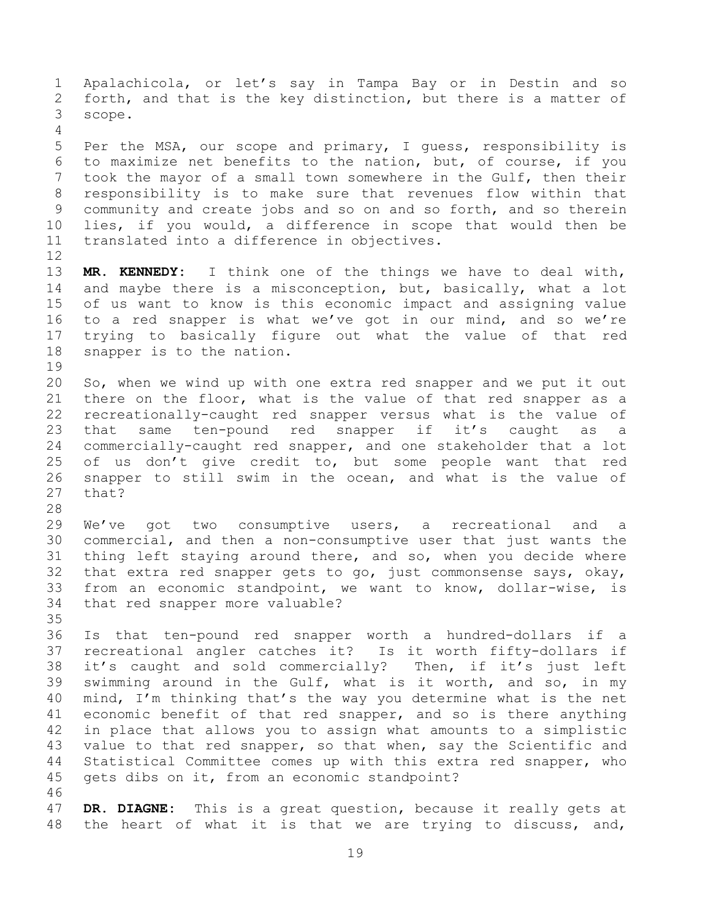Apalachicola, or let's say in Tampa Bay or in Destin and so forth, and that is the key distinction, but there is a matter of scope.

Per the MSA, our scope and primary, I guess, responsibility is to maximize net benefits to the nation, but, of course, if you took the mayor of a small town somewhere in the Gulf, then their responsibility is to make sure that revenues flow within that community and create jobs and so on and so forth, and so therein lies, if you would, a difference in scope that would then be translated into a difference in objectives.

**MR. KENNEDY:** I think one of the things we have to deal with, and maybe there is a misconception, but, basically, what a lot of us want to know is this economic impact and assigning value to a red snapper is what we've got in our mind, and so we're trying to basically figure out what the value of that red snapper is to the nation.

So, when we wind up with one extra red snapper and we put it out there on the floor, what is the value of that red snapper as a recreationally-caught red snapper versus what is the value of that same ten-pound red snapper if it's caught as a commercially-caught red snapper, and one stakeholder that a lot of us don't give credit to, but some people want that red snapper to still swim in the ocean, and what is the value of that?

We've got two consumptive users, a recreational and a commercial, and then a non-consumptive user that just wants the thing left staying around there, and so, when you decide where that extra red snapper gets to go, just commonsense says, okay, from an economic standpoint, we want to know, dollar-wise, is that red snapper more valuable?

Is that ten-pound red snapper worth a hundred-dollars if a recreational angler catches it? Is it worth fifty-dollars if it's caught and sold commercially? Then, if it's just left swimming around in the Gulf, what is it worth, and so, in my mind, I'm thinking that's the way you determine what is the net economic benefit of that red snapper, and so is there anything in place that allows you to assign what amounts to a simplistic value to that red snapper, so that when, say the Scientific and Statistical Committee comes up with this extra red snapper, who gets dibs on it, from an economic standpoint?

**DR. DIAGNE:** This is a great question, because it really gets at the heart of what it is that we are trying to discuss, and,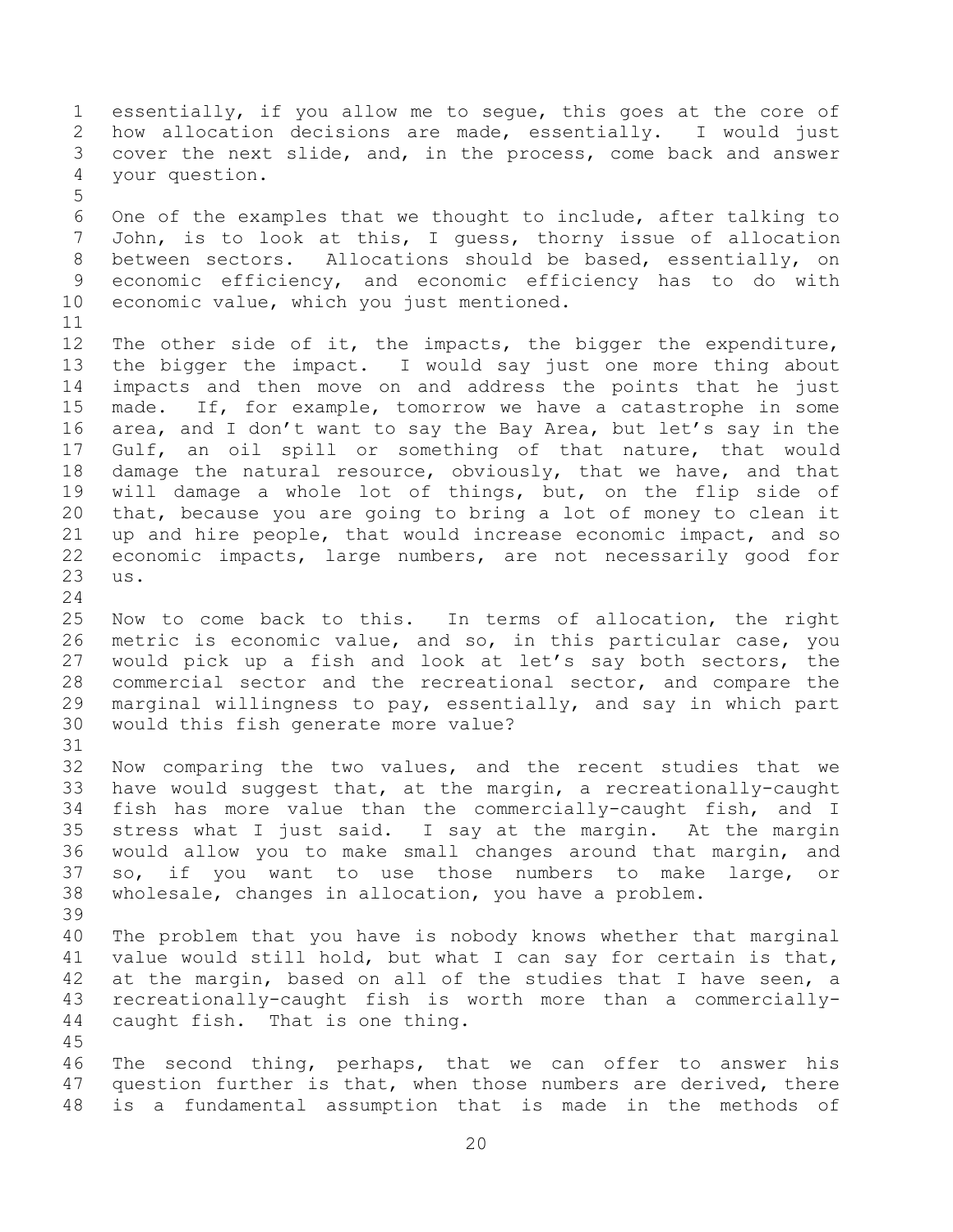essentially, if you allow me to segue, this goes at the core of how allocation decisions are made, essentially. I would just cover the next slide, and, in the process, come back and answer your question.

One of the examples that we thought to include, after talking to John, is to look at this, I guess, thorny issue of allocation between sectors. Allocations should be based, essentially, on economic efficiency, and economic efficiency has to do with economic value, which you just mentioned.

The other side of it, the impacts, the bigger the expenditure, the bigger the impact. I would say just one more thing about impacts and then move on and address the points that he just made. If, for example, tomorrow we have a catastrophe in some area, and I don't want to say the Bay Area, but let's say in the Gulf, an oil spill or something of that nature, that would damage the natural resource, obviously, that we have, and that will damage a whole lot of things, but, on the flip side of that, because you are going to bring a lot of money to clean it up and hire people, that would increase economic impact, and so economic impacts, large numbers, are not necessarily good for us.

Now to come back to this. In terms of allocation, the right metric is economic value, and so, in this particular case, you would pick up a fish and look at let's say both sectors, the commercial sector and the recreational sector, and compare the marginal willingness to pay, essentially, and say in which part would this fish generate more value?

Now comparing the two values, and the recent studies that we have would suggest that, at the margin, a recreationally-caught fish has more value than the commercially-caught fish, and I stress what I just said. I say at the margin. At the margin would allow you to make small changes around that margin, and so, if you want to use those numbers to make large, or wholesale, changes in allocation, you have a problem.

The problem that you have is nobody knows whether that marginal value would still hold, but what I can say for certain is that, at the margin, based on all of the studies that I have seen, a recreationally-caught fish is worth more than a commercially-caught fish. That is one thing.

The second thing, perhaps, that we can offer to answer his question further is that, when those numbers are derived, there is a fundamental assumption that is made in the methods of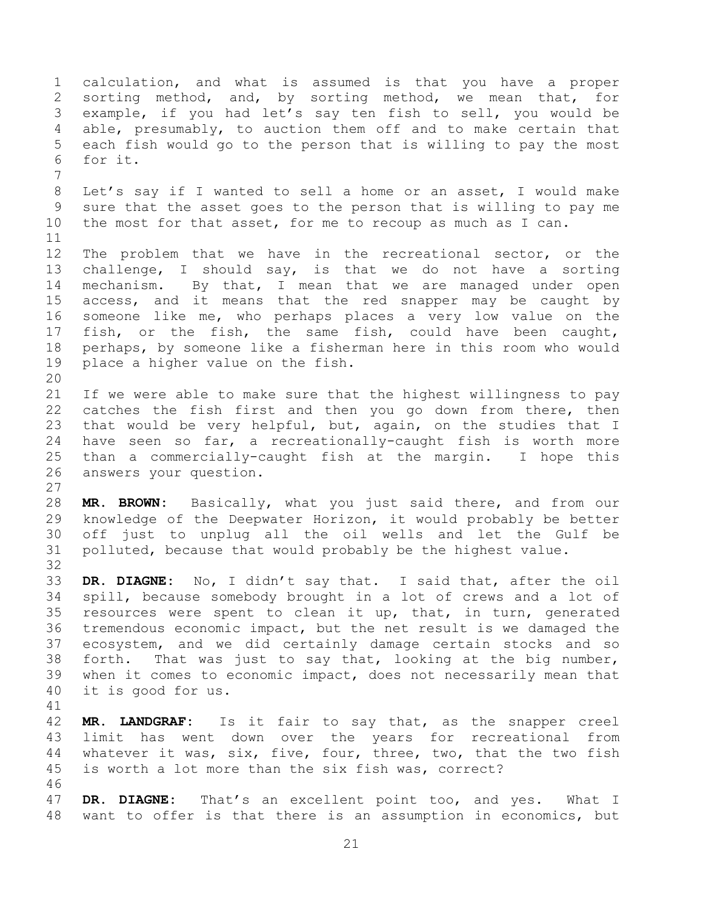calculation, and what is assumed is that you have a proper sorting method, and, by sorting method, we mean that, for example, if you had let's say ten fish to sell, you would be able, presumably, to auction them off and to make certain that each fish would go to the person that is willing to pay the most for it.

Let's say if I wanted to sell a home or an asset, I would make sure that the asset goes to the person that is willing to pay me the most for that asset, for me to recoup as much as I can.

The problem that we have in the recreational sector, or the challenge, I should say, is that we do not have a sorting mechanism. By that, I mean that we are managed under open access, and it means that the red snapper may be caught by someone like me, who perhaps places a very low value on the fish, or the fish, the same fish, could have been caught, perhaps, by someone like a fisherman here in this room who would place a higher value on the fish.

If we were able to make sure that the highest willingness to pay catches the fish first and then you go down from there, then that would be very helpful, but, again, on the studies that I have seen so far, a recreationally-caught fish is worth more than a commercially-caught fish at the margin. I hope this answers your question.

**MR. BROWN:** Basically, what you just said there, and from our knowledge of the Deepwater Horizon, it would probably be better off just to unplug all the oil wells and let the Gulf be polluted, because that would probably be the highest value.

**DR. DIAGNE:** No, I didn't say that. I said that, after the oil spill, because somebody brought in a lot of crews and a lot of resources were spent to clean it up, that, in turn, generated tremendous economic impact, but the net result is we damaged the ecosystem, and we did certainly damage certain stocks and so forth. That was just to say that, looking at the big number, when it comes to economic impact, does not necessarily mean that it is good for us.

**MR. LANDGRAF:** Is it fair to say that, as the snapper creel limit has went down over the years for recreational from whatever it was, six, five, four, three, two, that the two fish is worth a lot more than the six fish was, correct?

**DR. DIAGNE:** That's an excellent point too, and yes. What I want to offer is that there is an assumption in economics, but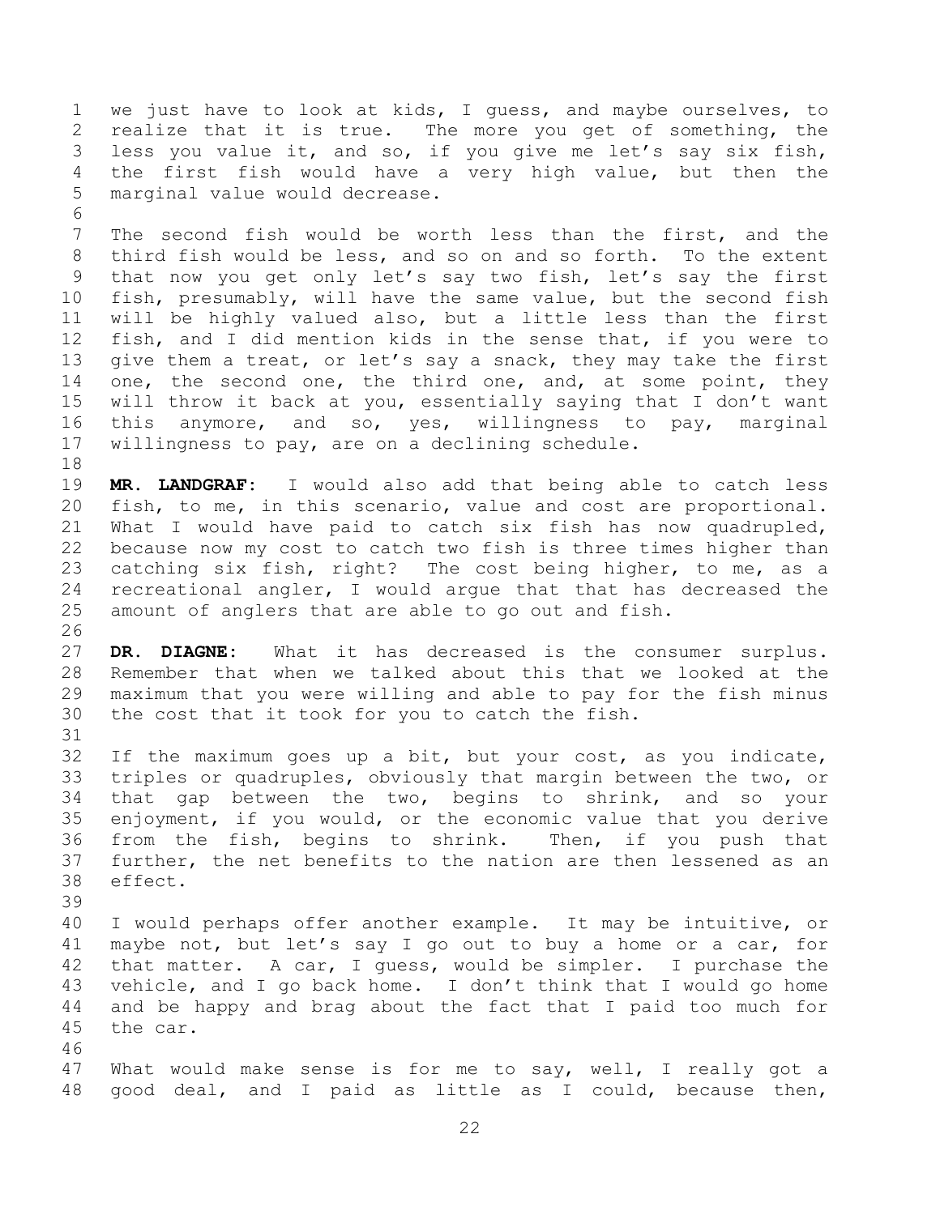we just have to look at kids, I guess, and maybe ourselves, to realize that it is true. The more you get of something, the less you value it, and so, if you give me let's say six fish, the first fish would have a very high value, but then the marginal value would decrease.

The second fish would be worth less than the first, and the third fish would be less, and so on and so forth. To the extent that now you get only let's say two fish, let's say the first fish, presumably, will have the same value, but the second fish will be highly valued also, but a little less than the first fish, and I did mention kids in the sense that, if you were to give them a treat, or let's say a snack, they may take the first one, the second one, the third one, and, at some point, they will throw it back at you, essentially saying that I don't want this anymore, and so, yes, willingness to pay, marginal willingness to pay, are on a declining schedule.

**MR. LANDGRAF:** I would also add that being able to catch less fish, to me, in this scenario, value and cost are proportional. What I would have paid to catch six fish has now quadrupled, because now my cost to catch two fish is three times higher than catching six fish, right? The cost being higher, to me, as a recreational angler, I would argue that that has decreased the amount of anglers that are able to go out and fish.

**DR. DIAGNE:** What it has decreased is the consumer surplus. Remember that when we talked about this that we looked at the maximum that you were willing and able to pay for the fish minus the cost that it took for you to catch the fish.

If the maximum goes up a bit, but your cost, as you indicate, triples or quadruples, obviously that margin between the two, or that gap between the two, begins to shrink, and so your enjoyment, if you would, or the economic value that you derive from the fish, begins to shrink. Then, if you push that further, the net benefits to the nation are then lessened as an effect.

I would perhaps offer another example. It may be intuitive, or maybe not, but let's say I go out to buy a home or a car, for that matter. A car, I guess, would be simpler. I purchase the vehicle, and I go back home. I don't think that I would go home and be happy and brag about the fact that I paid too much for the car.

What would make sense is for me to say, well, I really got a good deal, and I paid as little as I could, because then,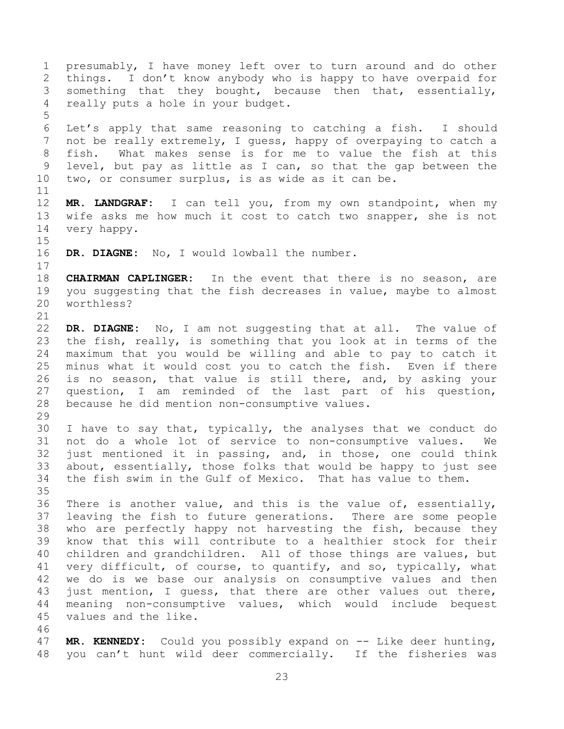presumably, I have money left over to turn around and do other things. I don't know anybody who is happy to have overpaid for something that they bought, because then that, essentially, really puts a hole in your budget.

Let's apply that same reasoning to catching a fish. I should not be really extremely, I guess, happy of overpaying to catch a fish. What makes sense is for me to value the fish at this level, but pay as little as I can, so that the gap between the two, or consumer surplus, is as wide as it can be.

**MR. LANDGRAF:** I can tell you, from my own standpoint, when my wife asks me how much it cost to catch two snapper, she is not very happy.

**DR. DIAGNE:** No, I would lowball the number.

**CHAIRMAN CAPLINGER:** In the event that there is no season, are you suggesting that the fish decreases in value, maybe to almost worthless?

**DR. DIAGNE:** No, I am not suggesting that at all. The value of the fish, really, is something that you look at in terms of the maximum that you would be willing and able to pay to catch it minus what it would cost you to catch the fish. Even if there is no season, that value is still there, and, by asking your question, I am reminded of the last part of his question, because he did mention non-consumptive values.

I have to say that, typically, the analyses that we conduct do not do a whole lot of service to non-consumptive values. We just mentioned it in passing, and, in those, one could think about, essentially, those folks that would be happy to just see the fish swim in the Gulf of Mexico. That has value to them.

There is another value, and this is the value of, essentially, leaving the fish to future generations. There are some people who are perfectly happy not harvesting the fish, because they know that this will contribute to a healthier stock for their children and grandchildren. All of those things are values, but very difficult, of course, to quantify, and so, typically, what we do is we base our analysis on consumptive values and then just mention, I guess, that there are other values out there, meaning non-consumptive values, which would include bequest values and the like.

**MR. KENNEDY:** Could you possibly expand on -- Like deer hunting, you can't hunt wild deer commercially. If the fisheries was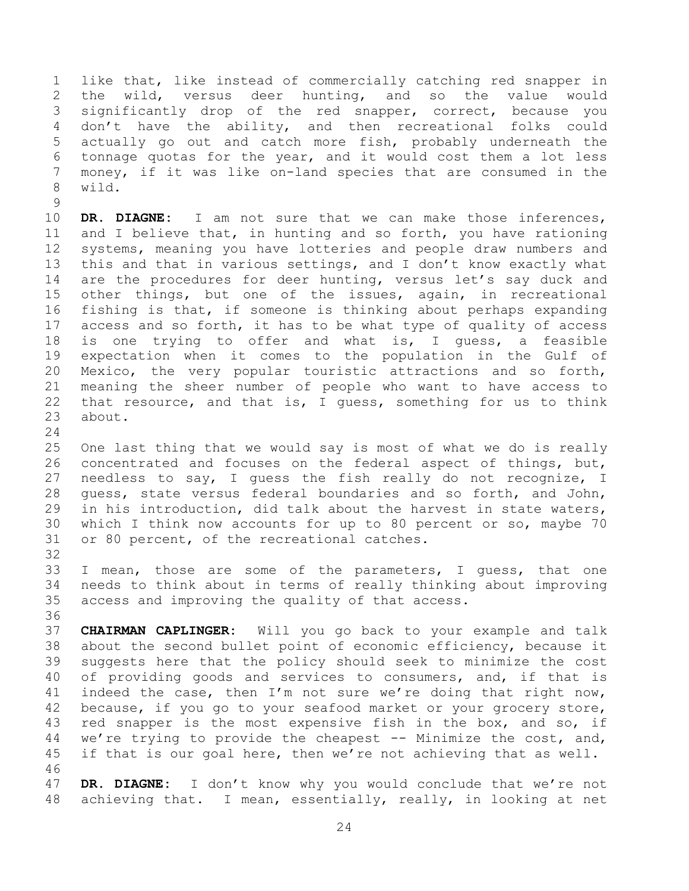like that, like instead of commercially catching red snapper in the wild, versus deer hunting, and so the value would significantly drop of the red snapper, correct, because you don't have the ability, and then recreational folks could actually go out and catch more fish, probably underneath the tonnage quotas for the year, and it would cost them a lot less money, if it was like on-land species that are consumed in the wild.

**DR. DIAGNE:** I am not sure that we can make those inferences, and I believe that, in hunting and so forth, you have rationing systems, meaning you have lotteries and people draw numbers and this and that in various settings, and I don't know exactly what are the procedures for deer hunting, versus let's say duck and other things, but one of the issues, again, in recreational fishing is that, if someone is thinking about perhaps expanding access and so forth, it has to be what type of quality of access is one trying to offer and what is, I guess, a feasible expectation when it comes to the population in the Gulf of Mexico, the very popular touristic attractions and so forth, meaning the sheer number of people who want to have access to that resource, and that is, I guess, something for us to think about.

One last thing that we would say is most of what we do is really concentrated and focuses on the federal aspect of things, but, needless to say, I guess the fish really do not recognize, I guess, state versus federal boundaries and so forth, and John, in his introduction, did talk about the harvest in state waters, which I think now accounts for up to 80 percent or so, maybe 70 or 80 percent, of the recreational catches.

I mean, those are some of the parameters, I guess, that one needs to think about in terms of really thinking about improving access and improving the quality of that access.

**CHAIRMAN CAPLINGER:** Will you go back to your example and talk about the second bullet point of economic efficiency, because it suggests here that the policy should seek to minimize the cost of providing goods and services to consumers, and, if that is indeed the case, then I'm not sure we're doing that right now, because, if you go to your seafood market or your grocery store, red snapper is the most expensive fish in the box, and so, if we're trying to provide the cheapest -- Minimize the cost, and, if that is our goal here, then we're not achieving that as well.

**DR. DIAGNE:** I don't know why you would conclude that we're not achieving that. I mean, essentially, really, in looking at net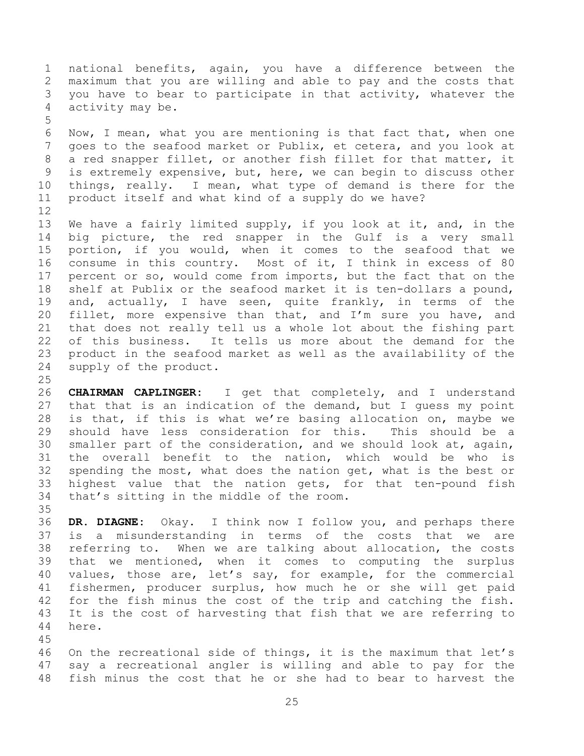national benefits, again, you have a difference between the maximum that you are willing and able to pay and the costs that you have to bear to participate in that activity, whatever the activity may be.

Now, I mean, what you are mentioning is that fact that, when one goes to the seafood market or Publix, et cetera, and you look at a red snapper fillet, or another fish fillet for that matter, it is extremely expensive, but, here, we can begin to discuss other things, really. I mean, what type of demand is there for the product itself and what kind of a supply do we have?

We have a fairly limited supply, if you look at it, and, in the big picture, the red snapper in the Gulf is a very small portion, if you would, when it comes to the seafood that we consume in this country. Most of it, I think in excess of 80 percent or so, would come from imports, but the fact that on the shelf at Publix or the seafood market it is ten-dollars a pound, and, actually, I have seen, quite frankly, in terms of the fillet, more expensive than that, and I'm sure you have, and that does not really tell us a whole lot about the fishing part of this business. It tells us more about the demand for the product in the seafood market as well as the availability of the supply of the product.

**CHAIRMAN CAPLINGER:** I get that completely, and I understand that that is an indication of the demand, but I guess my point is that, if this is what we're basing allocation on, maybe we should have less consideration for this. This should be a smaller part of the consideration, and we should look at, again, the overall benefit to the nation, which would be who is spending the most, what does the nation get, what is the best or highest value that the nation gets, for that ten-pound fish that's sitting in the middle of the room.

**DR. DIAGNE:** Okay. I think now I follow you, and perhaps there is a misunderstanding in terms of the costs that we are referring to. When we are talking about allocation, the costs that we mentioned, when it comes to computing the surplus values, those are, let's say, for example, for the commercial fishermen, producer surplus, how much he or she will get paid for the fish minus the cost of the trip and catching the fish. It is the cost of harvesting that fish that we are referring to here.

On the recreational side of things, it is the maximum that let's say a recreational angler is willing and able to pay for the fish minus the cost that he or she had to bear to harvest the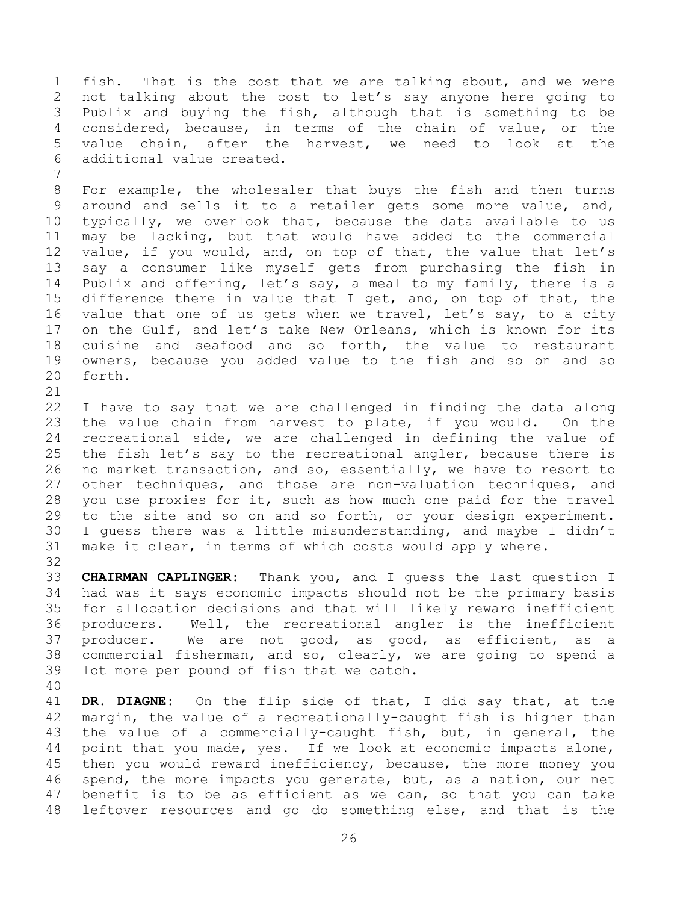fish. That is the cost that we are talking about, and we were not talking about the cost to let's say anyone here going to Publix and buying the fish, although that is something to be considered, because, in terms of the chain of value, or the value chain, after the harvest, we need to look at the additional value created.

For example, the wholesaler that buys the fish and then turns around and sells it to a retailer gets some more value, and, typically, we overlook that, because the data available to us may be lacking, but that would have added to the commercial value, if you would, and, on top of that, the value that let's say a consumer like myself gets from purchasing the fish in Publix and offering, let's say, a meal to my family, there is a difference there in value that I get, and, on top of that, the value that one of us gets when we travel, let's say, to a city on the Gulf, and let's take New Orleans, which is known for its cuisine and seafood and so forth, the value to restaurant owners, because you added value to the fish and so on and so forth.

I have to say that we are challenged in finding the data along the value chain from harvest to plate, if you would. On the recreational side, we are challenged in defining the value of the fish let's say to the recreational angler, because there is no market transaction, and so, essentially, we have to resort to other techniques, and those are non-valuation techniques, and you use proxies for it, such as how much one paid for the travel to the site and so on and so forth, or your design experiment. I guess there was a little misunderstanding, and maybe I didn't make it clear, in terms of which costs would apply where.

**CHAIRMAN CAPLINGER:** Thank you, and I guess the last question I had was it says economic impacts should not be the primary basis for allocation decisions and that will likely reward inefficient producers. Well, the recreational angler is the inefficient producer. We are not good, as good, as efficient, as a commercial fisherman, and so, clearly, we are going to spend a lot more per pound of fish that we catch.

**DR. DIAGNE:** On the flip side of that, I did say that, at the margin, the value of a recreationally-caught fish is higher than the value of a commercially-caught fish, but, in general, the point that you made, yes. If we look at economic impacts alone, then you would reward inefficiency, because, the more money you spend, the more impacts you generate, but, as a nation, our net benefit is to be as efficient as we can, so that you can take leftover resources and go do something else, and that is the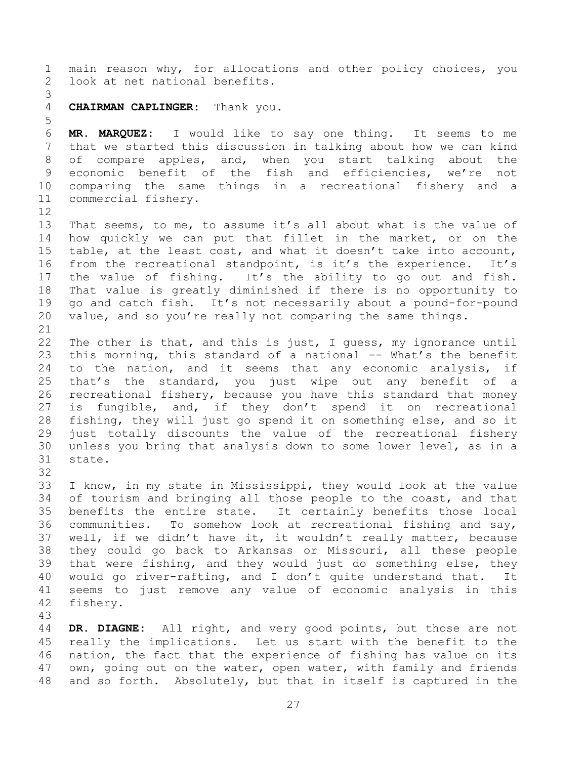main reason why, for allocations and other policy choices, you look at net national benefits.

**CHAIRMAN CAPLINGER:** Thank you.

**MR. MARQUEZ:** I would like to say one thing. It seems to me that we started this discussion in talking about how we can kind of compare apples, and, when you start talking about the economic benefit of the fish and efficiencies, we're not comparing the same things in a recreational fishery and a commercial fishery.

That seems, to me, to assume it's all about what is the value of how quickly we can put that fillet in the market, or on the table, at the least cost, and what it doesn't take into account, from the recreational standpoint, is it's the experience. It's the value of fishing. It's the ability to go out and fish. That value is greatly diminished if there is no opportunity to go and catch fish. It's not necessarily about a pound-for-pound value, and so you're really not comparing the same things.

The other is that, and this is just, I guess, my ignorance until this morning, this standard of a national -- What's the benefit to the nation, and it seems that any economic analysis, if that's the standard, you just wipe out any benefit of a recreational fishery, because you have this standard that money is fungible, and, if they don't spend it on recreational fishing, they will just go spend it on something else, and so it just totally discounts the value of the recreational fishery unless you bring that analysis down to some lower level, as in a state.

I know, in my state in Mississippi, they would look at the value of tourism and bringing all those people to the coast, and that benefits the entire state. It certainly benefits those local communities. To somehow look at recreational fishing and say, well, if we didn't have it, it wouldn't really matter, because they could go back to Arkansas or Missouri, all these people that were fishing, and they would just do something else, they would go river-rafting, and I don't quite understand that. It seems to just remove any value of economic analysis in this fishery.

**DR. DIAGNE:** All right, and very good points, but those are not really the implications. Let us start with the benefit to the nation, the fact that the experience of fishing has value on its own, going out on the water, open water, with family and friends and so forth. Absolutely, but that in itself is captured in the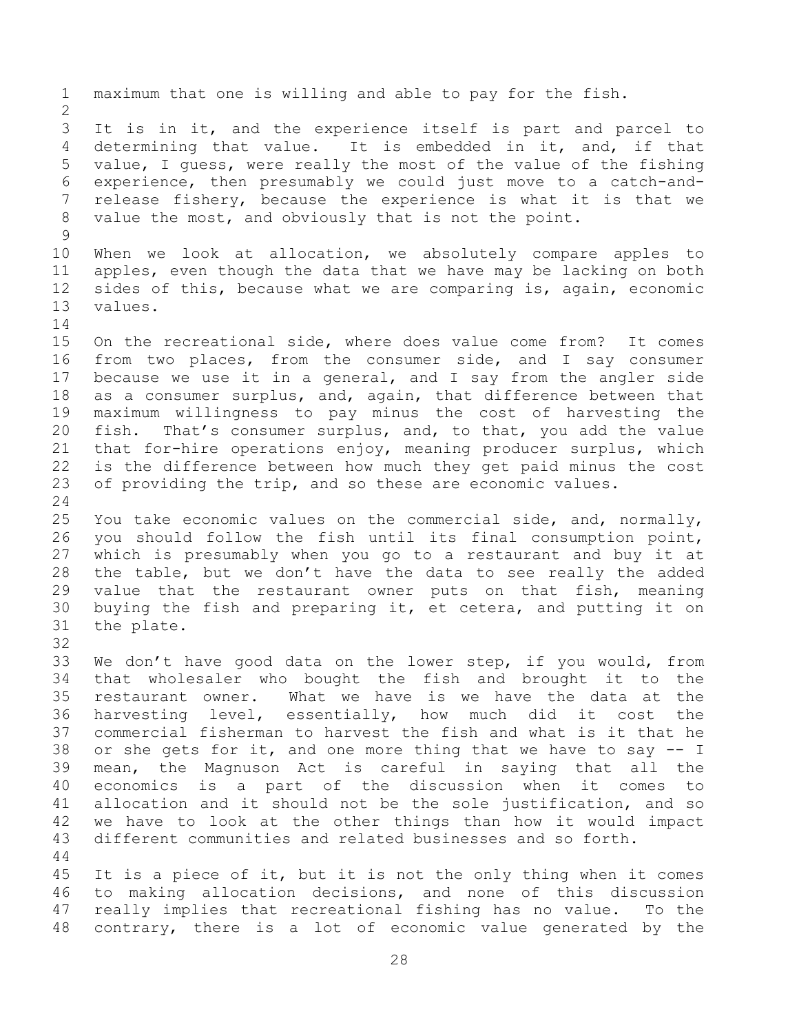maximum that one is willing and able to pay for the fish.

It is in it, and the experience itself is part and parcel to determining that value. It is embedded in it, and, if that value, I guess, were really the most of the value of the fishing experience, then presumably we could just move to a catch-and-release fishery, because the experience is what it is that we value the most, and obviously that is not the point.

When we look at allocation, we absolutely compare apples to apples, even though the data that we have may be lacking on both sides of this, because what we are comparing is, again, economic values.

On the recreational side, where does value come from? It comes from two places, from the consumer side, and I say consumer because we use it in a general, and I say from the angler side as a consumer surplus, and, again, that difference between that maximum willingness to pay minus the cost of harvesting the fish. That's consumer surplus, and, to that, you add the value that for-hire operations enjoy, meaning producer surplus, which is the difference between how much they get paid minus the cost of providing the trip, and so these are economic values.

You take economic values on the commercial side, and, normally, you should follow the fish until its final consumption point, which is presumably when you go to a restaurant and buy it at the table, but we don't have the data to see really the added value that the restaurant owner puts on that fish, meaning buying the fish and preparing it, et cetera, and putting it on the plate.

We don't have good data on the lower step, if you would, from that wholesaler who bought the fish and brought it to the restaurant owner. What we have is we have the data at the harvesting level, essentially, how much did it cost the commercial fisherman to harvest the fish and what is it that he or she gets for it, and one more thing that we have to say -- I mean, the Magnuson Act is careful in saying that all the economics is a part of the discussion when it comes to allocation and it should not be the sole justification, and so we have to look at the other things than how it would impact different communities and related businesses and so forth.

It is a piece of it, but it is not the only thing when it comes to making allocation decisions, and none of this discussion really implies that recreational fishing has no value. To the contrary, there is a lot of economic value generated by the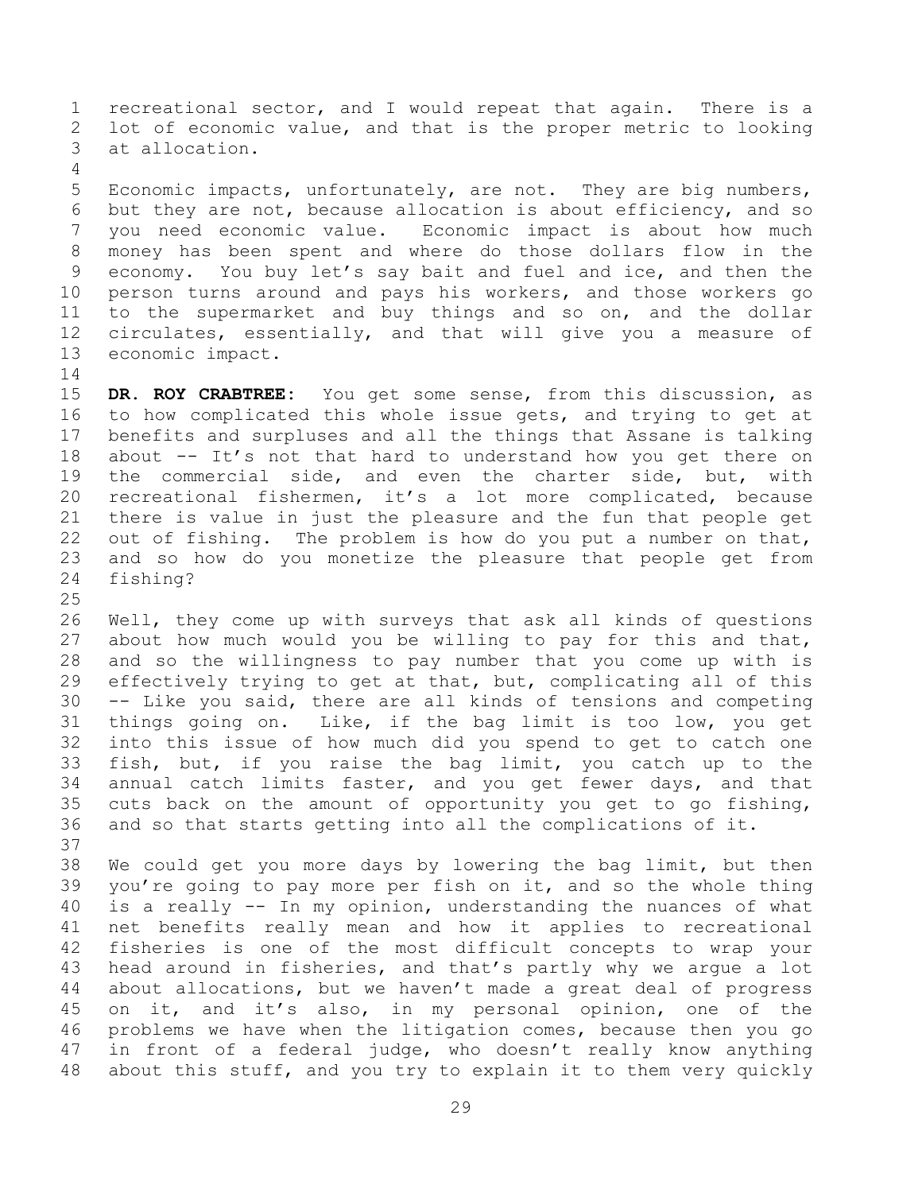recreational sector, and I would repeat that again. There is a lot of economic value, and that is the proper metric to looking at allocation.

Economic impacts, unfortunately, are not. They are big numbers, but they are not, because allocation is about efficiency, and so you need economic value. Economic impact is about how much money has been spent and where do those dollars flow in the economy. You buy let's say bait and fuel and ice, and then the person turns around and pays his workers, and those workers go to the supermarket and buy things and so on, and the dollar circulates, essentially, and that will give you a measure of economic impact.

**DR. ROY CRABTREE:** You get some sense, from this discussion, as to how complicated this whole issue gets, and trying to get at benefits and surpluses and all the things that Assane is talking about -- It's not that hard to understand how you get there on the commercial side, and even the charter side, but, with recreational fishermen, it's a lot more complicated, because there is value in just the pleasure and the fun that people get out of fishing. The problem is how do you put a number on that, and so how do you monetize the pleasure that people get from fishing?

Well, they come up with surveys that ask all kinds of questions about how much would you be willing to pay for this and that, and so the willingness to pay number that you come up with is effectively trying to get at that, but, complicating all of this -- Like you said, there are all kinds of tensions and competing things going on. Like, if the bag limit is too low, you get into this issue of how much did you spend to get to catch one fish, but, if you raise the bag limit, you catch up to the annual catch limits faster, and you get fewer days, and that cuts back on the amount of opportunity you get to go fishing, and so that starts getting into all the complications of it.

We could get you more days by lowering the bag limit, but then you're going to pay more per fish on it, and so the whole thing is a really -- In my opinion, understanding the nuances of what net benefits really mean and how it applies to recreational fisheries is one of the most difficult concepts to wrap your head around in fisheries, and that's partly why we argue a lot about allocations, but we haven't made a great deal of progress on it, and it's also, in my personal opinion, one of the problems we have when the litigation comes, because then you go in front of a federal judge, who doesn't really know anything about this stuff, and you try to explain it to them very quickly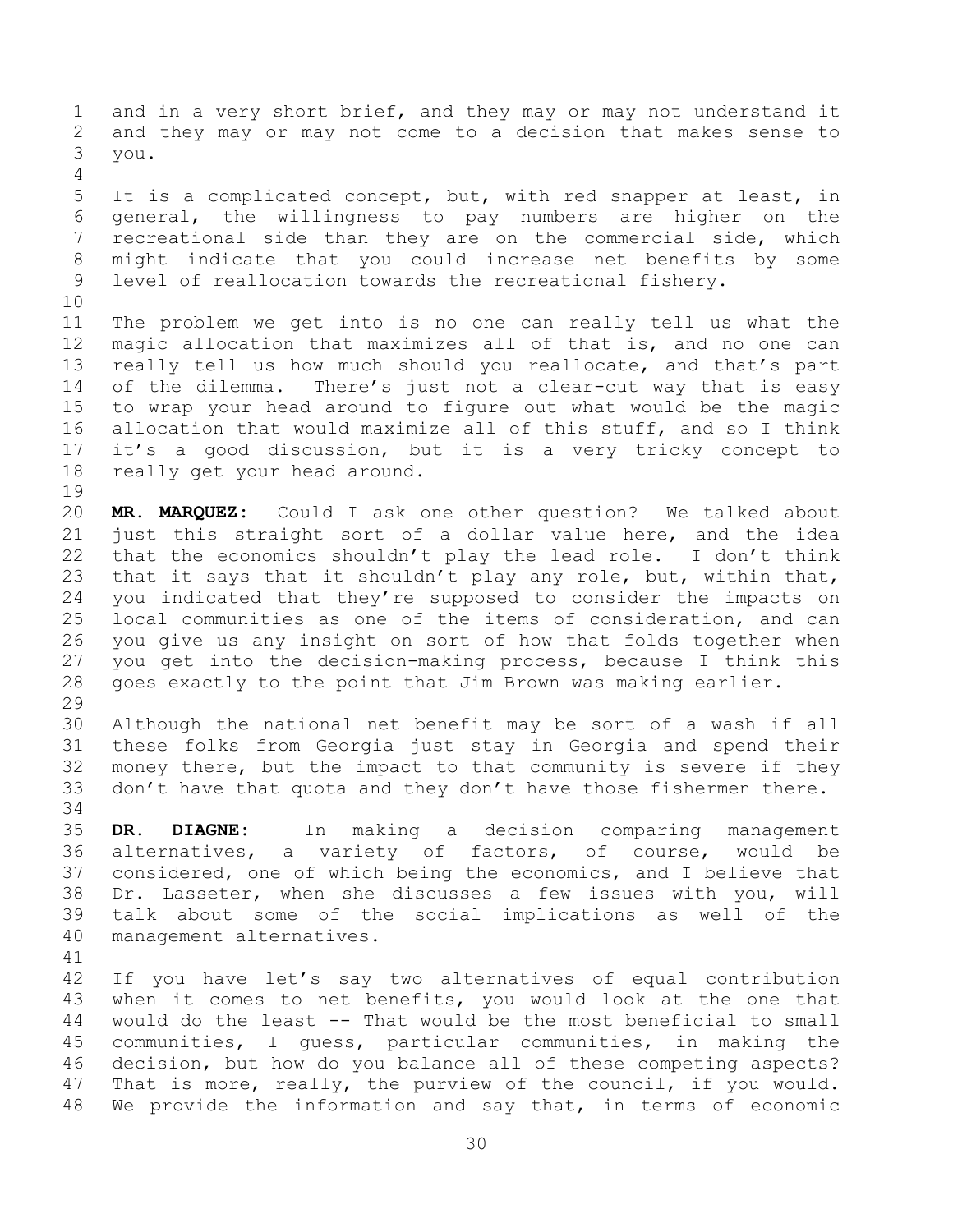and in a very short brief, and they may or may not understand it and they may or may not come to a decision that makes sense to you.

It is a complicated concept, but, with red snapper at least, in general, the willingness to pay numbers are higher on the recreational side than they are on the commercial side, which might indicate that you could increase net benefits by some level of reallocation towards the recreational fishery.

The problem we get into is no one can really tell us what the magic allocation that maximizes all of that is, and no one can really tell us how much should you reallocate, and that's part of the dilemma. There's just not a clear-cut way that is easy to wrap your head around to figure out what would be the magic allocation that would maximize all of this stuff, and so I think it's a good discussion, but it is a very tricky concept to really get your head around.

**MR. MARQUEZ:** Could I ask one other question? We talked about just this straight sort of a dollar value here, and the idea that the economics shouldn't play the lead role. I don't think that it says that it shouldn't play any role, but, within that, you indicated that they're supposed to consider the impacts on local communities as one of the items of consideration, and can you give us any insight on sort of how that folds together when you get into the decision-making process, because I think this goes exactly to the point that Jim Brown was making earlier.

Although the national net benefit may be sort of a wash if all these folks from Georgia just stay in Georgia and spend their money there, but the impact to that community is severe if they don't have that quota and they don't have those fishermen there.

**DR. DIAGNE:** In making a decision comparing management alternatives, a variety of factors, of course, would be considered, one of which being the economics, and I believe that Dr. Lasseter, when she discusses a few issues with you, will talk about some of the social implications as well of the management alternatives.

If you have let's say two alternatives of equal contribution when it comes to net benefits, you would look at the one that would do the least -- That would be the most beneficial to small communities, I guess, particular communities, in making the decision, but how do you balance all of these competing aspects? That is more, really, the purview of the council, if you would. We provide the information and say that, in terms of economic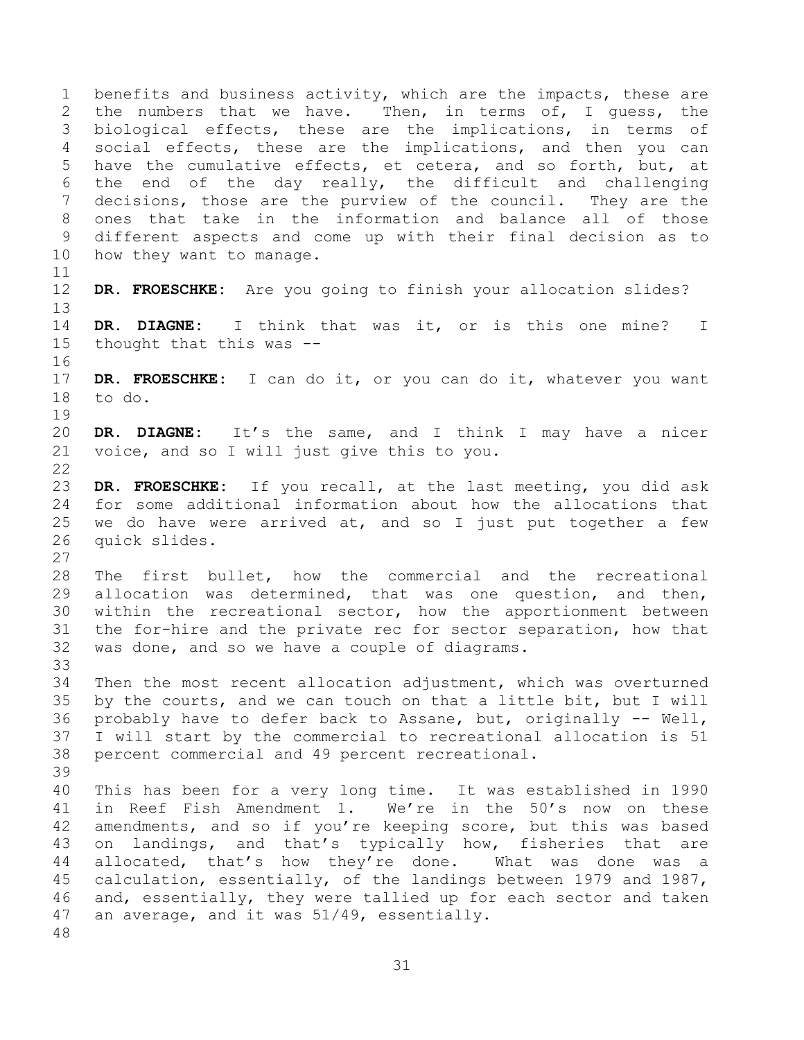benefits and business activity, which are the impacts, these are the numbers that we have. Then, in terms of, I guess, the biological effects, these are the implications, in terms of social effects, these are the implications, and then you can have the cumulative effects, et cetera, and so forth, but, at the end of the day really, the difficult and challenging decisions, those are the purview of the council. They are the ones that take in the information and balance all of those different aspects and come up with their final decision as to how they want to manage.

**DR. FROESCHKE:** Are you going to finish your allocation slides?

**DR. DIAGNE:** I think that was it, or is this one mine? I thought that this was --

**DR. FROESCHKE:** I can do it, or you can do it, whatever you want to do.

**DR. DIAGNE:** It's the same, and I think I may have a nicer voice, and so I will just give this to you.

**DR. FROESCHKE:** If you recall, at the last meeting, you did ask for some additional information about how the allocations that we do have were arrived at, and so I just put together a few quick slides.

The first bullet, how the commercial and the recreational allocation was determined, that was one question, and then, within the recreational sector, how the apportionment between the for-hire and the private rec for sector separation, how that was done, and so we have a couple of diagrams.

Then the most recent allocation adjustment, which was overturned by the courts, and we can touch on that a little bit, but I will probably have to defer back to Assane, but, originally -- Well, I will start by the commercial to recreational allocation is 51 percent commercial and 49 percent recreational.

This has been for a very long time. It was established in 1990 in Reef Fish Amendment 1. We're in the 50's now on these amendments, and so if you're keeping score, but this was based on landings, and that's typically how, fisheries that are allocated, that's how they're done. What was done was a calculation, essentially, of the landings between 1979 and 1987, and, essentially, they were tallied up for each sector and taken an average, and it was 51/49, essentially.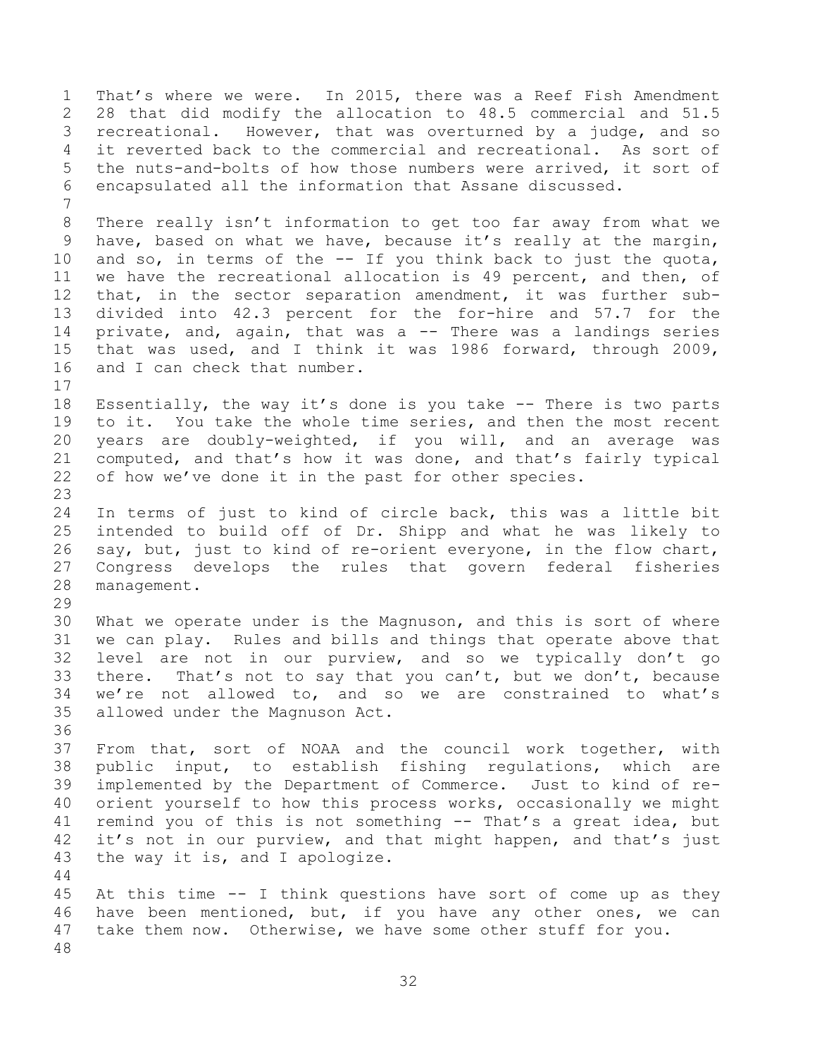That's where we were. In 2015, there was a Reef Fish Amendment 28 that did modify the allocation to 48.5 commercial and 51.5 recreational. However, that was overturned by a judge, and so it reverted back to the commercial and recreational. As sort of the nuts-and-bolts of how those numbers were arrived, it sort of encapsulated all the information that Assane discussed.

There really isn't information to get too far away from what we have, based on what we have, because it's really at the margin, and so, in terms of the -- If you think back to just the quota, we have the recreational allocation is 49 percent, and then, of that, in the sector separation amendment, it was further sub-divided into 42.3 percent for the for-hire and 57.7 for the private, and, again, that was a -- There was a landings series that was used, and I think it was 1986 forward, through 2009, and I can check that number.

Essentially, the way it's done is you take -- There is two parts to it. You take the whole time series, and then the most recent years are doubly-weighted, if you will, and an average was computed, and that's how it was done, and that's fairly typical of how we've done it in the past for other species.

In terms of just to kind of circle back, this was a little bit intended to build off of Dr. Shipp and what he was likely to say, but, just to kind of re-orient everyone, in the flow chart, Congress develops the rules that govern federal fisheries management.

What we operate under is the Magnuson, and this is sort of where we can play. Rules and bills and things that operate above that level are not in our purview, and so we typically don't go there. That's not to say that you can't, but we don't, because we're not allowed to, and so we are constrained to what's allowed under the Magnuson Act.

From that, sort of NOAA and the council work together, with public input, to establish fishing regulations, which are implemented by the Department of Commerce. Just to kind of re-orient yourself to how this process works, occasionally we might remind you of this is not something -- That's a great idea, but it's not in our purview, and that might happen, and that's just the way it is, and I apologize.

At this time -- I think questions have sort of come up as they have been mentioned, but, if you have any other ones, we can take them now. Otherwise, we have some other stuff for you.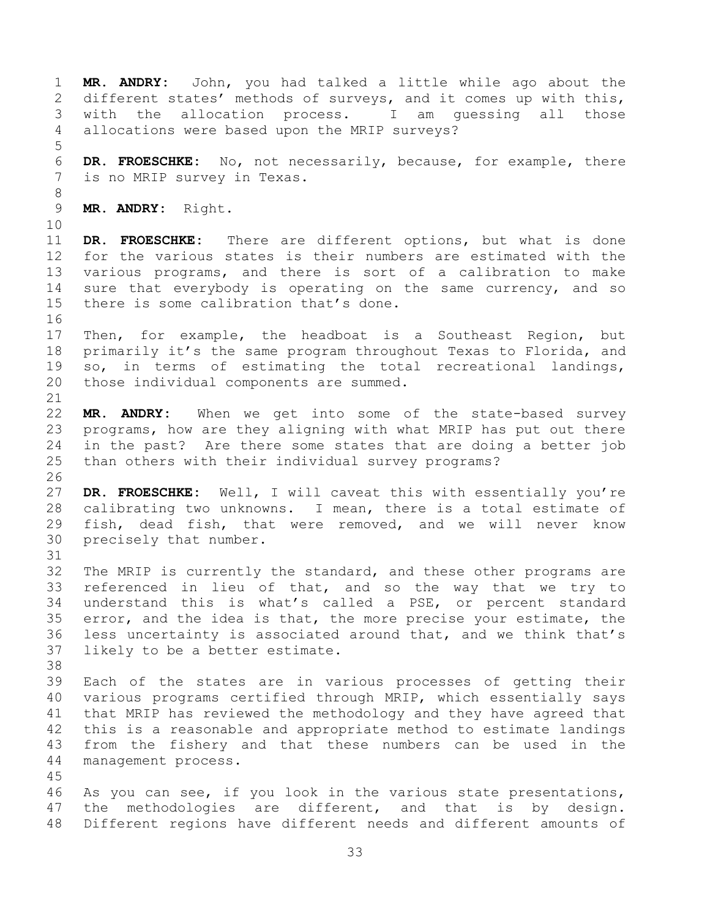**MR. ANDRY:** John, you had talked a little while ago about the different states' methods of surveys, and it comes up with this, with the allocation process. I am guessing all those allocations were based upon the MRIP surveys?

**DR. FROESCHKE:** No, not necessarily, because, for example, there is no MRIP survey in Texas.

**MR. ANDRY:** Right.

**DR. FROESCHKE:** There are different options, but what is done for the various states is their numbers are estimated with the various programs, and there is sort of a calibration to make sure that everybody is operating on the same currency, and so there is some calibration that's done.

Then, for example, the headboat is a Southeast Region, but primarily it's the same program throughout Texas to Florida, and so, in terms of estimating the total recreational landings, those individual components are summed.

**MR. ANDRY:** When we get into some of the state-based survey programs, how are they aligning with what MRIP has put out there in the past? Are there some states that are doing a better job than others with their individual survey programs?

**DR. FROESCHKE:** Well, I will caveat this with essentially you're calibrating two unknowns. I mean, there is a total estimate of fish, dead fish, that were removed, and we will never know precisely that number.

The MRIP is currently the standard, and these other programs are referenced in lieu of that, and so the way that we try to understand this is what's called a PSE, or percent standard error, and the idea is that, the more precise your estimate, the less uncertainty is associated around that, and we think that's likely to be a better estimate.

Each of the states are in various processes of getting their various programs certified through MRIP, which essentially says that MRIP has reviewed the methodology and they have agreed that this is a reasonable and appropriate method to estimate landings from the fishery and that these numbers can be used in the management process.

As you can see, if you look in the various state presentations, the methodologies are different, and that is by design. Different regions have different needs and different amounts of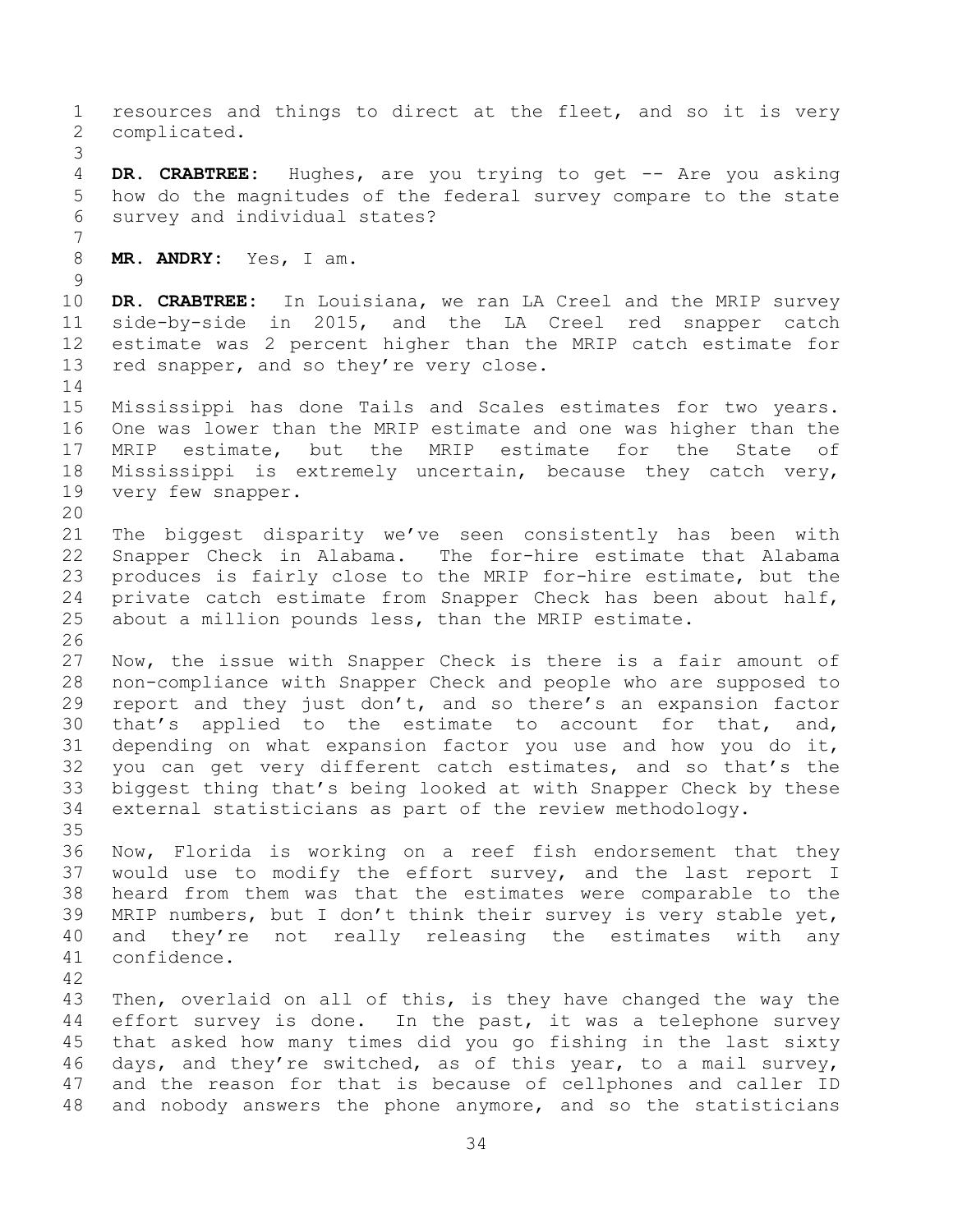resources and things to direct at the fleet, and so it is very complicated.

**DR. CRABTREE:** Hughes, are you trying to get -- Are you asking how do the magnitudes of the federal survey compare to the state survey and individual states?

**MR. ANDRY:** Yes, I am.

**DR. CRABTREE:** In Louisiana, we ran LA Creel and the MRIP survey side-by-side in 2015, and the LA Creel red snapper catch estimate was 2 percent higher than the MRIP catch estimate for red snapper, and so they're very close.

Mississippi has done Tails and Scales estimates for two years. One was lower than the MRIP estimate and one was higher than the MRIP estimate, but the MRIP estimate for the State of Mississippi is extremely uncertain, because they catch very, very few snapper.

The biggest disparity we've seen consistently has been with Snapper Check in Alabama. The for-hire estimate that Alabama produces is fairly close to the MRIP for-hire estimate, but the private catch estimate from Snapper Check has been about half, about a million pounds less, than the MRIP estimate.

Now, the issue with Snapper Check is there is a fair amount of non-compliance with Snapper Check and people who are supposed to report and they just don't, and so there's an expansion factor that's applied to the estimate to account for that, and, depending on what expansion factor you use and how you do it, you can get very different catch estimates, and so that's the biggest thing that's being looked at with Snapper Check by these external statisticians as part of the review methodology.

Now, Florida is working on a reef fish endorsement that they would use to modify the effort survey, and the last report I heard from them was that the estimates were comparable to the MRIP numbers, but I don't think their survey is very stable yet, and they're not really releasing the estimates with any confidence.

Then, overlaid on all of this, is they have changed the way the effort survey is done. In the past, it was a telephone survey that asked how many times did you go fishing in the last sixty days, and they're switched, as of this year, to a mail survey, and the reason for that is because of cellphones and caller ID and nobody answers the phone anymore, and so the statisticians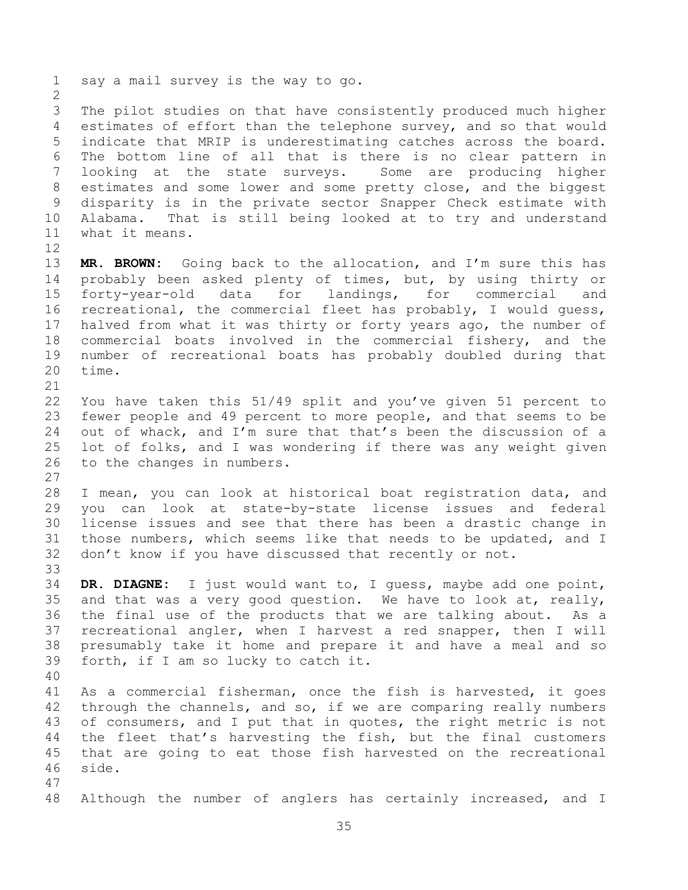say a mail survey is the way to go.

The pilot studies on that have consistently produced much higher estimates of effort than the telephone survey, and so that would indicate that MRIP is underestimating catches across the board. The bottom line of all that is there is no clear pattern in looking at the state surveys. Some are producing higher estimates and some lower and some pretty close, and the biggest disparity is in the private sector Snapper Check estimate with Alabama. That is still being looked at to try and understand what it means.

**MR. BROWN:** Going back to the allocation, and I'm sure this has probably been asked plenty of times, but, by using thirty or forty-year-old data for landings, for commercial and recreational, the commercial fleet has probably, I would guess, halved from what it was thirty or forty years ago, the number of commercial boats involved in the commercial fishery, and the number of recreational boats has probably doubled during that time.

You have taken this 51/49 split and you've given 51 percent to fewer people and 49 percent to more people, and that seems to be out of whack, and I'm sure that that's been the discussion of a lot of folks, and I was wondering if there was any weight given to the changes in numbers.

I mean, you can look at historical boat registration data, and you can look at state-by-state license issues and federal license issues and see that there has been a drastic change in those numbers, which seems like that needs to be updated, and I don't know if you have discussed that recently or not.

**DR. DIAGNE:** I just would want to, I guess, maybe add one point, and that was a very good question. We have to look at, really, the final use of the products that we are talking about. As a recreational angler, when I harvest a red snapper, then I will presumably take it home and prepare it and have a meal and so forth, if I am so lucky to catch it.

As a commercial fisherman, once the fish is harvested, it goes through the channels, and so, if we are comparing really numbers of consumers, and I put that in quotes, the right metric is not the fleet that's harvesting the fish, but the final customers that are going to eat those fish harvested on the recreational side.

Although the number of anglers has certainly increased, and I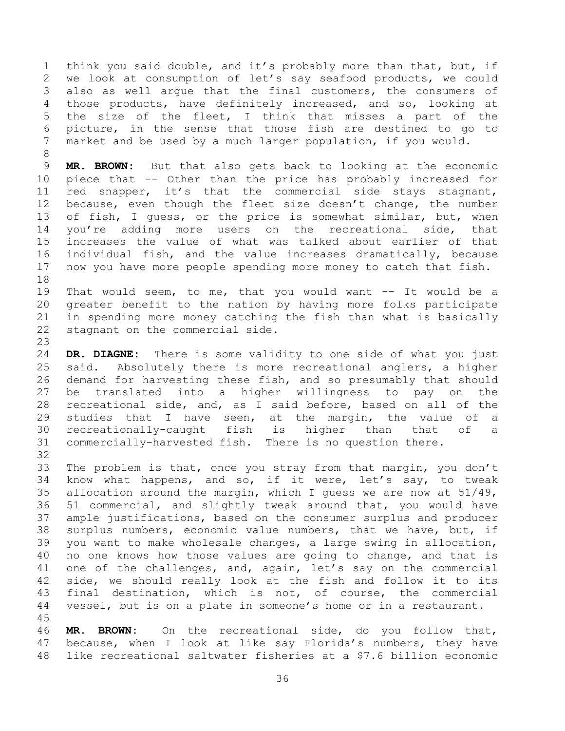think you said double, and it's probably more than that, but, if we look at consumption of let's say seafood products, we could also as well argue that the final customers, the consumers of those products, have definitely increased, and so, looking at the size of the fleet, I think that misses a part of the picture, in the sense that those fish are destined to go to market and be used by a much larger population, if you would.

**MR. BROWN:** But that also gets back to looking at the economic piece that -- Other than the price has probably increased for red snapper, it's that the commercial side stays stagnant, because, even though the fleet size doesn't change, the number of fish, I guess, or the price is somewhat similar, but, when you're adding more users on the recreational side, that increases the value of what was talked about earlier of that individual fish, and the value increases dramatically, because now you have more people spending more money to catch that fish.

That would seem, to me, that you would want -- It would be a greater benefit to the nation by having more folks participate in spending more money catching the fish than what is basically stagnant on the commercial side.

**DR. DIAGNE:** There is some validity to one side of what you just said. Absolutely there is more recreational anglers, a higher demand for harvesting these fish, and so presumably that should be translated into a higher willingness to pay on the recreational side, and, as I said before, based on all of the studies that I have seen, at the margin, the value of a recreationally-caught fish is higher than that of a commercially-harvested fish. There is no question there.

The problem is that, once you stray from that margin, you don't know what happens, and so, if it were, let's say, to tweak allocation around the margin, which I guess we are now at 51/49, 51 commercial, and slightly tweak around that, you would have ample justifications, based on the consumer surplus and producer surplus numbers, economic value numbers, that we have, but, if you want to make wholesale changes, a large swing in allocation, no one knows how those values are going to change, and that is one of the challenges, and, again, let's say on the commercial side, we should really look at the fish and follow it to its final destination, which is not, of course, the commercial vessel, but is on a plate in someone's home or in a restaurant.

**MR. BROWN:** On the recreational side, do you follow that, because, when I look at like say Florida's numbers, they have like recreational saltwater fisheries at a $7.6 billion economic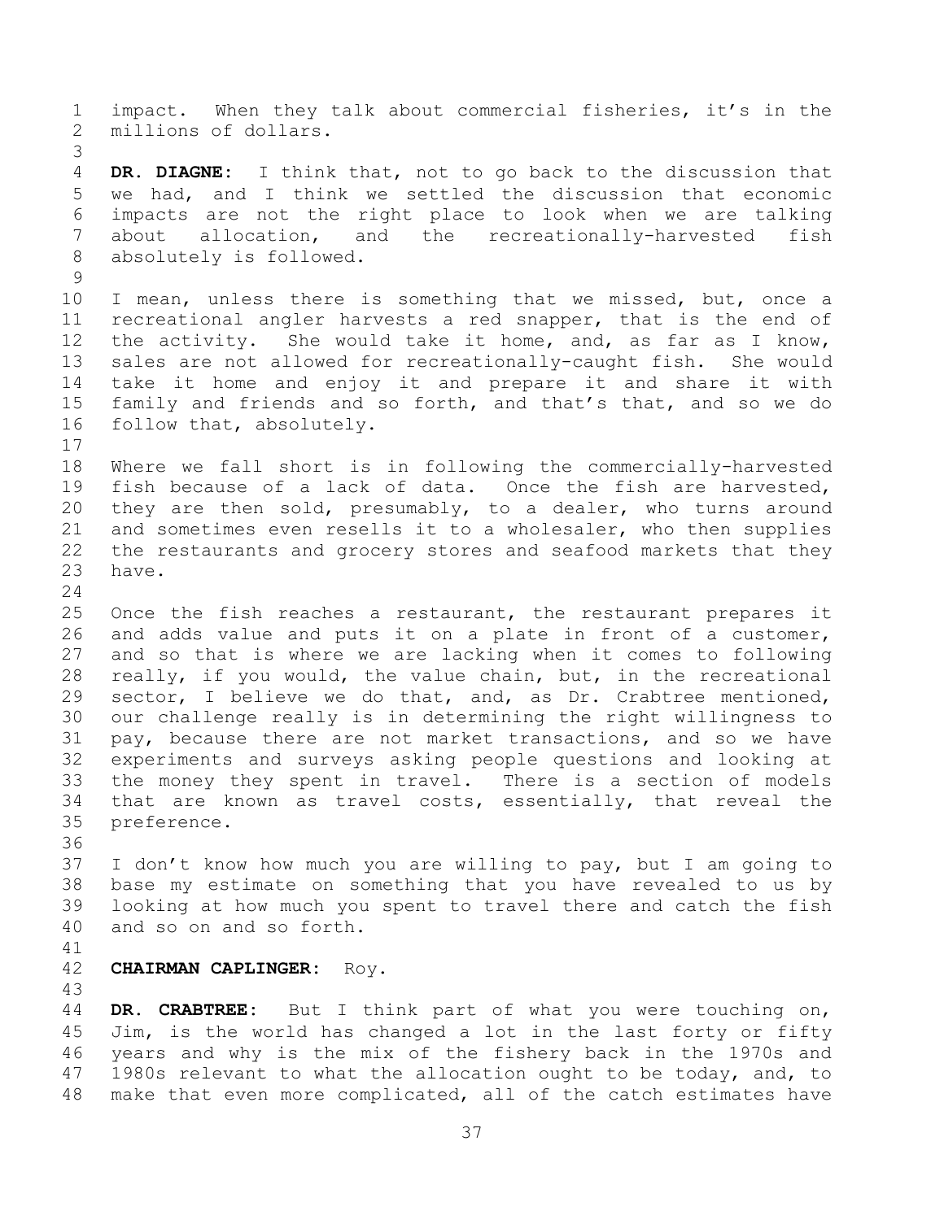impact. When they talk about commercial fisheries, it's in the millions of dollars.

**DR. DIAGNE:** I think that, not to go back to the discussion that we had, and I think we settled the discussion that economic impacts are not the right place to look when we are talking about allocation, and the recreationally-harvested fish absolutely is followed.

I mean, unless there is something that we missed, but, once a recreational angler harvests a red snapper, that is the end of the activity. She would take it home, and, as far as I know, sales are not allowed for recreationally-caught fish. She would take it home and enjoy it and prepare it and share it with family and friends and so forth, and that's that, and so we do follow that, absolutely.

Where we fall short is in following the commercially-harvested fish because of a lack of data. Once the fish are harvested, they are then sold, presumably, to a dealer, who turns around and sometimes even resells it to a wholesaler, who then supplies the restaurants and grocery stores and seafood markets that they have.

Once the fish reaches a restaurant, the restaurant prepares it and adds value and puts it on a plate in front of a customer, and so that is where we are lacking when it comes to following really, if you would, the value chain, but, in the recreational sector, I believe we do that, and, as Dr. Crabtree mentioned, our challenge really is in determining the right willingness to pay, because there are not market transactions, and so we have experiments and surveys asking people questions and looking at the money they spent in travel. There is a section of models that are known as travel costs, essentially, that reveal the preference.

I don't know how much you are willing to pay, but I am going to base my estimate on something that you have revealed to us by looking at how much you spent to travel there and catch the fish and so on and so forth.

**CHAIRMAN CAPLINGER:** Roy.

**DR. CRABTREE:** But I think part of what you were touching on, Jim, is the world has changed a lot in the last forty or fifty years and why is the mix of the fishery back in the 1970s and 1980s relevant to what the allocation ought to be today, and, to make that even more complicated, all of the catch estimates have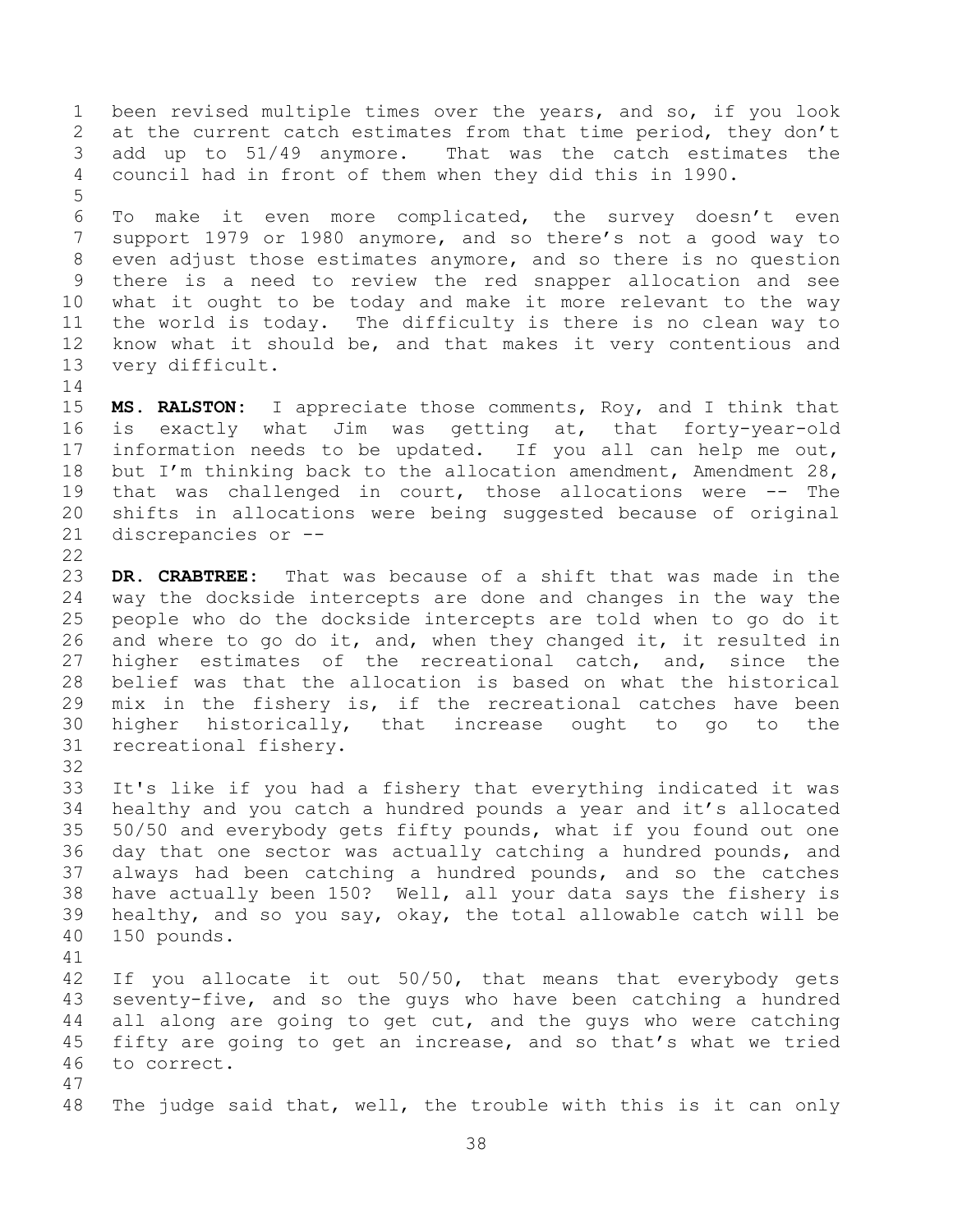been revised multiple times over the years, and so, if you look at the current catch estimates from that time period, they don't add up to 51/49 anymore. That was the catch estimates the council had in front of them when they did this in 1990.

To make it even more complicated, the survey doesn't even support 1979 or 1980 anymore, and so there's not a good way to even adjust those estimates anymore, and so there is no question there is a need to review the red snapper allocation and see what it ought to be today and make it more relevant to the way the world is today. The difficulty is there is no clean way to know what it should be, and that makes it very contentious and very difficult.

**MS. RALSTON:** I appreciate those comments, Roy, and I think that is exactly what Jim was getting at, that forty-year-old information needs to be updated. If you all can help me out, but I'm thinking back to the allocation amendment, Amendment 28, that was challenged in court, those allocations were -- The shifts in allocations were being suggested because of original discrepancies or --

**DR. CRABTREE:** That was because of a shift that was made in the way the dockside intercepts are done and changes in the way the people who do the dockside intercepts are told when to go do it and where to go do it, and, when they changed it, it resulted in higher estimates of the recreational catch, and, since the belief was that the allocation is based on what the historical mix in the fishery is, if the recreational catches have been higher historically, that increase ought to go to the recreational fishery.

It's like if you had a fishery that everything indicated it was healthy and you catch a hundred pounds a year and it's allocated 50/50 and everybody gets fifty pounds, what if you found out one day that one sector was actually catching a hundred pounds, and always had been catching a hundred pounds, and so the catches have actually been 150? Well, all your data says the fishery is healthy, and so you say, okay, the total allowable catch will be 150 pounds.

If you allocate it out 50/50, that means that everybody gets seventy-five, and so the guys who have been catching a hundred all along are going to get cut, and the guys who were catching fifty are going to get an increase, and so that's what we tried to correct.

The judge said that, well, the trouble with this is it can only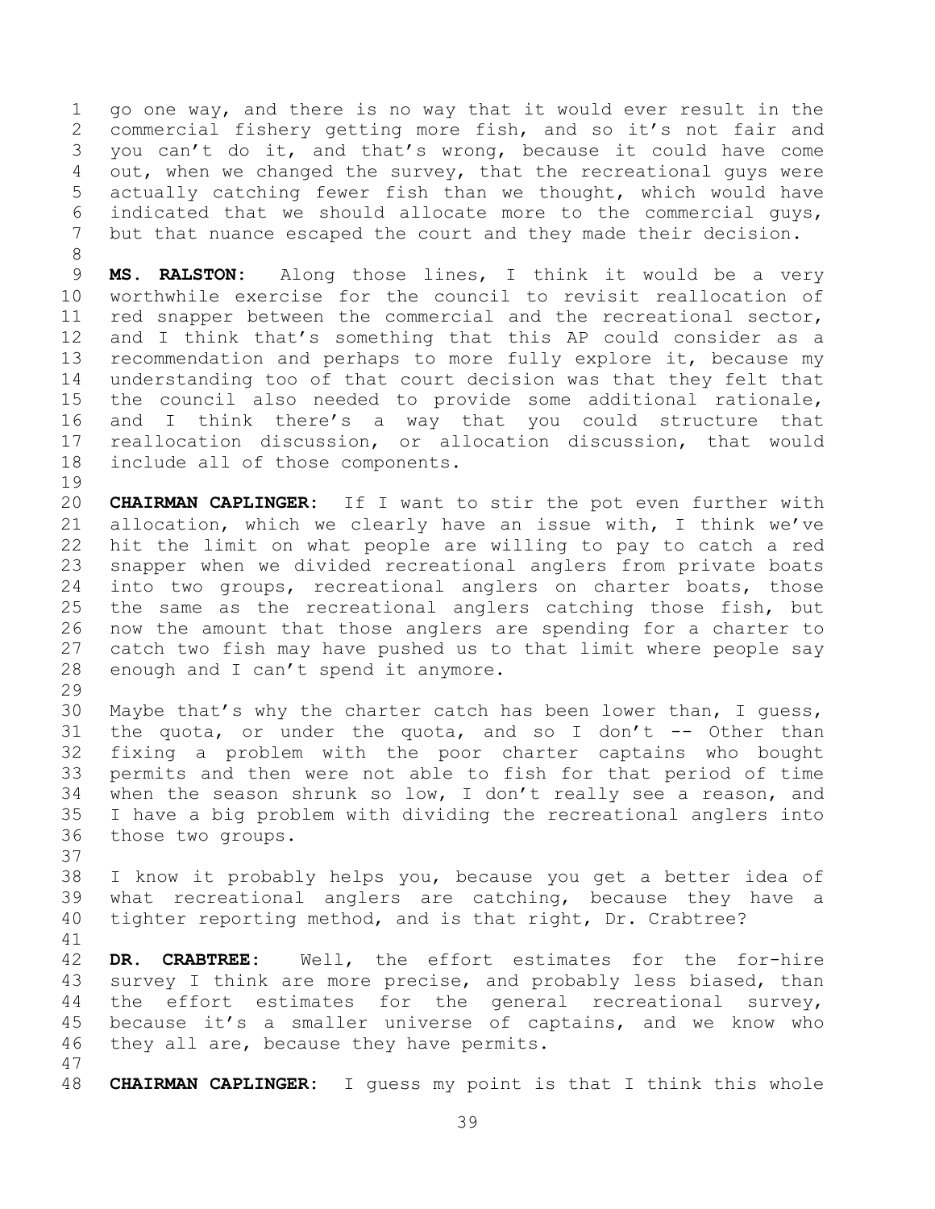go one way, and there is no way that it would ever result in the commercial fishery getting more fish, and so it's not fair and you can't do it, and that's wrong, because it could have come out, when we changed the survey, that the recreational guys were actually catching fewer fish than we thought, which would have indicated that we should allocate more to the commercial guys, but that nuance escaped the court and they made their decision.

**MS. RALSTON:** Along those lines, I think it would be a very worthwhile exercise for the council to revisit reallocation of red snapper between the commercial and the recreational sector, and I think that's something that this AP could consider as a recommendation and perhaps to more fully explore it, because my understanding too of that court decision was that they felt that the council also needed to provide some additional rationale, and I think there's a way that you could structure that reallocation discussion, or allocation discussion, that would include all of those components.

**CHAIRMAN CAPLINGER:** If I want to stir the pot even further with allocation, which we clearly have an issue with, I think we've hit the limit on what people are willing to pay to catch a red snapper when we divided recreational anglers from private boats into two groups, recreational anglers on charter boats, those the same as the recreational anglers catching those fish, but now the amount that those anglers are spending for a charter to catch two fish may have pushed us to that limit where people say enough and I can't spend it anymore.

Maybe that's why the charter catch has been lower than, I guess, the quota, or under the quota, and so I don't -- Other than fixing a problem with the poor charter captains who bought permits and then were not able to fish for that period of time when the season shrunk so low, I don't really see a reason, and I have a big problem with dividing the recreational anglers into those two groups.

I know it probably helps you, because you get a better idea of what recreational anglers are catching, because they have a tighter reporting method, and is that right, Dr. Crabtree?

**DR. CRABTREE:** Well, the effort estimates for the for-hire survey I think are more precise, and probably less biased, than the effort estimates for the general recreational survey, because it's a smaller universe of captains, and we know who they all are, because they have permits.

**CHAIRMAN CAPLINGER:** I guess my point is that I think this whole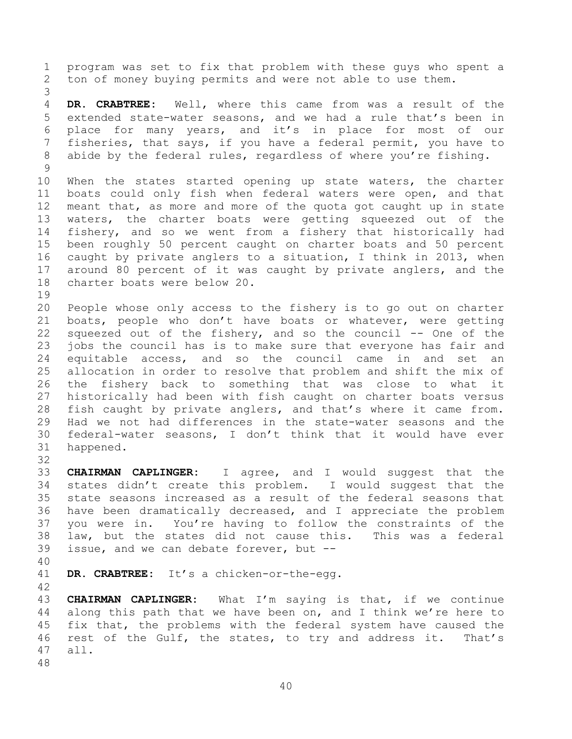program was set to fix that problem with these guys who spent a ton of money buying permits and were not able to use them.

**DR. CRABTREE:** Well, where this came from was a result of the extended state-water seasons, and we had a rule that's been in place for many years, and it's in place for most of our fisheries, that says, if you have a federal permit, you have to abide by the federal rules, regardless of where you're fishing.

When the states started opening up state waters, the charter boats could only fish when federal waters were open, and that meant that, as more and more of the quota got caught up in state waters, the charter boats were getting squeezed out of the fishery, and so we went from a fishery that historically had been roughly 50 percent caught on charter boats and 50 percent caught by private anglers to a situation, I think in 2013, when around 80 percent of it was caught by private anglers, and the charter boats were below 20.

People whose only access to the fishery is to go out on charter boats, people who don't have boats or whatever, were getting squeezed out of the fishery, and so the council -- One of the jobs the council has is to make sure that everyone has fair and equitable access, and so the council came in and set an allocation in order to resolve that problem and shift the mix of the fishery back to something that was close to what it historically had been with fish caught on charter boats versus fish caught by private anglers, and that's where it came from. Had we not had differences in the state-water seasons and the federal-water seasons, I don't think that it would have ever happened.

**CHAIRMAN CAPLINGER:** I agree, and I would suggest that the states didn't create this problem. I would suggest that the state seasons increased as a result of the federal seasons that have been dramatically decreased, and I appreciate the problem you were in. You're having to follow the constraints of the law, but the states did not cause this. This was a federal issue, and we can debate forever, but --

**DR. CRABTREE:** It's a chicken-or-the-egg.

**CHAIRMAN CAPLINGER:** What I'm saying is that, if we continue along this path that we have been on, and I think we're here to fix that, the problems with the federal system have caused the rest of the Gulf, the states, to try and address it. That's all.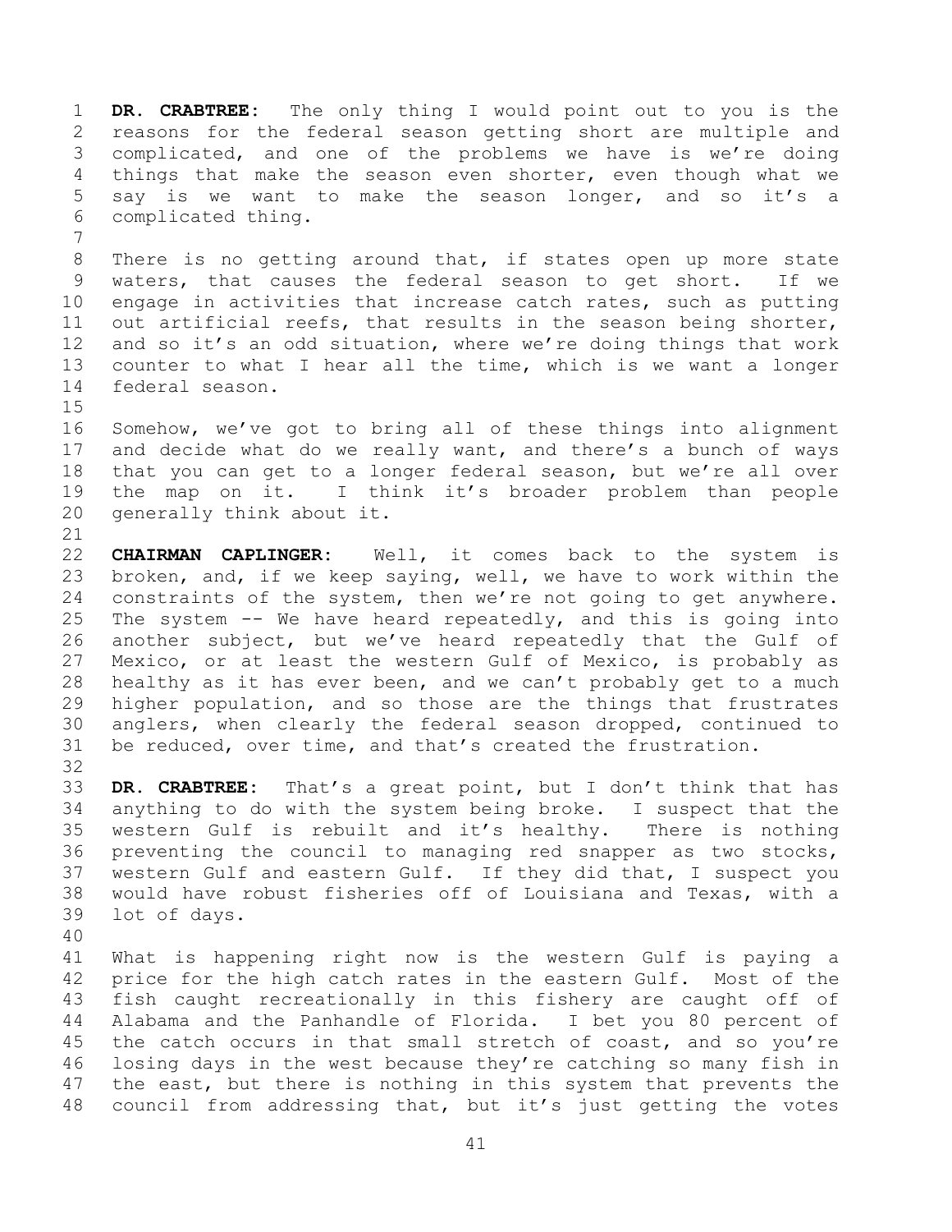**DR. CRABTREE:** The only thing I would point out to you is the reasons for the federal season getting short are multiple and complicated, and one of the problems we have is we're doing things that make the season even shorter, even though what we say is we want to make the season longer, and so it's a complicated thing.

There is no getting around that, if states open up more state waters, that causes the federal season to get short. If we engage in activities that increase catch rates, such as putting out artificial reefs, that results in the season being shorter, and so it's an odd situation, where we're doing things that work counter to what I hear all the time, which is we want a longer federal season.

Somehow, we've got to bring all of these things into alignment and decide what do we really want, and there's a bunch of ways that you can get to a longer federal season, but we're all over the map on it. I think it's broader problem than people generally think about it.

**CHAIRMAN CAPLINGER:** Well, it comes back to the system is broken, and, if we keep saying, well, we have to work within the constraints of the system, then we're not going to get anywhere. The system -- We have heard repeatedly, and this is going into another subject, but we've heard repeatedly that the Gulf of Mexico, or at least the western Gulf of Mexico, is probably as healthy as it has ever been, and we can't probably get to a much higher population, and so those are the things that frustrates anglers, when clearly the federal season dropped, continued to be reduced, over time, and that's created the frustration.

**DR. CRABTREE:** That's a great point, but I don't think that has anything to do with the system being broke. I suspect that the western Gulf is rebuilt and it's healthy. There is nothing preventing the council to managing red snapper as two stocks, western Gulf and eastern Gulf. If they did that, I suspect you would have robust fisheries off of Louisiana and Texas, with a lot of days.

What is happening right now is the western Gulf is paying a price for the high catch rates in the eastern Gulf. Most of the fish caught recreationally in this fishery are caught off of Alabama and the Panhandle of Florida. I bet you 80 percent of the catch occurs in that small stretch of coast, and so you're losing days in the west because they're catching so many fish in the east, but there is nothing in this system that prevents the council from addressing that, but it's just getting the votes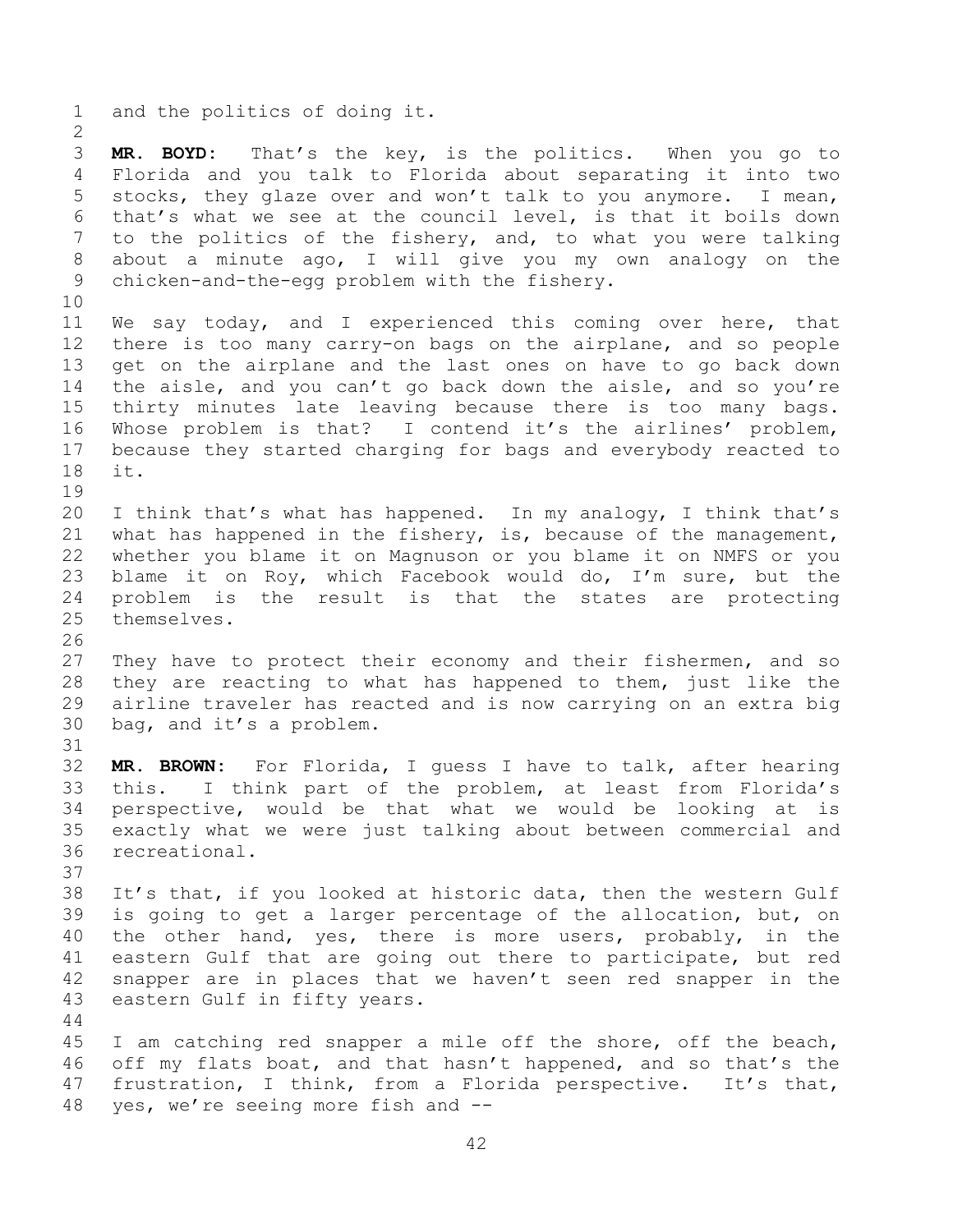and the politics of doing it.

**MR. BOYD:** That's the key, is the politics. When you go to Florida and you talk to Florida about separating it into two stocks, they glaze over and won't talk to you anymore. I mean, that's what we see at the council level, is that it boils down to the politics of the fishery, and, to what you were talking about a minute ago, I will give you my own analogy on the chicken-and-the-egg problem with the fishery.

We say today, and I experienced this coming over here, that there is too many carry-on bags on the airplane, and so people get on the airplane and the last ones on have to go back down the aisle, and you can't go back down the aisle, and so you're thirty minutes late leaving because there is too many bags. Whose problem is that? I contend it's the airlines' problem, because they started charging for bags and everybody reacted to it.

I think that's what has happened. In my analogy, I think that's what has happened in the fishery, is, because of the management, whether you blame it on Magnuson or you blame it on NMFS or you blame it on Roy, which Facebook would do, I'm sure, but the problem is the result is that the states are protecting themselves.

They have to protect their economy and their fishermen, and so they are reacting to what has happened to them, just like the airline traveler has reacted and is now carrying on an extra big bag, and it's a problem.

**MR. BROWN:** For Florida, I guess I have to talk, after hearing this. I think part of the problem, at least from Florida's perspective, would be that what we would be looking at is exactly what we were just talking about between commercial and recreational.

It's that, if you looked at historic data, then the western Gulf is going to get a larger percentage of the allocation, but, on the other hand, yes, there is more users, probably, in the eastern Gulf that are going out there to participate, but red snapper are in places that we haven't seen red snapper in the eastern Gulf in fifty years.

I am catching red snapper a mile off the shore, off the beach, off my flats boat, and that hasn't happened, and so that's the frustration, I think, from a Florida perspective. It's that, yes, we're seeing more fish and --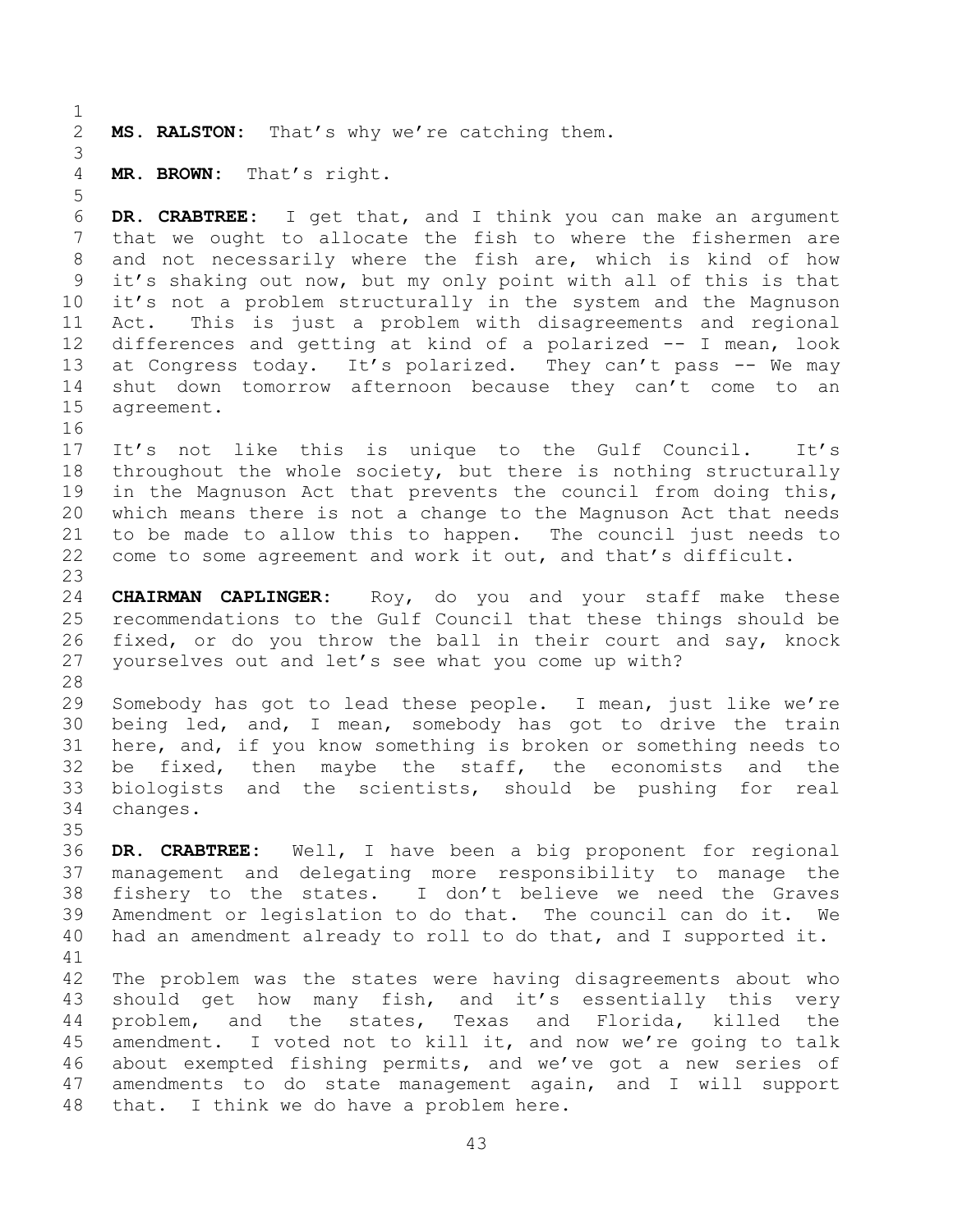**MS. RALSTON:** That's why we're catching them.

**MR. BROWN:** That's right.

**DR. CRABTREE:** I get that, and I think you can make an argument that we ought to allocate the fish to where the fishermen are and not necessarily where the fish are, which is kind of how it's shaking out now, but my only point with all of this is that it's not a problem structurally in the system and the Magnuson Act. This is just a problem with disagreements and regional differences and getting at kind of a polarized -- I mean, look at Congress today. It's polarized. They can't pass -- We may shut down tomorrow afternoon because they can't come to an agreement.

It's not like this is unique to the Gulf Council. It's throughout the whole society, but there is nothing structurally in the Magnuson Act that prevents the council from doing this, which means there is not a change to the Magnuson Act that needs to be made to allow this to happen. The council just needs to come to some agreement and work it out, and that's difficult.

**CHAIRMAN CAPLINGER:** Roy, do you and your staff make these recommendations to the Gulf Council that these things should be fixed, or do you throw the ball in their court and say, knock yourselves out and let's see what you come up with?

Somebody has got to lead these people. I mean, just like we're being led, and, I mean, somebody has got to drive the train here, and, if you know something is broken or something needs to be fixed, then maybe the staff, the economists and the biologists and the scientists, should be pushing for real changes.

**DR. CRABTREE:** Well, I have been a big proponent for regional management and delegating more responsibility to manage the fishery to the states. I don't believe we need the Graves Amendment or legislation to do that. The council can do it. We had an amendment already to roll to do that, and I supported it.

The problem was the states were having disagreements about who should get how many fish, and it's essentially this very problem, and the states, Texas and Florida, killed the amendment. I voted not to kill it, and now we're going to talk about exempted fishing permits, and we've got a new series of amendments to do state management again, and I will support that. I think we do have a problem here.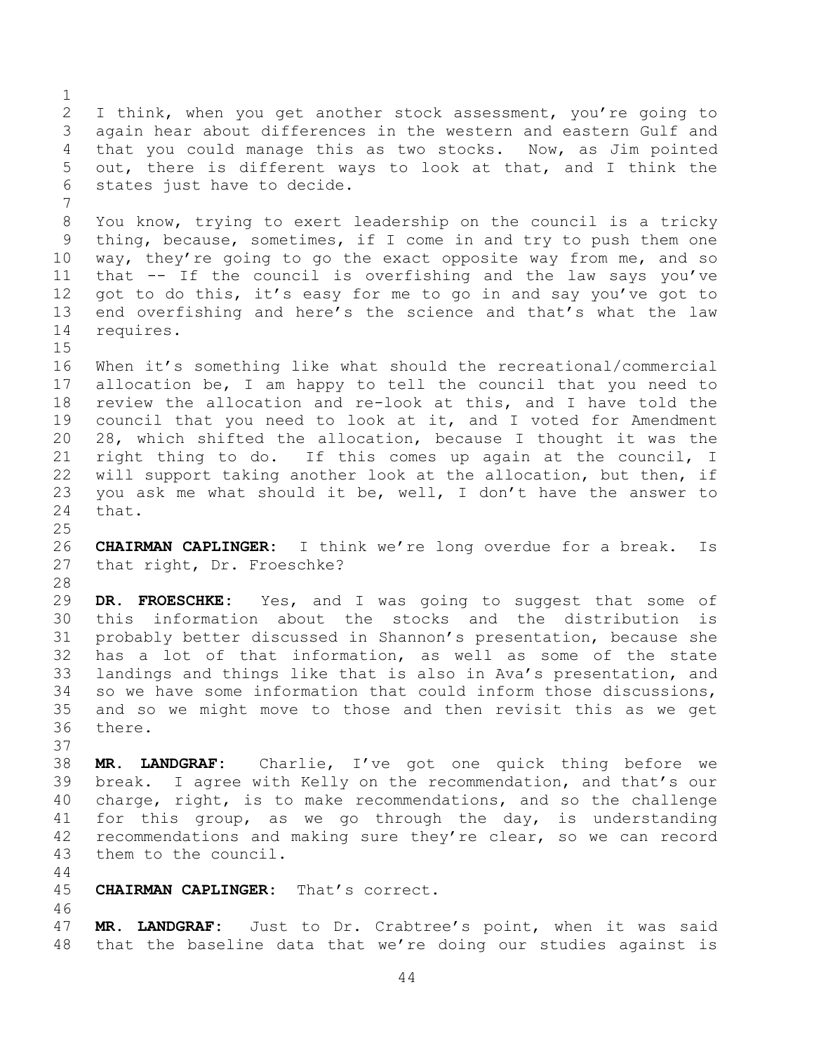I think, when you get another stock assessment, you're going to again hear about differences in the western and eastern Gulf and that you could manage this as two stocks. Now, as Jim pointed out, there is different ways to look at that, and I think the states just have to decide.

You know, trying to exert leadership on the council is a tricky thing, because, sometimes, if I come in and try to push them one way, they're going to go the exact opposite way from me, and so that -- If the council is overfishing and the law says you've got to do this, it's easy for me to go in and say you've got to end overfishing and here's the science and that's what the law requires.

When it's something like what should the recreational/commercial allocation be, I am happy to tell the council that you need to review the allocation and re-look at this, and I have told the council that you need to look at it, and I voted for Amendment 28, which shifted the allocation, because I thought it was the right thing to do. If this comes up again at the council, I will support taking another look at the allocation, but then, if you ask me what should it be, well, I don't have the answer to that.

**CHAIRMAN CAPLINGER:** I think we're long overdue for a break. Is that right, Dr. Froeschke?

**DR. FROESCHKE:** Yes, and I was going to suggest that some of this information about the stocks and the distribution is probably better discussed in Shannon's presentation, because she has a lot of that information, as well as some of the state landings and things like that is also in Ava's presentation, and so we have some information that could inform those discussions, and so we might move to those and then revisit this as we get there.

**MR. LANDGRAF:** Charlie, I've got one quick thing before we break. I agree with Kelly on the recommendation, and that's our charge, right, is to make recommendations, and so the challenge for this group, as we go through the day, is understanding recommendations and making sure they're clear, so we can record them to the council.

**CHAIRMAN CAPLINGER:** That's correct.

**MR. LANDGRAF:** Just to Dr. Crabtree's point, when it was said that the baseline data that we're doing our studies against is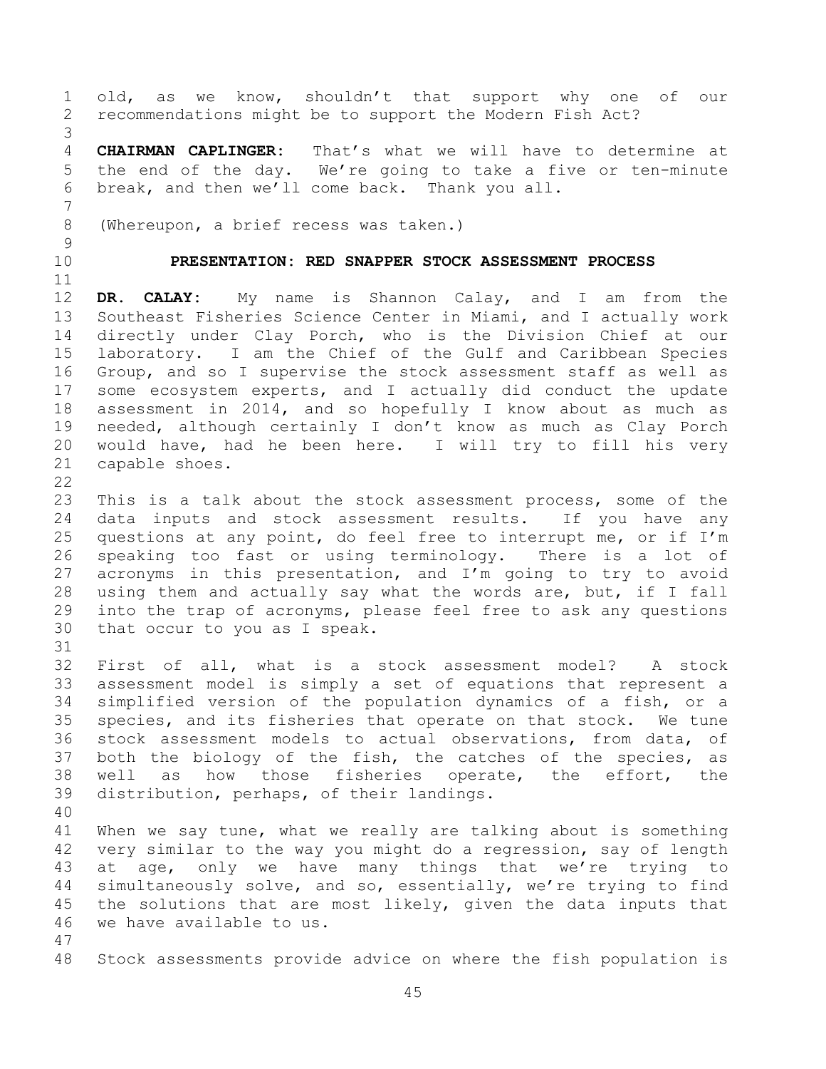old, as we know, shouldn't that support why one of our recommendations might be to support the Modern Fish Act?

**CHAIRMAN CAPLINGER:** That's what we will have to determine at the end of the day. We're going to take a five or ten-minute break, and then we'll come back. Thank you all.

(Whereupon, a brief recess was taken.)

## PRESENTATION: RED SNAPPER STOCK ASSESSMENT PROCESS

**DR. CALAY:** My name is Shannon Calay, and I am from the Southeast Fisheries Science Center in Miami, and I actually work directly under Clay Porch, who is the Division Chief at our laboratory. I am the Chief of the Gulf and Caribbean Species Group, and so I supervise the stock assessment staff as well as some ecosystem experts, and I actually did conduct the update assessment in 2014, and so hopefully I know about as much as needed, although certainly I don't know as much as Clay Porch would have, had he been here. I will try to fill his very capable shoes.

This is a talk about the stock assessment process, some of the data inputs and stock assessment results. If you have any questions at any point, do feel free to interrupt me, or if I'm speaking too fast or using terminology. There is a lot of acronyms in this presentation, and I'm going to try to avoid using them and actually say what the words are, but, if I fall into the trap of acronyms, please feel free to ask any questions that occur to you as I speak.

First of all, what is a stock assessment model? A stock assessment model is simply a set of equations that represent a simplified version of the population dynamics of a fish, or a species, and its fisheries that operate on that stock. We tune stock assessment models to actual observations, from data, of both the biology of the fish, the catches of the species, as well as how those fisheries operate, the effort, the distribution, perhaps, of their landings.

When we say tune, what we really are talking about is something very similar to the way you might do a regression, say of length at age, only we have many things that we're trying to simultaneously solve, and so, essentially, we're trying to find the solutions that are most likely, given the data inputs that we have available to us.

Stock assessments provide advice on where the fish population is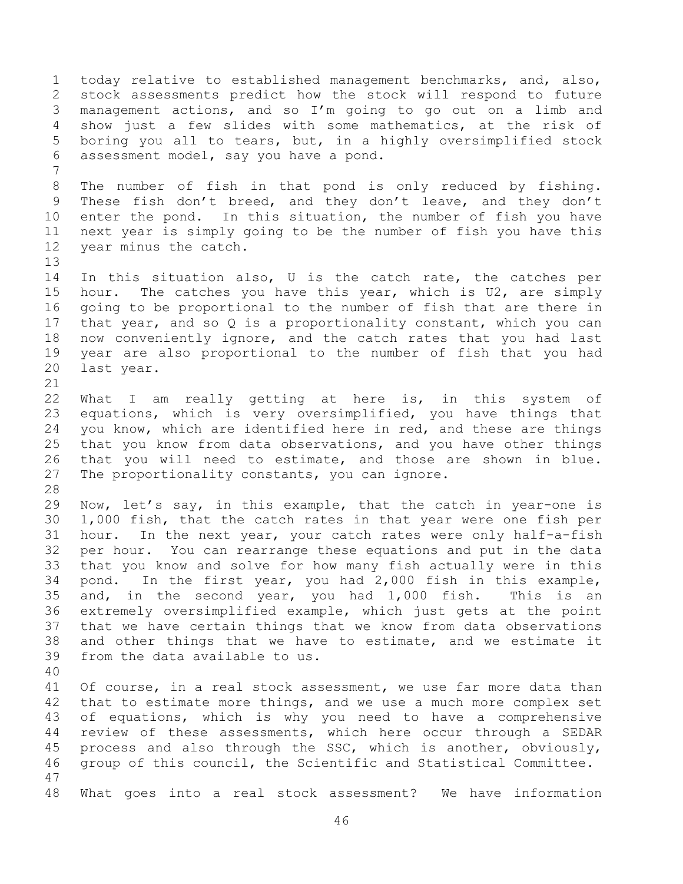today relative to established management benchmarks, and, also, stock assessments predict how the stock will respond to future management actions, and so I'm going to go out on a limb and show just a few slides with some mathematics, at the risk of boring you all to tears, but, in a highly oversimplified stock assessment model, say you have a pond.

The number of fish in that pond is only reduced by fishing. These fish don't breed, and they don't leave, and they don't enter the pond. In this situation, the number of fish you have next year is simply going to be the number of fish you have this year minus the catch.

In this situation also, U is the catch rate, the catches per hour. The catches you have this year, which is U2, are simply going to be proportional to the number of fish that are there in that year, and so Q is a proportionality constant, which you can now conveniently ignore, and the catch rates that you had last year are also proportional to the number of fish that you had last year.

What I am really getting at here is, in this system of equations, which is very oversimplified, you have things that you know, which are identified here in red, and these are things that you know from data observations, and you have other things that you will need to estimate, and those are shown in blue. The proportionality constants, you can ignore.

Now, let's say, in this example, that the catch in year-one is 1,000 fish, that the catch rates in that year were one fish per hour. In the next year, your catch rates were only half-a-fish per hour. You can rearrange these equations and put in the data that you know and solve for how many fish actually were in this pond. In the first year, you had 2,000 fish in this example, and, in the second year, you had 1,000 fish. This is an extremely oversimplified example, which just gets at the point that we have certain things that we know from data observations and other things that we have to estimate, and we estimate it from the data available to us.

Of course, in a real stock assessment, we use far more data than that to estimate more things, and we use a much more complex set of equations, which is why you need to have a comprehensive review of these assessments, which here occur through a SEDAR process and also through the SSC, which is another, obviously, group of this council, the Scientific and Statistical Committee.

What goes into a real stock assessment? We have information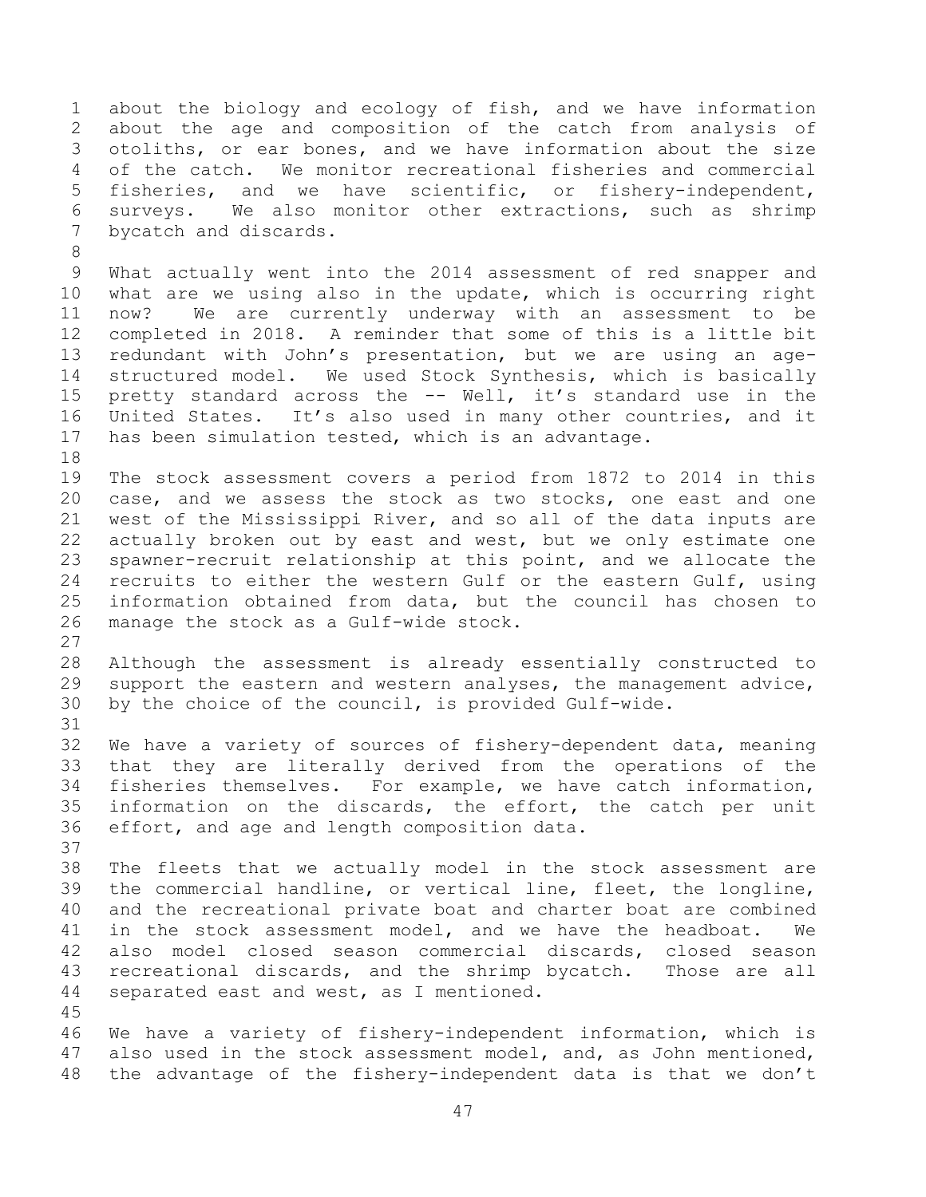about the biology and ecology of fish, and we have information about the age and composition of the catch from analysis of otoliths, or ear bones, and we have information about the size of the catch. We monitor recreational fisheries and commercial fisheries, and we have scientific, or fishery-independent, surveys. We also monitor other extractions, such as shrimp bycatch and discards.

What actually went into the 2014 assessment of red snapper and what are we using also in the update, which is occurring right now? We are currently underway with an assessment to be completed in 2018. A reminder that some of this is a little bit redundant with John's presentation, but we are using an age-structured model. We used Stock Synthesis, which is basically pretty standard across the -- Well, it's standard use in the United States. It's also used in many other countries, and it has been simulation tested, which is an advantage.

The stock assessment covers a period from 1872 to 2014 in this case, and we assess the stock as two stocks, one east and one west of the Mississippi River, and so all of the data inputs are actually broken out by east and west, but we only estimate one spawner-recruit relationship at this point, and we allocate the recruits to either the western Gulf or the eastern Gulf, using information obtained from data, but the council has chosen to manage the stock as a Gulf-wide stock.

Although the assessment is already essentially constructed to support the eastern and western analyses, the management advice, by the choice of the council, is provided Gulf-wide.

We have a variety of sources of fishery-dependent data, meaning that they are literally derived from the operations of the fisheries themselves. For example, we have catch information, information on the discards, the effort, the catch per unit effort, and age and length composition data.

The fleets that we actually model in the stock assessment are the commercial handline, or vertical line, fleet, the longline, and the recreational private boat and charter boat are combined in the stock assessment model, and we have the headboat. We also model closed season commercial discards, closed season recreational discards, and the shrimp bycatch. Those are all separated east and west, as I mentioned.

We have a variety of fishery-independent information, which is also used in the stock assessment model, and, as John mentioned, the advantage of the fishery-independent data is that we don't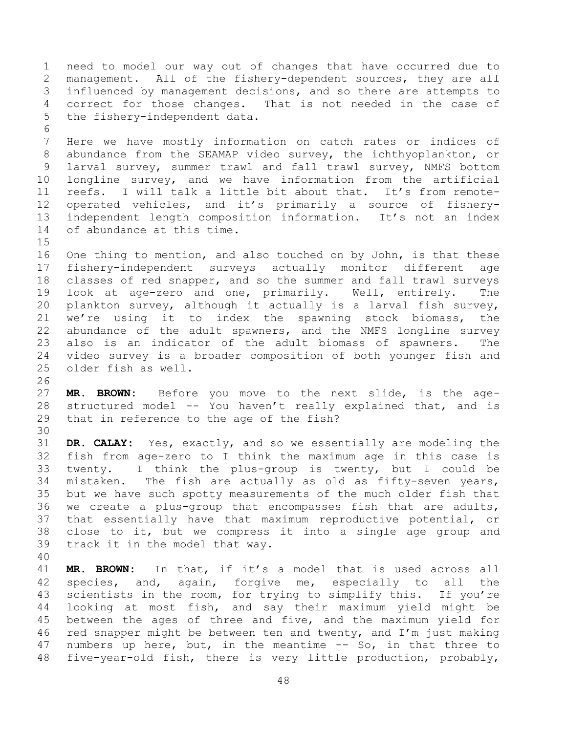need to model our way out of changes that have occurred due to management. All of the fishery-dependent sources, they are all influenced by management decisions, and so there are attempts to correct for those changes. That is not needed in the case of the fishery-independent data.

Here we have mostly information on catch rates or indices of abundance from the SEAMAP video survey, the ichthyoplankton, or larval survey, summer trawl and fall trawl survey, NMFS bottom longline survey, and we have information from the artificial reefs. I will talk a little bit about that. It's from remote-operated vehicles, and it's primarily a source of fishery-independent length composition information. It's not an index of abundance at this time.

One thing to mention, and also touched on by John, is that these fishery-independent surveys actually monitor different age classes of red snapper, and so the summer and fall trawl surveys look at age-zero and one, primarily. Well, entirely. The plankton survey, although it actually is a larval fish survey, we're using it to index the spawning stock biomass, the abundance of the adult spawners, and the NMFS longline survey also is an indicator of the adult biomass of spawners. The video survey is a broader composition of both younger fish and older fish as well.

**MR. BROWN:** Before you move to the next slide, is the age-structured model -- You haven't really explained that, and is that in reference to the age of the fish?

**DR. CALAY:** Yes, exactly, and so we essentially are modeling the fish from age-zero to I think the maximum age in this case is twenty. I think the plus-group is twenty, but I could be mistaken. The fish are actually as old as fifty-seven years, but we have such spotty measurements of the much older fish that we create a plus-group that encompasses fish that are adults, that essentially have that maximum reproductive potential, or close to it, but we compress it into a single age group and track it in the model that way.

**MR. BROWN:** In that, if it's a model that is used across all species, and, again, forgive me, especially to all the scientists in the room, for trying to simplify this. If you're looking at most fish, and say their maximum yield might be between the ages of three and five, and the maximum yield for red snapper might be between ten and twenty, and I'm just making numbers up here, but, in the meantime -- So, in that three to five-year-old fish, there is very little production, probably,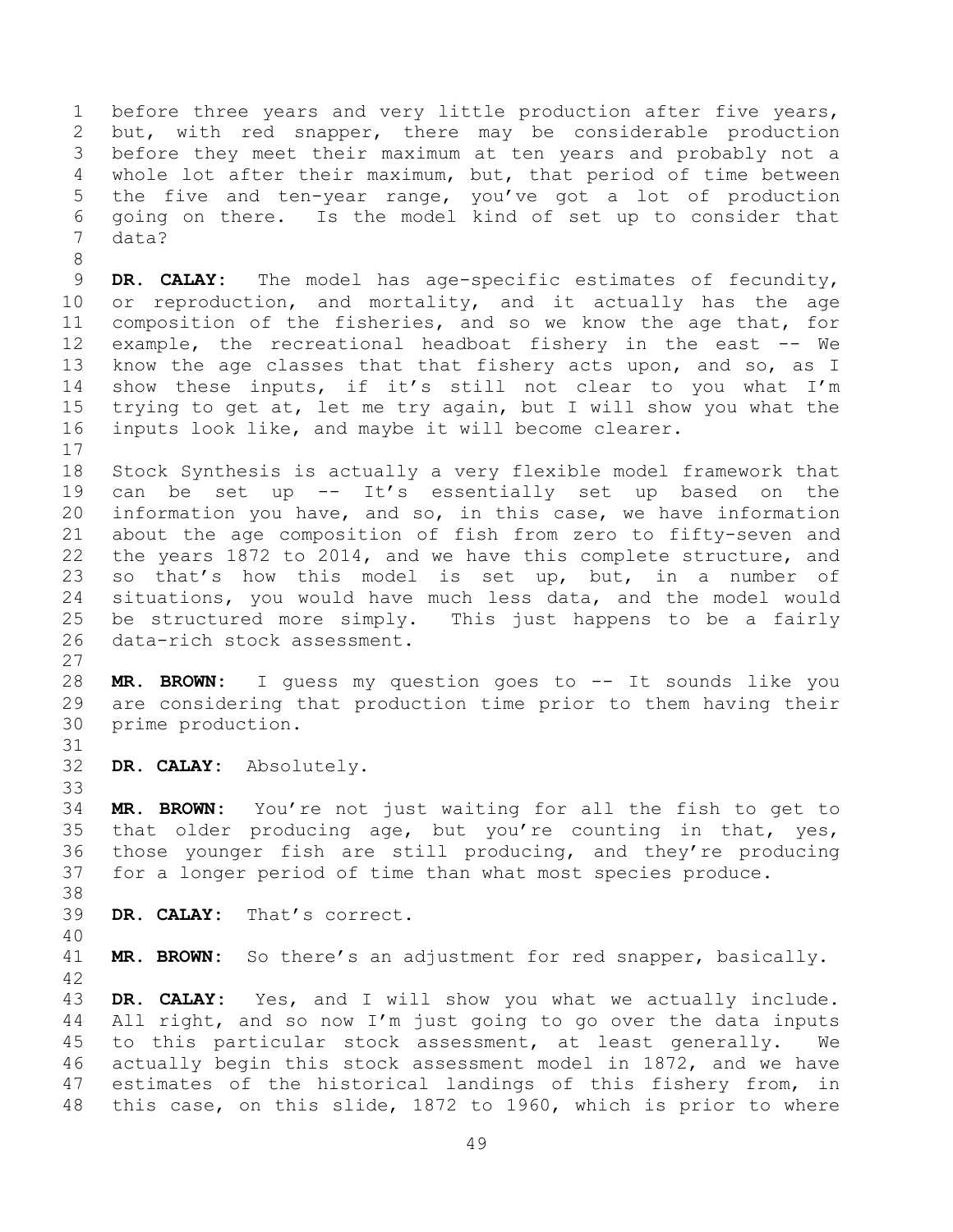before three years and very little production after five years, but, with red snapper, there may be considerable production before they meet their maximum at ten years and probably not a whole lot after their maximum, but, that period of time between the five and ten-year range, you've got a lot of production going on there. Is the model kind of set up to consider that data?

**DR. CALAY:** The model has age-specific estimates of fecundity, or reproduction, and mortality, and it actually has the age composition of the fisheries, and so we know the age that, for example, the recreational headboat fishery in the east -- We know the age classes that that fishery acts upon, and so, as I show these inputs, if it's still not clear to you what I'm trying to get at, let me try again, but I will show you what the inputs look like, and maybe it will become clearer.

Stock Synthesis is actually a very flexible model framework that can be set up -- It's essentially set up based on the information you have, and so, in this case, we have information about the age composition of fish from zero to fifty-seven and the years 1872 to 2014, and we have this complete structure, and so that's how this model is set up, but, in a number of situations, you would have much less data, and the model would be structured more simply. This just happens to be a fairly data-rich stock assessment.

**MR. BROWN:** I guess my question goes to -- It sounds like you are considering that production time prior to them having their prime production.

**DR. CALAY:** Absolutely.

**MR. BROWN:** You're not just waiting for all the fish to get to that older producing age, but you're counting in that, yes, those younger fish are still producing, and they're producing for a longer period of time than what most species produce.

**DR. CALAY:** That's correct.

**MR. BROWN:** So there's an adjustment for red snapper, basically.

**DR. CALAY:** Yes, and I will show you what we actually include. All right, and so now I'm just going to go over the data inputs to this particular stock assessment, at least generally. We actually begin this stock assessment model in 1872, and we have estimates of the historical landings of this fishery from, in this case, on this slide, 1872 to 1960, which is prior to where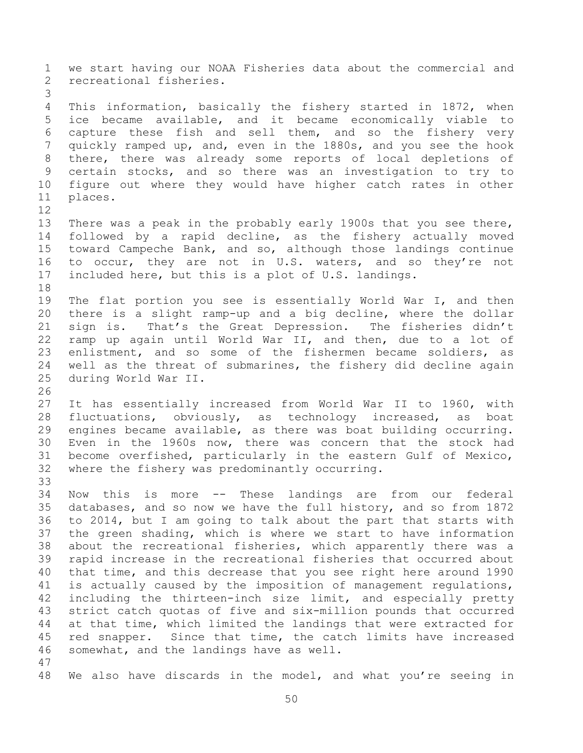we start having our NOAA Fisheries data about the commercial and recreational fisheries.

This information, basically the fishery started in 1872, when ice became available, and it became economically viable to capture these fish and sell them, and so the fishery very quickly ramped up, and, even in the 1880s, and you see the hook there, there was already some reports of local depletions of certain stocks, and so there was an investigation to try to figure out where they would have higher catch rates in other places.

There was a peak in the probably early 1900s that you see there, followed by a rapid decline, as the fishery actually moved toward Campeche Bank, and so, although those landings continue to occur, they are not in U.S. waters, and so they're not included here, but this is a plot of U.S. landings.

The flat portion you see is essentially World War I, and then there is a slight ramp-up and a big decline, where the dollar sign is. That's the Great Depression. The fisheries didn't ramp up again until World War II, and then, due to a lot of enlistment, and so some of the fishermen became soldiers, as well as the threat of submarines, the fishery did decline again during World War II.

It has essentially increased from World War II to 1960, with fluctuations, obviously, as technology increased, as boat engines became available, as there was boat building occurring. Even in the 1960s now, there was concern that the stock had become overfished, particularly in the eastern Gulf of Mexico, where the fishery was predominantly occurring.

Now this is more -- These landings are from our federal databases, and so now we have the full history, and so from 1872 to 2014, but I am going to talk about the part that starts with the green shading, which is where we start to have information about the recreational fisheries, which apparently there was a rapid increase in the recreational fisheries that occurred about that time, and this decrease that you see right here around 1990 is actually caused by the imposition of management regulations, including the thirteen-inch size limit, and especially pretty strict catch quotas of five and six-million pounds that occurred at that time, which limited the landings that were extracted for red snapper. Since that time, the catch limits have increased somewhat, and the landings have as well.

We also have discards in the model, and what you're seeing in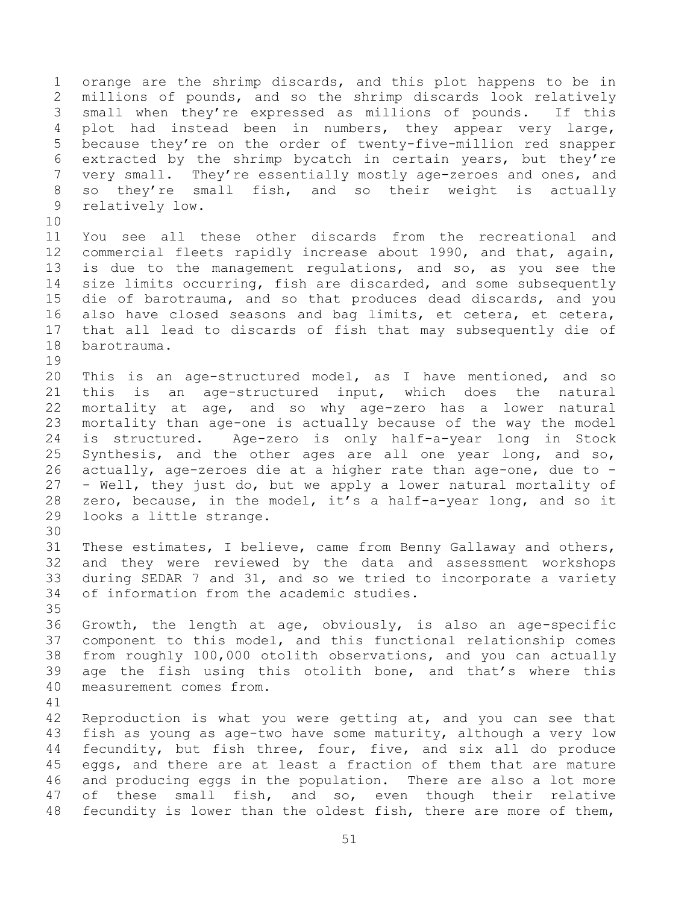orange are the shrimp discards, and this plot happens to be in millions of pounds, and so the shrimp discards look relatively small when they're expressed as millions of pounds. If this plot had instead been in numbers, they appear very large, because they're on the order of twenty-five-million red snapper extracted by the shrimp bycatch in certain years, but they're very small. They're essentially mostly age-zeroes and ones, and so they're small fish, and so their weight is actually relatively low.

You see all these other discards from the recreational and commercial fleets rapidly increase about 1990, and that, again, is due to the management regulations, and so, as you see the size limits occurring, fish are discarded, and some subsequently die of barotrauma, and so that produces dead discards, and you also have closed seasons and bag limits, et cetera, et cetera, that all lead to discards of fish that may subsequently die of barotrauma.

This is an age-structured model, as I have mentioned, and so this is an age-structured input, which does the natural mortality at age, and so why age-zero has a lower natural mortality than age-one is actually because of the way the model is structured. Age-zero is only half-a-year long in Stock Synthesis, and the other ages are all one year long, and so, actually, age-zeroes die at a higher rate than age-one, due to -- Well, they just do, but we apply a lower natural mortality of zero, because, in the model, it's a half-a-year long, and so it looks a little strange.

These estimates, I believe, came from Benny Gallaway and others, and they were reviewed by the data and assessment workshops during SEDAR 7 and 31, and so we tried to incorporate a variety of information from the academic studies.

Growth, the length at age, obviously, is also an age-specific component to this model, and this functional relationship comes from roughly 100,000 otolith observations, and you can actually age the fish using this otolith bone, and that's where this measurement comes from.

Reproduction is what you were getting at, and you can see that fish as young as age-two have some maturity, although a very low fecundity, but fish three, four, five, and six all do produce eggs, and there are at least a fraction of them that are mature and producing eggs in the population. There are also a lot more of these small fish, and so, even though their relative fecundity is lower than the oldest fish, there are more of them,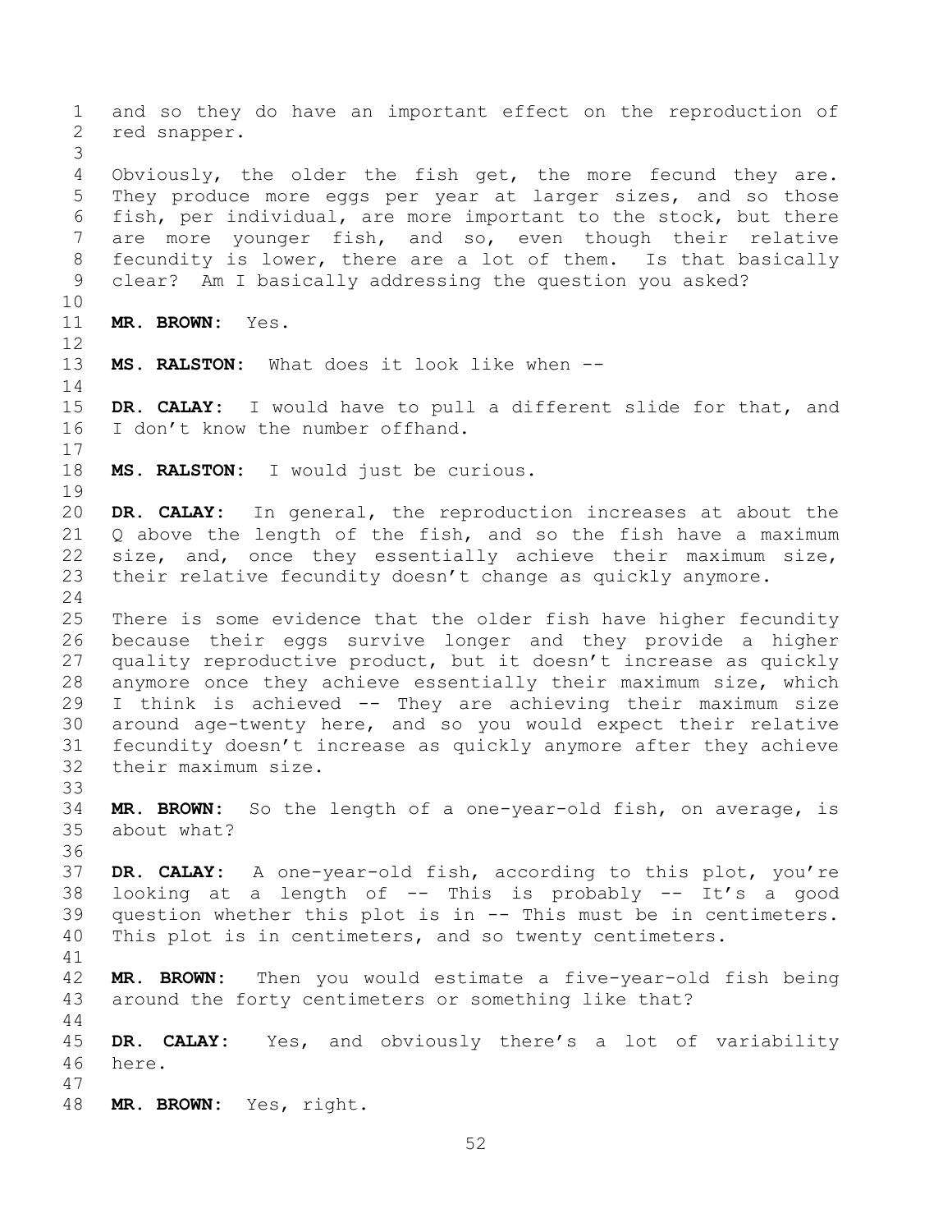and so they do have an important effect on the reproduction of red snapper.

Obviously, the older the fish get, the more fecund they are. They produce more eggs per year at larger sizes, and so those fish, per individual, are more important to the stock, but there are more younger fish, and so, even though their relative fecundity is lower, there are a lot of them. Is that basically clear? Am I basically addressing the question you asked?

**MR. BROWN:** Yes.

**MS. RALSTON:** What does it look like when --

**DR. CALAY:** I would have to pull a different slide for that, and I don't know the number offhand.

**MS. RALSTON:** I would just be curious.

**DR. CALAY:** In general, the reproduction increases at about the Q above the length of the fish, and so the fish have a maximum size, and, once they essentially achieve their maximum size, their relative fecundity doesn't change as quickly anymore.

There is some evidence that the older fish have higher fecundity because their eggs survive longer and they provide a higher quality reproductive product, but it doesn't increase as quickly anymore once they achieve essentially their maximum size, which I think is achieved -- They are achieving their maximum size around age-twenty here, and so you would expect their relative fecundity doesn't increase as quickly anymore after they achieve their maximum size.

**MR. BROWN:** So the length of a one-year-old fish, on average, is about what?

**DR. CALAY:** A one-year-old fish, according to this plot, you're looking at a length of -- This is probably -- It's a good question whether this plot is in -- This must be in centimeters. This plot is in centimeters, and so twenty centimeters.

**MR. BROWN:** Then you would estimate a five-year-old fish being around the forty centimeters or something like that?

**DR. CALAY:** Yes, and obviously there's a lot of variability here.

**MR. BROWN:** Yes, right.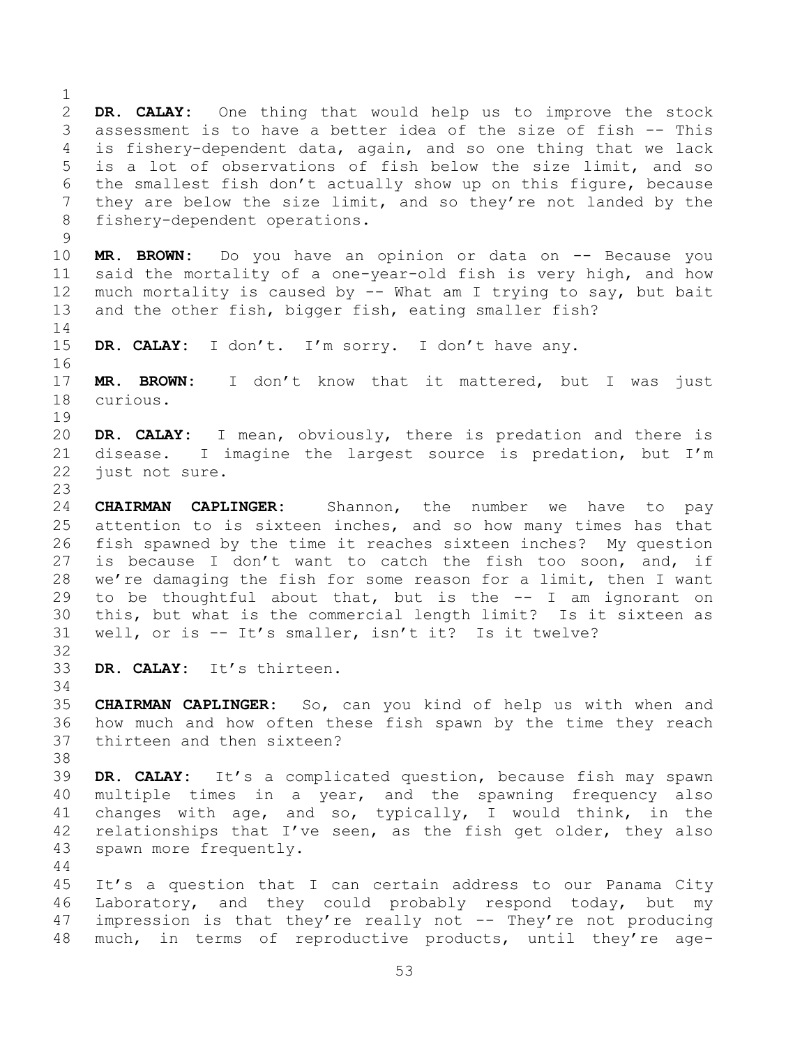**DR. CALAY:** One thing that would help us to improve the stock assessment is to have a better idea of the size of fish -- This is fishery-dependent data, again, and so one thing that we lack is a lot of observations of fish below the size limit, and so the smallest fish don't actually show up on this figure, because they are below the size limit, and so they're not landed by the fishery-dependent operations.

**MR. BROWN:** Do you have an opinion or data on -- Because you said the mortality of a one-year-old fish is very high, and how much mortality is caused by -- What am I trying to say, but bait and the other fish, bigger fish, eating smaller fish?

**DR. CALAY:** I don't. I'm sorry. I don't have any.

**MR. BROWN:** I don't know that it mattered, but I was just curious.

**DR. CALAY:** I mean, obviously, there is predation and there is disease. I imagine the largest source is predation, but I'm just not sure.

**CHAIRMAN CAPLINGER:** Shannon, the number we have to pay attention to is sixteen inches, and so how many times has that fish spawned by the time it reaches sixteen inches? My question is because I don't want to catch the fish too soon, and, if we're damaging the fish for some reason for a limit, then I want to be thoughtful about that, but is the -- I am ignorant on this, but what is the commercial length limit? Is it sixteen as well, or is -- It's smaller, isn't it? Is it twelve?

**DR. CALAY:** It's thirteen.

**CHAIRMAN CAPLINGER:** So, can you kind of help us with when and how much and how often these fish spawn by the time they reach thirteen and then sixteen?

**DR. CALAY:** It's a complicated question, because fish may spawn multiple times in a year, and the spawning frequency also changes with age, and so, typically, I would think, in the relationships that I've seen, as the fish get older, they also spawn more frequently.

It's a question that I can certain address to our Panama City Laboratory, and they could probably respond today, but my impression is that they're really not -- They're not producing much, in terms of reproductive products, until they're age-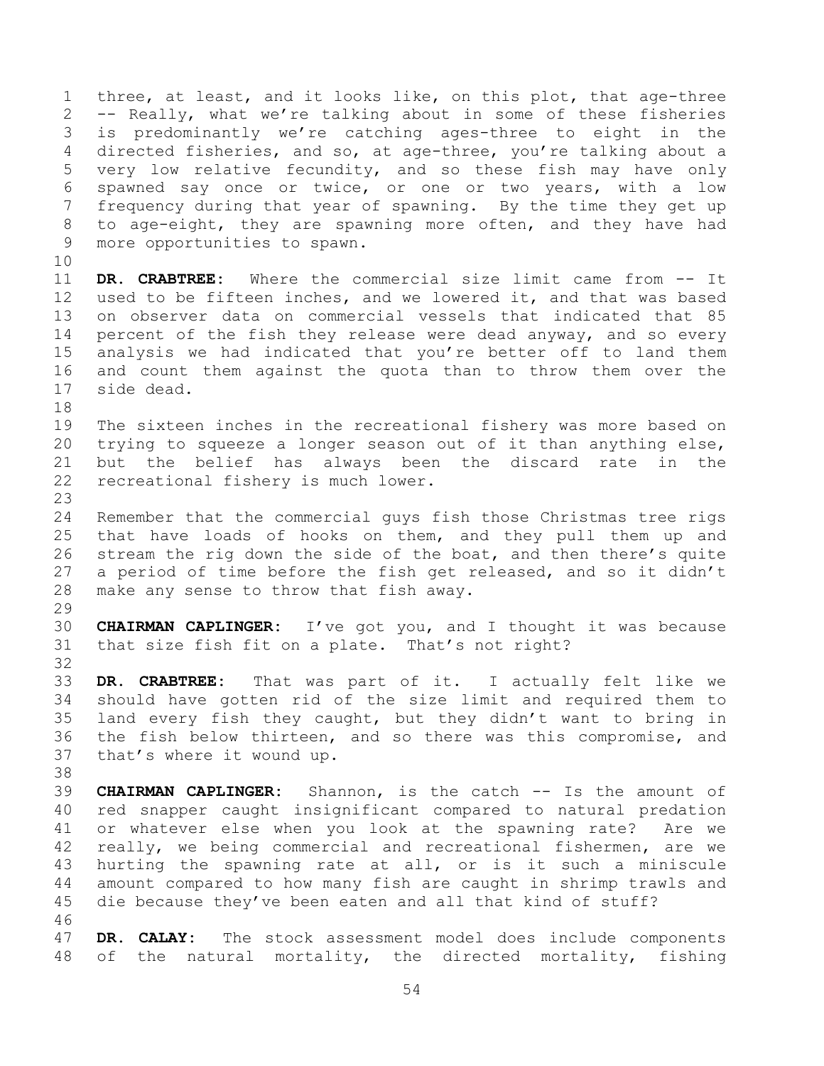three, at least, and it looks like, on this plot, that age-three -- Really, what we're talking about in some of these fisheries is predominantly we're catching ages-three to eight in the directed fisheries, and so, at age-three, you're talking about a very low relative fecundity, and so these fish may have only spawned say once or twice, or one or two years, with a low frequency during that year of spawning. By the time they get up to age-eight, they are spawning more often, and they have had more opportunities to spawn.

**DR. CRABTREE:** Where the commercial size limit came from -- It used to be fifteen inches, and we lowered it, and that was based on observer data on commercial vessels that indicated that 85 percent of the fish they release were dead anyway, and so every analysis we had indicated that you're better off to land them and count them against the quota than to throw them over the side dead.

The sixteen inches in the recreational fishery was more based on trying to squeeze a longer season out of it than anything else, but the belief has always been the discard rate in the recreational fishery is much lower.

Remember that the commercial guys fish those Christmas tree rigs that have loads of hooks on them, and they pull them up and stream the rig down the side of the boat, and then there's quite a period of time before the fish get released, and so it didn't make any sense to throw that fish away.

**CHAIRMAN CAPLINGER:** I've got you, and I thought it was because that size fish fit on a plate. That's not right?

**DR. CRABTREE:** That was part of it. I actually felt like we should have gotten rid of the size limit and required them to land every fish they caught, but they didn't want to bring in the fish below thirteen, and so there was this compromise, and that's where it wound up.

**CHAIRMAN CAPLINGER:** Shannon, is the catch -- Is the amount of red snapper caught insignificant compared to natural predation or whatever else when you look at the spawning rate? Are we really, we being commercial and recreational fishermen, are we hurting the spawning rate at all, or is it such a miniscule amount compared to how many fish are caught in shrimp trawls and die because they've been eaten and all that kind of stuff?

**DR. CALAY:** The stock assessment model does include components of the natural mortality, the directed mortality, fishing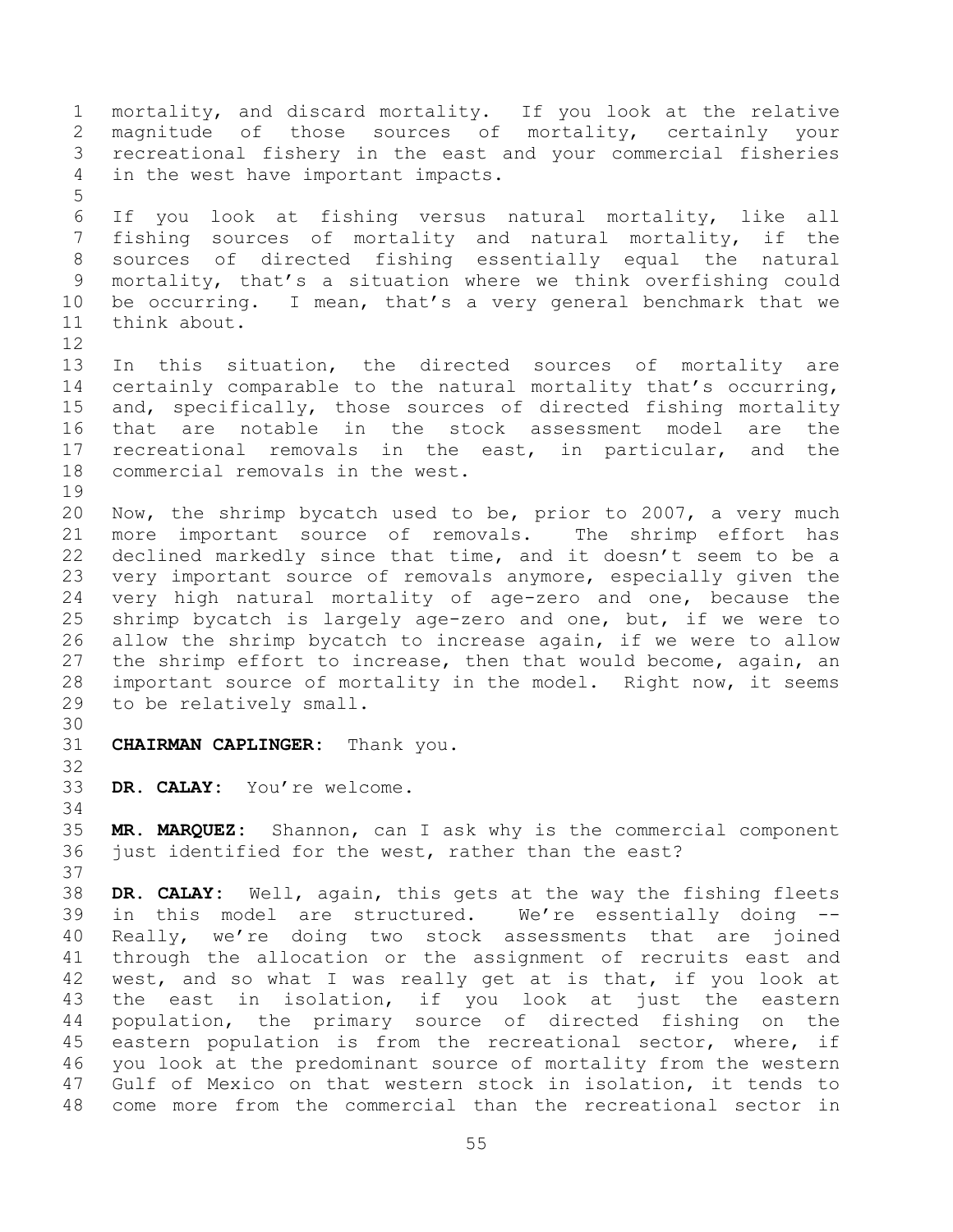mortality, and discard mortality. If you look at the relative magnitude of those sources of mortality, certainly your recreational fishery in the east and your commercial fisheries in the west have important impacts.

If you look at fishing versus natural mortality, like all fishing sources of mortality and natural mortality, if the sources of directed fishing essentially equal the natural mortality, that's a situation where we think overfishing could be occurring. I mean, that's a very general benchmark that we think about.

In this situation, the directed sources of mortality are certainly comparable to the natural mortality that's occurring, and, specifically, those sources of directed fishing mortality that are notable in the stock assessment model are the recreational removals in the east, in particular, and the commercial removals in the west.

Now, the shrimp bycatch used to be, prior to 2007, a very much more important source of removals. The shrimp effort has declined markedly since that time, and it doesn't seem to be a very important source of removals anymore, especially given the very high natural mortality of age-zero and one, because the shrimp bycatch is largely age-zero and one, but, if we were to allow the shrimp bycatch to increase again, if we were to allow the shrimp effort to increase, then that would become, again, an important source of mortality in the model. Right now, it seems to be relatively small.

**CHAIRMAN CAPLINGER:** Thank you.

**DR. CALAY:** You're welcome.

**MR. MARQUEZ:** Shannon, can I ask why is the commercial component just identified for the west, rather than the east?

**DR. CALAY:** Well, again, this gets at the way the fishing fleets in this model are structured. We're essentially doing -- Really, we're doing two stock assessments that are joined through the allocation or the assignment of recruits east and west, and so what I was really get at is that, if you look at the east in isolation, if you look at just the eastern population, the primary source of directed fishing on the eastern population is from the recreational sector, where, if you look at the predominant source of mortality from the western Gulf of Mexico on that western stock in isolation, it tends to come more from the commercial than the recreational sector in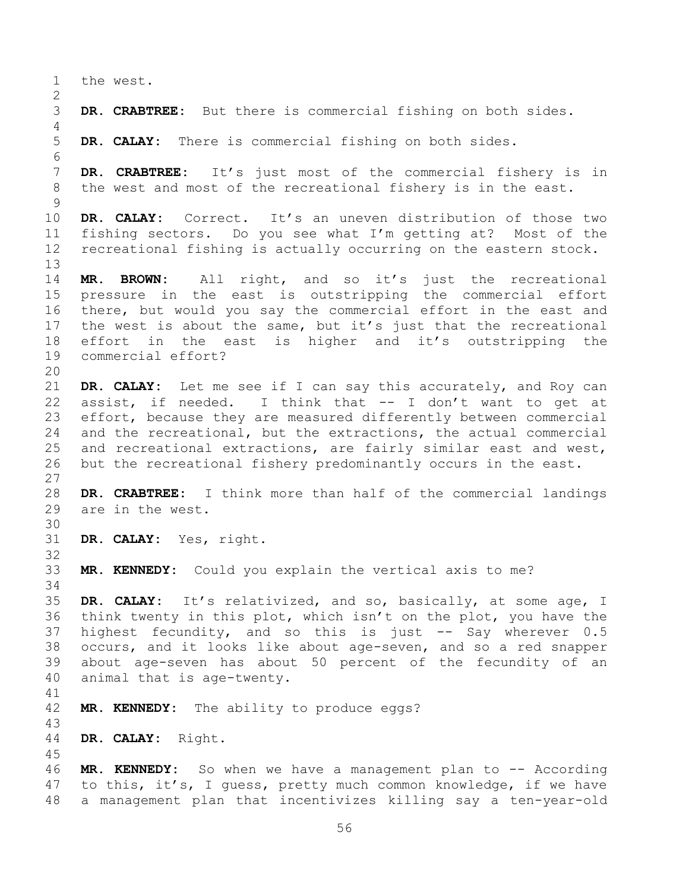the west.

**DR. CRABTREE:** But there is commercial fishing on both sides.

**DR. CALAY:** There is commercial fishing on both sides.

**DR. CRABTREE:** It's just most of the commercial fishery is in the west and most of the recreational fishery is in the east.

**DR. CALAY:** Correct. It's an uneven distribution of those two fishing sectors. Do you see what I'm getting at? Most of the recreational fishing is actually occurring on the eastern stock.

**MR. BROWN:** All right, and so it's just the recreational pressure in the east is outstripping the commercial effort there, but would you say the commercial effort in the east and the west is about the same, but it's just that the recreational effort in the east is higher and it's outstripping the commercial effort?

**DR. CALAY:** Let me see if I can say this accurately, and Roy can assist, if needed. I think that -- I don't want to get at effort, because they are measured differently between commercial and the recreational, but the extractions, the actual commercial and recreational extractions, are fairly similar east and west, but the recreational fishery predominantly occurs in the east.

**DR. CRABTREE:** I think more than half of the commercial landings are in the west.

**DR. CALAY:** Yes, right.

**MR. KENNEDY:** Could you explain the vertical axis to me?

**DR. CALAY:** It's relativized, and so, basically, at some age, I think twenty in this plot, which isn't on the plot, you have the highest fecundity, and so this is just -- Say wherever 0.5 occurs, and it looks like about age-seven, and so a red snapper about age-seven has about 50 percent of the fecundity of an animal that is age-twenty.

**MR. KENNEDY:** The ability to produce eggs?

**DR. CALAY:** Right.

**MR. KENNEDY:** So when we have a management plan to -- According to this, it's, I guess, pretty much common knowledge, if we have a management plan that incentivizes killing say a ten-year-old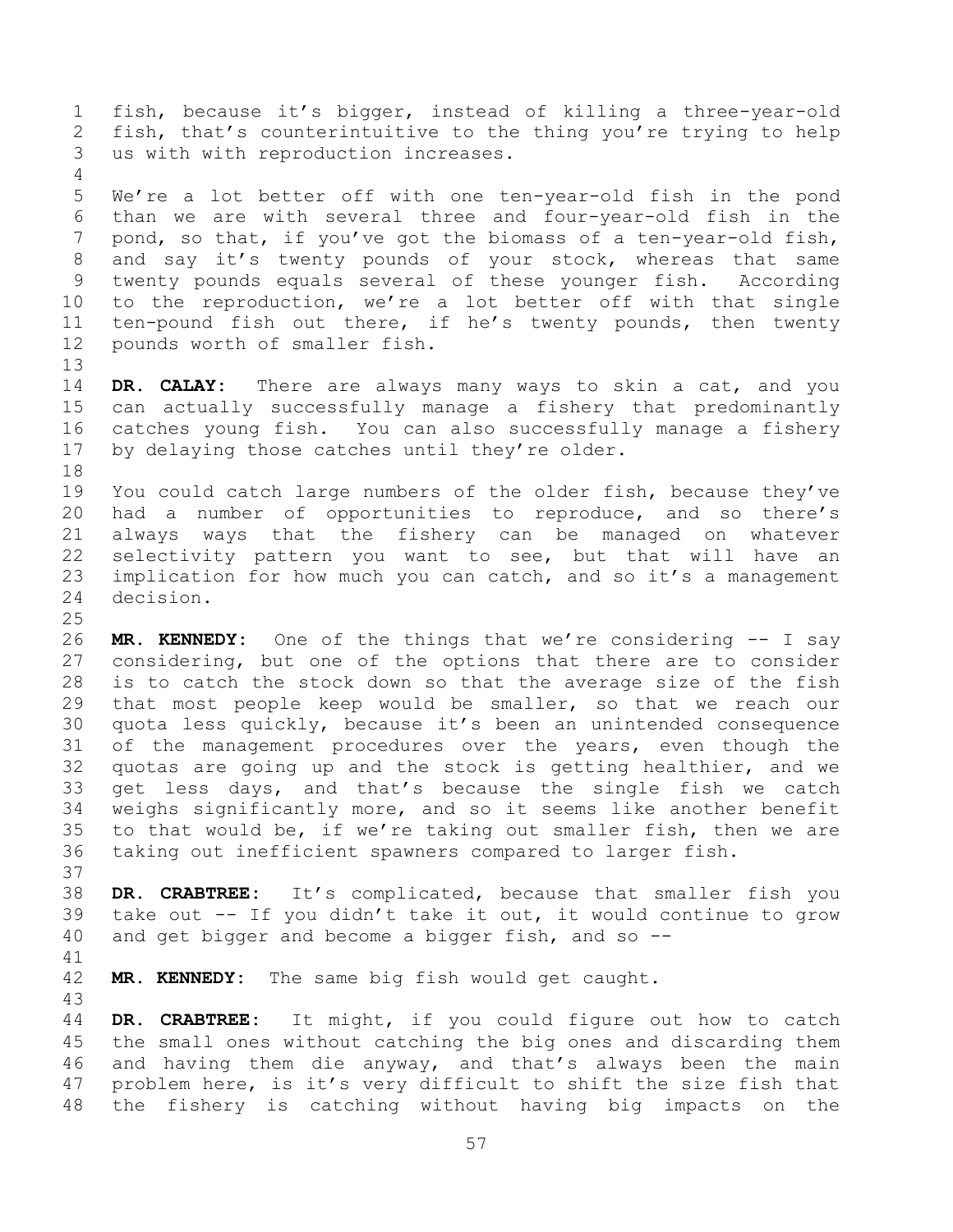fish, because it's bigger, instead of killing a three-year-old fish, that's counterintuitive to the thing you're trying to help us with with reproduction increases.

We're a lot better off with one ten-year-old fish in the pond than we are with several three and four-year-old fish in the pond, so that, if you've got the biomass of a ten-year-old fish, and say it's twenty pounds of your stock, whereas that same twenty pounds equals several of these younger fish. According to the reproduction, we're a lot better off with that single ten-pound fish out there, if he's twenty pounds, then twenty pounds worth of smaller fish.

**DR. CALAY:** There are always many ways to skin a cat, and you can actually successfully manage a fishery that predominantly catches young fish. You can also successfully manage a fishery by delaying those catches until they're older.

You could catch large numbers of the older fish, because they've had a number of opportunities to reproduce, and so there's always ways that the fishery can be managed on whatever selectivity pattern you want to see, but that will have an implication for how much you can catch, and so it's a management decision.

**MR. KENNEDY:** One of the things that we're considering -- I say considering, but one of the options that there are to consider is to catch the stock down so that the average size of the fish that most people keep would be smaller, so that we reach our quota less quickly, because it's been an unintended consequence of the management procedures over the years, even though the quotas are going up and the stock is getting healthier, and we get less days, and that's because the single fish we catch weighs significantly more, and so it seems like another benefit to that would be, if we're taking out smaller fish, then we are taking out inefficient spawners compared to larger fish.

**DR. CRABTREE:** It's complicated, because that smaller fish you take out -- If you didn't take it out, it would continue to grow and get bigger and become a bigger fish, and so --

**MR. KENNEDY:** The same big fish would get caught.

**DR. CRABTREE:** It might, if you could figure out how to catch the small ones without catching the big ones and discarding them and having them die anyway, and that's always been the main problem here, is it's very difficult to shift the size fish that the fishery is catching without having big impacts on the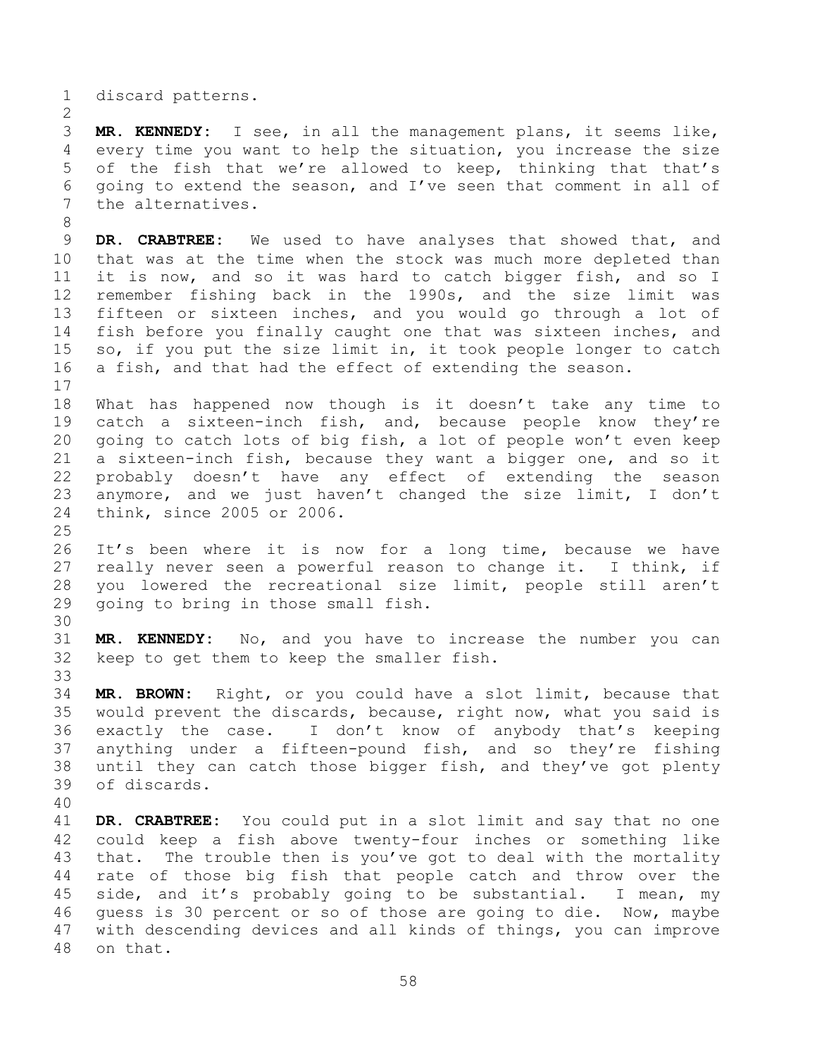discard patterns.

**MR. KENNEDY:** I see, in all the management plans, it seems like, every time you want to help the situation, you increase the size of the fish that we're allowed to keep, thinking that that's going to extend the season, and I've seen that comment in all of the alternatives.

**DR. CRABTREE:** We used to have analyses that showed that, and that was at the time when the stock was much more depleted than it is now, and so it was hard to catch bigger fish, and so I remember fishing back in the 1990s, and the size limit was fifteen or sixteen inches, and you would go through a lot of fish before you finally caught one that was sixteen inches, and so, if you put the size limit in, it took people longer to catch a fish, and that had the effect of extending the season.

What has happened now though is it doesn't take any time to catch a sixteen-inch fish, and, because people know they're going to catch lots of big fish, a lot of people won't even keep a sixteen-inch fish, because they want a bigger one, and so it probably doesn't have any effect of extending the season anymore, and we just haven't changed the size limit, I don't think, since 2005 or 2006.

It's been where it is now for a long time, because we have really never seen a powerful reason to change it. I think, if you lowered the recreational size limit, people still aren't going to bring in those small fish.

**MR. KENNEDY:** No, and you have to increase the number you can keep to get them to keep the smaller fish.

**MR. BROWN:** Right, or you could have a slot limit, because that would prevent the discards, because, right now, what you said is exactly the case. I don't know of anybody that's keeping anything under a fifteen-pound fish, and so they're fishing until they can catch those bigger fish, and they've got plenty of discards.

**DR. CRABTREE:** You could put in a slot limit and say that no one could keep a fish above twenty-four inches or something like that. The trouble then is you've got to deal with the mortality rate of those big fish that people catch and throw over the side, and it's probably going to be substantial. I mean, my guess is 30 percent or so of those are going to die. Now, maybe with descending devices and all kinds of things, you can improve on that.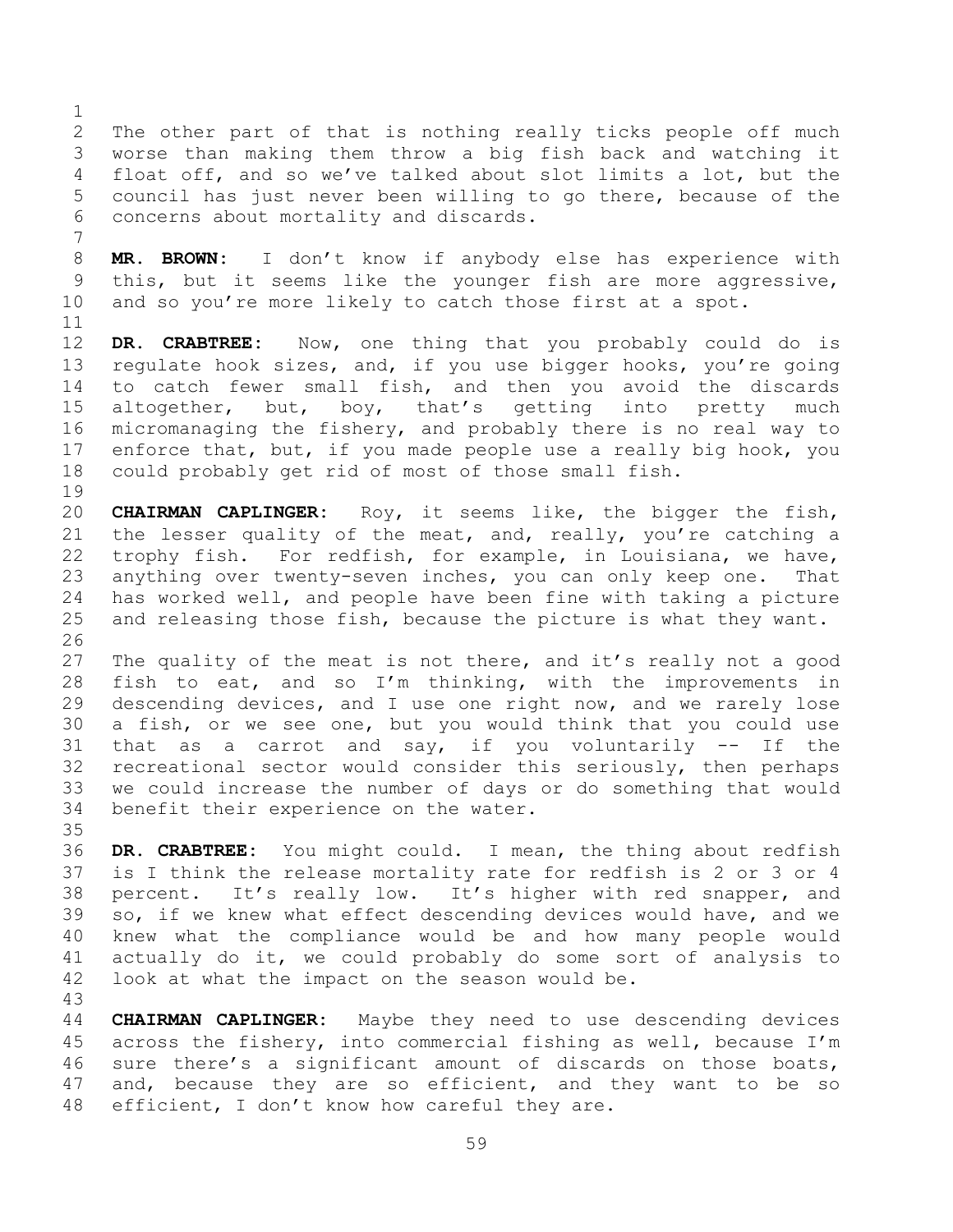The other part of that is nothing really ticks people off much worse than making them throw a big fish back and watching it float off, and so we've talked about slot limits a lot, but the council has just never been willing to go there, because of the concerns about mortality and discards.

**MR. BROWN:** I don't know if anybody else has experience with this, but it seems like the younger fish are more aggressive, and so you're more likely to catch those first at a spot.

**DR. CRABTREE:** Now, one thing that you probably could do is regulate hook sizes, and, if you use bigger hooks, you're going to catch fewer small fish, and then you avoid the discards altogether, but, boy, that's getting into pretty much micromanaging the fishery, and probably there is no real way to enforce that, but, if you made people use a really big hook, you could probably get rid of most of those small fish.

**CHAIRMAN CAPLINGER:** Roy, it seems like, the bigger the fish, the lesser quality of the meat, and, really, you're catching a trophy fish. For redfish, for example, in Louisiana, we have, anything over twenty-seven inches, you can only keep one. That has worked well, and people have been fine with taking a picture and releasing those fish, because the picture is what they want.

The quality of the meat is not there, and it's really not a good fish to eat, and so I'm thinking, with the improvements in descending devices, and I use one right now, and we rarely lose a fish, or we see one, but you would think that you could use that as a carrot and say, if you voluntarily -- If the recreational sector would consider this seriously, then perhaps we could increase the number of days or do something that would benefit their experience on the water.

**DR. CRABTREE:** You might could. I mean, the thing about redfish is I think the release mortality rate for redfish is 2 or 3 or 4 percent. It's really low. It's higher with red snapper, and so, if we knew what effect descending devices would have, and we knew what the compliance would be and how many people would actually do it, we could probably do some sort of analysis to look at what the impact on the season would be.

**CHAIRMAN CAPLINGER:** Maybe they need to use descending devices across the fishery, into commercial fishing as well, because I'm sure there's a significant amount of discards on those boats, and, because they are so efficient, and they want to be so efficient, I don't know how careful they are.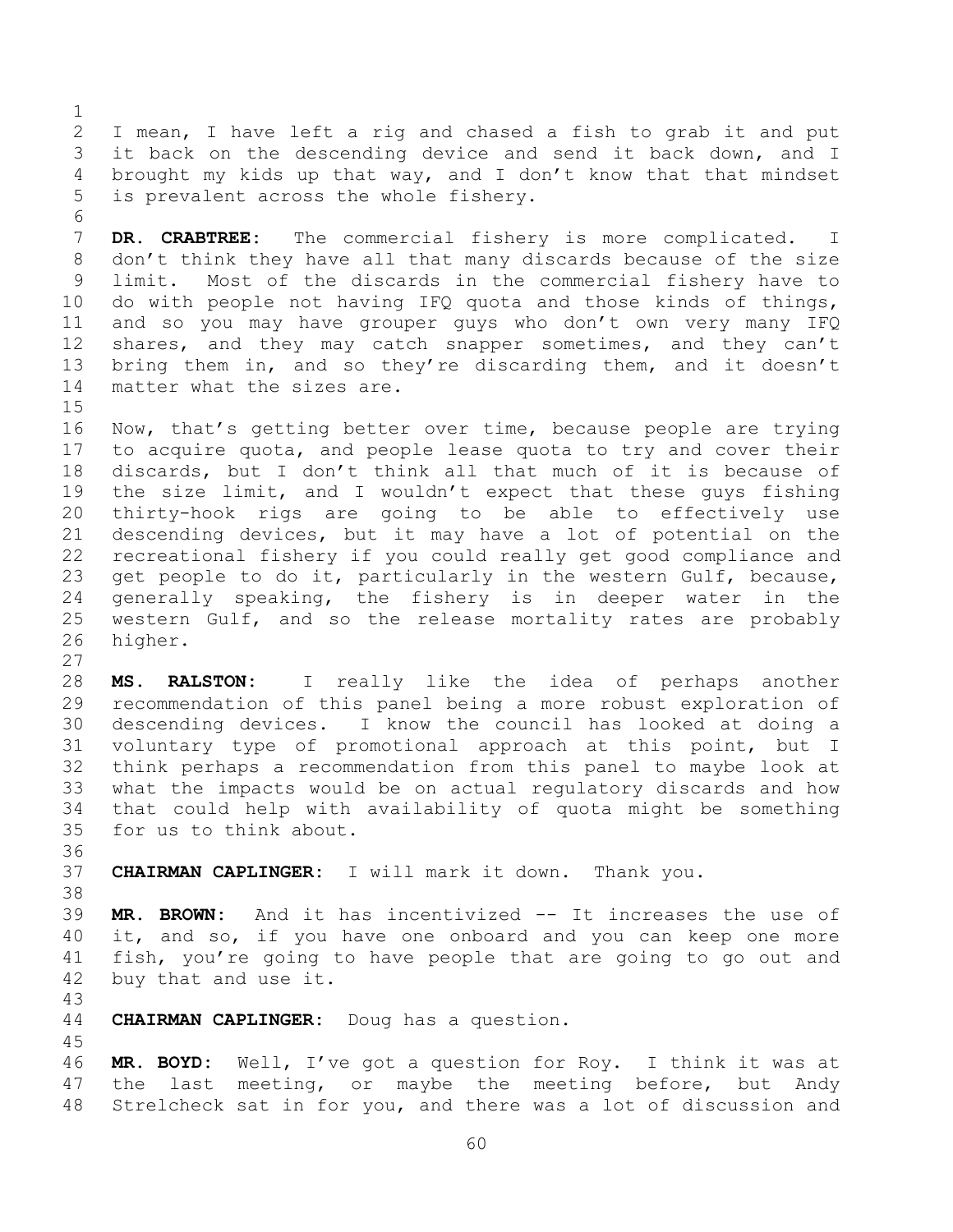I mean, I have left a rig and chased a fish to grab it and put it back on the descending device and send it back down, and I brought my kids up that way, and I don't know that that mindset is prevalent across the whole fishery.

**DR. CRABTREE:** The commercial fishery is more complicated. I don't think they have all that many discards because of the size limit. Most of the discards in the commercial fishery have to do with people not having IFQ quota and those kinds of things, and so you may have grouper guys who don't own very many IFQ shares, and they may catch snapper sometimes, and they can't bring them in, and so they're discarding them, and it doesn't matter what the sizes are.

Now, that's getting better over time, because people are trying to acquire quota, and people lease quota to try and cover their discards, but I don't think all that much of it is because of the size limit, and I wouldn't expect that these guys fishing thirty-hook rigs are going to be able to effectively use descending devices, but it may have a lot of potential on the recreational fishery if you could really get good compliance and get people to do it, particularly in the western Gulf, because, generally speaking, the fishery is in deeper water in the western Gulf, and so the release mortality rates are probably higher.

**MS. RALSTON:** I really like the idea of perhaps another recommendation of this panel being a more robust exploration of descending devices. I know the council has looked at doing a voluntary type of promotional approach at this point, but I think perhaps a recommendation from this panel to maybe look at what the impacts would be on actual regulatory discards and how that could help with availability of quota might be something for us to think about.

**CHAIRMAN CAPLINGER:** I will mark it down. Thank you.

**MR. BROWN:** And it has incentivized -- It increases the use of it, and so, if you have one onboard and you can keep one more fish, you're going to have people that are going to go out and buy that and use it.

**CHAIRMAN CAPLINGER:** Doug has a question.

**MR. BOYD:** Well, I've got a question for Roy. I think it was at the last meeting, or maybe the meeting before, but Andy Strelcheck sat in for you, and there was a lot of discussion and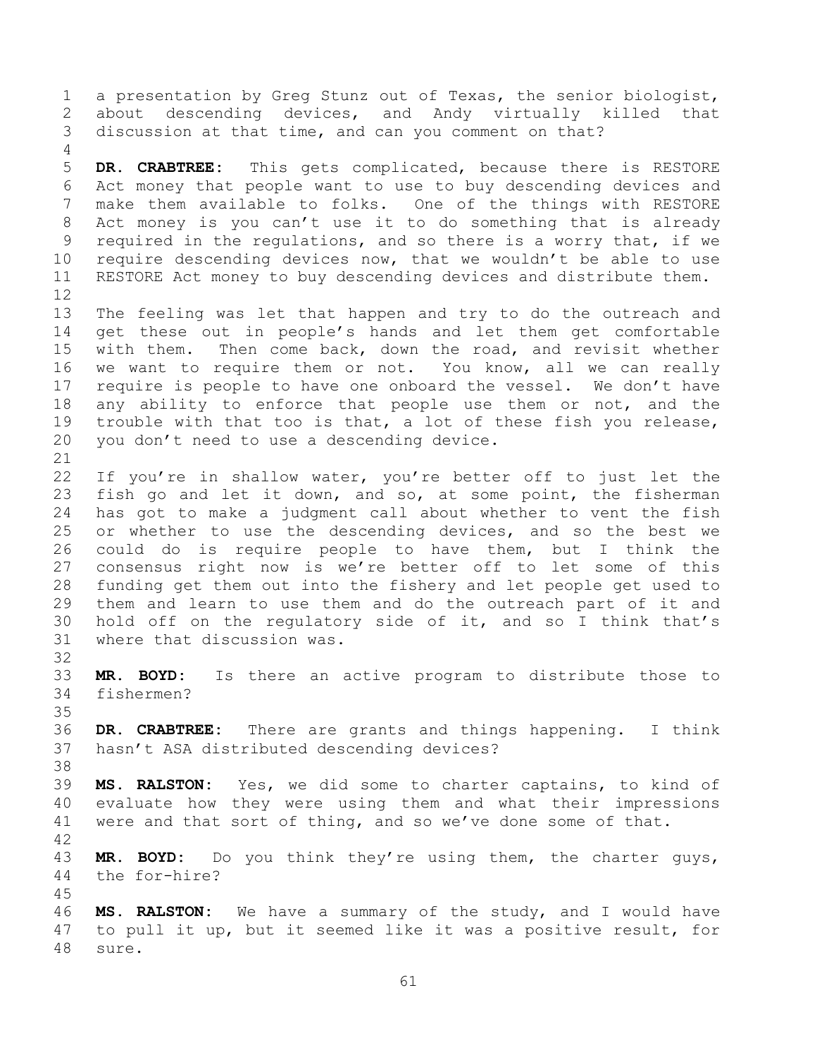a presentation by Greg Stunz out of Texas, the senior biologist, about descending devices, and Andy virtually killed that discussion at that time, and can you comment on that?

**DR. CRABTREE:** This gets complicated, because there is RESTORE Act money that people want to use to buy descending devices and make them available to folks. One of the things with RESTORE Act money is you can't use it to do something that is already required in the regulations, and so there is a worry that, if we require descending devices now, that we wouldn't be able to use RESTORE Act money to buy descending devices and distribute them.

The feeling was let that happen and try to do the outreach and get these out in people's hands and let them get comfortable with them. Then come back, down the road, and revisit whether we want to require them or not. You know, all we can really require is people to have one onboard the vessel. We don't have any ability to enforce that people use them or not, and the trouble with that too is that, a lot of these fish you release, you don't need to use a descending device.

If you're in shallow water, you're better off to just let the fish go and let it down, and so, at some point, the fisherman has got to make a judgment call about whether to vent the fish or whether to use the descending devices, and so the best we could do is require people to have them, but I think the consensus right now is we're better off to let some of this funding get them out into the fishery and let people get used to them and learn to use them and do the outreach part of it and hold off on the regulatory side of it, and so I think that's where that discussion was.

**MR. BOYD:** Is there an active program to distribute those to fishermen?

**DR. CRABTREE:** There are grants and things happening. I think hasn't ASA distributed descending devices?

**MS. RALSTON:** Yes, we did some to charter captains, to kind of evaluate how they were using them and what their impressions were and that sort of thing, and so we've done some of that.

**MR. BOYD:** Do you think they're using them, the charter guys, the for-hire?

**MS. RALSTON:** We have a summary of the study, and I would have to pull it up, but it seemed like it was a positive result, for sure.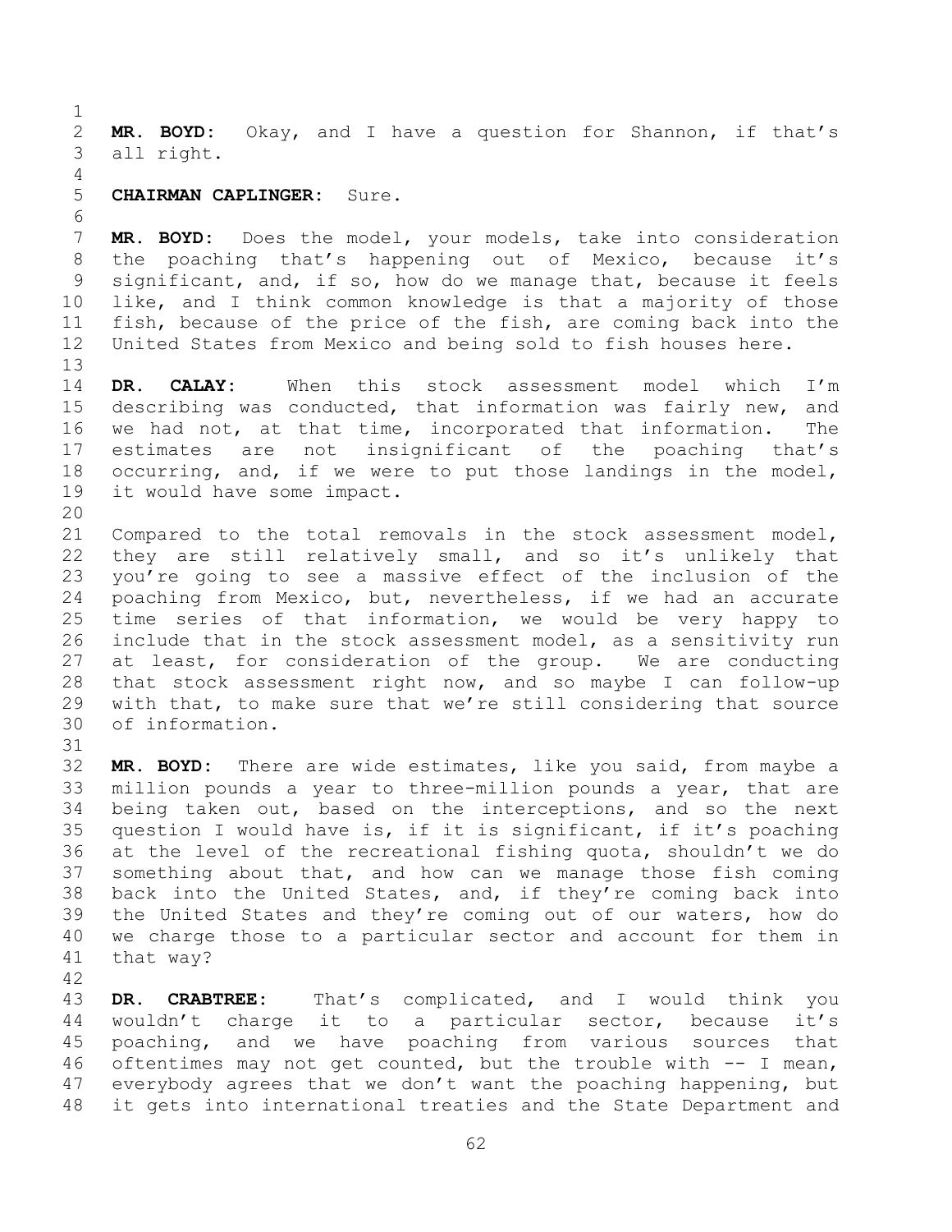**MR. BOYD:** Okay, and I have a question for Shannon, if that's all right.

**CHAIRMAN CAPLINGER:** Sure.

**MR. BOYD:** Does the model, your models, take into consideration the poaching that's happening out of Mexico, because it's significant, and, if so, how do we manage that, because it feels like, and I think common knowledge is that a majority of those fish, because of the price of the fish, are coming back into the United States from Mexico and being sold to fish houses here.

**DR. CALAY:** When this stock assessment model which I'm describing was conducted, that information was fairly new, and we had not, at that time, incorporated that information. The estimates are not insignificant of the poaching that's occurring, and, if we were to put those landings in the model, it would have some impact.

Compared to the total removals in the stock assessment model, they are still relatively small, and so it's unlikely that you're going to see a massive effect of the inclusion of the poaching from Mexico, but, nevertheless, if we had an accurate time series of that information, we would be very happy to include that in the stock assessment model, as a sensitivity run at least, for consideration of the group. We are conducting that stock assessment right now, and so maybe I can follow-up with that, to make sure that we're still considering that source of information.

**MR. BOYD:** There are wide estimates, like you said, from maybe a million pounds a year to three-million pounds a year, that are being taken out, based on the interceptions, and so the next question I would have is, if it is significant, if it's poaching at the level of the recreational fishing quota, shouldn't we do something about that, and how can we manage those fish coming back into the United States, and, if they're coming back into the United States and they're coming out of our waters, how do we charge those to a particular sector and account for them in that way?

**DR. CRABTREE:** That's complicated, and I would think you wouldn't charge it to a particular sector, because it's poaching, and we have poaching from various sources that oftentimes may not get counted, but the trouble with -- I mean, everybody agrees that we don't want the poaching happening, but it gets into international treaties and the State Department and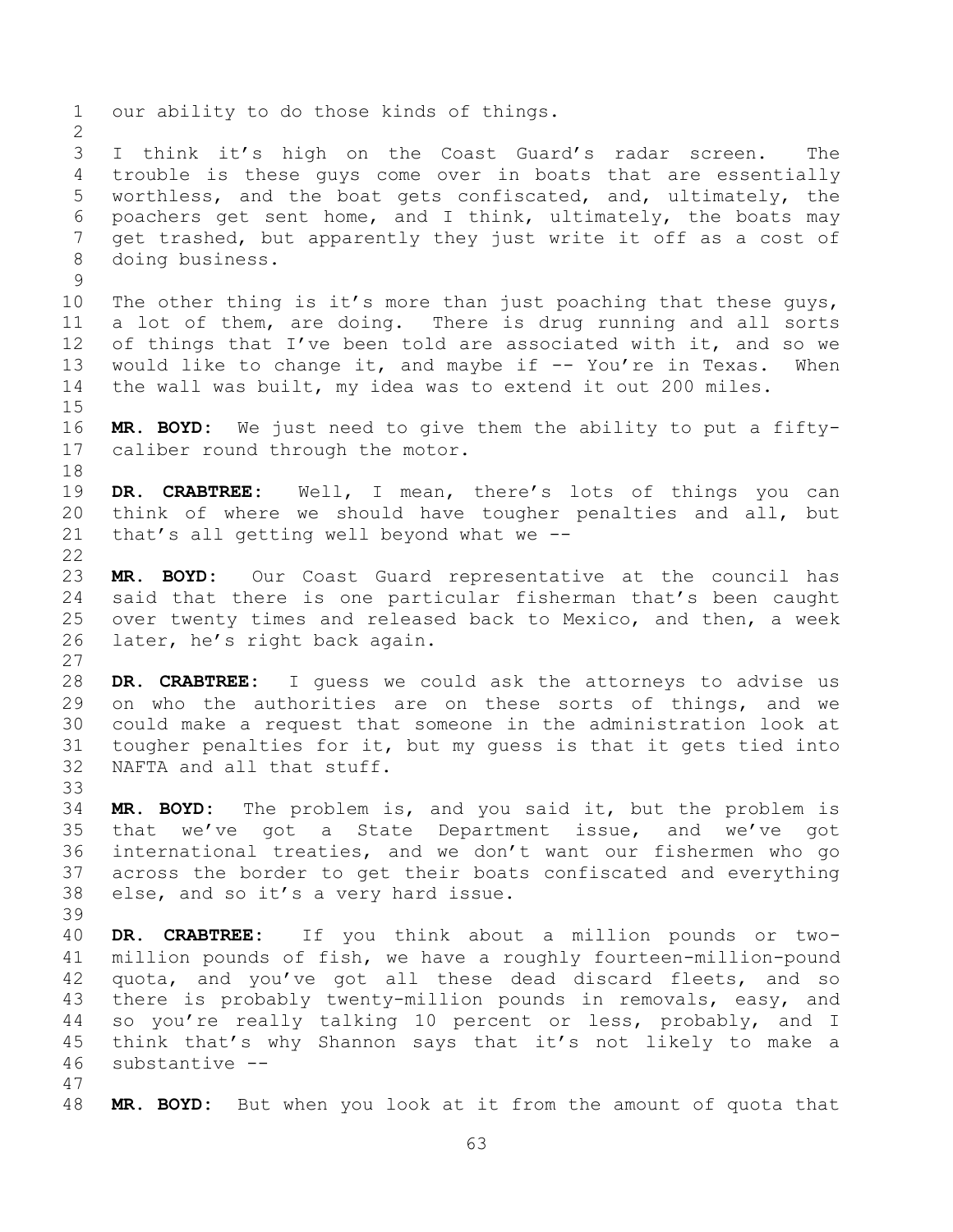our ability to do those kinds of things.

I think it's high on the Coast Guard's radar screen. The trouble is these guys come over in boats that are essentially worthless, and the boat gets confiscated, and, ultimately, the poachers get sent home, and I think, ultimately, the boats may get trashed, but apparently they just write it off as a cost of doing business.

The other thing is it's more than just poaching that these guys, a lot of them, are doing. There is drug running and all sorts of things that I've been told are associated with it, and so we would like to change it, and maybe if -- You're in Texas. When the wall was built, my idea was to extend it out 200 miles.

**MR. BOYD:** We just need to give them the ability to put a fifty-caliber round through the motor.

**DR. CRABTREE:** Well, I mean, there's lots of things you can think of where we should have tougher penalties and all, but that's all getting well beyond what we --

**MR. BOYD:** Our Coast Guard representative at the council has said that there is one particular fisherman that's been caught over twenty times and released back to Mexico, and then, a week later, he's right back again.

**DR. CRABTREE:** I guess we could ask the attorneys to advise us on who the authorities are on these sorts of things, and we could make a request that someone in the administration look at tougher penalties for it, but my guess is that it gets tied into NAFTA and all that stuff.

**MR. BOYD:** The problem is, and you said it, but the problem is that we've got a State Department issue, and we've got international treaties, and we don't want our fishermen who go across the border to get their boats confiscated and everything else, and so it's a very hard issue.

**DR. CRABTREE:** If you think about a million pounds or two-million pounds of fish, we have a roughly fourteen-million-pound quota, and you've got all these dead discard fleets, and so there is probably twenty-million pounds in removals, easy, and so you're really talking 10 percent or less, probably, and I think that's why Shannon says that it's not likely to make a substantive --

**MR. BOYD:** But when you look at it from the amount of quota that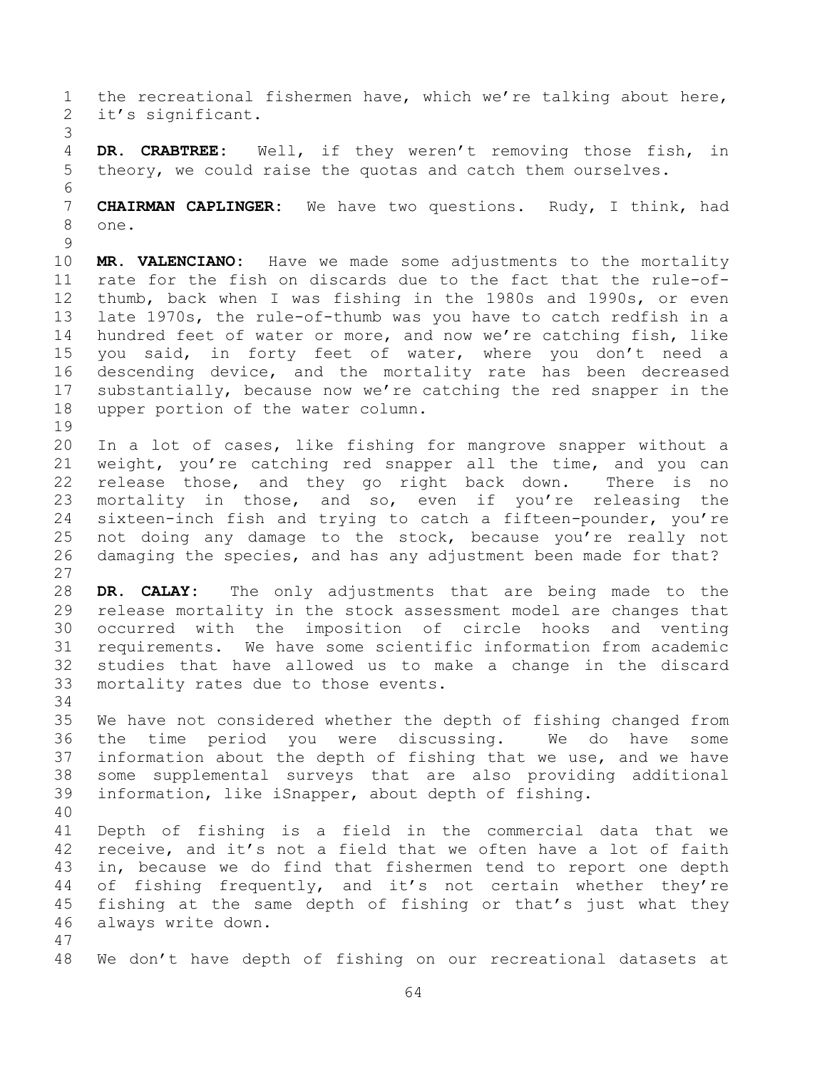the recreational fishermen have, which we're talking about here, it's significant.

**DR. CRABTREE:** Well, if they weren't removing those fish, in theory, we could raise the quotas and catch them ourselves.

**CHAIRMAN CAPLINGER:** We have two questions. Rudy, I think, had one.

**MR. VALENCIANO:** Have we made some adjustments to the mortality rate for the fish on discards due to the fact that the rule-of-thumb, back when I was fishing in the 1980s and 1990s, or even late 1970s, the rule-of-thumb was you have to catch redfish in a hundred feet of water or more, and now we're catching fish, like you said, in forty feet of water, where you don't need a descending device, and the mortality rate has been decreased substantially, because now we're catching the red snapper in the upper portion of the water column.

In a lot of cases, like fishing for mangrove snapper without a weight, you're catching red snapper all the time, and you can release those, and they go right back down. There is no mortality in those, and so, even if you're releasing the sixteen-inch fish and trying to catch a fifteen-pounder, you're not doing any damage to the stock, because you're really not damaging the species, and has any adjustment been made for that?

**DR. CALAY:** The only adjustments that are being made to the release mortality in the stock assessment model are changes that occurred with the imposition of circle hooks and venting requirements. We have some scientific information from academic studies that have allowed us to make a change in the discard mortality rates due to those events.

We have not considered whether the depth of fishing changed from the time period you were discussing. We do have some information about the depth of fishing that we use, and we have some supplemental surveys that are also providing additional information, like iSnapper, about depth of fishing.

Depth of fishing is a field in the commercial data that we receive, and it's not a field that we often have a lot of faith in, because we do find that fishermen tend to report one depth of fishing frequently, and it's not certain whether they're fishing at the same depth of fishing or that's just what they always write down.

We don't have depth of fishing on our recreational datasets at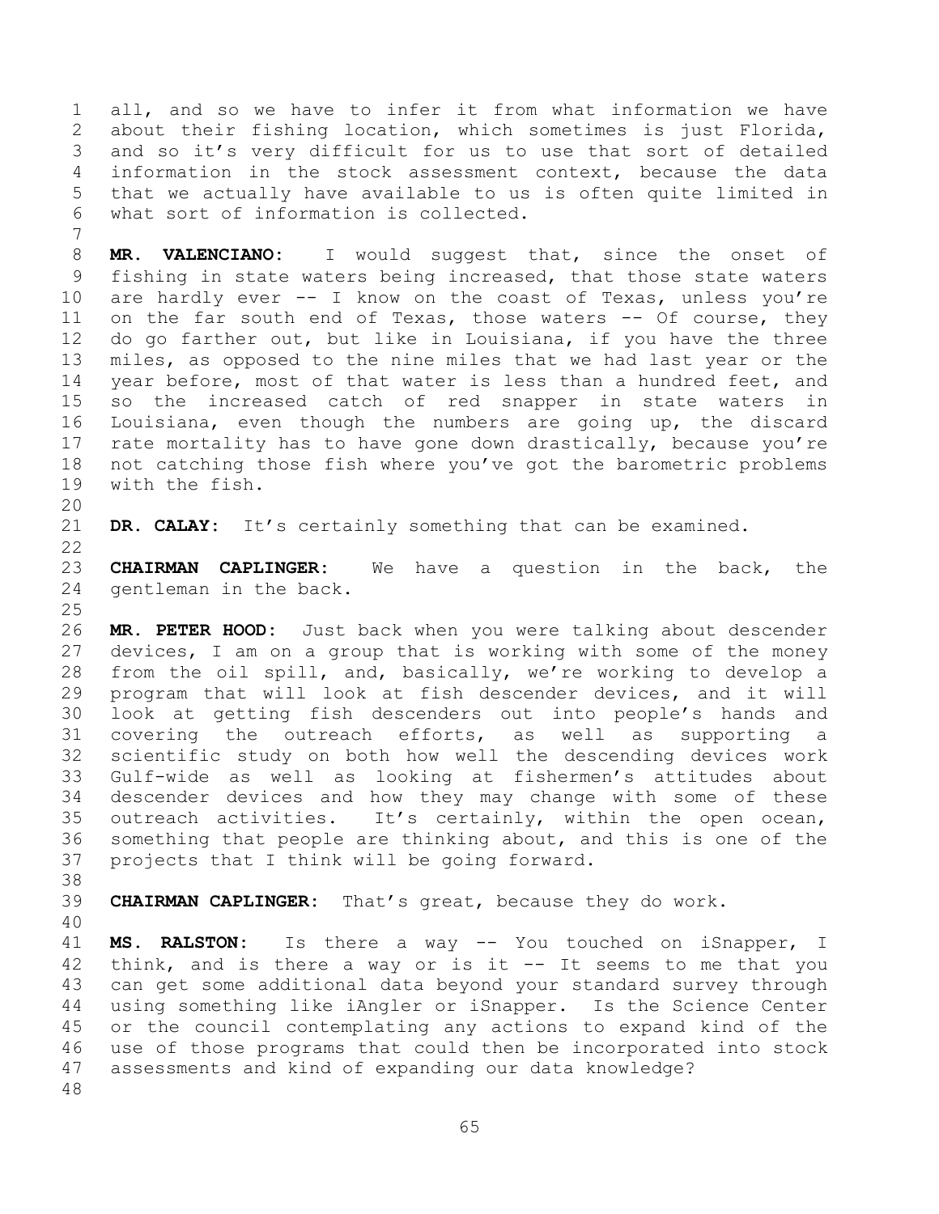all, and so we have to infer it from what information we have about their fishing location, which sometimes is just Florida, and so it's very difficult for us to use that sort of detailed information in the stock assessment context, because the data that we actually have available to us is often quite limited in what sort of information is collected.

**MR. VALENCIANO:** I would suggest that, since the onset of fishing in state waters being increased, that those state waters are hardly ever -- I know on the coast of Texas, unless you're on the far south end of Texas, those waters -- Of course, they do go farther out, but like in Louisiana, if you have the three miles, as opposed to the nine miles that we had last year or the year before, most of that water is less than a hundred feet, and so the increased catch of red snapper in state waters in Louisiana, even though the numbers are going up, the discard rate mortality has to have gone down drastically, because you're not catching those fish where you've got the barometric problems with the fish.

**DR. CALAY:** It's certainly something that can be examined.

**CHAIRMAN CAPLINGER:** We have a question in the back, the gentleman in the back.

**MR. PETER HOOD:** Just back when you were talking about descender devices, I am on a group that is working with some of the money from the oil spill, and, basically, we're working to develop a program that will look at fish descender devices, and it will look at getting fish descenders out into people's hands and covering the outreach efforts, as well as supporting a scientific study on both how well the descending devices work Gulf-wide as well as looking at fishermen's attitudes about descender devices and how they may change with some of these outreach activities. It's certainly, within the open ocean, something that people are thinking about, and this is one of the projects that I think will be going forward.

**CHAIRMAN CAPLINGER:** That's great, because they do work.

**MS. RALSTON:** Is there a way -- You touched on iSnapper, I think, and is there a way or is it -- It seems to me that you can get some additional data beyond your standard survey through using something like iAngler or iSnapper. Is the Science Center or the council contemplating any actions to expand kind of the use of those programs that could then be incorporated into stock assessments and kind of expanding our data knowledge?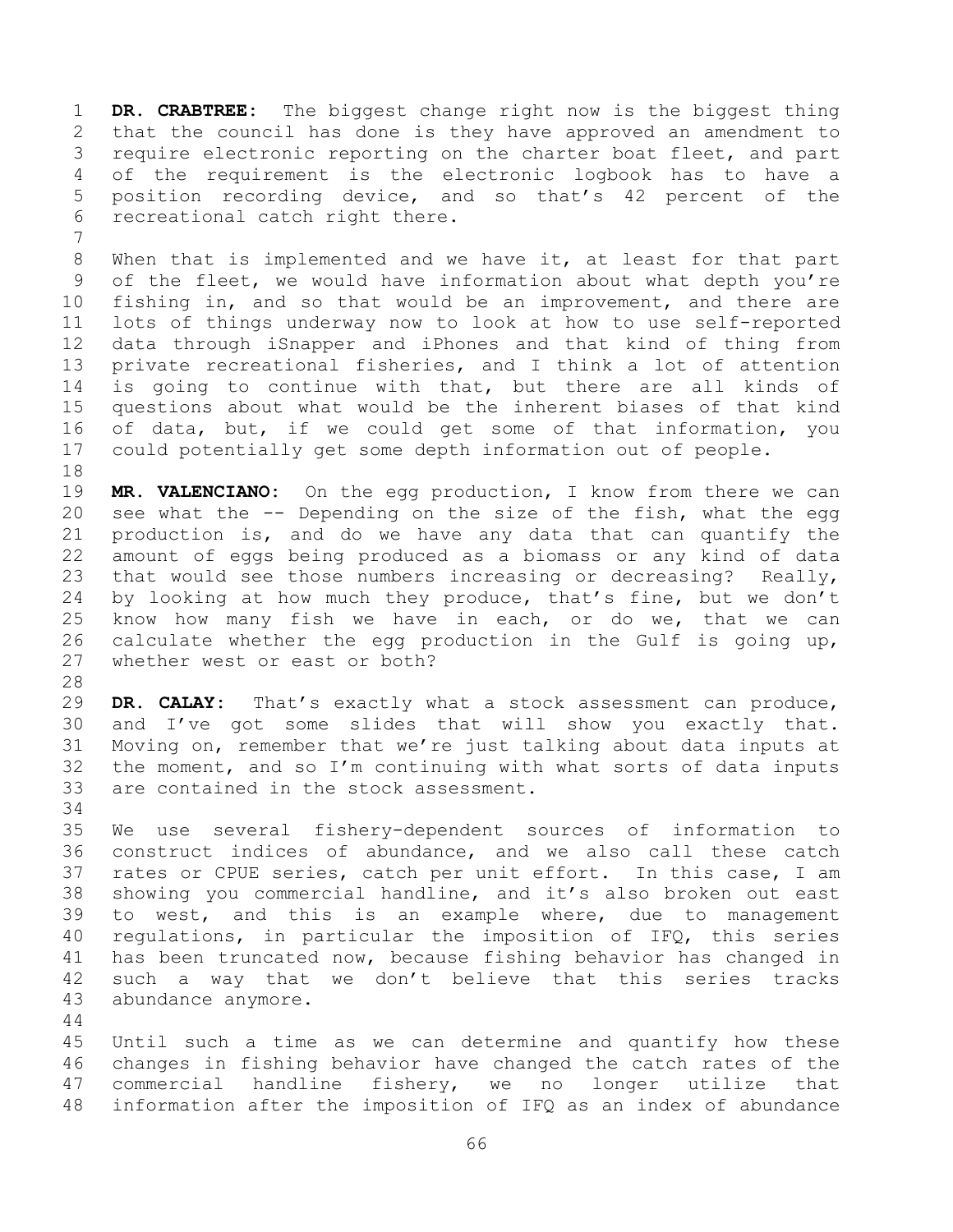**DR. CRABTREE:** The biggest change right now is the biggest thing that the council has done is they have approved an amendment to require electronic reporting on the charter boat fleet, and part of the requirement is the electronic logbook has to have a position recording device, and so that's 42 percent of the recreational catch right there.

When that is implemented and we have it, at least for that part of the fleet, we would have information about what depth you're fishing in, and so that would be an improvement, and there are lots of things underway now to look at how to use self-reported data through iSnapper and iPhones and that kind of thing from private recreational fisheries, and I think a lot of attention is going to continue with that, but there are all kinds of questions about what would be the inherent biases of that kind of data, but, if we could get some of that information, you could potentially get some depth information out of people.

**MR. VALENCIANO:** On the egg production, I know from there we can see what the -- Depending on the size of the fish, what the egg production is, and do we have any data that can quantify the amount of eggs being produced as a biomass or any kind of data that would see those numbers increasing or decreasing? Really, by looking at how much they produce, that's fine, but we don't know how many fish we have in each, or do we, that we can calculate whether the egg production in the Gulf is going up, whether west or east or both?

**DR. CALAY:** That's exactly what a stock assessment can produce, and I've got some slides that will show you exactly that. Moving on, remember that we're just talking about data inputs at the moment, and so I'm continuing with what sorts of data inputs are contained in the stock assessment.

We use several fishery-dependent sources of information to construct indices of abundance, and we also call these catch rates or CPUE series, catch per unit effort. In this case, I am showing you commercial handline, and it's also broken out east to west, and this is an example where, due to management regulations, in particular the imposition of IFQ, this series has been truncated now, because fishing behavior has changed in such a way that we don't believe that this series tracks abundance anymore.

Until such a time as we can determine and quantify how these changes in fishing behavior have changed the catch rates of the commercial handline fishery, we no longer utilize that information after the imposition of IFQ as an index of abundance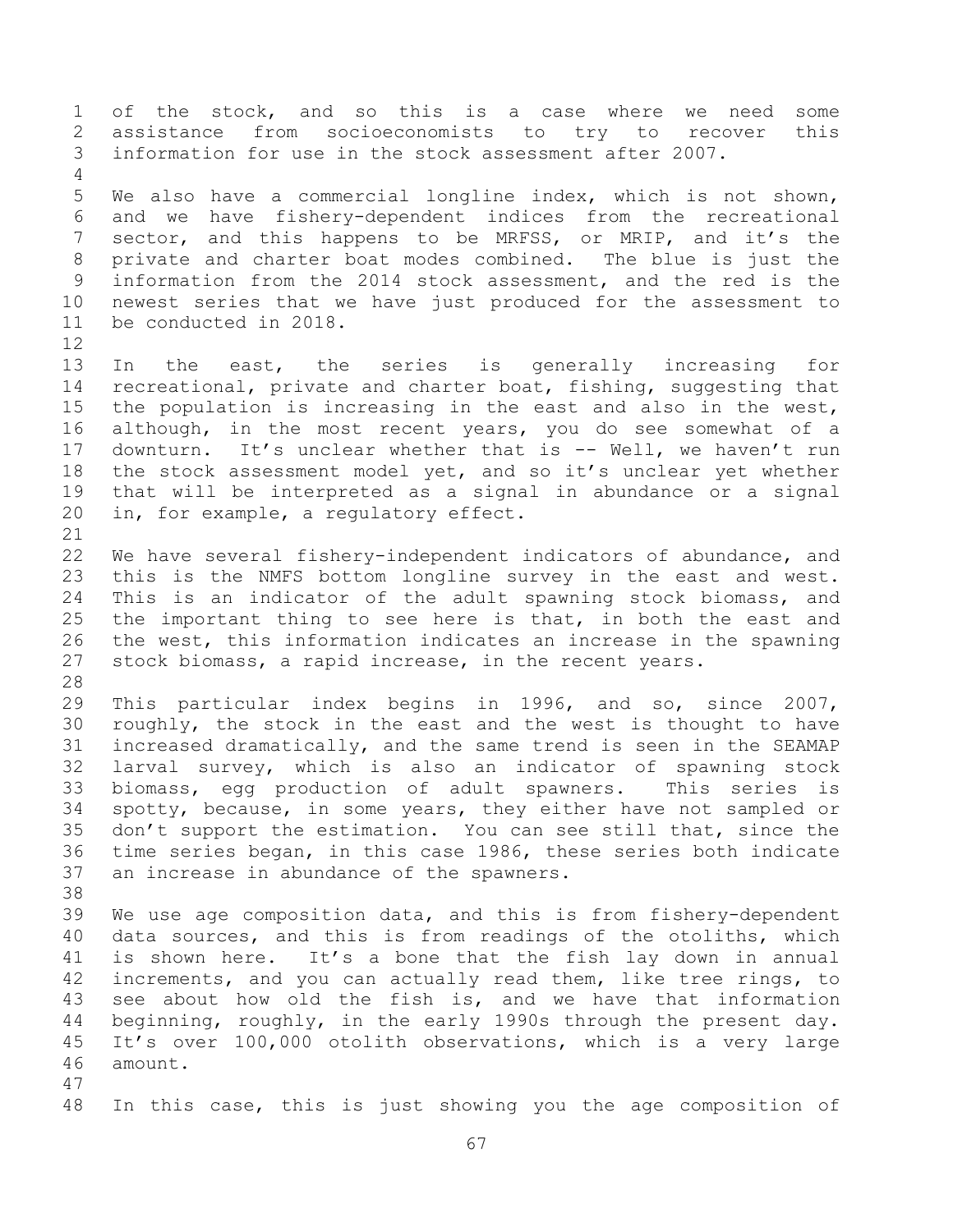of the stock, and so this is a case where we need some assistance from socioeconomists to try to recover this information for use in the stock assessment after 2007.

We also have a commercial longline index, which is not shown, and we have fishery-dependent indices from the recreational sector, and this happens to be MRFSS, or MRIP, and it's the private and charter boat modes combined. The blue is just the information from the 2014 stock assessment, and the red is the newest series that we have just produced for the assessment to be conducted in 2018.

In the east, the series is generally increasing for recreational, private and charter boat, fishing, suggesting that the population is increasing in the east and also in the west, although, in the most recent years, you do see somewhat of a downturn. It's unclear whether that is -- Well, we haven't run the stock assessment model yet, and so it's unclear yet whether that will be interpreted as a signal in abundance or a signal in, for example, a regulatory effect.

We have several fishery-independent indicators of abundance, and this is the NMFS bottom longline survey in the east and west. This is an indicator of the adult spawning stock biomass, and the important thing to see here is that, in both the east and the west, this information indicates an increase in the spawning stock biomass, a rapid increase, in the recent years.

This particular index begins in 1996, and so, since 2007, roughly, the stock in the east and the west is thought to have increased dramatically, and the same trend is seen in the SEAMAP larval survey, which is also an indicator of spawning stock biomass, egg production of adult spawners. This series is spotty, because, in some years, they either have not sampled or don't support the estimation. You can see still that, since the time series began, in this case 1986, these series both indicate an increase in abundance of the spawners.

We use age composition data, and this is from fishery-dependent data sources, and this is from readings of the otoliths, which is shown here. It's a bone that the fish lay down in annual increments, and you can actually read them, like tree rings, to see about how old the fish is, and we have that information beginning, roughly, in the early 1990s through the present day. It's over 100,000 otolith observations, which is a very large amount.

In this case, this is just showing you the age composition of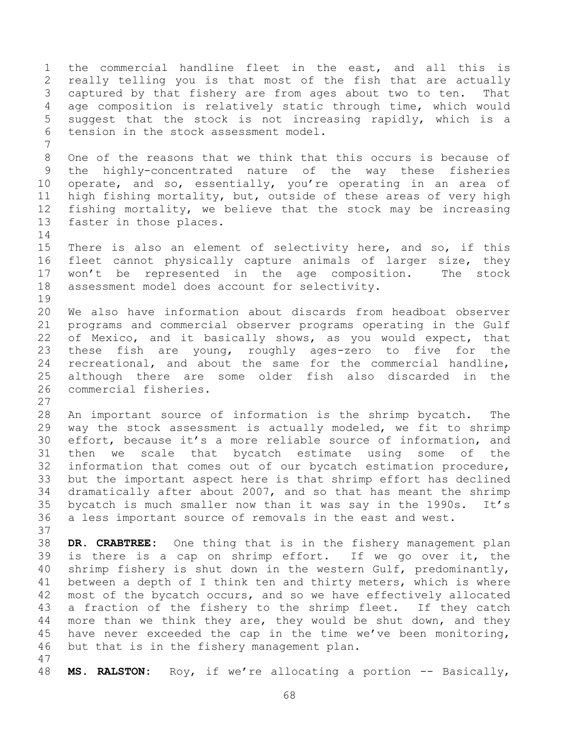the commercial handline fleet in the east, and all this is really telling you is that most of the fish that are actually captured by that fishery are from ages about two to ten. That age composition is relatively static through time, which would suggest that the stock is not increasing rapidly, which is a tension in the stock assessment model.

One of the reasons that we think that this occurs is because of the highly-concentrated nature of the way these fisheries operate, and so, essentially, you're operating in an area of high fishing mortality, but, outside of these areas of very high fishing mortality, we believe that the stock may be increasing faster in those places.

There is also an element of selectivity here, and so, if this fleet cannot physically capture animals of larger size, they won't be represented in the age composition. The stock assessment model does account for selectivity.

We also have information about discards from headboat observer programs and commercial observer programs operating in the Gulf of Mexico, and it basically shows, as you would expect, that these fish are young, roughly ages-zero to five for the recreational, and about the same for the commercial handline, although there are some older fish also discarded in the commercial fisheries.

An important source of information is the shrimp bycatch. The way the stock assessment is actually modeled, we fit to shrimp effort, because it's a more reliable source of information, and then we scale that bycatch estimate using some of the information that comes out of our bycatch estimation procedure, but the important aspect here is that shrimp effort has declined dramatically after about 2007, and so that has meant the shrimp bycatch is much smaller now than it was say in the 1990s. It's a less important source of removals in the east and west.

**DR. CRABTREE:** One thing that is in the fishery management plan is there is a cap on shrimp effort. If we go over it, the shrimp fishery is shut down in the western Gulf, predominantly, between a depth of I think ten and thirty meters, which is where most of the bycatch occurs, and so we have effectively allocated a fraction of the fishery to the shrimp fleet. If they catch more than we think they are, they would be shut down, and they have never exceeded the cap in the time we've been monitoring, but that is in the fishery management plan.

**MS. RALSTON:** Roy, if we're allocating a portion -- Basically,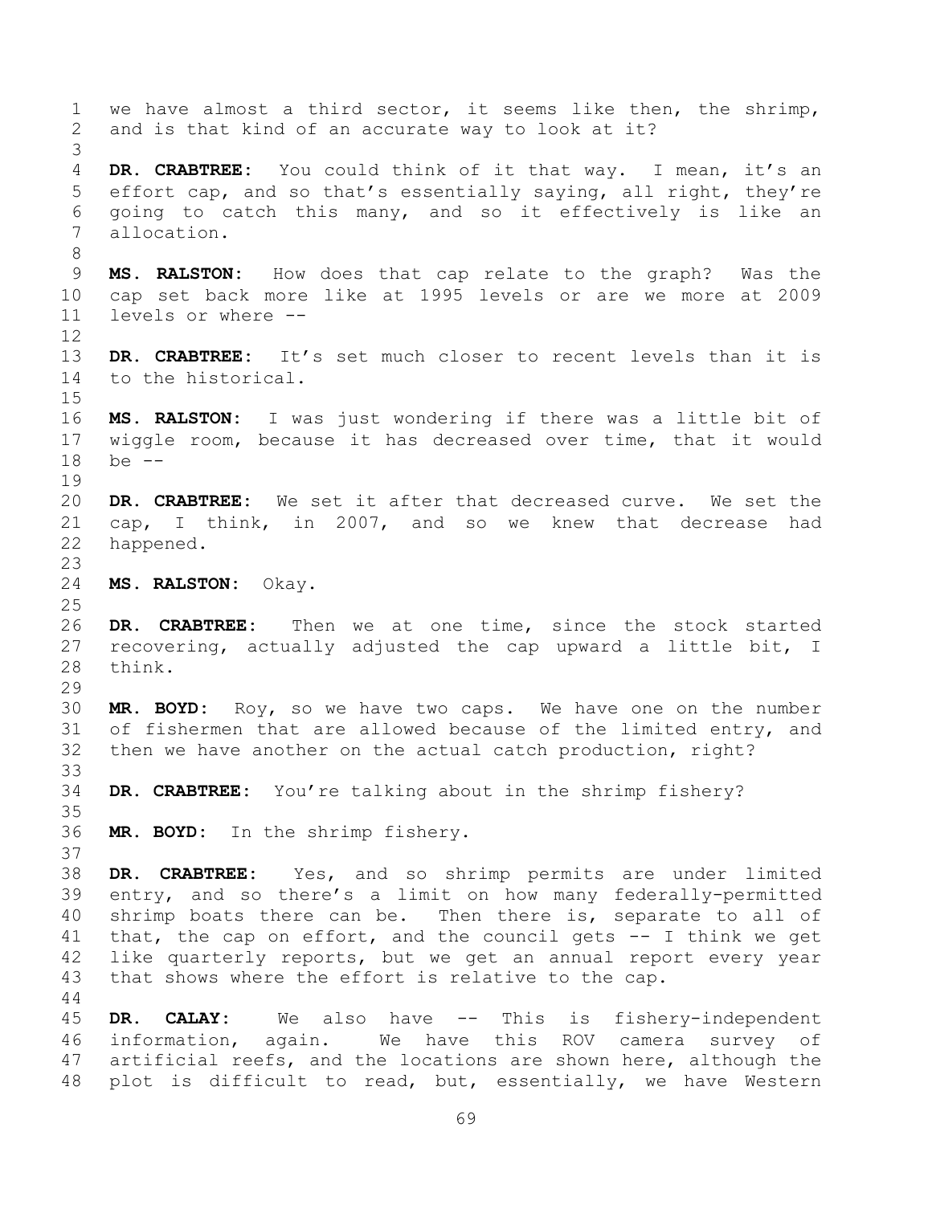we have almost a third sector, it seems like then, the shrimp, and is that kind of an accurate way to look at it?

**DR. CRABTREE:** You could think of it that way. I mean, it's an effort cap, and so that's essentially saying, all right, they're going to catch this many, and so it effectively is like an allocation.

**MS. RALSTON:** How does that cap relate to the graph? Was the cap set back more like at 1995 levels or are we more at 2009 levels or where --

**DR. CRABTREE:** It's set much closer to recent levels than it is to the historical.

**MS. RALSTON:** I was just wondering if there was a little bit of wiggle room, because it has decreased over time, that it would be --

**DR. CRABTREE:** We set it after that decreased curve. We set the cap, I think, in 2007, and so we knew that decrease had happened.

**MS. RALSTON:** Okay.

**DR. CRABTREE:** Then we at one time, since the stock started recovering, actually adjusted the cap upward a little bit, I think.

**MR. BOYD:** Roy, so we have two caps. We have one on the number of fishermen that are allowed because of the limited entry, and then we have another on the actual catch production, right?

**DR. CRABTREE:** You're talking about in the shrimp fishery?

**MR. BOYD:** In the shrimp fishery.

**DR. CRABTREE:** Yes, and so shrimp permits are under limited entry, and so there's a limit on how many federally-permitted shrimp boats there can be. Then there is, separate to all of that, the cap on effort, and the council gets -- I think we get like quarterly reports, but we get an annual report every year that shows where the effort is relative to the cap.

**DR. CALAY:** We also have -- This is fishery-independent information, again. We have this ROV camera survey of artificial reefs, and the locations are shown here, although the plot is difficult to read, but, essentially, we have Western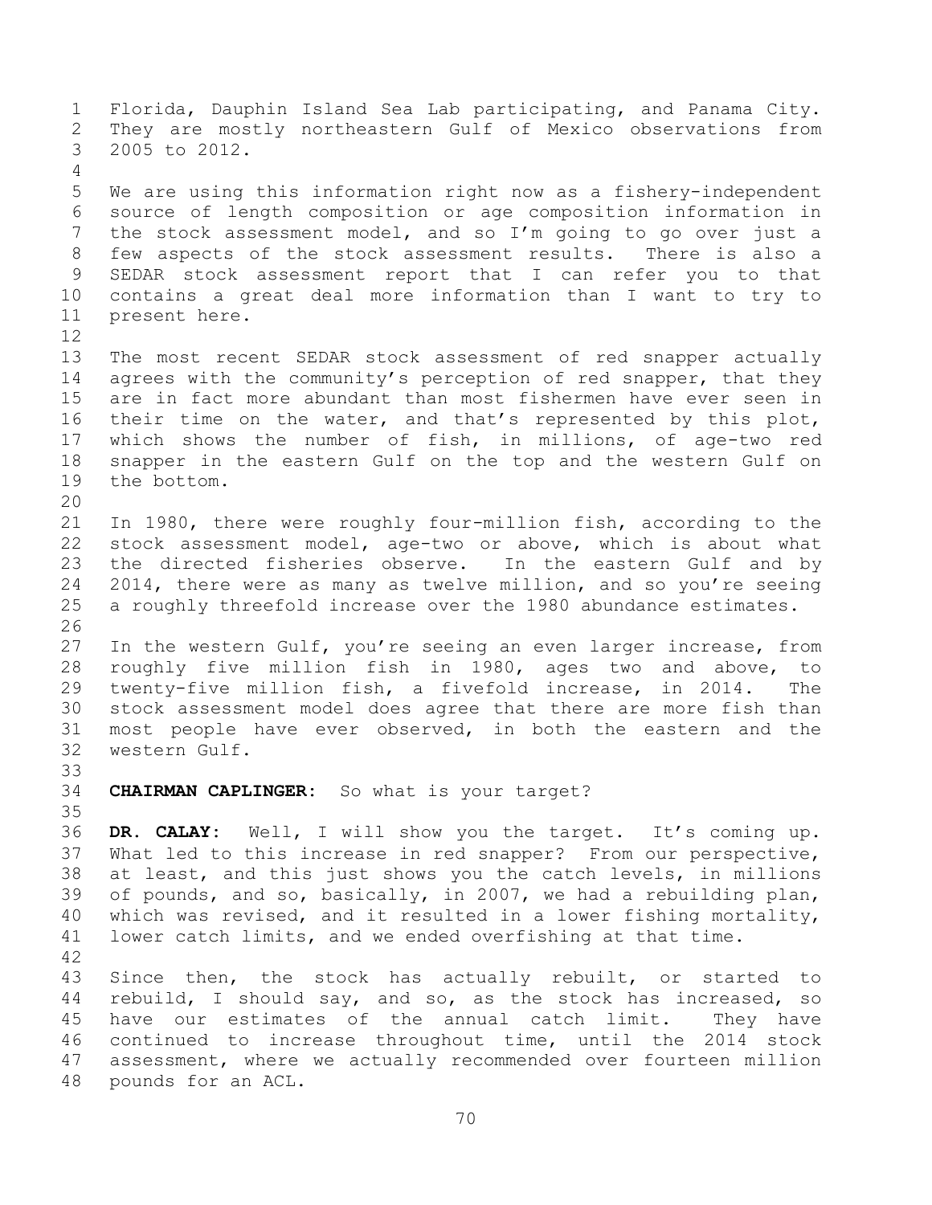Florida, Dauphin Island Sea Lab participating, and Panama City. They are mostly northeastern Gulf of Mexico observations from 2005 to 2012.

We are using this information right now as a fishery-independent source of length composition or age composition information in the stock assessment model, and so I'm going to go over just a few aspects of the stock assessment results. There is also a SEDAR stock assessment report that I can refer you to that contains a great deal more information than I want to try to present here.

The most recent SEDAR stock assessment of red snapper actually agrees with the community's perception of red snapper, that they are in fact more abundant than most fishermen have ever seen in their time on the water, and that's represented by this plot, which shows the number of fish, in millions, of age-two red snapper in the eastern Gulf on the top and the western Gulf on the bottom.

In 1980, there were roughly four-million fish, according to the stock assessment model, age-two or above, which is about what the directed fisheries observe. In the eastern Gulf and by 2014, there were as many as twelve million, and so you're seeing a roughly threefold increase over the 1980 abundance estimates.

In the western Gulf, you're seeing an even larger increase, from roughly five million fish in 1980, ages two and above, to twenty-five million fish, a fivefold increase, in 2014. The stock assessment model does agree that there are more fish than most people have ever observed, in both the eastern and the western Gulf.

**CHAIRMAN CAPLINGER:** So what is your target?

**DR. CALAY:** Well, I will show you the target. It's coming up. What led to this increase in red snapper? From our perspective, at least, and this just shows you the catch levels, in millions of pounds, and so, basically, in 2007, we had a rebuilding plan, which was revised, and it resulted in a lower fishing mortality, lower catch limits, and we ended overfishing at that time.

Since then, the stock has actually rebuilt, or started to rebuild, I should say, and so, as the stock has increased, so have our estimates of the annual catch limit. They have continued to increase throughout time, until the 2014 stock assessment, where we actually recommended over fourteen million pounds for an ACL.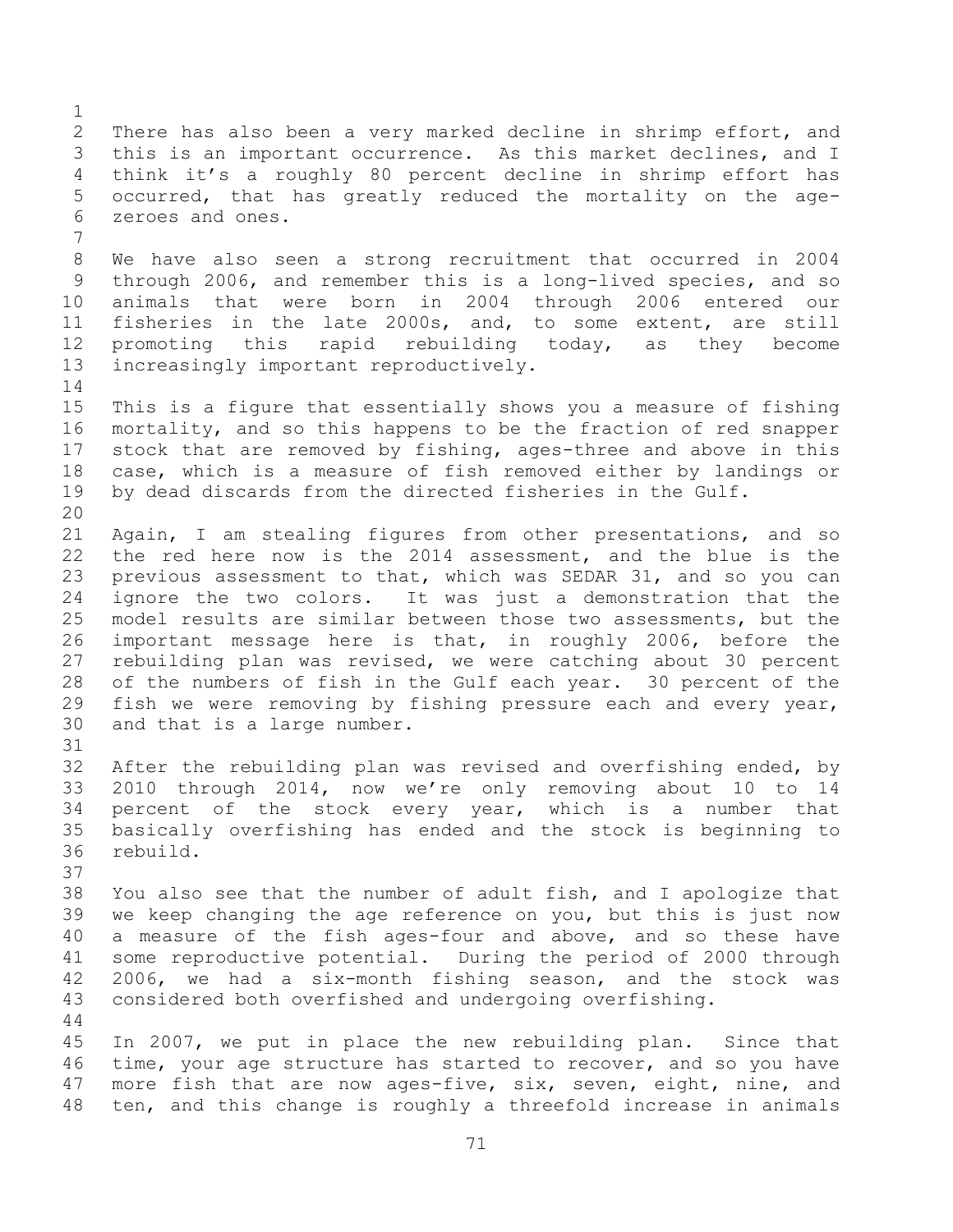There has also been a very marked decline in shrimp effort, and this is an important occurrence. As this market declines, and I think it's a roughly 80 percent decline in shrimp effort has occurred, that has greatly reduced the mortality on the age-zeroes and ones.

We have also seen a strong recruitment that occurred in 2004 through 2006, and remember this is a long-lived species, and so animals that were born in 2004 through 2006 entered our fisheries in the late 2000s, and, to some extent, are still promoting this rapid rebuilding today, as they become increasingly important reproductively.

This is a figure that essentially shows you a measure of fishing mortality, and so this happens to be the fraction of red snapper stock that are removed by fishing, ages-three and above in this case, which is a measure of fish removed either by landings or by dead discards from the directed fisheries in the Gulf.

Again, I am stealing figures from other presentations, and so the red here now is the 2014 assessment, and the blue is the previous assessment to that, which was SEDAR 31, and so you can ignore the two colors. It was just a demonstration that the model results are similar between those two assessments, but the important message here is that, in roughly 2006, before the rebuilding plan was revised, we were catching about 30 percent of the numbers of fish in the Gulf each year. 30 percent of the fish we were removing by fishing pressure each and every year, and that is a large number.

After the rebuilding plan was revised and overfishing ended, by 2010 through 2014, now we're only removing about 10 to 14 percent of the stock every year, which is a number that basically overfishing has ended and the stock is beginning to rebuild.

You also see that the number of adult fish, and I apologize that we keep changing the age reference on you, but this is just now a measure of the fish ages-four and above, and so these have some reproductive potential. During the period of 2000 through 2006, we had a six-month fishing season, and the stock was considered both overfished and undergoing overfishing.

In 2007, we put in place the new rebuilding plan. Since that time, your age structure has started to recover, and so you have more fish that are now ages-five, six, seven, eight, nine, and ten, and this change is roughly a threefold increase in animals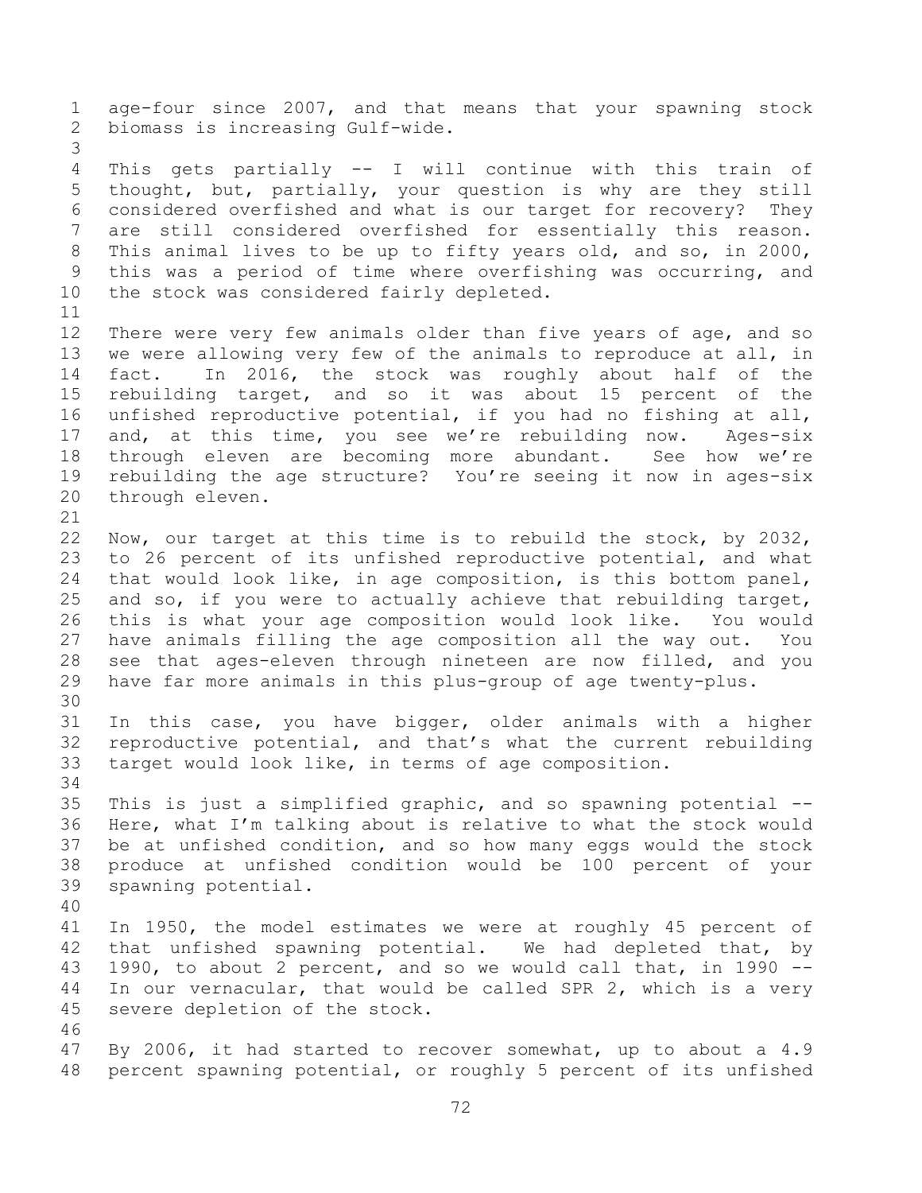age-four since 2007, and that means that your spawning stock biomass is increasing Gulf-wide.

This gets partially -- I will continue with this train of thought, but, partially, your question is why are they still considered overfished and what is our target for recovery? They are still considered overfished for essentially this reason. This animal lives to be up to fifty years old, and so, in 2000, this was a period of time where overfishing was occurring, and the stock was considered fairly depleted.

There were very few animals older than five years of age, and so we were allowing very few of the animals to reproduce at all, in fact. In 2016, the stock was roughly about half of the rebuilding target, and so it was about 15 percent of the unfished reproductive potential, if you had no fishing at all, and, at this time, you see we're rebuilding now. Ages-six through eleven are becoming more abundant. See how we're rebuilding the age structure? You're seeing it now in ages-six through eleven.

Now, our target at this time is to rebuild the stock, by 2032, to 26 percent of its unfished reproductive potential, and what that would look like, in age composition, is this bottom panel, and so, if you were to actually achieve that rebuilding target, this is what your age composition would look like. You would have animals filling the age composition all the way out. You see that ages-eleven through nineteen are now filled, and you have far more animals in this plus-group of age twenty-plus.

In this case, you have bigger, older animals with a higher reproductive potential, and that's what the current rebuilding target would look like, in terms of age composition.

This is just a simplified graphic, and so spawning potential -- Here, what I'm talking about is relative to what the stock would be at unfished condition, and so how many eggs would the stock produce at unfished condition would be 100 percent of your spawning potential.

In 1950, the model estimates we were at roughly 45 percent of that unfished spawning potential. We had depleted that, by 1990, to about 2 percent, and so we would call that, in 1990 -- In our vernacular, that would be called SPR 2, which is a very severe depletion of the stock.

By 2006, it had started to recover somewhat, up to about a 4.9 percent spawning potential, or roughly 5 percent of its unfished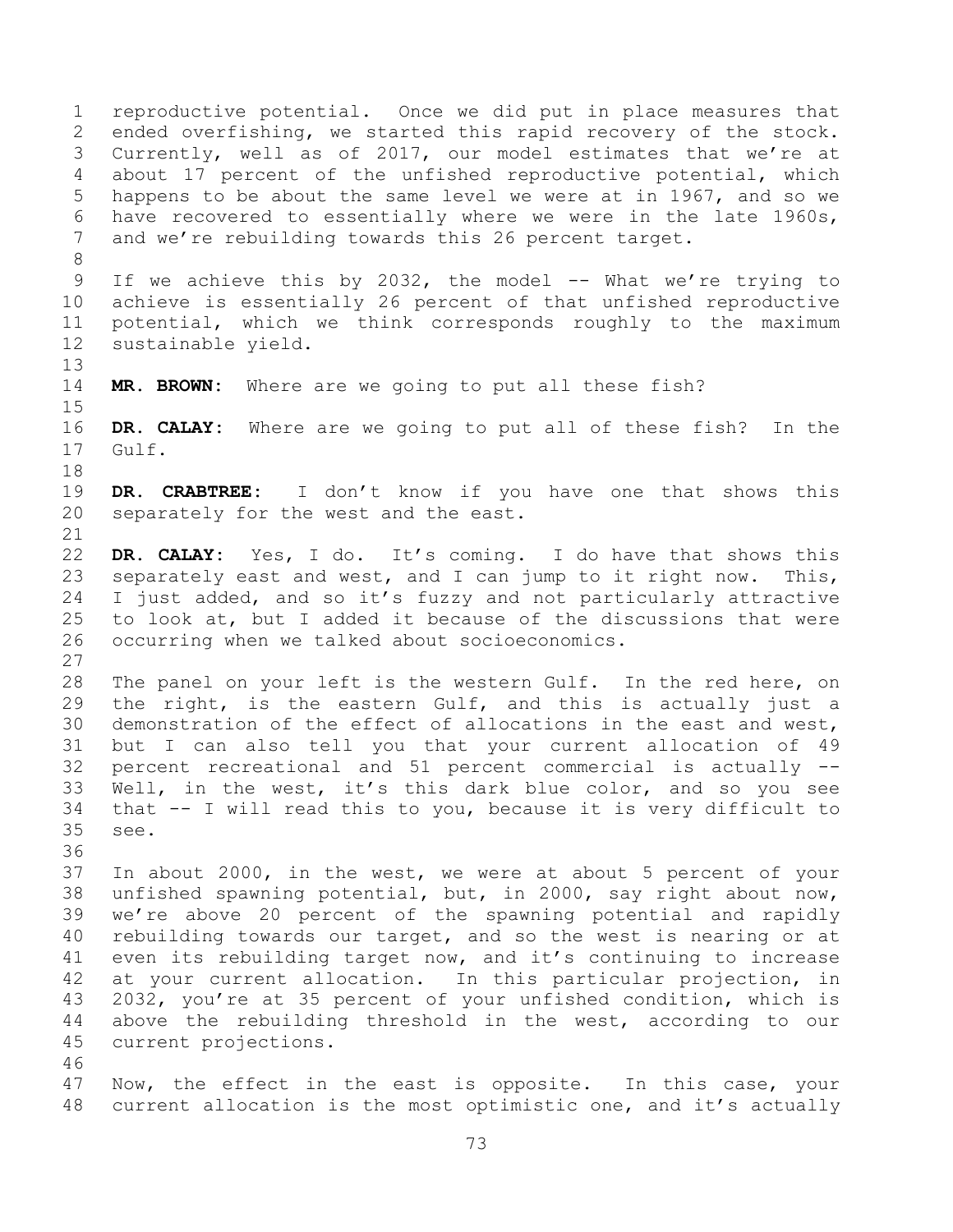reproductive potential. Once we did put in place measures that ended overfishing, we started this rapid recovery of the stock. Currently, well as of 2017, our model estimates that we're at about 17 percent of the unfished reproductive potential, which happens to be about the same level we were at in 1967, and so we have recovered to essentially where we were in the late 1960s, and we're rebuilding towards this 26 percent target.

If we achieve this by 2032, the model -- What we're trying to achieve is essentially 26 percent of that unfished reproductive potential, which we think corresponds roughly to the maximum sustainable yield.

**MR. BROWN:** Where are we going to put all these fish?

**DR. CALAY:** Where are we going to put all of these fish? In the Gulf.

**DR. CRABTREE:** I don't know if you have one that shows this separately for the west and the east.

**DR. CALAY:** Yes, I do. It's coming. I do have that shows this separately east and west, and I can jump to it right now. This, I just added, and so it's fuzzy and not particularly attractive to look at, but I added it because of the discussions that were occurring when we talked about socioeconomics.

The panel on your left is the western Gulf. In the red here, on the right, is the eastern Gulf, and this is actually just a demonstration of the effect of allocations in the east and west, but I can also tell you that your current allocation of 49 percent recreational and 51 percent commercial is actually -- Well, in the west, it's this dark blue color, and so you see that -- I will read this to you, because it is very difficult to see.

In about 2000, in the west, we were at about 5 percent of your unfished spawning potential, but, in 2000, say right about now, we're above 20 percent of the spawning potential and rapidly rebuilding towards our target, and so the west is nearing or at even its rebuilding target now, and it's continuing to increase at your current allocation. In this particular projection, in 2032, you're at 35 percent of your unfished condition, which is above the rebuilding threshold in the west, according to our current projections.

Now, the effect in the east is opposite. In this case, your current allocation is the most optimistic one, and it's actually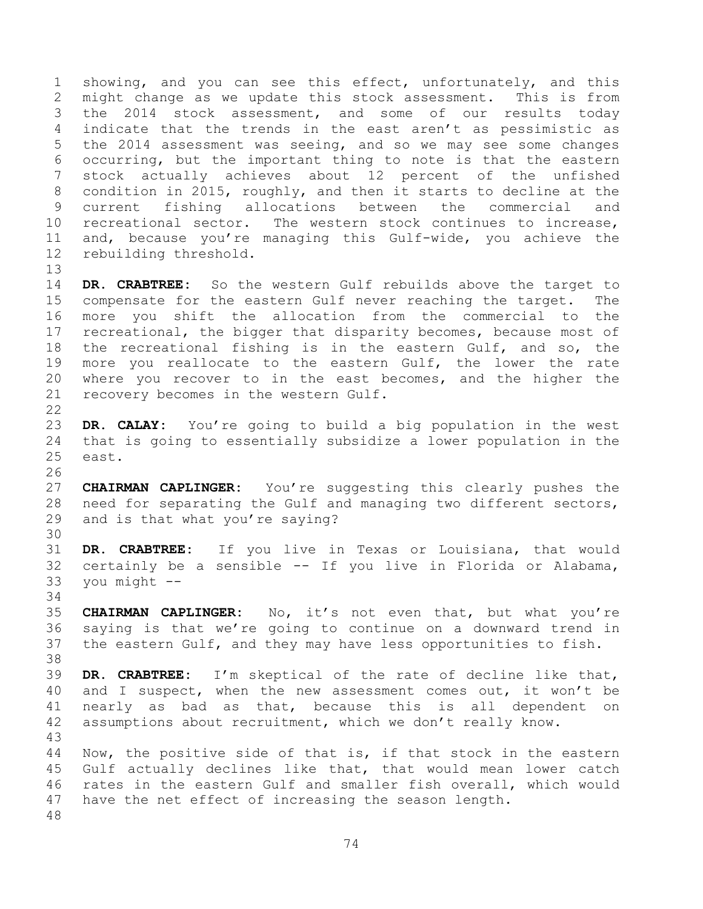showing, and you can see this effect, unfortunately, and this might change as we update this stock assessment. This is from the 2014 stock assessment, and some of our results today indicate that the trends in the east aren't as pessimistic as the 2014 assessment was seeing, and so we may see some changes occurring, but the important thing to note is that the eastern stock actually achieves about 12 percent of the unfished condition in 2015, roughly, and then it starts to decline at the current fishing allocations between the commercial and recreational sector. The western stock continues to increase, and, because you're managing this Gulf-wide, you achieve the rebuilding threshold.

**DR. CRABTREE:** So the western Gulf rebuilds above the target to compensate for the eastern Gulf never reaching the target. The more you shift the allocation from the commercial to the recreational, the bigger that disparity becomes, because most of the recreational fishing is in the eastern Gulf, and so, the more you reallocate to the eastern Gulf, the lower the rate where you recover to in the east becomes, and the higher the recovery becomes in the western Gulf.

**DR. CALAY:** You're going to build a big population in the west that is going to essentially subsidize a lower population in the east.

**CHAIRMAN CAPLINGER:** You're suggesting this clearly pushes the need for separating the Gulf and managing two different sectors, and is that what you're saying?

**DR. CRABTREE:** If you live in Texas or Louisiana, that would certainly be a sensible -- If you live in Florida or Alabama, you might --

**CHAIRMAN CAPLINGER:** No, it's not even that, but what you're saying is that we're going to continue on a downward trend in the eastern Gulf, and they may have less opportunities to fish.

**DR. CRABTREE:** I'm skeptical of the rate of decline like that, and I suspect, when the new assessment comes out, it won't be nearly as bad as that, because this is all dependent on assumptions about recruitment, which we don't really know.

Now, the positive side of that is, if that stock in the eastern Gulf actually declines like that, that would mean lower catch rates in the eastern Gulf and smaller fish overall, which would have the net effect of increasing the season length.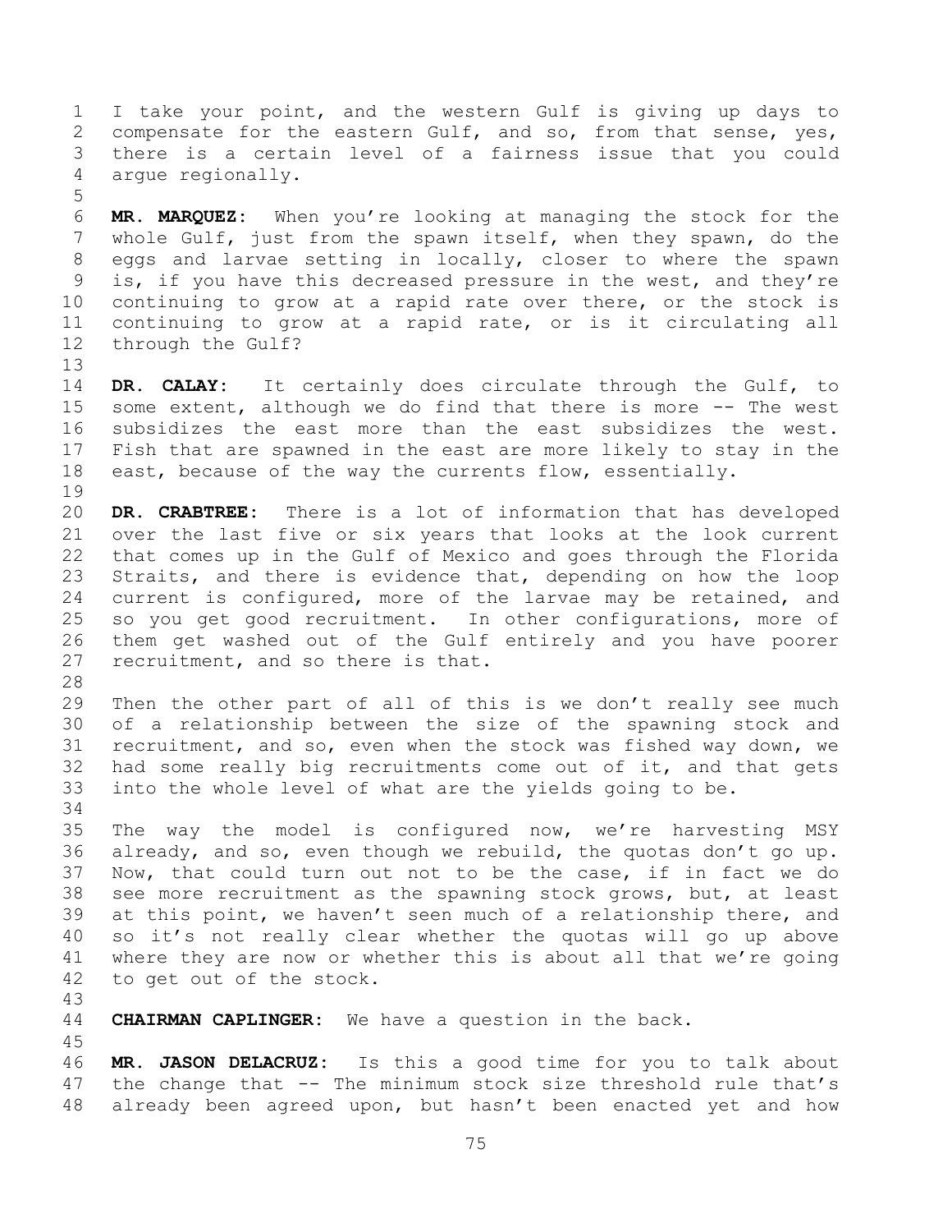I take your point, and the western Gulf is giving up days to compensate for the eastern Gulf, and so, from that sense, yes, there is a certain level of a fairness issue that you could argue regionally.

**MR. MARQUEZ:** When you're looking at managing the stock for the whole Gulf, just from the spawn itself, when they spawn, do the eggs and larvae setting in locally, closer to where the spawn is, if you have this decreased pressure in the west, and they're continuing to grow at a rapid rate over there, or the stock is continuing to grow at a rapid rate, or is it circulating all through the Gulf?

**DR. CALAY:** It certainly does circulate through the Gulf, to some extent, although we do find that there is more -- The west subsidizes the east more than the east subsidizes the west. Fish that are spawned in the east are more likely to stay in the east, because of the way the currents flow, essentially.

**DR. CRABTREE:** There is a lot of information that has developed over the last five or six years that looks at the look current that comes up in the Gulf of Mexico and goes through the Florida Straits, and there is evidence that, depending on how the loop current is configured, more of the larvae may be retained, and so you get good recruitment. In other configurations, more of them get washed out of the Gulf entirely and you have poorer recruitment, and so there is that.

Then the other part of all of this is we don't really see much of a relationship between the size of the spawning stock and recruitment, and so, even when the stock was fished way down, we had some really big recruitments come out of it, and that gets into the whole level of what are the yields going to be.

The way the model is configured now, we're harvesting MSY already, and so, even though we rebuild, the quotas don't go up. Now, that could turn out not to be the case, if in fact we do see more recruitment as the spawning stock grows, but, at least at this point, we haven't seen much of a relationship there, and so it's not really clear whether the quotas will go up above where they are now or whether this is about all that we're going to get out of the stock.

**CHAIRMAN CAPLINGER:** We have a question in the back.

**MR. JASON DELACRUZ:** Is this a good time for you to talk about the change that -- The minimum stock size threshold rule that's already been agreed upon, but hasn't been enacted yet and how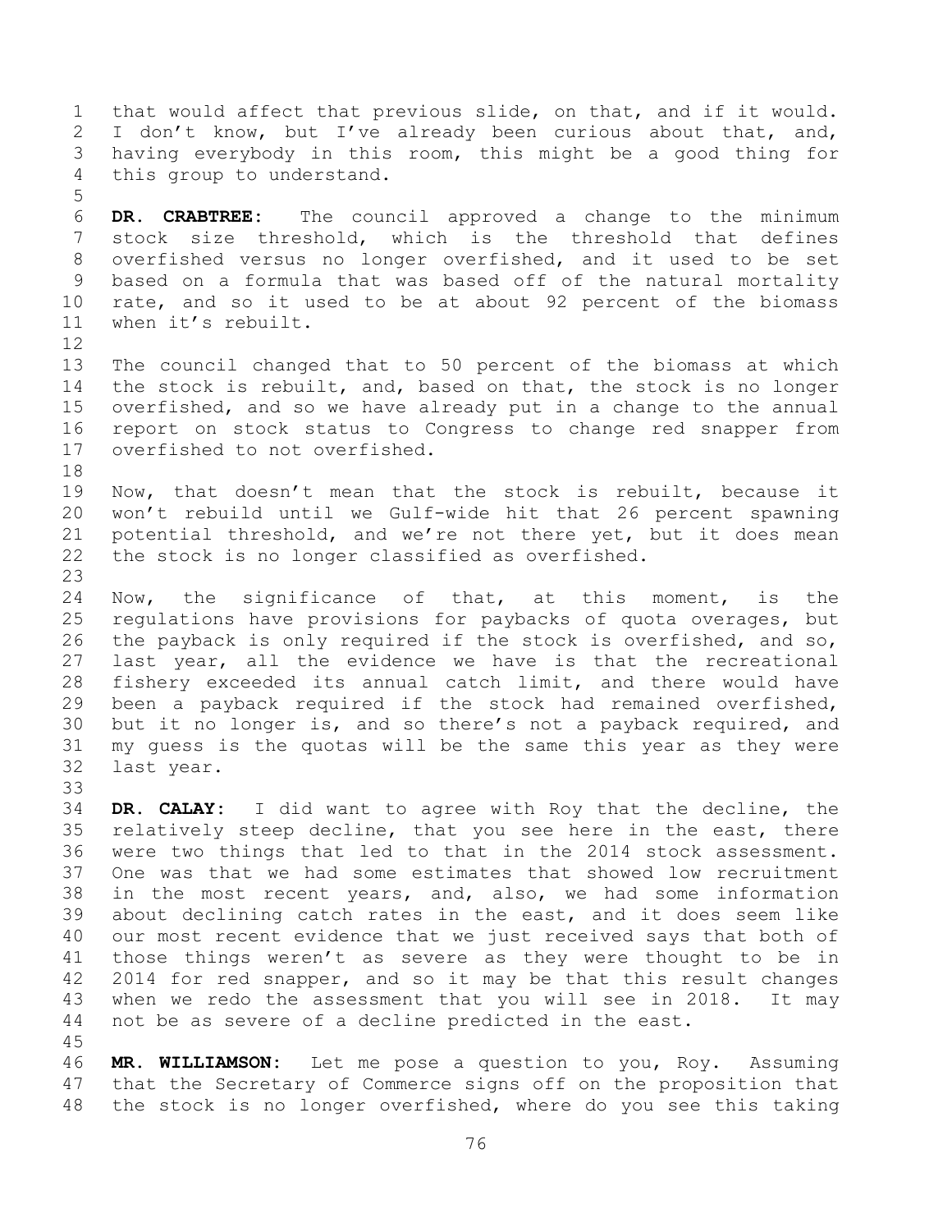that would affect that previous slide, on that, and if it would. I don't know, but I've already been curious about that, and, having everybody in this room, this might be a good thing for this group to understand.

**DR. CRABTREE:** The council approved a change to the minimum stock size threshold, which is the threshold that defines overfished versus no longer overfished, and it used to be set based on a formula that was based off of the natural mortality rate, and so it used to be at about 92 percent of the biomass when it's rebuilt.

The council changed that to 50 percent of the biomass at which the stock is rebuilt, and, based on that, the stock is no longer overfished, and so we have already put in a change to the annual report on stock status to Congress to change red snapper from overfished to not overfished.

Now, that doesn't mean that the stock is rebuilt, because it won't rebuild until we Gulf-wide hit that 26 percent spawning potential threshold, and we're not there yet, but it does mean the stock is no longer classified as overfished.

Now, the significance of that, at this moment, is the regulations have provisions for paybacks of quota overages, but the payback is only required if the stock is overfished, and so, last year, all the evidence we have is that the recreational fishery exceeded its annual catch limit, and there would have been a payback required if the stock had remained overfished, but it no longer is, and so there's not a payback required, and my guess is the quotas will be the same this year as they were last year.

**DR. CALAY:** I did want to agree with Roy that the decline, the relatively steep decline, that you see here in the east, there were two things that led to that in the 2014 stock assessment. One was that we had some estimates that showed low recruitment in the most recent years, and, also, we had some information about declining catch rates in the east, and it does seem like our most recent evidence that we just received says that both of those things weren't as severe as they were thought to be in 2014 for red snapper, and so it may be that this result changes when we redo the assessment that you will see in 2018. It may not be as severe of a decline predicted in the east.

**MR. WILLIAMSON:** Let me pose a question to you, Roy. Assuming that the Secretary of Commerce signs off on the proposition that the stock is no longer overfished, where do you see this taking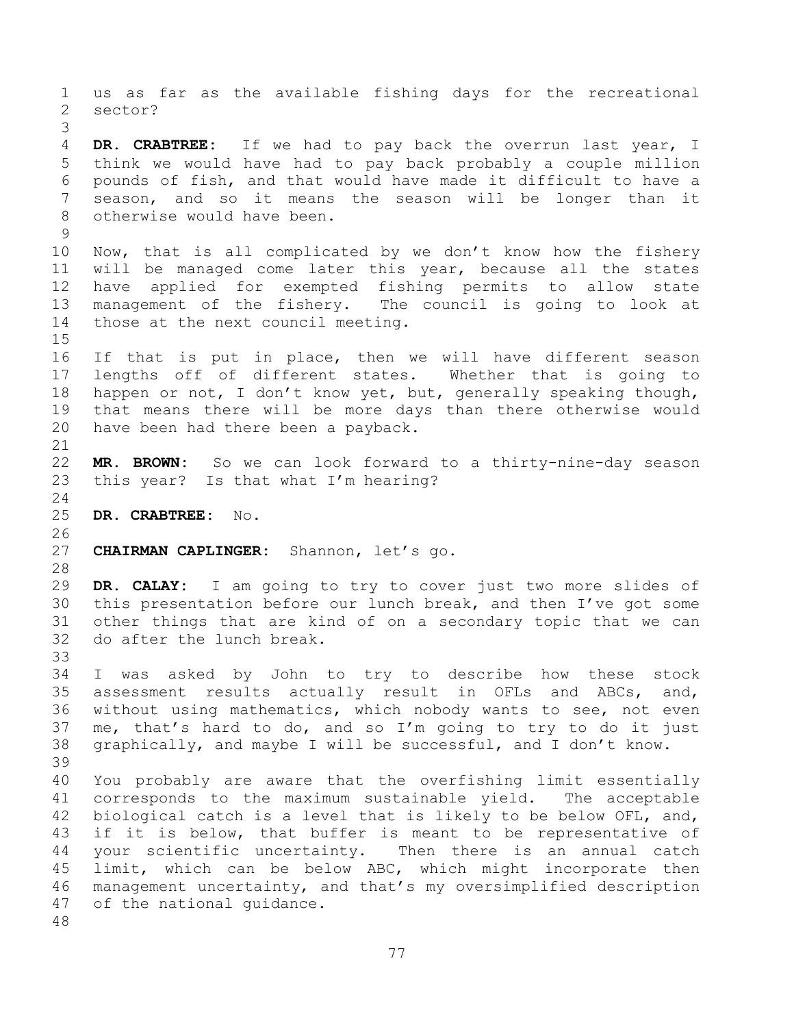us as far as the available fishing days for the recreational sector?

**DR. CRABTREE:** If we had to pay back the overrun last year, I think we would have had to pay back probably a couple million pounds of fish, and that would have made it difficult to have a season, and so it means the season will be longer than it otherwise would have been.

Now, that is all complicated by we don't know how the fishery will be managed come later this year, because all the states have applied for exempted fishing permits to allow state management of the fishery. The council is going to look at those at the next council meeting.

If that is put in place, then we will have different season lengths off of different states. Whether that is going to happen or not, I don't know yet, but, generally speaking though, that means there will be more days than there otherwise would have been had there been a payback.

**MR. BROWN:** So we can look forward to a thirty-nine-day season this year? Is that what I'm hearing?

**DR. CRABTREE:** No.

**CHAIRMAN CAPLINGER:** Shannon, let's go.

**DR. CALAY:** I am going to try to cover just two more slides of this presentation before our lunch break, and then I've got some other things that are kind of on a secondary topic that we can do after the lunch break.

I was asked by John to try to describe how these stock assessment results actually result in OFLs and ABCs, and, without using mathematics, which nobody wants to see, not even me, that's hard to do, and so I'm going to try to do it just graphically, and maybe I will be successful, and I don't know.

You probably are aware that the overfishing limit essentially corresponds to the maximum sustainable yield. The acceptable biological catch is a level that is likely to be below OFL, and, if it is below, that buffer is meant to be representative of your scientific uncertainty. Then there is an annual catch limit, which can be below ABC, which might incorporate then management uncertainty, and that's my oversimplified description of the national guidance.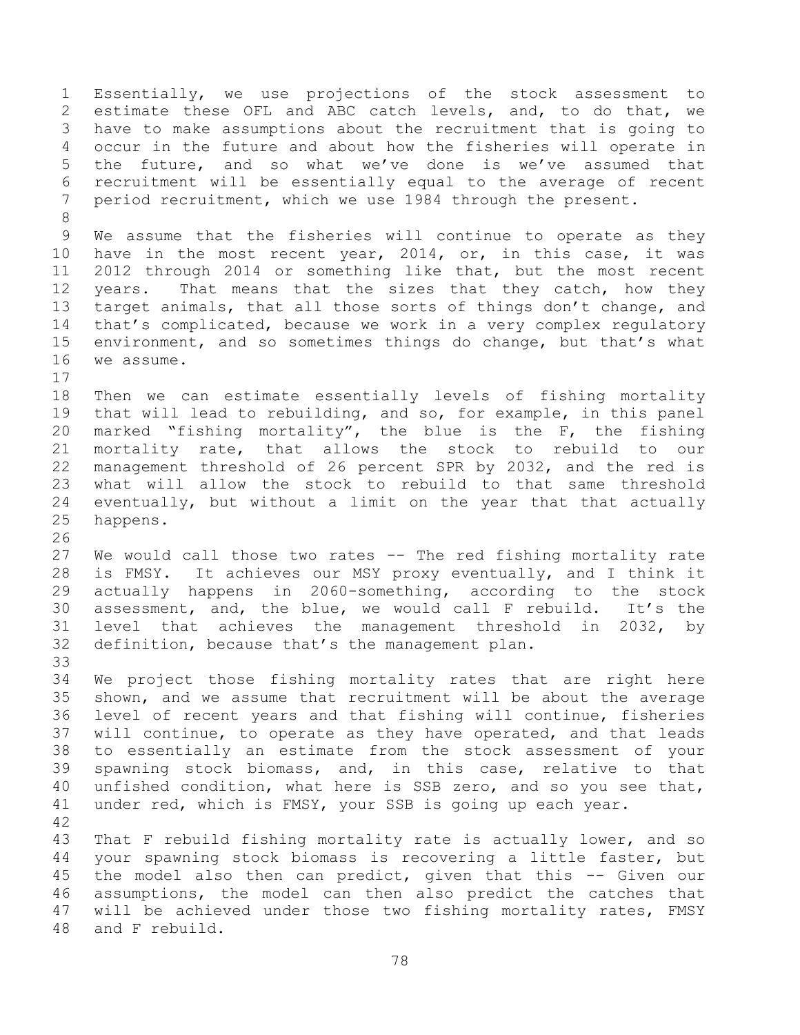Essentially, we use projections of the stock assessment to estimate these OFL and ABC catch levels, and, to do that, we have to make assumptions about the recruitment that is going to occur in the future and about how the fisheries will operate in the future, and so what we've done is we've assumed that recruitment will be essentially equal to the average of recent period recruitment, which we use 1984 through the present.

We assume that the fisheries will continue to operate as they have in the most recent year, 2014, or, in this case, it was 2012 through 2014 or something like that, but the most recent years. That means that the sizes that they catch, how they target animals, that all those sorts of things don't change, and that's complicated, because we work in a very complex regulatory environment, and so sometimes things do change, but that's what we assume.

Then we can estimate essentially levels of fishing mortality that will lead to rebuilding, and so, for example, in this panel marked "fishing mortality", the blue is the F, the fishing mortality rate, that allows the stock to rebuild to our management threshold of 26 percent SPR by 2032, and the red is what will allow the stock to rebuild to that same threshold eventually, but without a limit on the year that that actually happens.

We would call those two rates -- The red fishing mortality rate is FMSY. It achieves our MSY proxy eventually, and I think it actually happens in 2060-something, according to the stock assessment, and, the blue, we would call F rebuild. It's the level that achieves the management threshold in 2032, by definition, because that's the management plan.

We project those fishing mortality rates that are right here shown, and we assume that recruitment will be about the average level of recent years and that fishing will continue, fisheries will continue, to operate as they have operated, and that leads to essentially an estimate from the stock assessment of your spawning stock biomass, and, in this case, relative to that unfished condition, what here is SSB zero, and so you see that, under red, which is FMSY, your SSB is going up each year.

That F rebuild fishing mortality rate is actually lower, and so your spawning stock biomass is recovering a little faster, but the model also then can predict, given that this -- Given our assumptions, the model can then also predict the catches that will be achieved under those two fishing mortality rates, FMSY and F rebuild.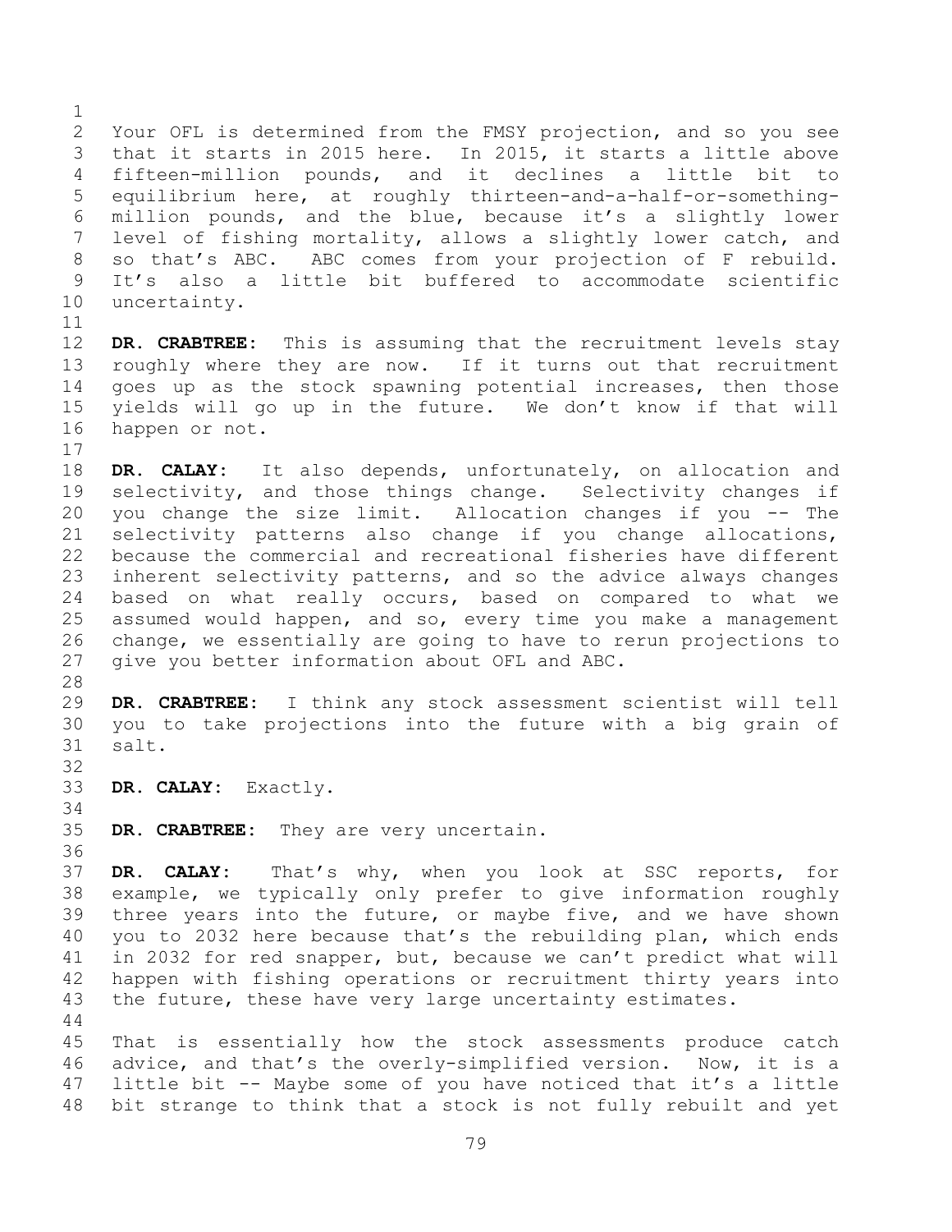Your OFL is determined from the FMSY projection, and so you see that it starts in 2015 here. In 2015, it starts a little above fifteen-million pounds, and it declines a little bit to equilibrium here, at roughly thirteen-and-a-half-or-something-million pounds, and the blue, because it's a slightly lower level of fishing mortality, allows a slightly lower catch, and so that's ABC. ABC comes from your projection of F rebuild. It's also a little bit buffered to accommodate scientific uncertainty.

**DR. CRABTREE:** This is assuming that the recruitment levels stay roughly where they are now. If it turns out that recruitment goes up as the stock spawning potential increases, then those yields will go up in the future. We don't know if that will happen or not.

**DR. CALAY:** It also depends, unfortunately, on allocation and selectivity, and those things change. Selectivity changes if you change the size limit. Allocation changes if you -- The selectivity patterns also change if you change allocations, because the commercial and recreational fisheries have different inherent selectivity patterns, and so the advice always changes based on what really occurs, based on compared to what we assumed would happen, and so, every time you make a management change, we essentially are going to have to rerun projections to give you better information about OFL and ABC.

**DR. CRABTREE:** I think any stock assessment scientist will tell you to take projections into the future with a big grain of salt.

**DR. CALAY:** Exactly.

**DR. CRABTREE:** They are very uncertain.

**DR. CALAY:** That's why, when you look at SSC reports, for example, we typically only prefer to give information roughly three years into the future, or maybe five, and we have shown you to 2032 here because that's the rebuilding plan, which ends in 2032 for red snapper, but, because we can't predict what will happen with fishing operations or recruitment thirty years into the future, these have very large uncertainty estimates.

That is essentially how the stock assessments produce catch advice, and that's the overly-simplified version. Now, it is a little bit -- Maybe some of you have noticed that it's a little bit strange to think that a stock is not fully rebuilt and yet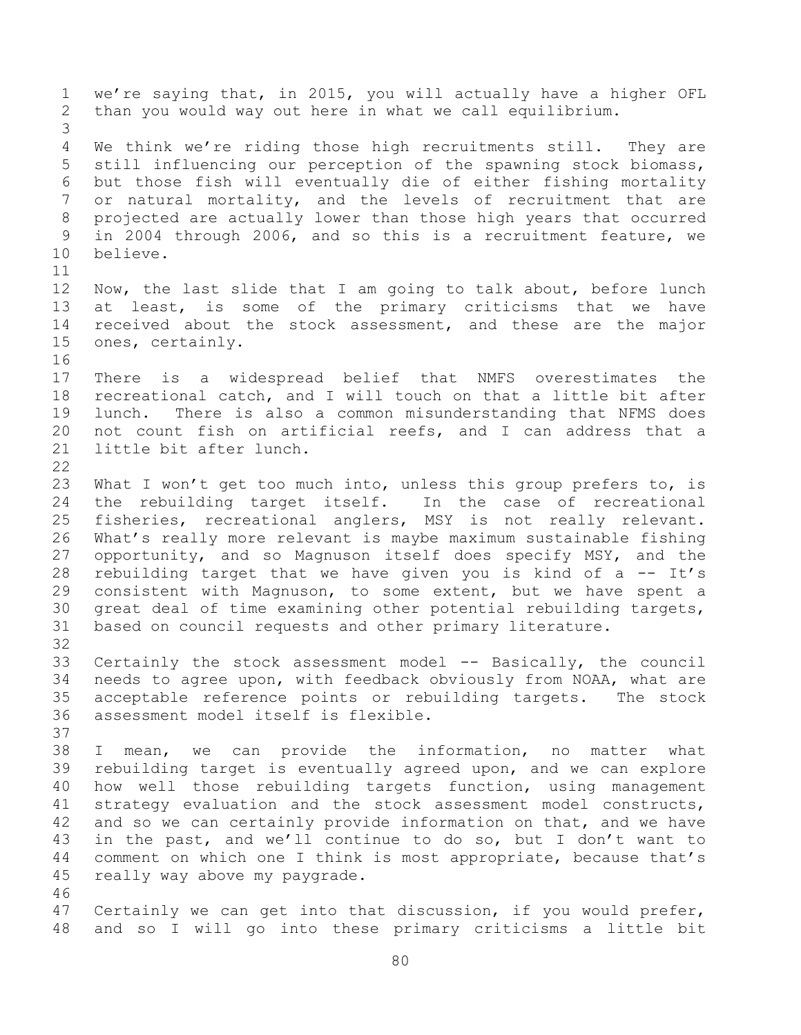we're saying that, in 2015, you will actually have a higher OFL than you would way out here in what we call equilibrium.

We think we're riding those high recruitments still. They are still influencing our perception of the spawning stock biomass, but those fish will eventually die of either fishing mortality or natural mortality, and the levels of recruitment that are projected are actually lower than those high years that occurred in 2004 through 2006, and so this is a recruitment feature, we believe.

Now, the last slide that I am going to talk about, before lunch at least, is some of the primary criticisms that we have received about the stock assessment, and these are the major ones, certainly.

There is a widespread belief that NMFS overestimates the recreational catch, and I will touch on that a little bit after lunch. There is also a common misunderstanding that NFMS does not count fish on artificial reefs, and I can address that a little bit after lunch.

What I won't get too much into, unless this group prefers to, is the rebuilding target itself. In the case of recreational fisheries, recreational anglers, MSY is not really relevant. What's really more relevant is maybe maximum sustainable fishing opportunity, and so Magnuson itself does specify MSY, and the rebuilding target that we have given you is kind of a -- It's consistent with Magnuson, to some extent, but we have spent a great deal of time examining other potential rebuilding targets, based on council requests and other primary literature.

Certainly the stock assessment model -- Basically, the council needs to agree upon, with feedback obviously from NOAA, what are acceptable reference points or rebuilding targets. The stock assessment model itself is flexible.

I mean, we can provide the information, no matter what rebuilding target is eventually agreed upon, and we can explore how well those rebuilding targets function, using management strategy evaluation and the stock assessment model constructs, and so we can certainly provide information on that, and we have in the past, and we'll continue to do so, but I don't want to comment on which one I think is most appropriate, because that's really way above my paygrade.

Certainly we can get into that discussion, if you would prefer, and so I will go into these primary criticisms a little bit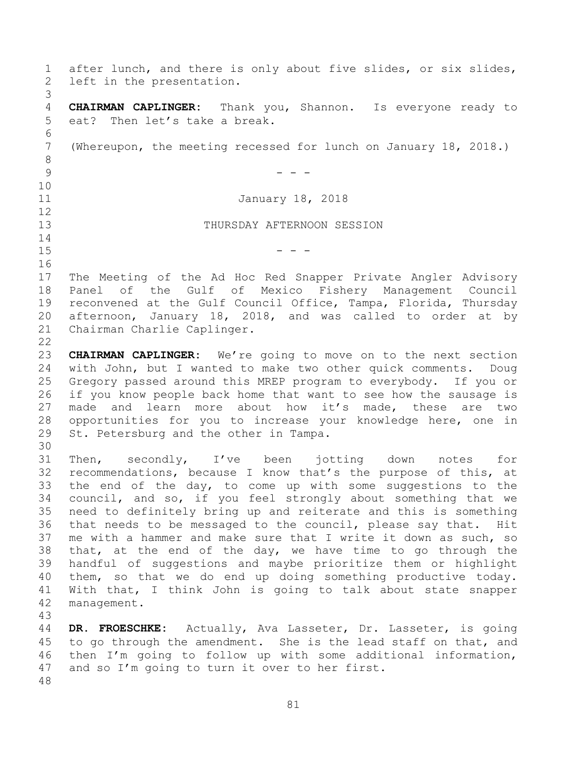after lunch, and there is only about five slides, or six slides, left in the presentation.

**CHAIRMAN CAPLINGER:** Thank you, Shannon. Is everyone ready to eat? Then let's take a break.

(Whereupon, the meeting recessed for lunch on January 18, 2018.)

- - -

January 18, 2018

THURSDAY AFTERNOON SESSION

- - -

The Meeting of the Ad Hoc Red Snapper Private Angler Advisory Panel of the Gulf of Mexico Fishery Management Council reconvened at the Gulf Council Office, Tampa, Florida, Thursday afternoon, January 18, 2018, and was called to order at by Chairman Charlie Caplinger.

**CHAIRMAN CAPLINGER:** We're going to move on to the next section with John, but I wanted to make two other quick comments. Doug Gregory passed around this MREP program to everybody. If you or if you know people back home that want to see how the sausage is made and learn more about how it's made, these are two opportunities for you to increase your knowledge here, one in St. Petersburg and the other in Tampa.

Then, secondly, I've been jotting down notes for recommendations, because I know that's the purpose of this, at the end of the day, to come up with some suggestions to the council, and so, if you feel strongly about something that we need to definitely bring up and reiterate and this is something that needs to be messaged to the council, please say that. Hit me with a hammer and make sure that I write it down as such, so that, at the end of the day, we have time to go through the handful of suggestions and maybe prioritize them or highlight them, so that we do end up doing something productive today. With that, I think John is going to talk about state snapper management.

**DR. FROESCHKE:** Actually, Ava Lasseter, Dr. Lasseter, is going to go through the amendment. She is the lead staff on that, and then I'm going to follow up with some additional information, and so I'm going to turn it over to her first.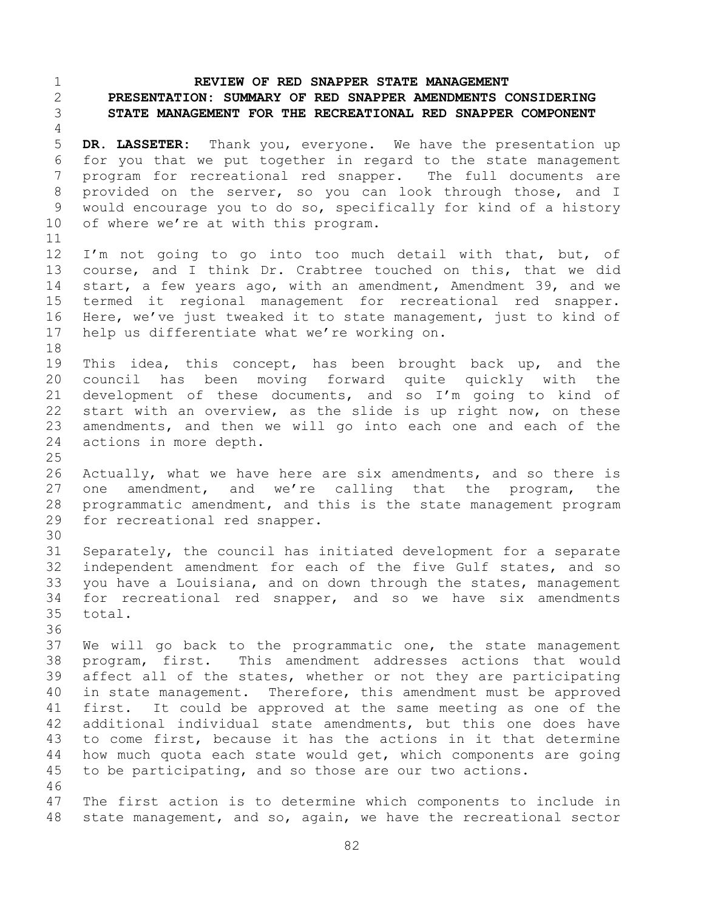**REVIEW OF RED SNAPPER STATE MANAGEMENT**
**PRESENTATION: SUMMARY OF RED SNAPPER AMENDMENTS CONSIDERING STATE MANAGEMENT FOR THE RECREATIONAL RED SNAPPER COMPONENT**

**DR. LASSETER:** Thank you, everyone. We have the presentation up for you that we put together in regard to the state management program for recreational red snapper. The full documents are provided on the server, so you can look through those, and I would encourage you to do so, specifically for kind of a history of where we're at with this program.

I'm not going to go into too much detail with that, but, of course, and I think Dr. Crabtree touched on this, that we did start, a few years ago, with an amendment, Amendment 39, and we termed it regional management for recreational red snapper. Here, we've just tweaked it to state management, just to kind of help us differentiate what we're working on.

This idea, this concept, has been brought back up, and the council has been moving forward quite quickly with the development of these documents, and so I'm going to kind of start with an overview, as the slide is up right now, on these amendments, and then we will go into each one and each of the actions in more depth.

Actually, what we have here are six amendments, and so there is one amendment, and we're calling that the program, the programmatic amendment, and this is the state management program for recreational red snapper.

Separately, the council has initiated development for a separate independent amendment for each of the five Gulf states, and so you have a Louisiana, and on down through the states, management for recreational red snapper, and so we have six amendments total.

We will go back to the programmatic one, the state management program, first. This amendment addresses actions that would affect all of the states, whether or not they are participating in state management. Therefore, this amendment must be approved first. It could be approved at the same meeting as one of the additional individual state amendments, but this one does have to come first, because it has the actions in it that determine how much quota each state would get, which components are going to be participating, and so those are our two actions.

The first action is to determine which components to include in state management, and so, again, we have the recreational sector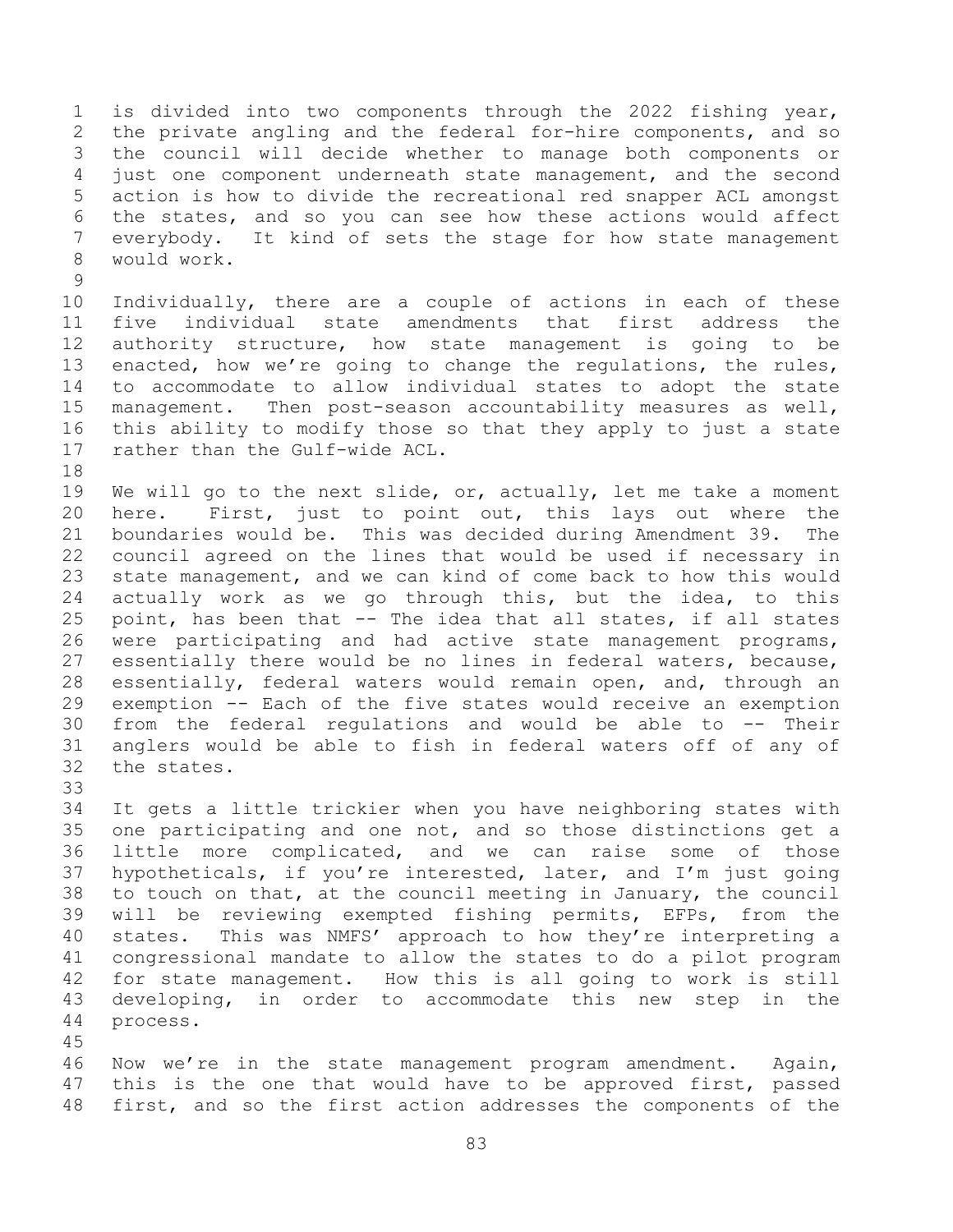is divided into two components through the 2022 fishing year, the private angling and the federal for-hire components, and so the council will decide whether to manage both components or just one component underneath state management, and the second action is how to divide the recreational red snapper ACL amongst the states, and so you can see how these actions would affect everybody. It kind of sets the stage for how state management would work.

Individually, there are a couple of actions in each of these five individual state amendments that first address the authority structure, how state management is going to be enacted, how we're going to change the regulations, the rules, to accommodate to allow individual states to adopt the state management. Then post-season accountability measures as well, this ability to modify those so that they apply to just a state rather than the Gulf-wide ACL.

We will go to the next slide, or, actually, let me take a moment here. First, just to point out, this lays out where the boundaries would be. This was decided during Amendment 39. The council agreed on the lines that would be used if necessary in state management, and we can kind of come back to how this would actually work as we go through this, but the idea, to this point, has been that -- The idea that all states, if all states were participating and had active state management programs, essentially there would be no lines in federal waters, because, essentially, federal waters would remain open, and, through an exemption -- Each of the five states would receive an exemption from the federal regulations and would be able to -- Their anglers would be able to fish in federal waters off of any of the states.

It gets a little trickier when you have neighboring states with one participating and one not, and so those distinctions get a little more complicated, and we can raise some of those hypotheticals, if you're interested, later, and I'm just going to touch on that, at the council meeting in January, the council will be reviewing exempted fishing permits, EFPs, from the states. This was NMFS' approach to how they're interpreting a congressional mandate to allow the states to do a pilot program for state management. How this is all going to work is still developing, in order to accommodate this new step in the process.

Now we're in the state management program amendment. Again, this is the one that would have to be approved first, passed first, and so the first action addresses the components of the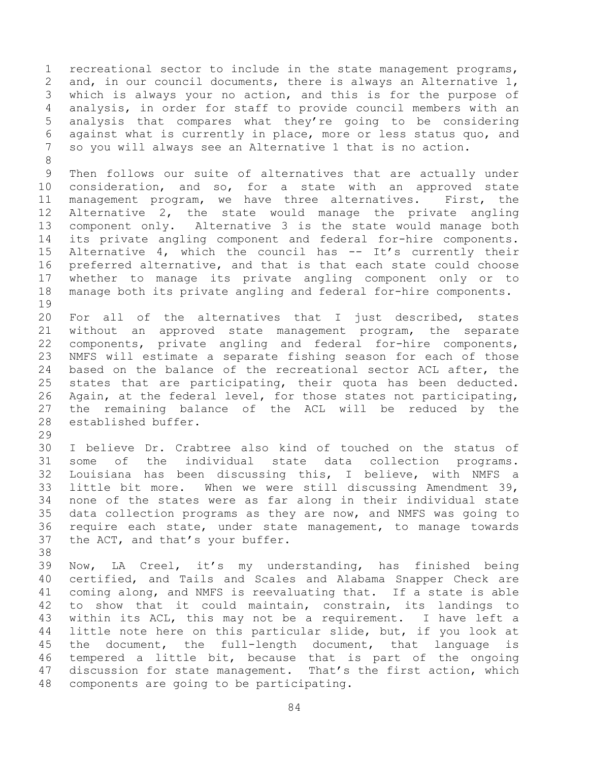recreational sector to include in the state management programs, and, in our council documents, there is always an Alternative 1, which is always your no action, and this is for the purpose of analysis, in order for staff to provide council members with an analysis that compares what they're going to be considering against what is currently in place, more or less status quo, and so you will always see an Alternative 1 that is no action.

Then follows our suite of alternatives that are actually under consideration, and so, for a state with an approved state management program, we have three alternatives. First, the Alternative 2, the state would manage the private angling component only. Alternative 3 is the state would manage both its private angling component and federal for-hire components. Alternative 4, which the council has -- It's currently their preferred alternative, and that is that each state could choose whether to manage its private angling component only or to manage both its private angling and federal for-hire components.

For all of the alternatives that I just described, states without an approved state management program, the separate components, private angling and federal for-hire components, NMFS will estimate a separate fishing season for each of those based on the balance of the recreational sector ACL after, the states that are participating, their quota has been deducted. Again, at the federal level, for those states not participating, the remaining balance of the ACL will be reduced by the established buffer.

I believe Dr. Crabtree also kind of touched on the status of some of the individual state data collection programs. Louisiana has been discussing this, I believe, with NMFS a little bit more. When we were still discussing Amendment 39, none of the states were as far along in their individual state data collection programs as they are now, and NMFS was going to require each state, under state management, to manage towards the ACT, and that's your buffer.

Now, LA Creel, it's my understanding, has finished being certified, and Tails and Scales and Alabama Snapper Check are coming along, and NMFS is reevaluating that. If a state is able to show that it could maintain, constrain, its landings to within its ACL, this may not be a requirement. I have left a little note here on this particular slide, but, if you look at the document, the full-length document, that language is tempered a little bit, because that is part of the ongoing discussion for state management. That's the first action, which components are going to be participating.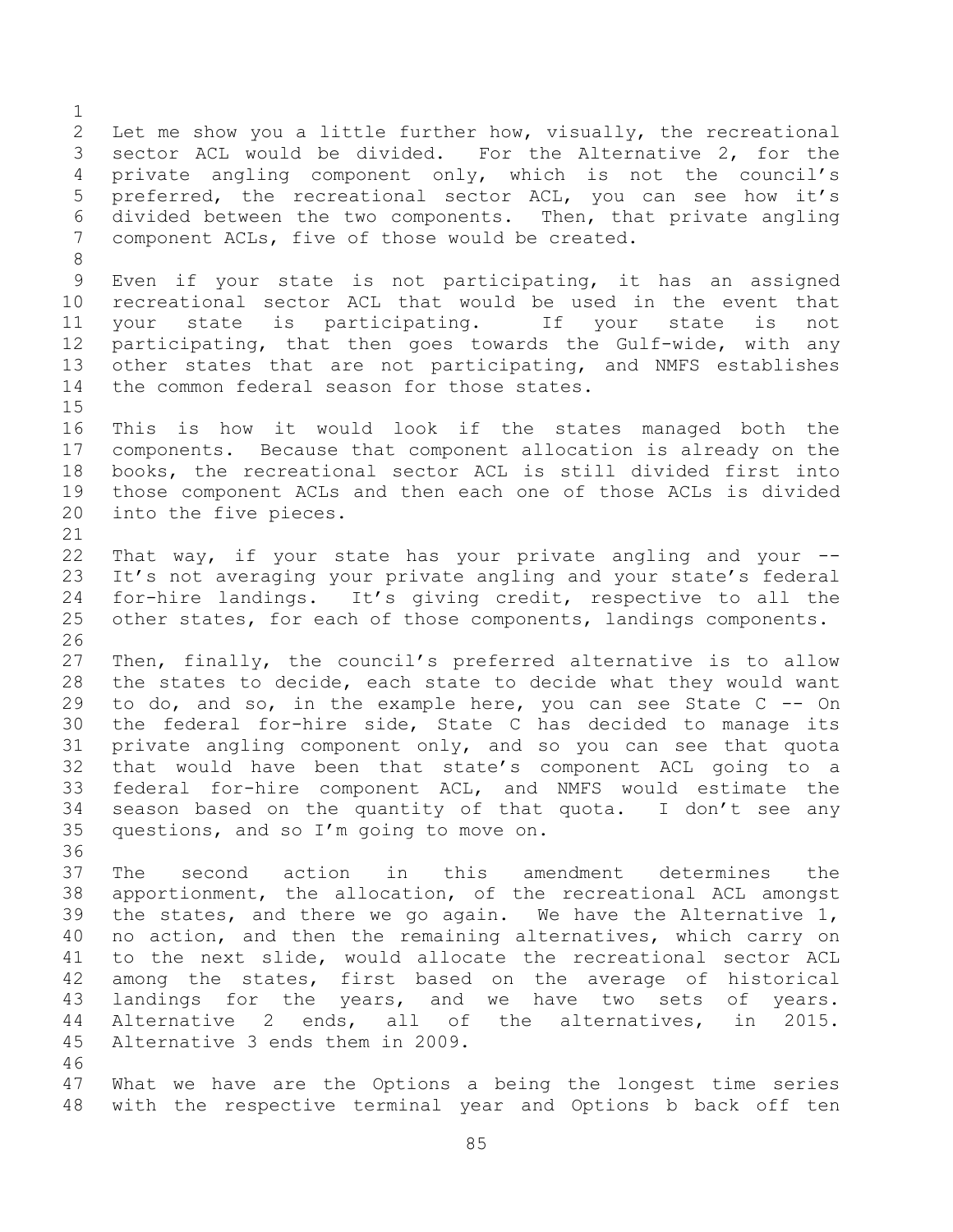Let me show you a little further how, visually, the recreational sector ACL would be divided. For the Alternative 2, for the private angling component only, which is not the council's preferred, the recreational sector ACL, you can see how it's divided between the two components. Then, that private angling component ACLs, five of those would be created.

Even if your state is not participating, it has an assigned recreational sector ACL that would be used in the event that your state is participating. If your state is not participating, that then goes towards the Gulf-wide, with any other states that are not participating, and NMFS establishes the common federal season for those states.

This is how it would look if the states managed both the components. Because that component allocation is already on the books, the recreational sector ACL is still divided first into those component ACLs and then each one of those ACLs is divided into the five pieces.

That way, if your state has your private angling and your -- It's not averaging your private angling and your state's federal for-hire landings. It's giving credit, respective to all the other states, for each of those components, landings components.

Then, finally, the council's preferred alternative is to allow the states to decide, each state to decide what they would want to do, and so, in the example here, you can see State C -- On the federal for-hire side, State C has decided to manage its private angling component only, and so you can see that quota that would have been that state's component ACL going to a federal for-hire component ACL, and NMFS would estimate the season based on the quantity of that quota. I don't see any questions, and so I'm going to move on.

The second action in this amendment determines the apportionment, the allocation, of the recreational ACL amongst the states, and there we go again. We have the Alternative 1, no action, and then the remaining alternatives, which carry on to the next slide, would allocate the recreational sector ACL among the states, first based on the average of historical landings for the years, and we have two sets of years. Alternative 2 ends, all of the alternatives, in 2015. Alternative 3 ends them in 2009.

What we have are the Options a being the longest time series with the respective terminal year and Options b back off ten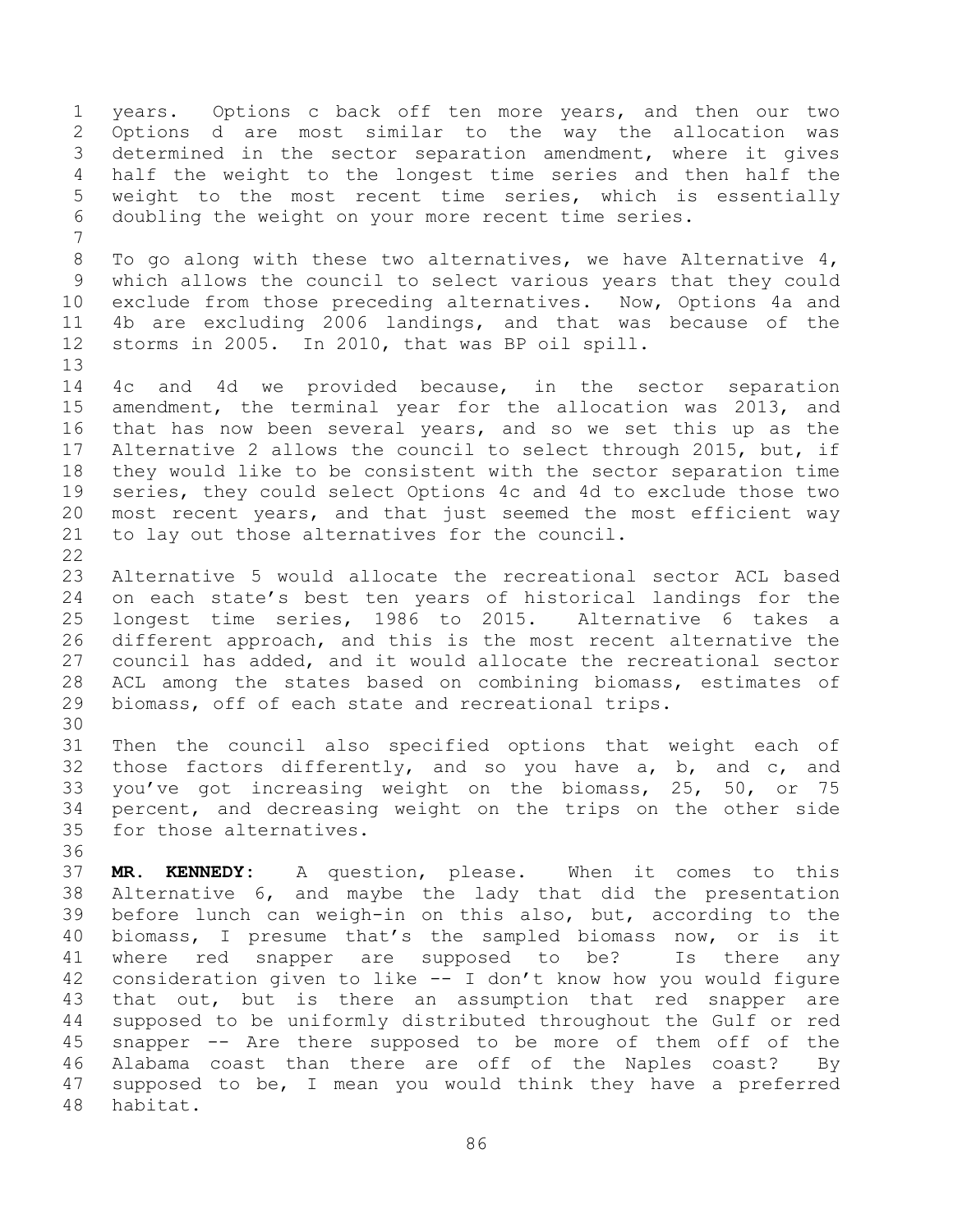years. Options c back off ten more years, and then our two Options d are most similar to the way the allocation was determined in the sector separation amendment, where it gives half the weight to the longest time series and then half the weight to the most recent time series, which is essentially doubling the weight on your more recent time series.

To go along with these two alternatives, we have Alternative 4, which allows the council to select various years that they could exclude from those preceding alternatives. Now, Options 4a and 4b are excluding 2006 landings, and that was because of the storms in 2005. In 2010, that was BP oil spill.

4c and 4d we provided because, in the sector separation amendment, the terminal year for the allocation was 2013, and that has now been several years, and so we set this up as the Alternative 2 allows the council to select through 2015, but, if they would like to be consistent with the sector separation time series, they could select Options 4c and 4d to exclude those two most recent years, and that just seemed the most efficient way to lay out those alternatives for the council.

Alternative 5 would allocate the recreational sector ACL based on each state's best ten years of historical landings for the longest time series, 1986 to 2015. Alternative 6 takes a different approach, and this is the most recent alternative the council has added, and it would allocate the recreational sector ACL among the states based on combining biomass, estimates of biomass, off of each state and recreational trips.

Then the council also specified options that weight each of those factors differently, and so you have a, b, and c, and you've got increasing weight on the biomass, 25, 50, or 75 percent, and decreasing weight on the trips on the other side for those alternatives.

**MR. KENNEDY:** A question, please. When it comes to this Alternative 6, and maybe the lady that did the presentation before lunch can weigh-in on this also, but, according to the biomass, I presume that's the sampled biomass now, or is it where red snapper are supposed to be? Is there any consideration given to like -- I don't know how you would figure that out, but is there an assumption that red snapper are supposed to be uniformly distributed throughout the Gulf or red snapper -- Are there supposed to be more of them off of the Alabama coast than there are off of the Naples coast? By supposed to be, I mean you would think they have a preferred habitat.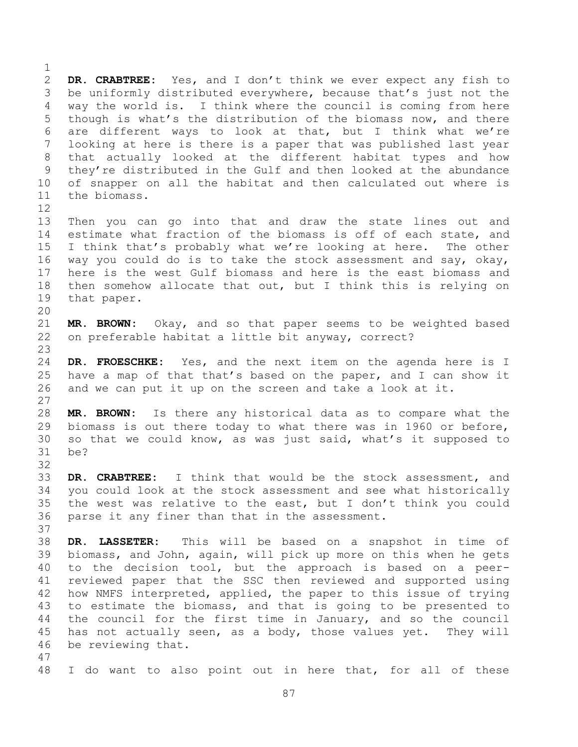**DR. CRABTREE:** Yes, and I don't think we ever expect any fish to be uniformly distributed everywhere, because that's just not the way the world is. I think where the council is coming from here though is what's the distribution of the biomass now, and there are different ways to look at that, but I think what we're looking at here is there is a paper that was published last year that actually looked at the different habitat types and how they're distributed in the Gulf and then looked at the abundance of snapper on all the habitat and then calculated out where is the biomass.

Then you can go into that and draw the state lines out and estimate what fraction of the biomass is off of each state, and I think that's probably what we're looking at here. The other way you could do is to take the stock assessment and say, okay, here is the west Gulf biomass and here is the east biomass and then somehow allocate that out, but I think this is relying on that paper.

**MR. BROWN:** Okay, and so that paper seems to be weighted based on preferable habitat a little bit anyway, correct?

**DR. FROESCHKE:** Yes, and the next item on the agenda here is I have a map of that that's based on the paper, and I can show it and we can put it up on the screen and take a look at it.

**MR. BROWN:** Is there any historical data as to compare what the biomass is out there today to what there was in 1960 or before, so that we could know, as was just said, what's it supposed to be?

**DR. CRABTREE:** I think that would be the stock assessment, and you could look at the stock assessment and see what historically the west was relative to the east, but I don't think you could parse it any finer than that in the assessment.

**DR. LASSETER:** This will be based on a snapshot in time of biomass, and John, again, will pick up more on this when he gets to the decision tool, but the approach is based on a peer-reviewed paper that the SSC then reviewed and supported using how NMFS interpreted, applied, the paper to this issue of trying to estimate the biomass, and that is going to be presented to the council for the first time in January, and so the council has not actually seen, as a body, those values yet. They will be reviewing that.

I do want to also point out in here that, for all of these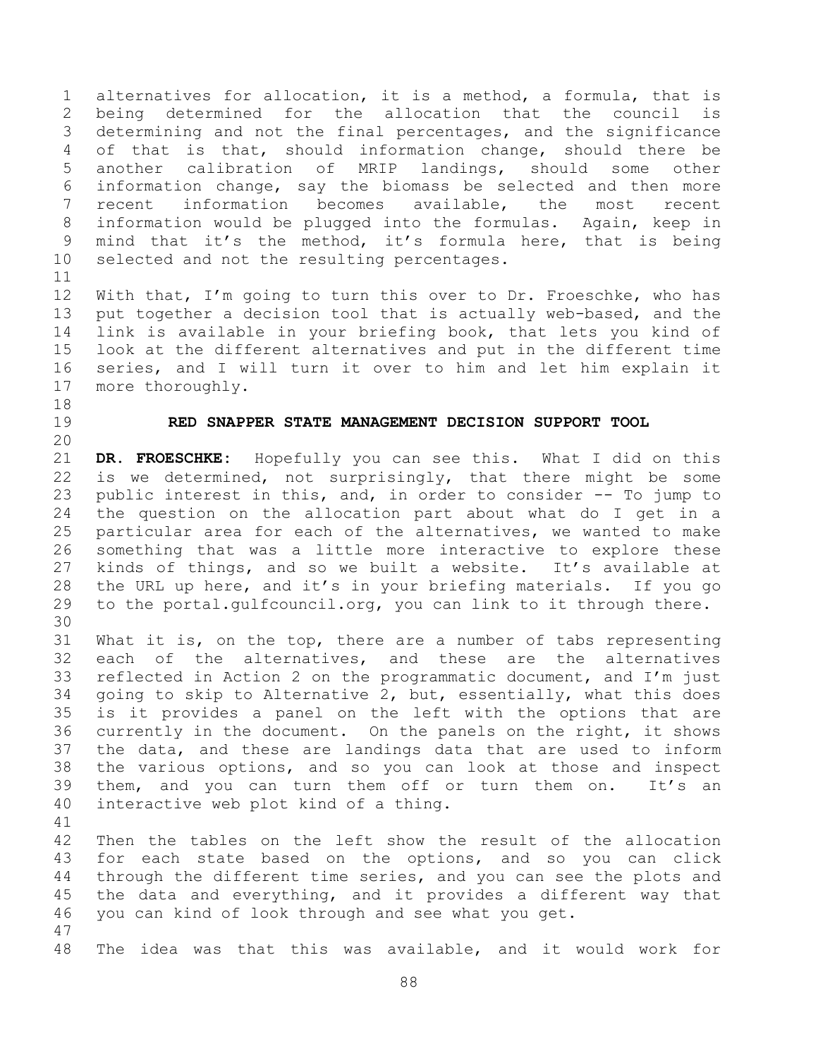alternatives for allocation, it is a method, a formula, that is being determined for the allocation that the council is determining and not the final percentages, and the significance of that is that, should information change, should there be another calibration of MRIP landings, should some other information change, say the biomass be selected and then more recent information becomes available, the most recent information would be plugged into the formulas. Again, keep in mind that it's the method, it's formula here, that is being selected and not the resulting percentages.

With that, I'm going to turn this over to Dr. Froeschke, who has put together a decision tool that is actually web-based, and the link is available in your briefing book, that lets you kind of look at the different alternatives and put in the different time series, and I will turn it over to him and let him explain it more thoroughly.

## RED SNAPPER STATE MANAGEMENT DECISION SUPPORT TOOL

**DR. FROESCHKE:** Hopefully you can see this. What I did on this is we determined, not surprisingly, that there might be some public interest in this, and, in order to consider -- To jump to the question on the allocation part about what do I get in a particular area for each of the alternatives, we wanted to make something that was a little more interactive to explore these kinds of things, and so we built a website. It's available at the URL up here, and it's in your briefing materials. If you go to the portal.gulfcouncil.org, you can link to it through there.

What it is, on the top, there are a number of tabs representing each of the alternatives, and these are the alternatives reflected in Action 2 on the programmatic document, and I'm just going to skip to Alternative 2, but, essentially, what this does is it provides a panel on the left with the options that are currently in the document. On the panels on the right, it shows the data, and these are landings data that are used to inform the various options, and so you can look at those and inspect them, and you can turn them off or turn them on. It's an interactive web plot kind of a thing.

Then the tables on the left show the result of the allocation for each state based on the options, and so you can click through the different time series, and you can see the plots and the data and everything, and it provides a different way that you can kind of look through and see what you get.

The idea was that this was available, and it would work for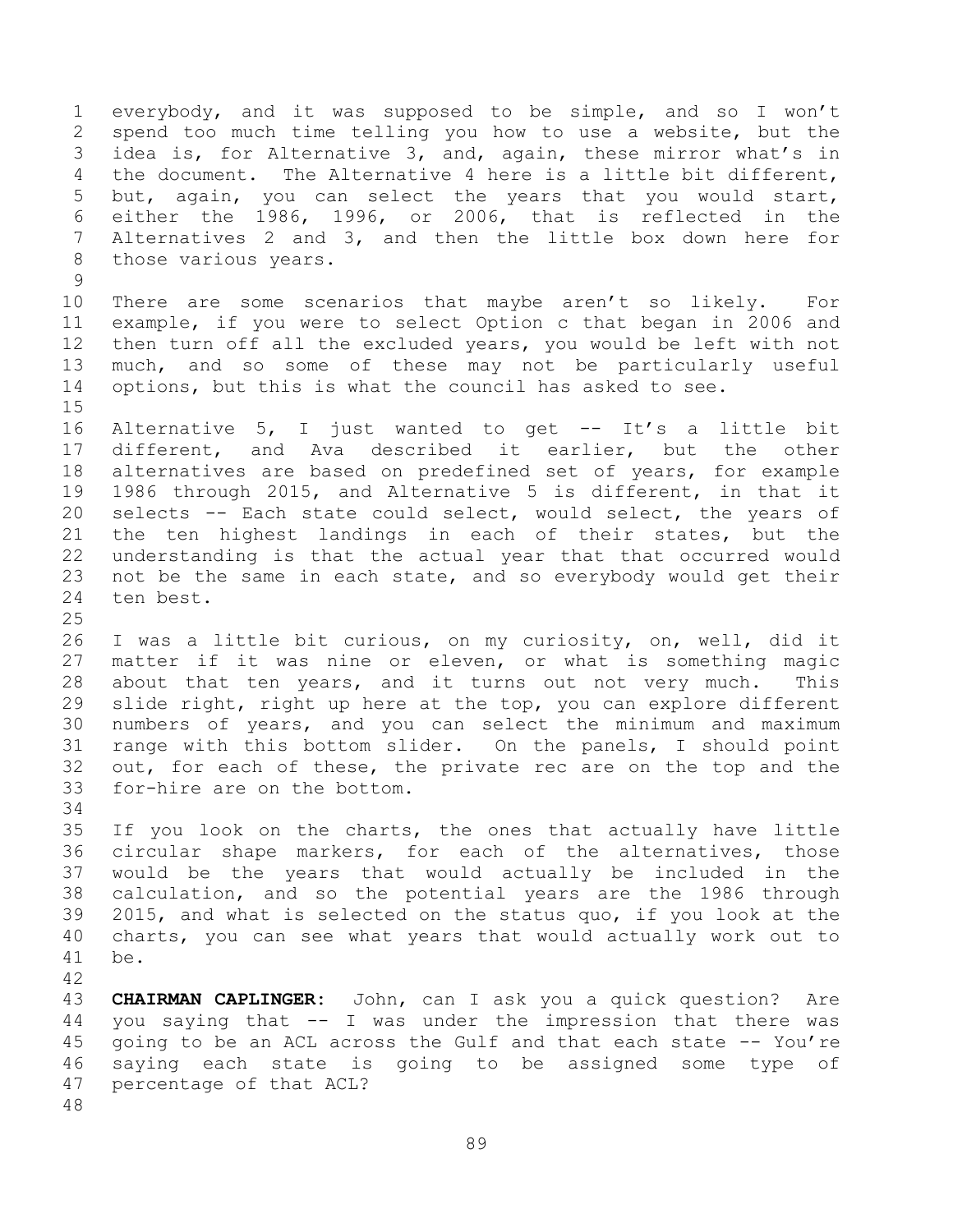everybody, and it was supposed to be simple, and so I won't spend too much time telling you how to use a website, but the idea is, for Alternative 3, and, again, these mirror what's in the document. The Alternative 4 here is a little bit different, but, again, you can select the years that you would start, either the 1986, 1996, or 2006, that is reflected in the Alternatives 2 and 3, and then the little box down here for those various years.

There are some scenarios that maybe aren't so likely. For example, if you were to select Option c that began in 2006 and then turn off all the excluded years, you would be left with not much, and so some of these may not be particularly useful options, but this is what the council has asked to see.

Alternative 5, I just wanted to get -- It's a little bit different, and Ava described it earlier, but the other alternatives are based on predefined set of years, for example 1986 through 2015, and Alternative 5 is different, in that it selects -- Each state could select, would select, the years of the ten highest landings in each of their states, but the understanding is that the actual year that that occurred would not be the same in each state, and so everybody would get their ten best.

I was a little bit curious, on my curiosity, on, well, did it matter if it was nine or eleven, or what is something magic about that ten years, and it turns out not very much. This slide right, right up here at the top, you can explore different numbers of years, and you can select the minimum and maximum range with this bottom slider. On the panels, I should point out, for each of these, the private rec are on the top and the for-hire are on the bottom.

If you look on the charts, the ones that actually have little circular shape markers, for each of the alternatives, those would be the years that would actually be included in the calculation, and so the potential years are the 1986 through 2015, and what is selected on the status quo, if you look at the charts, you can see what years that would actually work out to be.

**CHAIRMAN CAPLINGER:** John, can I ask you a quick question? Are you saying that -- I was under the impression that there was going to be an ACL across the Gulf and that each state -- You're saying each state is going to be assigned some type of percentage of that ACL?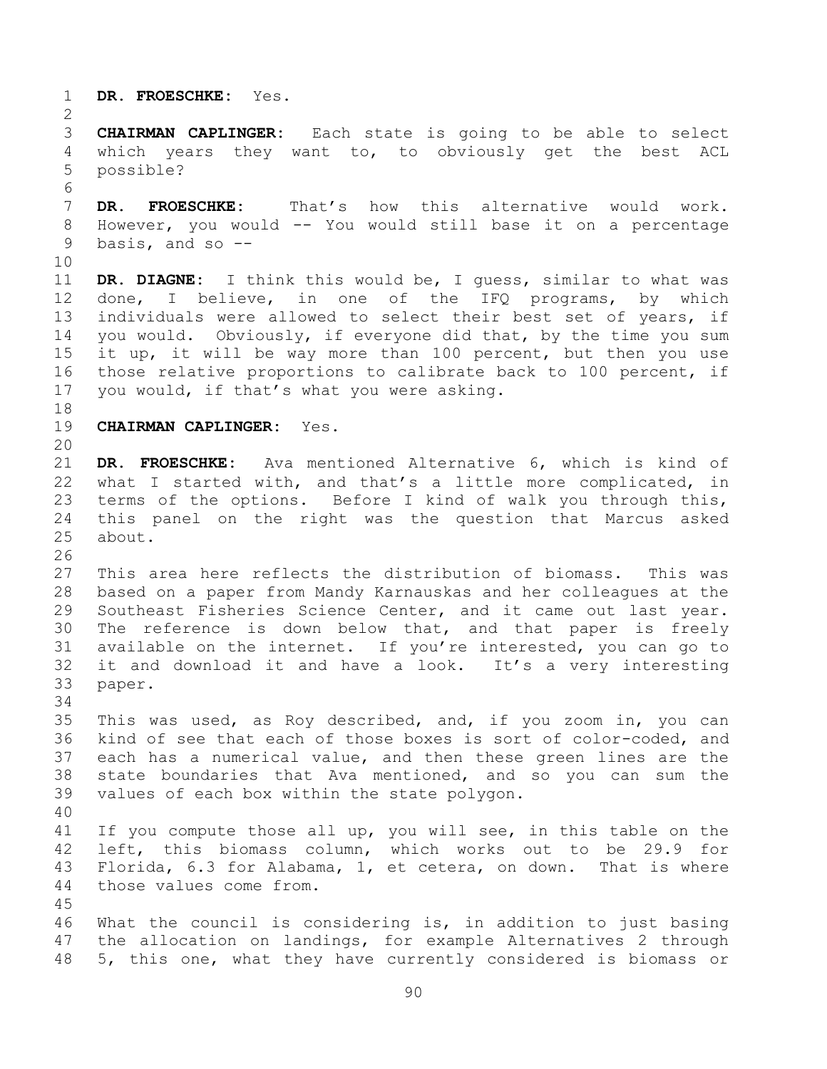**DR. FROESCHKE:** Yes.

**CHAIRMAN CAPLINGER:** Each state is going to be able to select which years they want to, to obviously get the best ACL possible?

**DR. FROESCHKE:** That's how this alternative would work. However, you would -- You would still base it on a percentage basis, and so --

**DR. DIAGNE:** I think this would be, I guess, similar to what was done, I believe, in one of the IFQ programs, by which individuals were allowed to select their best set of years, if you would. Obviously, if everyone did that, by the time you sum it up, it will be way more than 100 percent, but then you use those relative proportions to calibrate back to 100 percent, if you would, if that's what you were asking.

**CHAIRMAN CAPLINGER:** Yes.

**DR. FROESCHKE:** Ava mentioned Alternative 6, which is kind of what I started with, and that's a little more complicated, in terms of the options. Before I kind of walk you through this, this panel on the right was the question that Marcus asked about.

This area here reflects the distribution of biomass. This was based on a paper from Mandy Karnauskas and her colleagues at the Southeast Fisheries Science Center, and it came out last year. The reference is down below that, and that paper is freely available on the internet. If you're interested, you can go to it and download it and have a look. It's a very interesting paper.

This was used, as Roy described, and, if you zoom in, you can kind of see that each of those boxes is sort of color-coded, and each has a numerical value, and then these green lines are the state boundaries that Ava mentioned, and so you can sum the values of each box within the state polygon.

If you compute those all up, you will see, in this table on the left, this biomass column, which works out to be 29.9 for Florida, 6.3 for Alabama, 1, et cetera, on down. That is where those values come from.

What the council is considering is, in addition to just basing the allocation on landings, for example Alternatives 2 through 5, this one, what they have currently considered is biomass or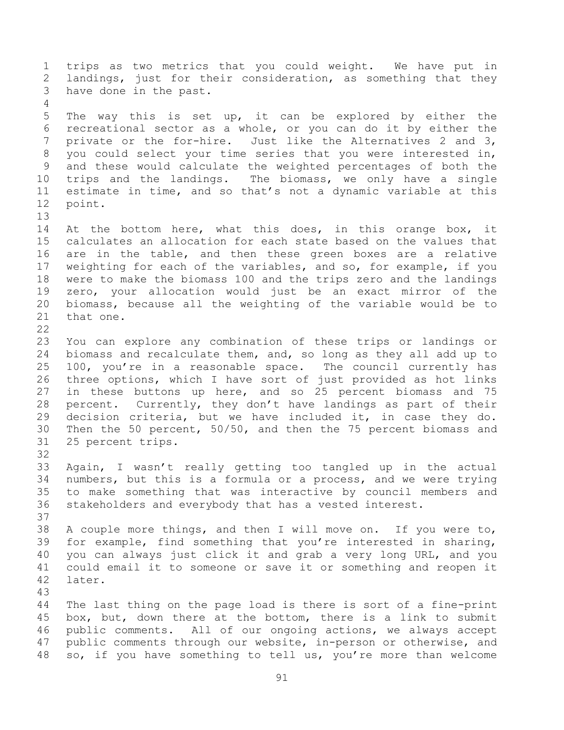trips as two metrics that you could weight. We have put in landings, just for their consideration, as something that they have done in the past.

The way this is set up, it can be explored by either the recreational sector as a whole, or you can do it by either the private or the for-hire. Just like the Alternatives 2 and 3, you could select your time series that you were interested in, and these would calculate the weighted percentages of both the trips and the landings. The biomass, we only have a single estimate in time, and so that's not a dynamic variable at this point.

At the bottom here, what this does, in this orange box, it calculates an allocation for each state based on the values that are in the table, and then these green boxes are a relative weighting for each of the variables, and so, for example, if you were to make the biomass 100 and the trips zero and the landings zero, your allocation would just be an exact mirror of the biomass, because all the weighting of the variable would be to that one.

You can explore any combination of these trips or landings or biomass and recalculate them, and, so long as they all add up to 100, you're in a reasonable space. The council currently has three options, which I have sort of just provided as hot links in these buttons up here, and so 25 percent biomass and 75 percent. Currently, they don't have landings as part of their decision criteria, but we have included it, in case they do. Then the 50 percent, 50/50, and then the 75 percent biomass and 25 percent trips.

Again, I wasn't really getting too tangled up in the actual numbers, but this is a formula or a process, and we were trying to make something that was interactive by council members and stakeholders and everybody that has a vested interest.

A couple more things, and then I will move on. If you were to, for example, find something that you're interested in sharing, you can always just click it and grab a very long URL, and you could email it to someone or save it or something and reopen it later.

The last thing on the page load is there is sort of a fine-print box, but, down there at the bottom, there is a link to submit public comments. All of our ongoing actions, we always accept public comments through our website, in-person or otherwise, and so, if you have something to tell us, you're more than welcome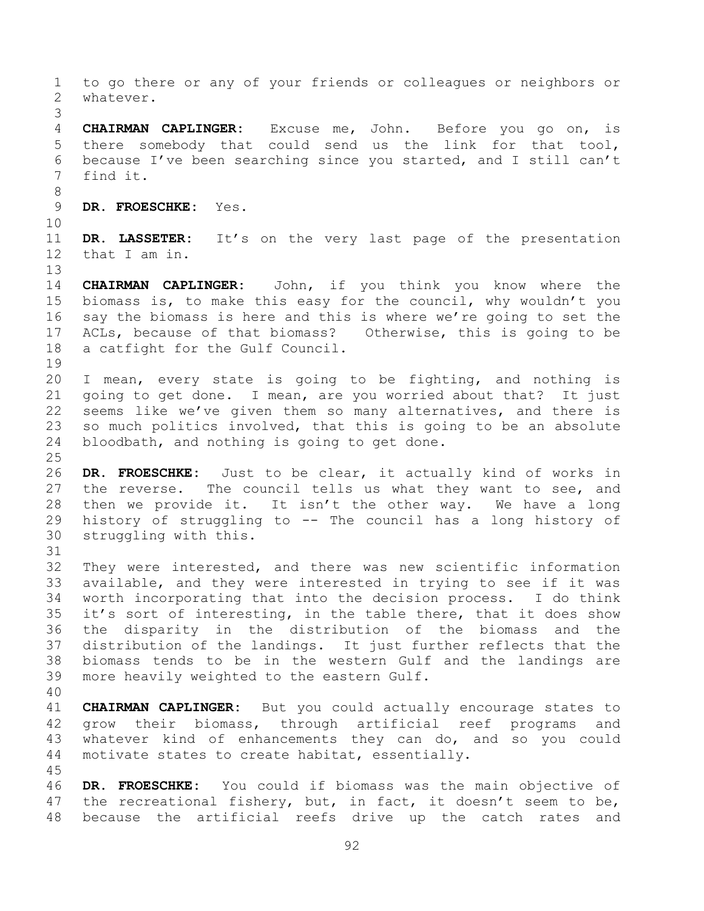to go there or any of your friends or colleagues or neighbors or whatever.

**CHAIRMAN CAPLINGER:** Excuse me, John. Before you go on, is there somebody that could send us the link for that tool, because I've been searching since you started, and I still can't find it.

**DR. FROESCHKE:** Yes.

**DR. LASSETER:** It's on the very last page of the presentation that I am in.

**CHAIRMAN CAPLINGER:** John, if you think you know where the biomass is, to make this easy for the council, why wouldn't you say the biomass is here and this is where we're going to set the ACLs, because of that biomass? Otherwise, this is going to be a catfight for the Gulf Council.

I mean, every state is going to be fighting, and nothing is going to get done. I mean, are you worried about that? It just seems like we've given them so many alternatives, and there is so much politics involved, that this is going to be an absolute bloodbath, and nothing is going to get done.

**DR. FROESCHKE:** Just to be clear, it actually kind of works in the reverse. The council tells us what they want to see, and then we provide it. It isn't the other way. We have a long history of struggling to -- The council has a long history of struggling with this.

They were interested, and there was new scientific information available, and they were interested in trying to see if it was worth incorporating that into the decision process. I do think it's sort of interesting, in the table there, that it does show the disparity in the distribution of the biomass and the distribution of the landings. It just further reflects that the biomass tends to be in the western Gulf and the landings are more heavily weighted to the eastern Gulf.

**CHAIRMAN CAPLINGER:** But you could actually encourage states to grow their biomass, through artificial reef programs and whatever kind of enhancements they can do, and so you could motivate states to create habitat, essentially.

**DR. FROESCHKE:** You could if biomass was the main objective of the recreational fishery, but, in fact, it doesn't seem to be, because the artificial reefs drive up the catch rates and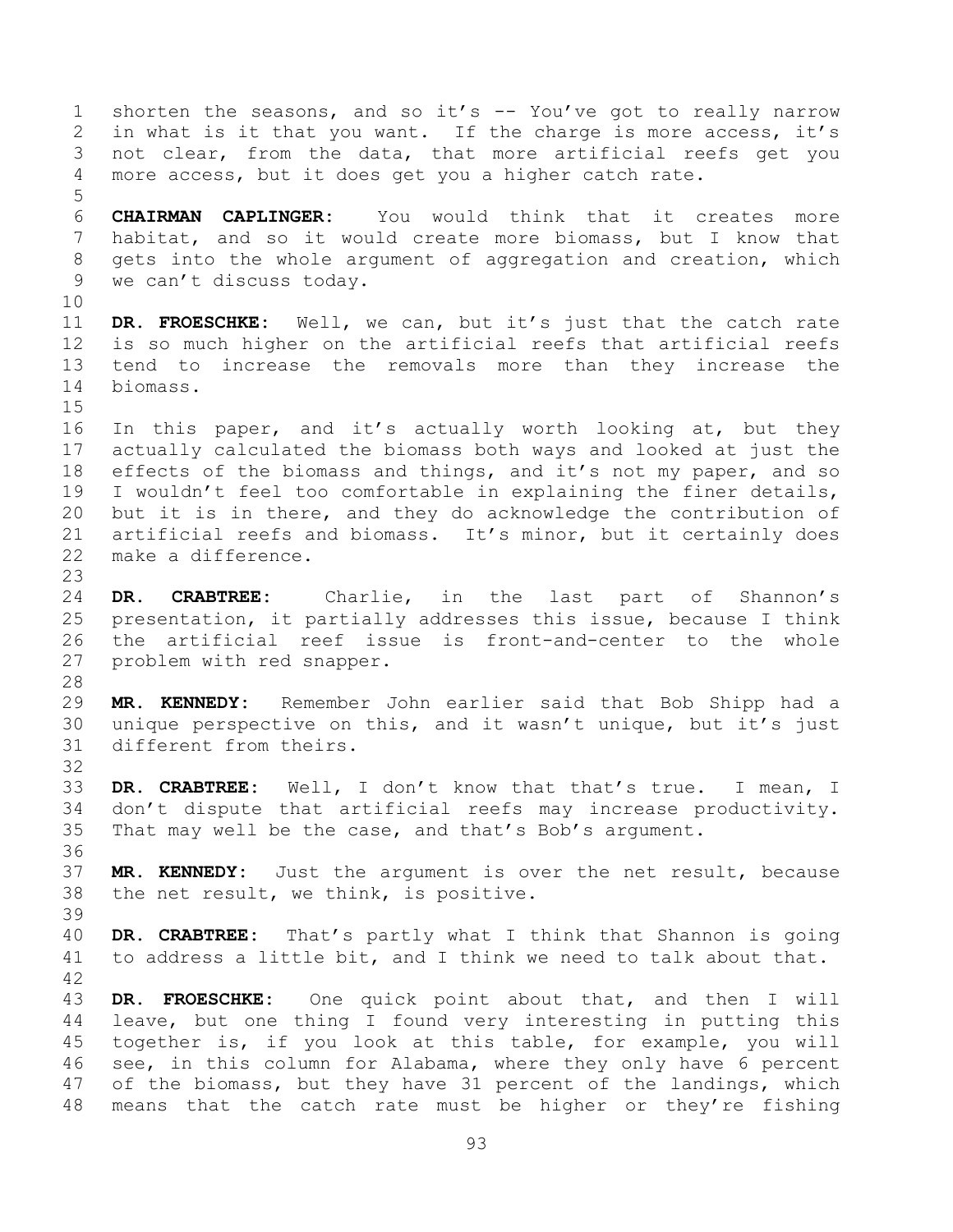shorten the seasons, and so it's -- You've got to really narrow in what is it that you want. If the charge is more access, it's not clear, from the data, that more artificial reefs get you more access, but it does get you a higher catch rate.

**CHAIRMAN CAPLINGER:** You would think that it creates more habitat, and so it would create more biomass, but I know that gets into the whole argument of aggregation and creation, which we can't discuss today.

**DR. FROESCHKE:** Well, we can, but it's just that the catch rate is so much higher on the artificial reefs that artificial reefs tend to increase the removals more than they increase the biomass.

In this paper, and it's actually worth looking at, but they actually calculated the biomass both ways and looked at just the effects of the biomass and things, and it's not my paper, and so I wouldn't feel too comfortable in explaining the finer details, but it is in there, and they do acknowledge the contribution of artificial reefs and biomass. It's minor, but it certainly does make a difference.

**DR. CRABTREE:** Charlie, in the last part of Shannon's presentation, it partially addresses this issue, because I think the artificial reef issue is front-and-center to the whole problem with red snapper.

**MR. KENNEDY:** Remember John earlier said that Bob Shipp had a unique perspective on this, and it wasn't unique, but it's just different from theirs.

**DR. CRABTREE:** Well, I don't know that that's true. I mean, I don't dispute that artificial reefs may increase productivity. That may well be the case, and that's Bob's argument.

**MR. KENNEDY:** Just the argument is over the net result, because the net result, we think, is positive.

**DR. CRABTREE:** That's partly what I think that Shannon is going to address a little bit, and I think we need to talk about that.

**DR. FROESCHKE:** One quick point about that, and then I will leave, but one thing I found very interesting in putting this together is, if you look at this table, for example, you will see, in this column for Alabama, where they only have 6 percent of the biomass, but they have 31 percent of the landings, which means that the catch rate must be higher or they're fishing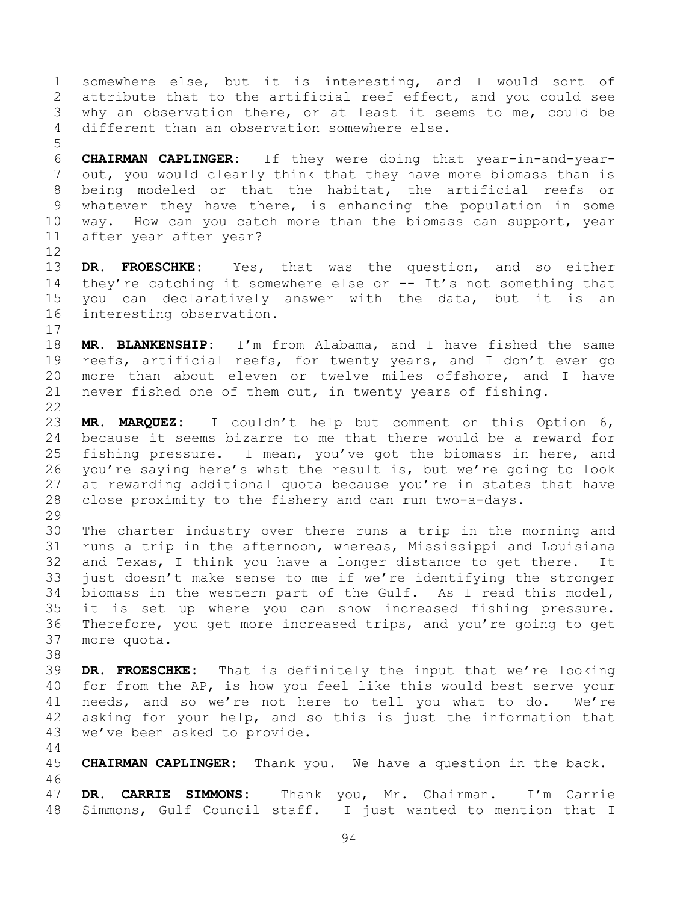somewhere else, but it is interesting, and I would sort of attribute that to the artificial reef effect, and you could see why an observation there, or at least it seems to me, could be different than an observation somewhere else.

**CHAIRMAN CAPLINGER:** If they were doing that year-in-and-year-out, you would clearly think that they have more biomass than is being modeled or that the habitat, the artificial reefs or whatever they have there, is enhancing the population in some way. How can you catch more than the biomass can support, year after year after year?

**DR. FROESCHKE:** Yes, that was the question, and so either they're catching it somewhere else or -- It's not something that you can declaratively answer with the data, but it is an interesting observation.

**MR. BLANKENSHIP:** I'm from Alabama, and I have fished the same reefs, artificial reefs, for twenty years, and I don't ever go more than about eleven or twelve miles offshore, and I have never fished one of them out, in twenty years of fishing.

**MR. MARQUEZ:** I couldn't help but comment on this Option 6, because it seems bizarre to me that there would be a reward for fishing pressure. I mean, you've got the biomass in here, and you're saying here's what the result is, but we're going to look at rewarding additional quota because you're in states that have close proximity to the fishery and can run two-a-days.

The charter industry over there runs a trip in the morning and runs a trip in the afternoon, whereas, Mississippi and Louisiana and Texas, I think you have a longer distance to get there. It just doesn't make sense to me if we're identifying the stronger biomass in the western part of the Gulf. As I read this model, it is set up where you can show increased fishing pressure. Therefore, you get more increased trips, and you're going to get more quota.

**DR. FROESCHKE:** That is definitely the input that we're looking for from the AP, is how you feel like this would best serve your needs, and so we're not here to tell you what to do. We're asking for your help, and so this is just the information that we've been asked to provide.

**CHAIRMAN CAPLINGER:** Thank you. We have a question in the back.

**DR. CARRIE SIMMONS:** Thank you, Mr. Chairman. I'm Carrie Simmons, Gulf Council staff. I just wanted to mention that I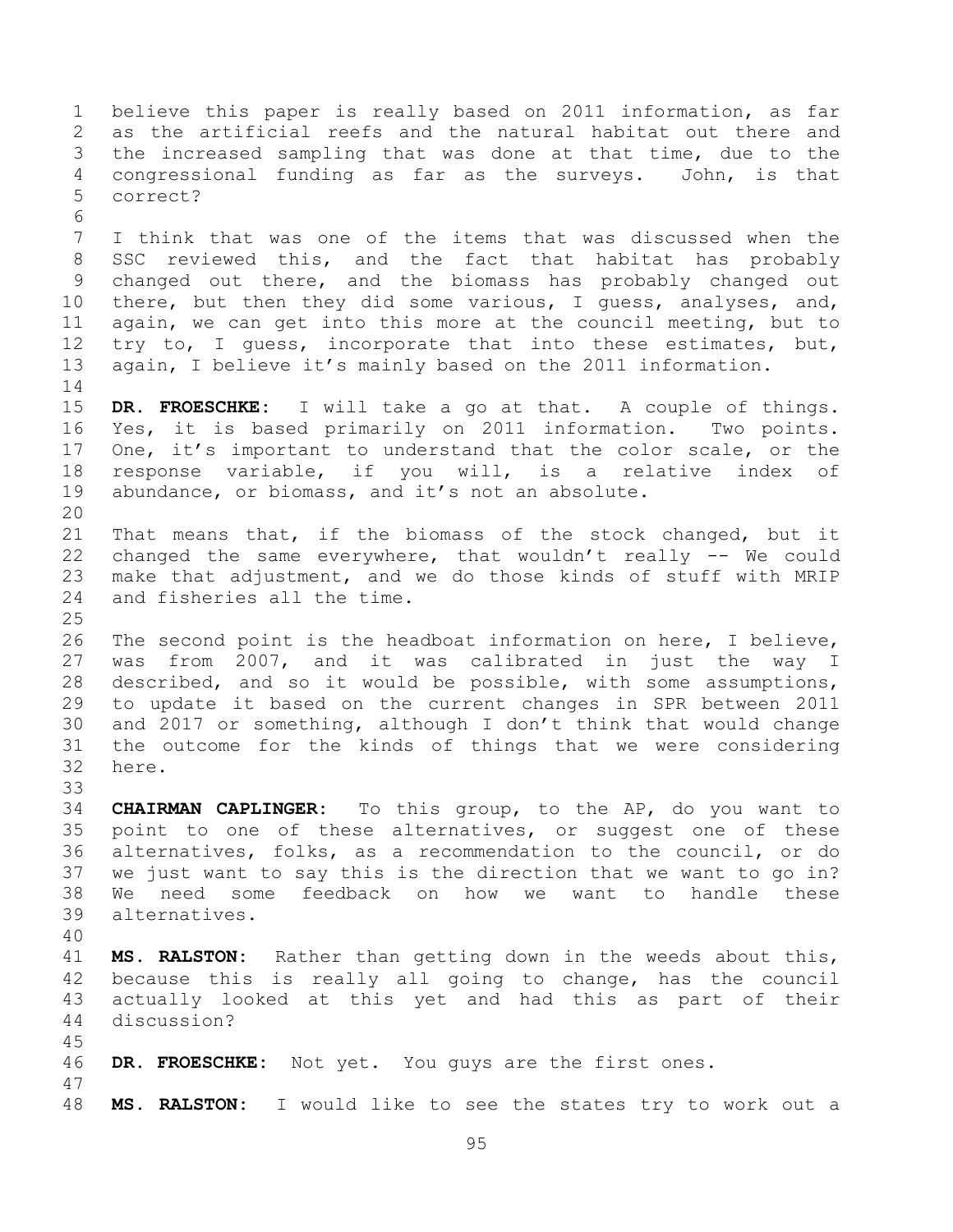believe this paper is really based on 2011 information, as far as the artificial reefs and the natural habitat out there and the increased sampling that was done at that time, due to the congressional funding as far as the surveys. John, is that correct?

I think that was one of the items that was discussed when the SSC reviewed this, and the fact that habitat has probably changed out there, and the biomass has probably changed out there, but then they did some various, I guess, analyses, and, again, we can get into this more at the council meeting, but to try to, I guess, incorporate that into these estimates, but, again, I believe it's mainly based on the 2011 information.

**DR. FROESCHKE:** I will take a go at that. A couple of things. Yes, it is based primarily on 2011 information. Two points. One, it's important to understand that the color scale, or the response variable, if you will, is a relative index of abundance, or biomass, and it's not an absolute.

That means that, if the biomass of the stock changed, but it changed the same everywhere, that wouldn't really -- We could make that adjustment, and we do those kinds of stuff with MRIP and fisheries all the time.

The second point is the headboat information on here, I believe, was from 2007, and it was calibrated in just the way I described, and so it would be possible, with some assumptions, to update it based on the current changes in SPR between 2011 and 2017 or something, although I don't think that would change the outcome for the kinds of things that we were considering here.

**CHAIRMAN CAPLINGER:** To this group, to the AP, do you want to point to one of these alternatives, or suggest one of these alternatives, folks, as a recommendation to the council, or do we just want to say this is the direction that we want to go in? We need some feedback on how we want to handle these alternatives.

**MS. RALSTON:** Rather than getting down in the weeds about this, because this is really all going to change, has the council actually looked at this yet and had this as part of their discussion?

**DR. FROESCHKE:** Not yet. You guys are the first ones.

**MS. RALSTON:** I would like to see the states try to work out a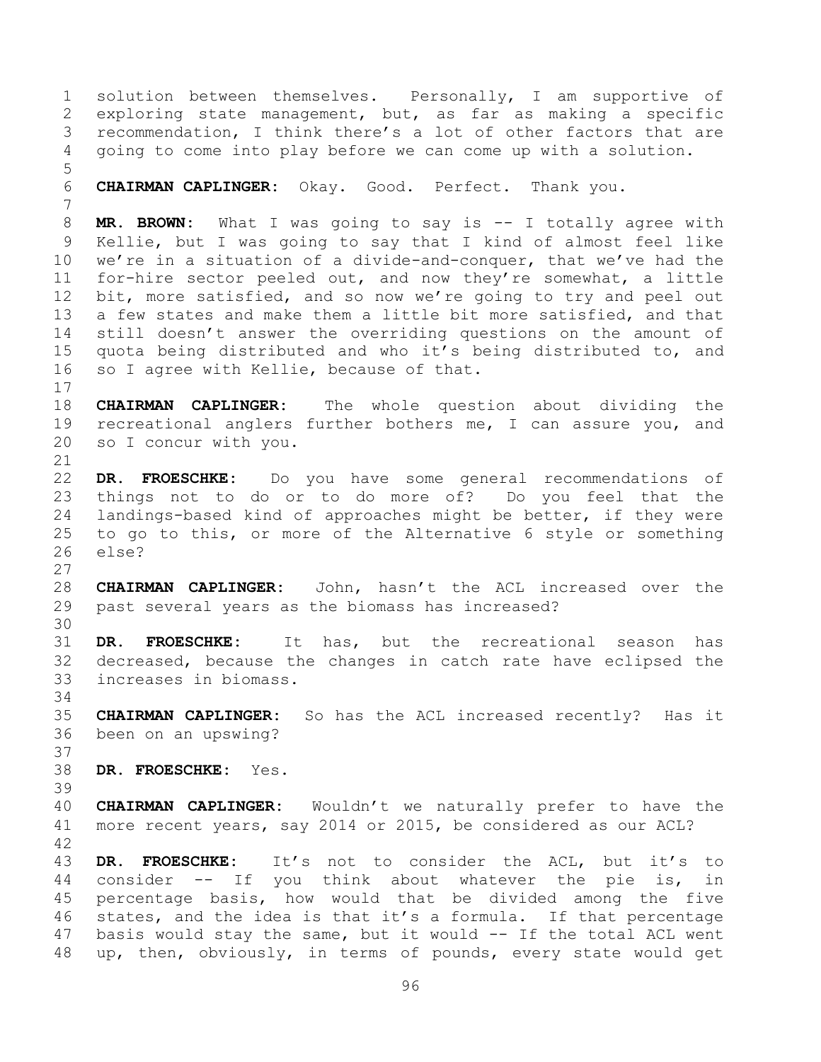solution between themselves. Personally, I am supportive of exploring state management, but, as far as making a specific recommendation, I think there's a lot of other factors that are going to come into play before we can come up with a solution.

**CHAIRMAN CAPLINGER:** Okay. Good. Perfect. Thank you.

**MR. BROWN:** What I was going to say is -- I totally agree with Kellie, but I was going to say that I kind of almost feel like we're in a situation of a divide-and-conquer, that we've had the for-hire sector peeled out, and now they're somewhat, a little bit, more satisfied, and so now we're going to try and peel out a few states and make them a little bit more satisfied, and that still doesn't answer the overriding questions on the amount of quota being distributed and who it's being distributed to, and so I agree with Kellie, because of that.

**CHAIRMAN CAPLINGER:** The whole question about dividing the recreational anglers further bothers me, I can assure you, and so I concur with you.

**DR. FROESCHKE:** Do you have some general recommendations of things not to do or to do more of? Do you feel that the landings-based kind of approaches might be better, if they were to go to this, or more of the Alternative 6 style or something else?

**CHAIRMAN CAPLINGER:** John, hasn't the ACL increased over the past several years as the biomass has increased?

**DR. FROESCHKE:** It has, but the recreational season has decreased, because the changes in catch rate have eclipsed the increases in biomass.

**CHAIRMAN CAPLINGER:** So has the ACL increased recently? Has it been on an upswing?

**DR. FROESCHKE:** Yes.

**CHAIRMAN CAPLINGER:** Wouldn't we naturally prefer to have the more recent years, say 2014 or 2015, be considered as our ACL?

**DR. FROESCHKE:** It's not to consider the ACL, but it's to consider -- If you think about whatever the pie is, in percentage basis, how would that be divided among the five states, and the idea is that it's a formula. If that percentage basis would stay the same, but it would -- If the total ACL went up, then, obviously, in terms of pounds, every state would get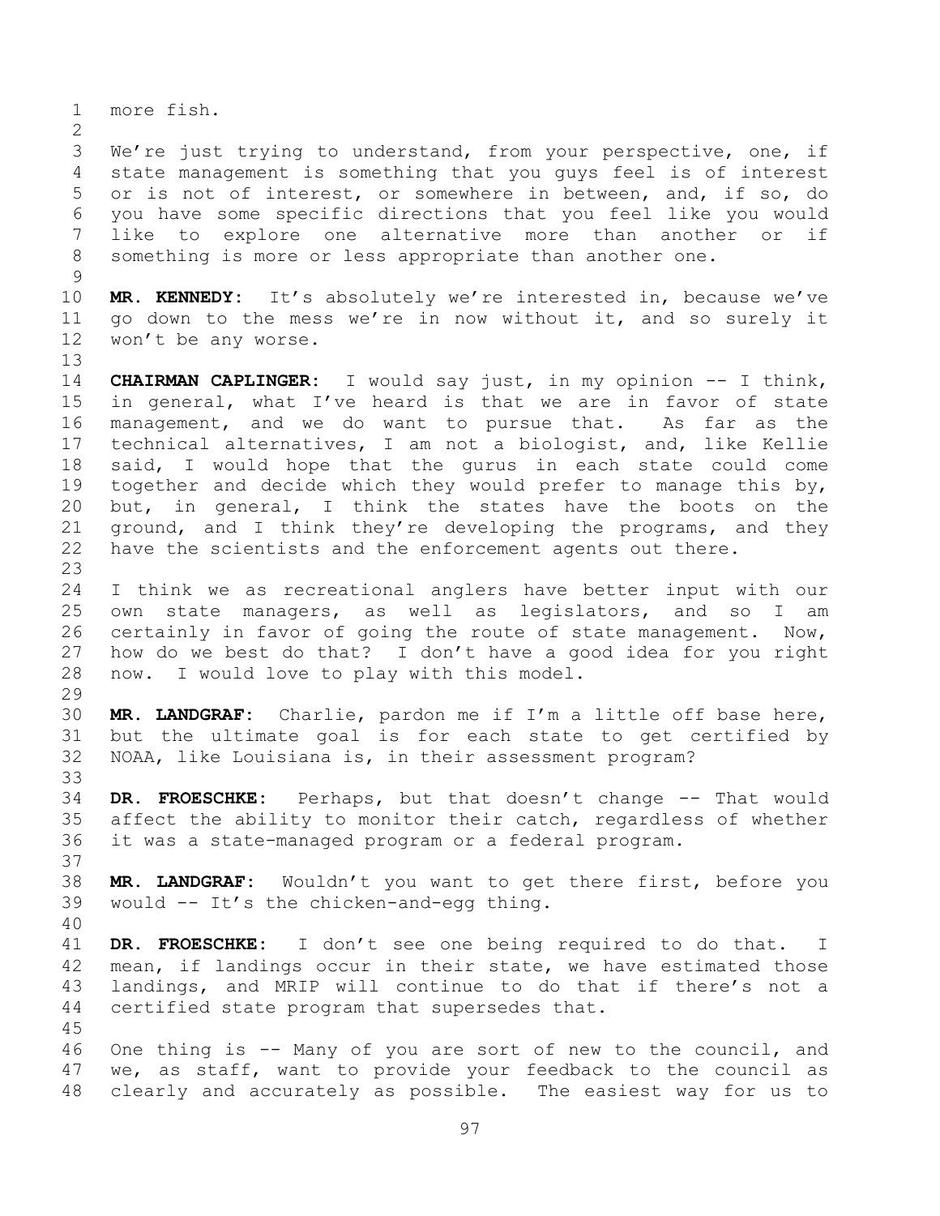more fish.

We're just trying to understand, from your perspective, one, if state management is something that you guys feel is of interest or is not of interest, or somewhere in between, and, if so, do you have some specific directions that you feel like you would like to explore one alternative more than another or if something is more or less appropriate than another one.

**MR. KENNEDY:** It's absolutely we're interested in, because we've go down to the mess we're in now without it, and so surely it won't be any worse.

**CHAIRMAN CAPLINGER:** I would say just, in my opinion -- I think, in general, what I've heard is that we are in favor of state management, and we do want to pursue that. As far as the technical alternatives, I am not a biologist, and, like Kellie said, I would hope that the gurus in each state could come together and decide which they would prefer to manage this by, but, in general, I think the states have the boots on the ground, and I think they're developing the programs, and they have the scientists and the enforcement agents out there.

I think we as recreational anglers have better input with our own state managers, as well as legislators, and so I am certainly in favor of going the route of state management. Now, how do we best do that? I don't have a good idea for you right now. I would love to play with this model.

**MR. LANDGRAF:** Charlie, pardon me if I'm a little off base here, but the ultimate goal is for each state to get certified by NOAA, like Louisiana is, in their assessment program?

**DR. FROESCHKE:** Perhaps, but that doesn't change -- That would affect the ability to monitor their catch, regardless of whether it was a state-managed program or a federal program.

**MR. LANDGRAF:** Wouldn't you want to get there first, before you would -- It's the chicken-and-egg thing.

**DR. FROESCHKE:** I don't see one being required to do that. I mean, if landings occur in their state, we have estimated those landings, and MRIP will continue to do that if there's not a certified state program that supersedes that.

One thing is -- Many of you are sort of new to the council, and we, as staff, want to provide your feedback to the council as clearly and accurately as possible. The easiest way for us to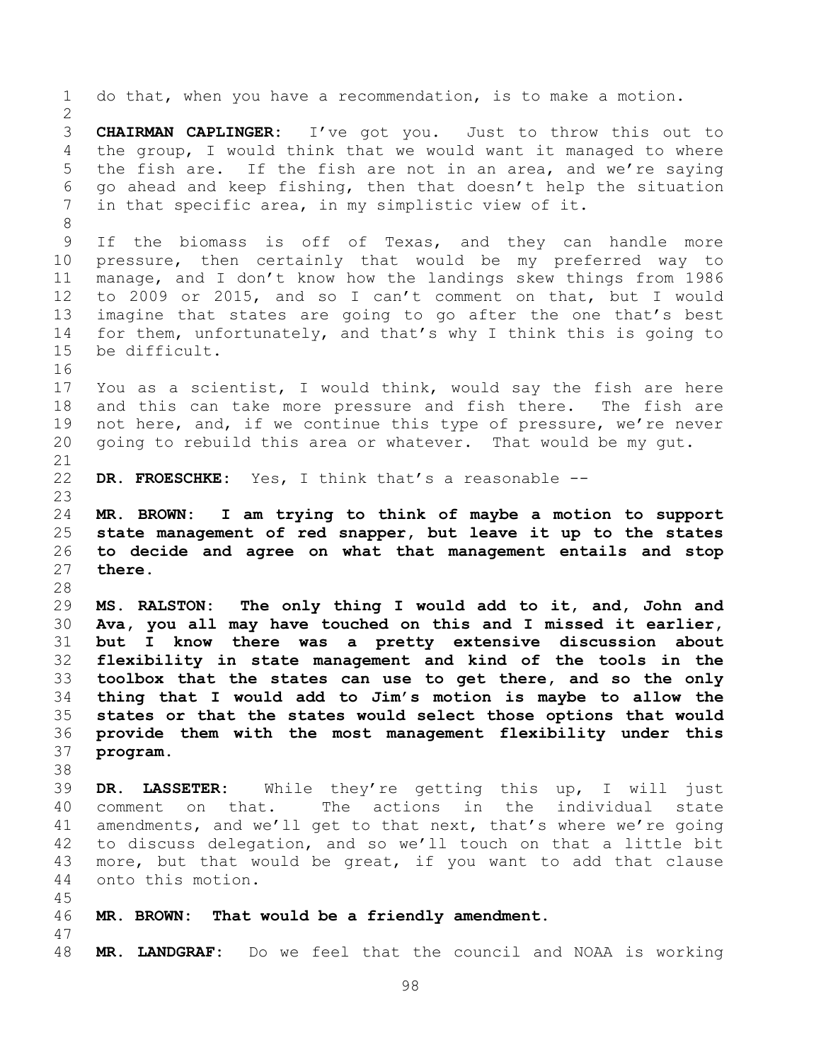do that, when you have a recommendation, is to make a motion.

**CHAIRMAN CAPLINGER:** I've got you. Just to throw this out to the group, I would think that we would want it managed to where the fish are. If the fish are not in an area, and we're saying go ahead and keep fishing, then that doesn't help the situation in that specific area, in my simplistic view of it.

If the biomass is off of Texas, and they can handle more pressure, then certainly that would be my preferred way to manage, and I don't know how the landings skew things from 1986 to 2009 or 2015, and so I can't comment on that, but I would imagine that states are going to go after the one that's best for them, unfortunately, and that's why I think this is going to be difficult.

You as a scientist, I would think, would say the fish are here and this can take more pressure and fish there. The fish are not here, and, if we continue this type of pressure, we're never going to rebuild this area or whatever. That would be my gut.

**DR. FROESCHKE:** Yes, I think that's a reasonable --

**MR. BROWN: I am trying to think of maybe a motion to support state management of red snapper, but leave it up to the states to decide and agree on what that management entails and stop there.**

**MS. RALSTON: The only thing I would add to it, and, John and Ava, you all may have touched on this and I missed it earlier, but I know there was a pretty extensive discussion about flexibility in state management and kind of the tools in the toolbox that the states can use to get there, and so the only thing that I would add to Jim's motion is maybe to allow the states or that the states would select those options that would provide them with the most management flexibility under this program.**

**DR. LASSETER:** While they're getting this up, I will just comment on that. The actions in the individual state amendments, and we'll get to that next, that's where we're going to discuss delegation, and so we'll touch on that a little bit more, but that would be great, if you want to add that clause onto this motion.

**MR. BROWN: That would be a friendly amendment.**

**MR. LANDGRAF:** Do we feel that the council and NOAA is working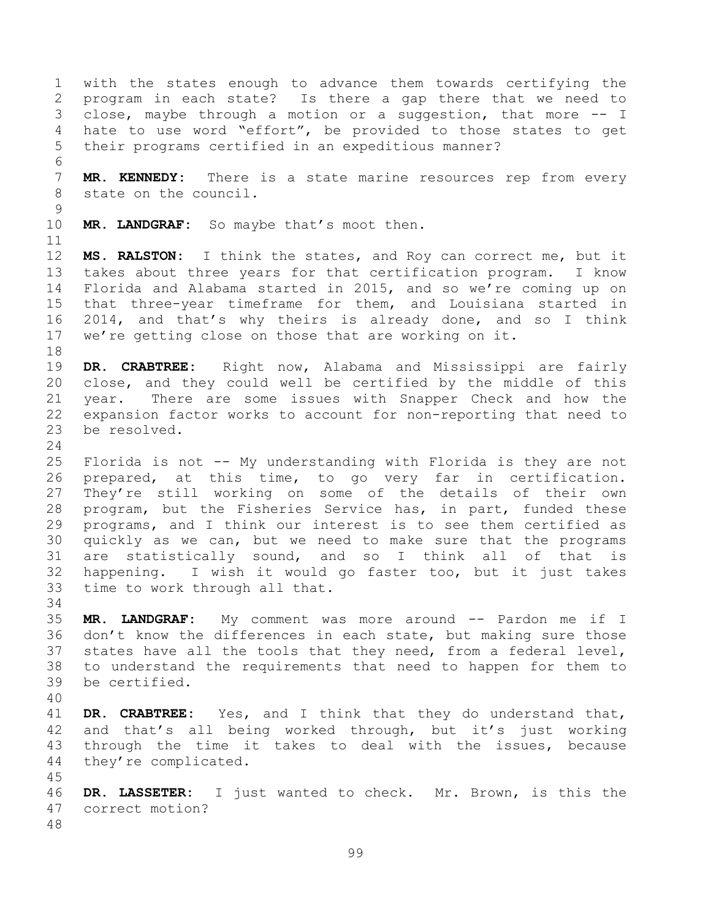with the states enough to advance them towards certifying the program in each state? Is there a gap there that we need to close, maybe through a motion or a suggestion, that more -- I hate to use word "effort", be provided to those states to get their programs certified in an expeditious manner?

**MR. KENNEDY:** There is a state marine resources rep from every state on the council.

**MR. LANDGRAF:** So maybe that's moot then.

**MS. RALSTON:** I think the states, and Roy can correct me, but it takes about three years for that certification program. I know Florida and Alabama started in 2015, and so we're coming up on that three-year timeframe for them, and Louisiana started in 2014, and that's why theirs is already done, and so I think we're getting close on those that are working on it.

**DR. CRABTREE:** Right now, Alabama and Mississippi are fairly close, and they could well be certified by the middle of this year. There are some issues with Snapper Check and how the expansion factor works to account for non-reporting that need to be resolved.

Florida is not -- My understanding with Florida is they are not prepared, at this time, to go very far in certification. They're still working on some of the details of their own program, but the Fisheries Service has, in part, funded these programs, and I think our interest is to see them certified as quickly as we can, but we need to make sure that the programs are statistically sound, and so I think all of that is happening. I wish it would go faster too, but it just takes time to work through all that.

**MR. LANDGRAF:** My comment was more around -- Pardon me if I don't know the differences in each state, but making sure those states have all the tools that they need, from a federal level, to understand the requirements that need to happen for them to be certified.

**DR. CRABTREE:** Yes, and I think that they do understand that, and that's all being worked through, but it's just working through the time it takes to deal with the issues, because they're complicated.

**DR. LASSETER:** I just wanted to check. Mr. Brown, is this the correct motion?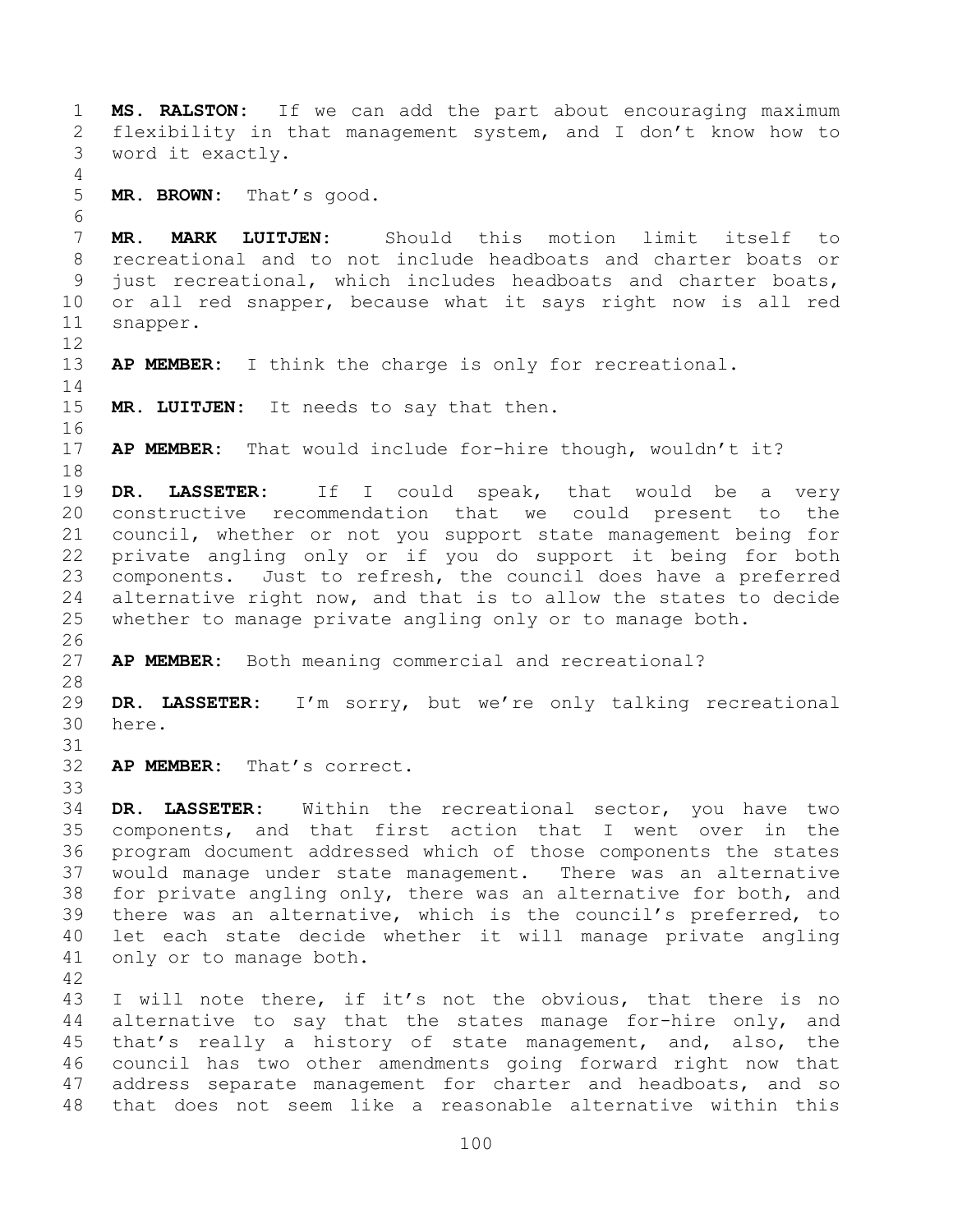**MS. RALSTON:** If we can add the part about encouraging maximum flexibility in that management system, and I don't know how to word it exactly.

**MR. BROWN:** That's good.

**MR. MARK LUITJEN:** Should this motion limit itself to recreational and to not include headboats and charter boats or just recreational, which includes headboats and charter boats, or all red snapper, because what it says right now is all red snapper.

**AP MEMBER:** I think the charge is only for recreational.

**MR. LUITJEN:** It needs to say that then.

**AP MEMBER:** That would include for-hire though, wouldn't it?

**DR. LASSETER:** If I could speak, that would be a very constructive recommendation that we could present to the council, whether or not you support state management being for private angling only or if you do support it being for both components. Just to refresh, the council does have a preferred alternative right now, and that is to allow the states to decide whether to manage private angling only or to manage both.

**AP MEMBER:** Both meaning commercial and recreational?

**DR. LASSETER:** I'm sorry, but we're only talking recreational here.

**AP MEMBER:** That's correct.

**DR. LASSETER:** Within the recreational sector, you have two components, and that first action that I went over in the program document addressed which of those components the states would manage under state management. There was an alternative for private angling only, there was an alternative for both, and there was an alternative, which is the council's preferred, to let each state decide whether it will manage private angling only or to manage both.

I will note there, if it's not the obvious, that there is no alternative to say that the states manage for-hire only, and that's really a history of state management, and, also, the council has two other amendments going forward right now that address separate management for charter and headboats, and so that does not seem like a reasonable alternative within this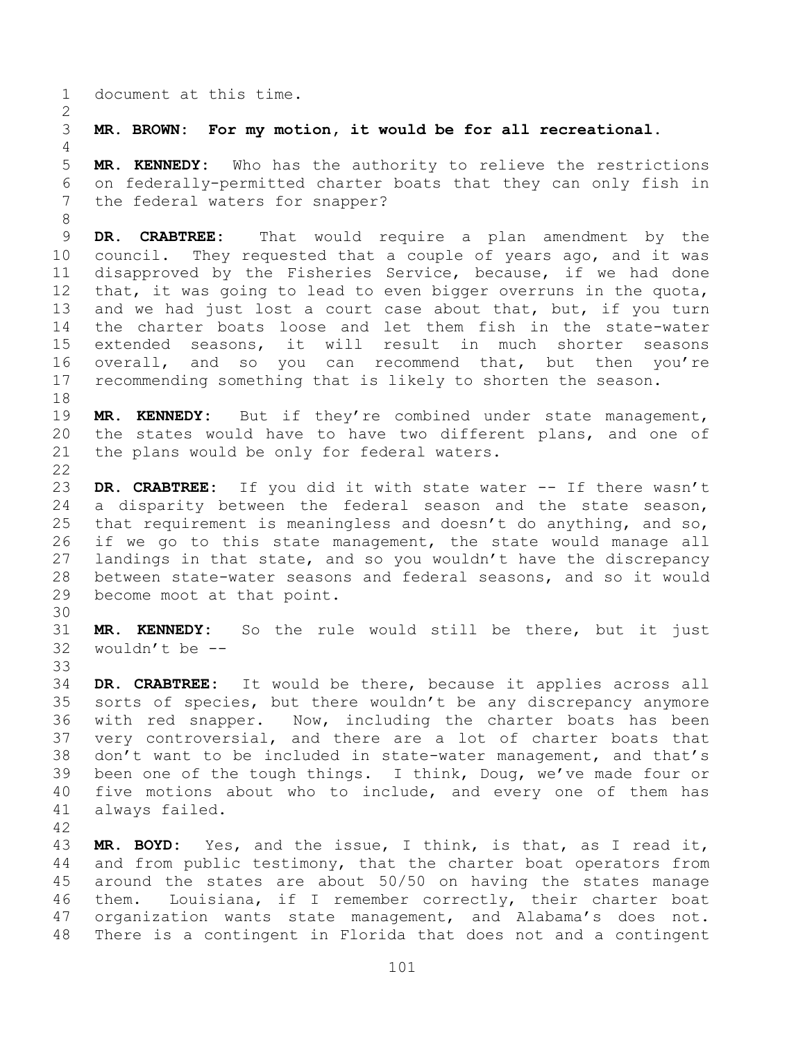document at this time.

**MR. BROWN: For my motion, it would be for all recreational.**

**MR. KENNEDY:** Who has the authority to relieve the restrictions on federally-permitted charter boats that they can only fish in the federal waters for snapper?

**DR. CRABTREE:** That would require a plan amendment by the council. They requested that a couple of years ago, and it was disapproved by the Fisheries Service, because, if we had done that, it was going to lead to even bigger overruns in the quota, and we had just lost a court case about that, but, if you turn the charter boats loose and let them fish in the state-water extended seasons, it will result in much shorter seasons overall, and so you can recommend that, but then you're recommending something that is likely to shorten the season.

**MR. KENNEDY:** But if they're combined under state management, the states would have to have two different plans, and one of the plans would be only for federal waters.

**DR. CRABTREE:** If you did it with state water -- If there wasn't a disparity between the federal season and the state season, that requirement is meaningless and doesn't do anything, and so, if we go to this state management, the state would manage all landings in that state, and so you wouldn't have the discrepancy between state-water seasons and federal seasons, and so it would become moot at that point.

**MR. KENNEDY:** So the rule would still be there, but it just wouldn't be --

**DR. CRABTREE:** It would be there, because it applies across all sorts of species, but there wouldn't be any discrepancy anymore with red snapper. Now, including the charter boats has been very controversial, and there are a lot of charter boats that don't want to be included in state-water management, and that's been one of the tough things. I think, Doug, we've made four or five motions about who to include, and every one of them has always failed.

**MR. BOYD:** Yes, and the issue, I think, is that, as I read it, and from public testimony, that the charter boat operators from around the states are about 50/50 on having the states manage them. Louisiana, if I remember correctly, their charter boat organization wants state management, and Alabama's does not. There is a contingent in Florida that does not and a contingent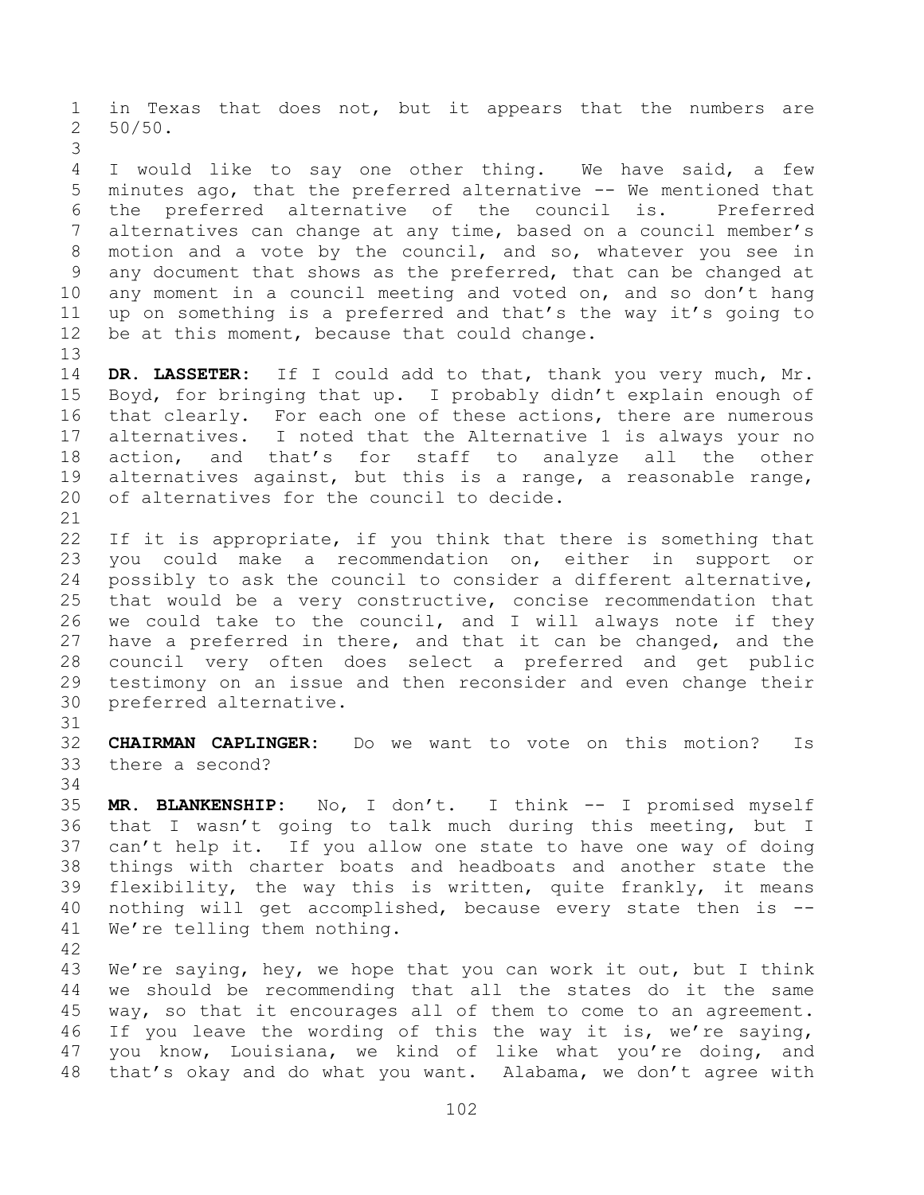in Texas that does not, but it appears that the numbers are 50/50.

I would like to say one other thing. We have said, a few minutes ago, that the preferred alternative -- We mentioned that the preferred alternative of the council is. Preferred alternatives can change at any time, based on a council member's motion and a vote by the council, and so, whatever you see in any document that shows as the preferred, that can be changed at any moment in a council meeting and voted on, and so don't hang up on something is a preferred and that's the way it's going to be at this moment, because that could change.

**DR. LASSETER:** If I could add to that, thank you very much, Mr. Boyd, for bringing that up. I probably didn't explain enough of that clearly. For each one of these actions, there are numerous alternatives. I noted that the Alternative 1 is always your no action, and that's for staff to analyze all the other alternatives against, but this is a range, a reasonable range, of alternatives for the council to decide.

If it is appropriate, if you think that there is something that you could make a recommendation on, either in support or possibly to ask the council to consider a different alternative, that would be a very constructive, concise recommendation that we could take to the council, and I will always note if they have a preferred in there, and that it can be changed, and the council very often does select a preferred and get public testimony on an issue and then reconsider and even change their preferred alternative.

**CHAIRMAN CAPLINGER:** Do we want to vote on this motion? Is there a second?

**MR. BLANKENSHIP:** No, I don't. I think -- I promised myself that I wasn't going to talk much during this meeting, but I can't help it. If you allow one state to have one way of doing things with charter boats and headboats and another state the flexibility, the way this is written, quite frankly, it means nothing will get accomplished, because every state then is -- We're telling them nothing.

We're saying, hey, we hope that you can work it out, but I think we should be recommending that all the states do it the same way, so that it encourages all of them to come to an agreement. If you leave the wording of this the way it is, we're saying, you know, Louisiana, we kind of like what you're doing, and that's okay and do what you want. Alabama, we don't agree with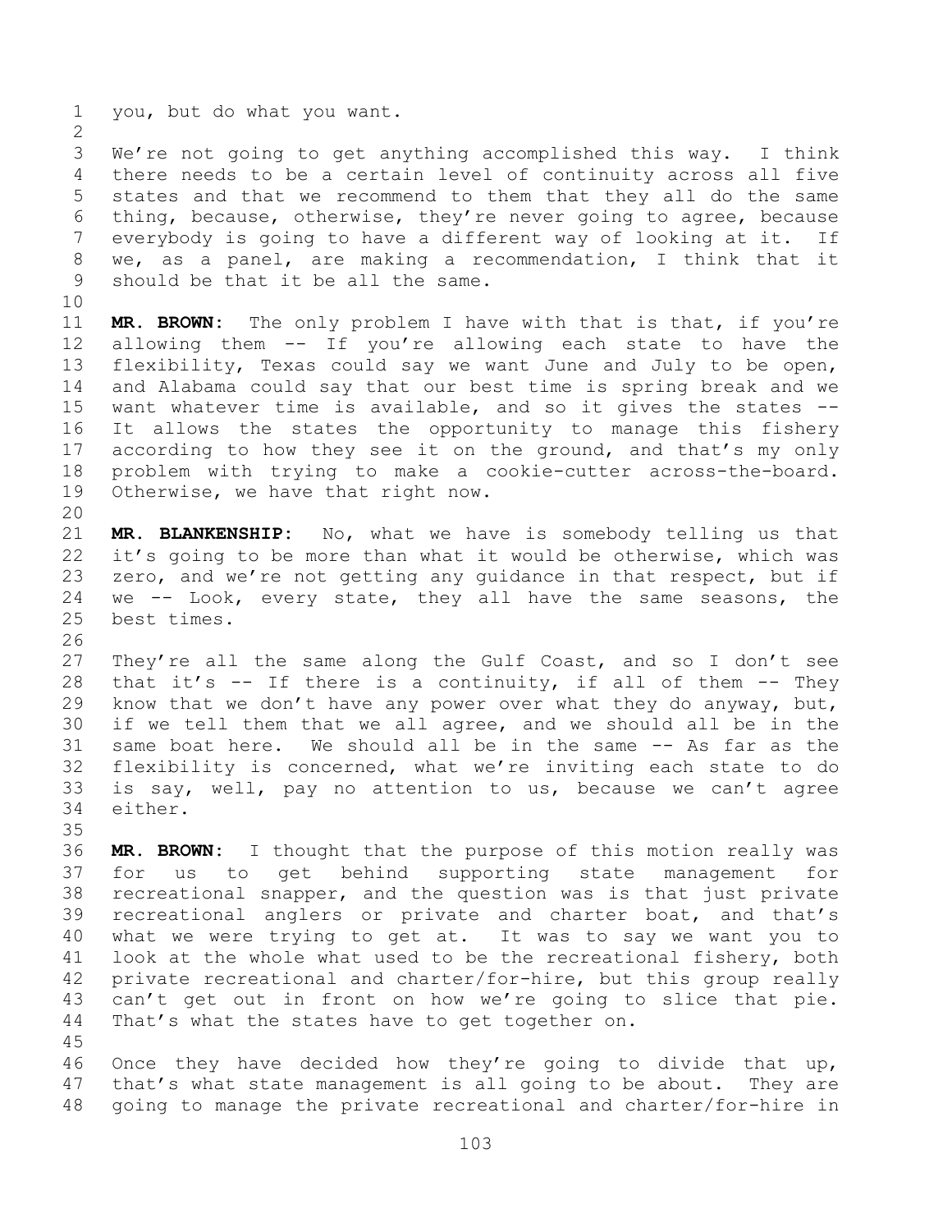you, but do what you want.

We're not going to get anything accomplished this way. I think there needs to be a certain level of continuity across all five states and that we recommend to them that they all do the same thing, because, otherwise, they're never going to agree, because everybody is going to have a different way of looking at it. If we, as a panel, are making a recommendation, I think that it should be that it be all the same.

**MR. BROWN:** The only problem I have with that is that, if you're allowing them -- If you're allowing each state to have the flexibility, Texas could say we want June and July to be open, and Alabama could say that our best time is spring break and we want whatever time is available, and so it gives the states -- It allows the states the opportunity to manage this fishery according to how they see it on the ground, and that's my only problem with trying to make a cookie-cutter across-the-board. Otherwise, we have that right now.

**MR. BLANKENSHIP:** No, what we have is somebody telling us that it's going to be more than what it would be otherwise, which was zero, and we're not getting any guidance in that respect, but if we -- Look, every state, they all have the same seasons, the best times.

They're all the same along the Gulf Coast, and so I don't see that it's -- If there is a continuity, if all of them -- They know that we don't have any power over what they do anyway, but, if we tell them that we all agree, and we should all be in the same boat here. We should all be in the same -- As far as the flexibility is concerned, what we're inviting each state to do is say, well, pay no attention to us, because we can't agree either.

**MR. BROWN:** I thought that the purpose of this motion really was for us to get behind supporting state management for recreational snapper, and the question was is that just private recreational anglers or private and charter boat, and that's what we were trying to get at. It was to say we want you to look at the whole what used to be the recreational fishery, both private recreational and charter/for-hire, but this group really can't get out in front on how we're going to slice that pie. That's what the states have to get together on.

Once they have decided how they're going to divide that up, that's what state management is all going to be about. They are going to manage the private recreational and charter/for-hire in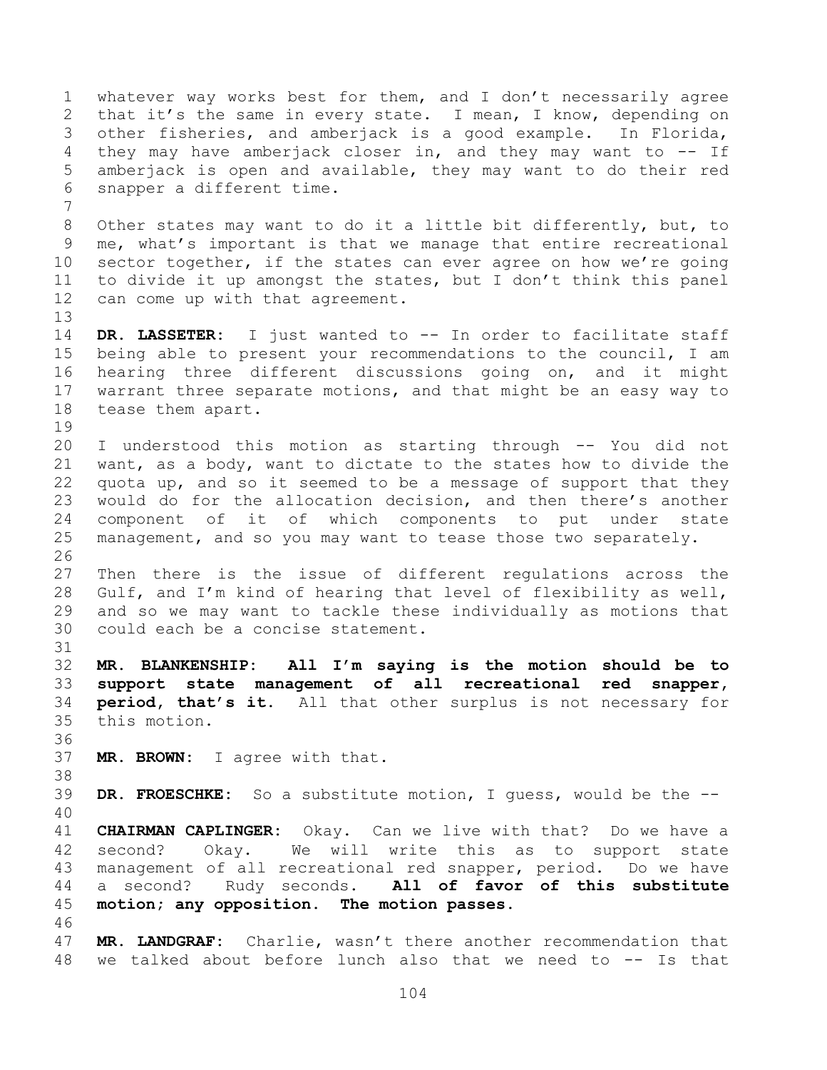whatever way works best for them, and I don't necessarily agree that it's the same in every state. I mean, I know, depending on other fisheries, and amberjack is a good example. In Florida, they may have amberjack closer in, and they may want to -- If amberjack is open and available, they may want to do their red snapper a different time.

Other states may want to do it a little bit differently, but, to me, what's important is that we manage that entire recreational sector together, if the states can ever agree on how we're going to divide it up amongst the states, but I don't think this panel can come up with that agreement.

**DR. LASSETER:** I just wanted to -- In order to facilitate staff being able to present your recommendations to the council, I am hearing three different discussions going on, and it might warrant three separate motions, and that might be an easy way to tease them apart.

I understood this motion as starting through -- You did not want, as a body, want to dictate to the states how to divide the quota up, and so it seemed to be a message of support that they would do for the allocation decision, and then there's another component of it of which components to put under state management, and so you may want to tease those two separately.

Then there is the issue of different regulations across the Gulf, and I'm kind of hearing that level of flexibility as well, and so we may want to tackle these individually as motions that could each be a concise statement.

**MR. BLANKENSHIP:** **All I'm saying is the motion should be to support state management of all recreational red snapper, period, that's it.** All that other surplus is not necessary for this motion.

**MR. BROWN:** I agree with that.

**DR. FROESCHKE:** So a substitute motion, I guess, would be the --

**CHAIRMAN CAPLINGER:** Okay. Can we live with that? Do we have a second? Okay. We will write this as to support state management of all recreational red snapper, period. Do we have a second? Rudy seconds. **All of favor of this substitute motion; any opposition. The motion passes.**

**MR. LANDGRAF:** Charlie, wasn't there another recommendation that we talked about before lunch also that we need to -- Is that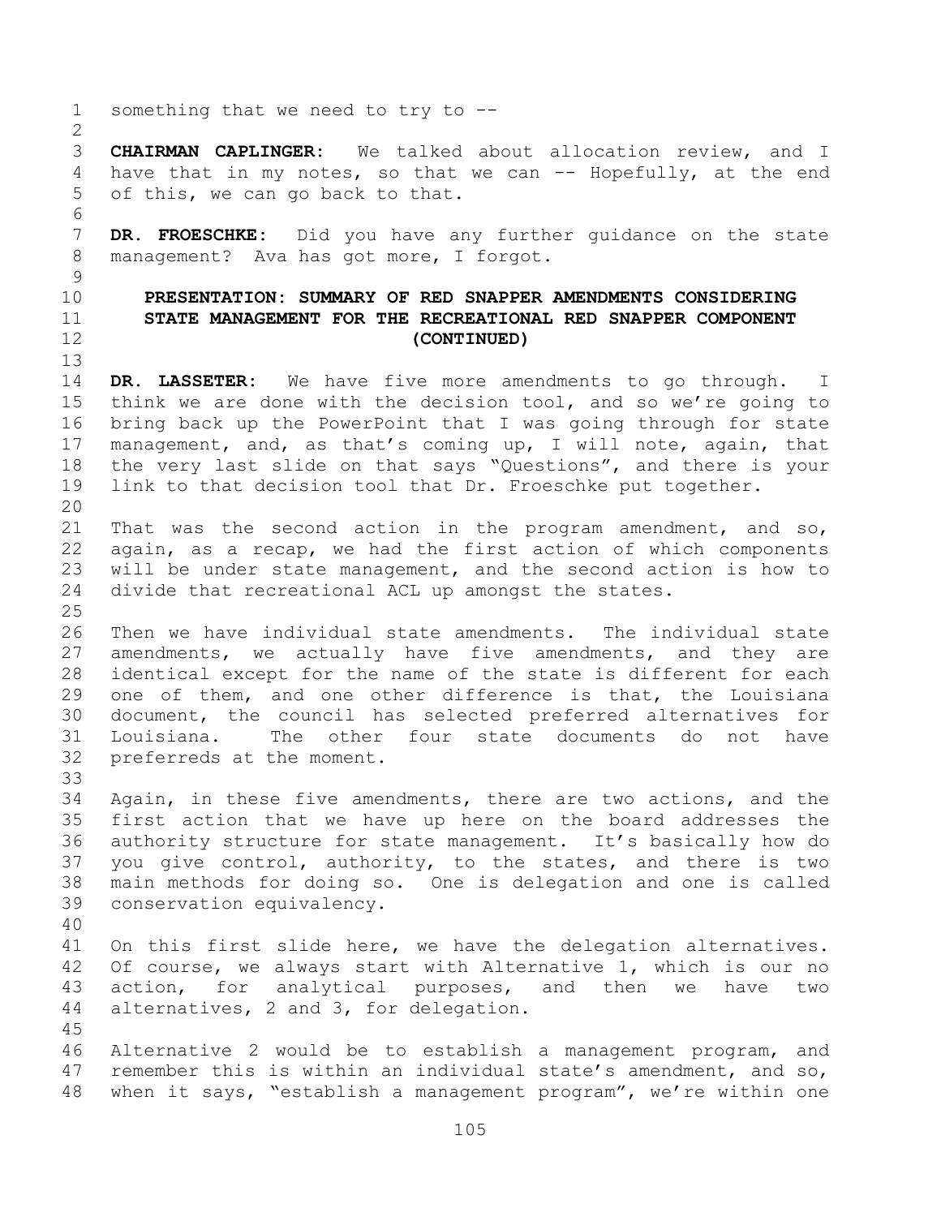something that we need to try to --

**CHAIRMAN CAPLINGER:** We talked about allocation review, and I have that in my notes, so that we can -- Hopefully, at the end of this, we can go back to that.

**DR. FROESCHKE:** Did you have any further guidance on the state management? Ava has got more, I forgot.

## PRESENTATION: SUMMARY OF RED SNAPPER AMENDMENTS CONSIDERING STATE MANAGEMENT FOR THE RECREATIONAL RED SNAPPER COMPONENT (CONTINUED)

**DR. LASSETER:** We have five more amendments to go through. I think we are done with the decision tool, and so we're going to bring back up the PowerPoint that I was going through for state management, and, as that's coming up, I will note, again, that the very last slide on that says "Questions", and there is your link to that decision tool that Dr. Froeschke put together.

That was the second action in the program amendment, and so, again, as a recap, we had the first action of which components will be under state management, and the second action is how to divide that recreational ACL up amongst the states.

Then we have individual state amendments. The individual state amendments, we actually have five amendments, and they are identical except for the name of the state is different for each one of them, and one other difference is that, the Louisiana document, the council has selected preferred alternatives for Louisiana. The other four state documents do not have preferreds at the moment.

Again, in these five amendments, there are two actions, and the first action that we have up here on the board addresses the authority structure for state management. It's basically how do you give control, authority, to the states, and there is two main methods for doing so. One is delegation and one is called conservation equivalency.

On this first slide here, we have the delegation alternatives. Of course, we always start with Alternative 1, which is our no action, for analytical purposes, and then we have two alternatives, 2 and 3, for delegation.

Alternative 2 would be to establish a management program, and remember this is within an individual state's amendment, and so, when it says, "establish a management program", we're within one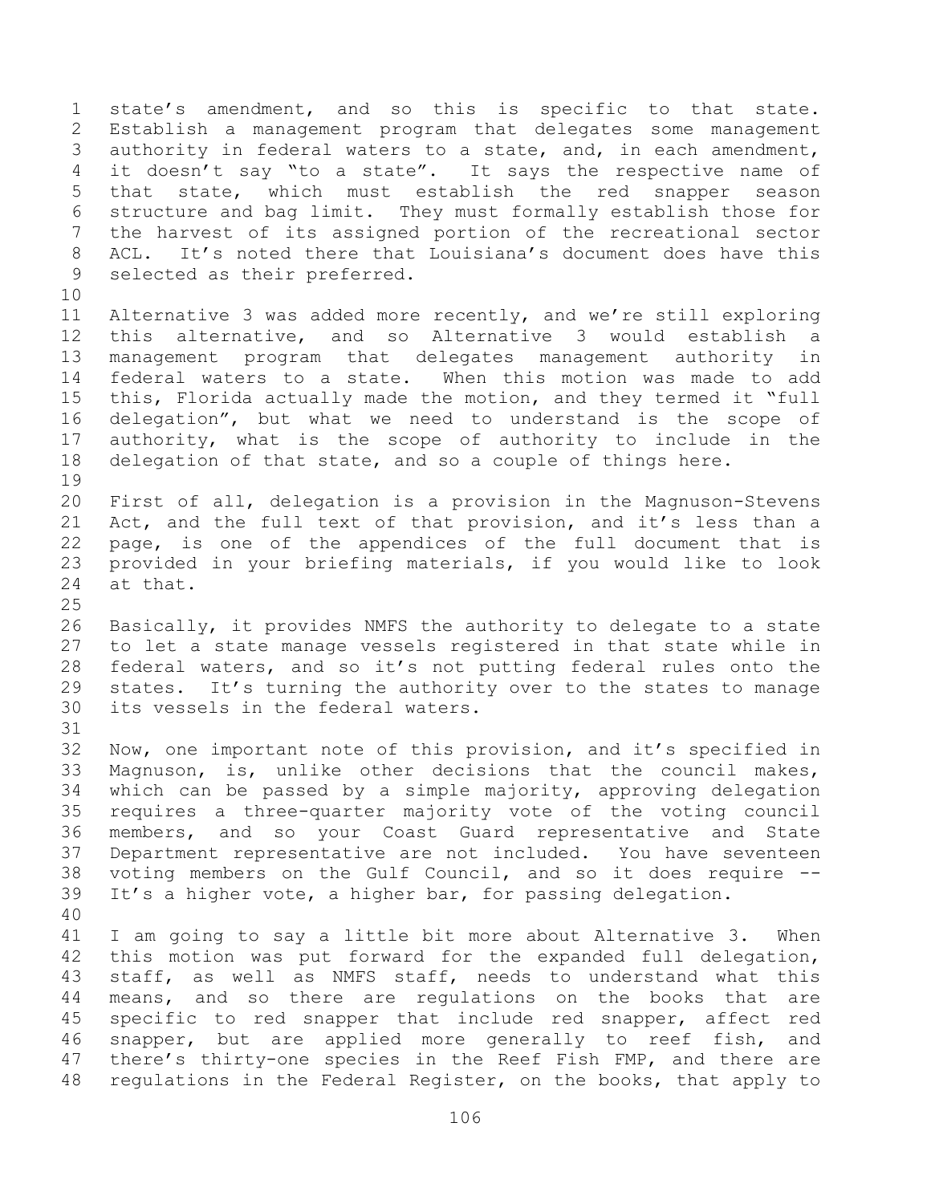state's amendment, and so this is specific to that state. Establish a management program that delegates some management authority in federal waters to a state, and, in each amendment, it doesn't say "to a state". It says the respective name of that state, which must establish the red snapper season structure and bag limit. They must formally establish those for the harvest of its assigned portion of the recreational sector ACL. It's noted there that Louisiana's document does have this selected as their preferred.

Alternative 3 was added more recently, and we're still exploring this alternative, and so Alternative 3 would establish a management program that delegates management authority in federal waters to a state. When this motion was made to add this, Florida actually made the motion, and they termed it "full delegation", but what we need to understand is the scope of authority, what is the scope of authority to include in the delegation of that state, and so a couple of things here.

First of all, delegation is a provision in the Magnuson-Stevens Act, and the full text of that provision, and it's less than a page, is one of the appendices of the full document that is provided in your briefing materials, if you would like to look at that.

Basically, it provides NMFS the authority to delegate to a state to let a state manage vessels registered in that state while in federal waters, and so it's not putting federal rules onto the states. It's turning the authority over to the states to manage its vessels in the federal waters.

Now, one important note of this provision, and it's specified in Magnuson, is, unlike other decisions that the council makes, which can be passed by a simple majority, approving delegation requires a three-quarter majority vote of the voting council members, and so your Coast Guard representative and State Department representative are not included. You have seventeen voting members on the Gulf Council, and so it does require -- It's a higher vote, a higher bar, for passing delegation.

I am going to say a little bit more about Alternative 3. When this motion was put forward for the expanded full delegation, staff, as well as NMFS staff, needs to understand what this means, and so there are regulations on the books that are specific to red snapper that include red snapper, affect red snapper, but are applied more generally to reef fish, and there's thirty-one species in the Reef Fish FMP, and there are regulations in the Federal Register, on the books, that apply to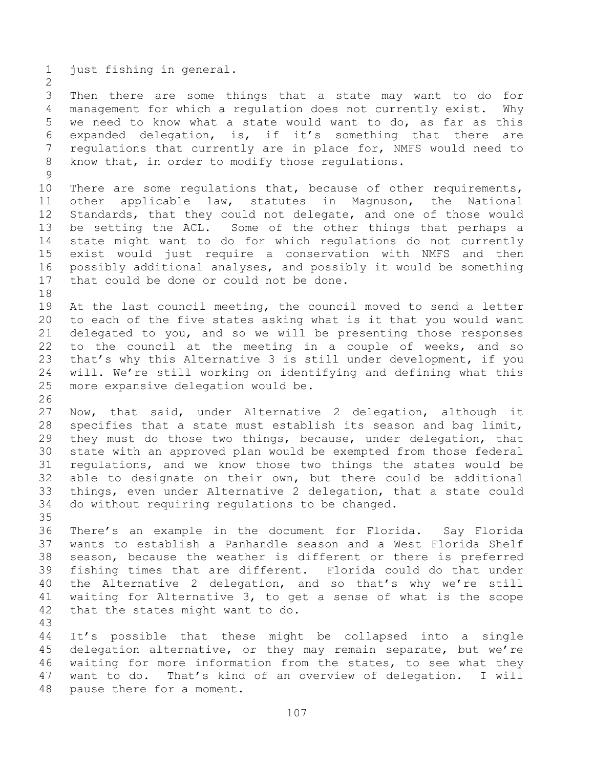just fishing in general.

Then there are some things that a state may want to do for management for which a regulation does not currently exist. Why we need to know what a state would want to do, as far as this expanded delegation, is, if it's something that there are regulations that currently are in place for, NMFS would need to know that, in order to modify those regulations.

There are some regulations that, because of other requirements, other applicable law, statutes in Magnuson, the National Standards, that they could not delegate, and one of those would be setting the ACL. Some of the other things that perhaps a state might want to do for which regulations do not currently exist would just require a conservation with NMFS and then possibly additional analyses, and possibly it would be something that could be done or could not be done.

At the last council meeting, the council moved to send a letter to each of the five states asking what is it that you would want delegated to you, and so we will be presenting those responses to the council at the meeting in a couple of weeks, and so that's why this Alternative 3 is still under development, if you will. We're still working on identifying and defining what this more expansive delegation would be.

Now, that said, under Alternative 2 delegation, although it specifies that a state must establish its season and bag limit, they must do those two things, because, under delegation, that state with an approved plan would be exempted from those federal regulations, and we know those two things the states would be able to designate on their own, but there could be additional things, even under Alternative 2 delegation, that a state could do without requiring regulations to be changed.

There's an example in the document for Florida. Say Florida wants to establish a Panhandle season and a West Florida Shelf season, because the weather is different or there is preferred fishing times that are different. Florida could do that under the Alternative 2 delegation, and so that's why we're still waiting for Alternative 3, to get a sense of what is the scope that the states might want to do.

It's possible that these might be collapsed into a single delegation alternative, or they may remain separate, but we're waiting for more information from the states, to see what they want to do. That's kind of an overview of delegation. I will pause there for a moment.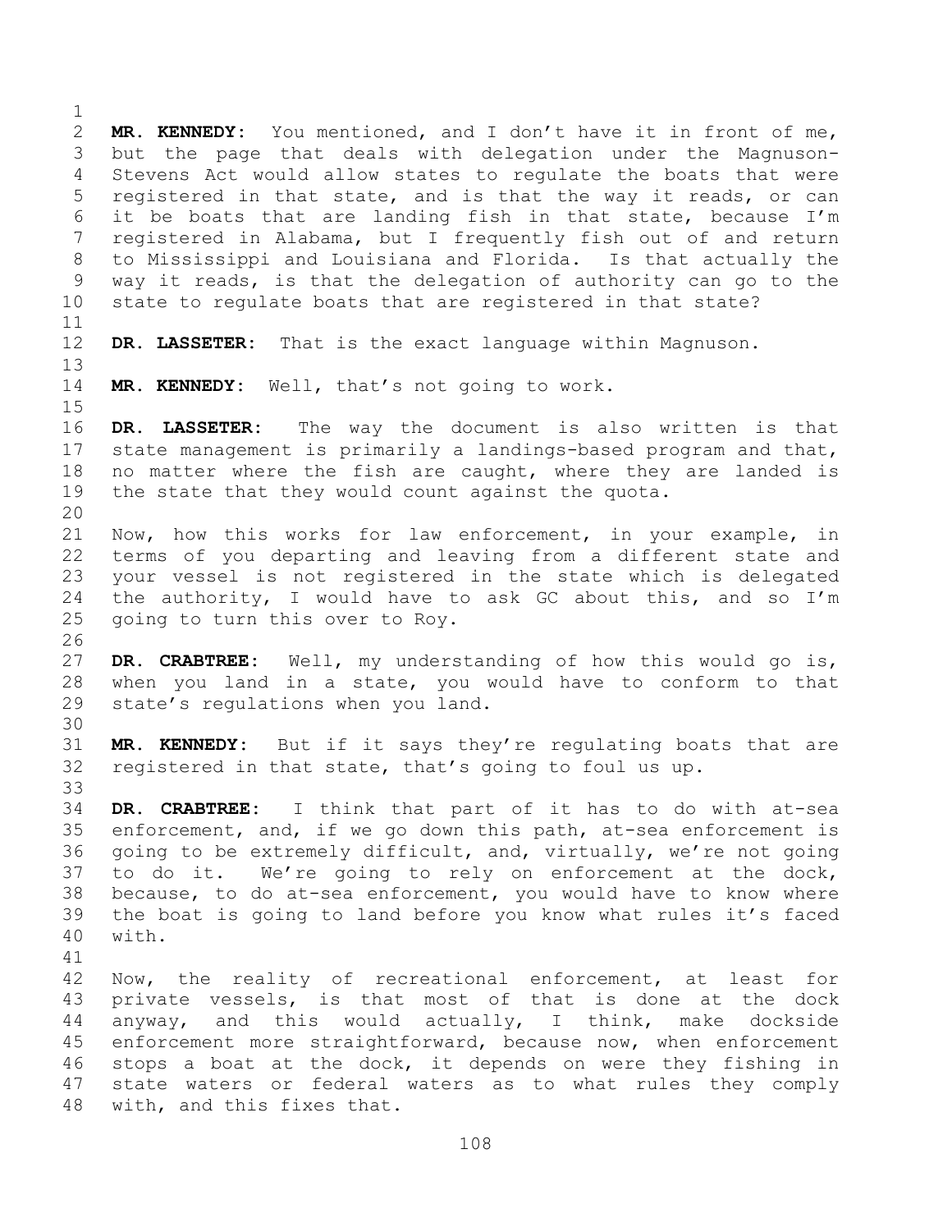**MR. KENNEDY:** You mentioned, and I don't have it in front of me, but the page that deals with delegation under the Magnuson-Stevens Act would allow states to regulate the boats that were registered in that state, and is that the way it reads, or can it be boats that are landing fish in that state, because I'm registered in Alabama, but I frequently fish out of and return to Mississippi and Louisiana and Florida. Is that actually the way it reads, is that the delegation of authority can go to the state to regulate boats that are registered in that state?

**DR. LASSETER:** That is the exact language within Magnuson.

**MR. KENNEDY:** Well, that's not going to work.

**DR. LASSETER:** The way the document is also written is that state management is primarily a landings-based program and that, no matter where the fish are caught, where they are landed is the state that they would count against the quota.

Now, how this works for law enforcement, in your example, in terms of you departing and leaving from a different state and your vessel is not registered in the state which is delegated the authority, I would have to ask GC about this, and so I'm going to turn this over to Roy.

**DR. CRABTREE:** Well, my understanding of how this would go is, when you land in a state, you would have to conform to that state's regulations when you land.

**MR. KENNEDY:** But if it says they're regulating boats that are registered in that state, that's going to foul us up.

**DR. CRABTREE:** I think that part of it has to do with at-sea enforcement, and, if we go down this path, at-sea enforcement is going to be extremely difficult, and, virtually, we're not going to do it. We're going to rely on enforcement at the dock, because, to do at-sea enforcement, you would have to know where the boat is going to land before you know what rules it's faced with.

Now, the reality of recreational enforcement, at least for private vessels, is that most of that is done at the dock anyway, and this would actually, I think, make dockside enforcement more straightforward, because now, when enforcement stops a boat at the dock, it depends on were they fishing in state waters or federal waters as to what rules they comply with, and this fixes that.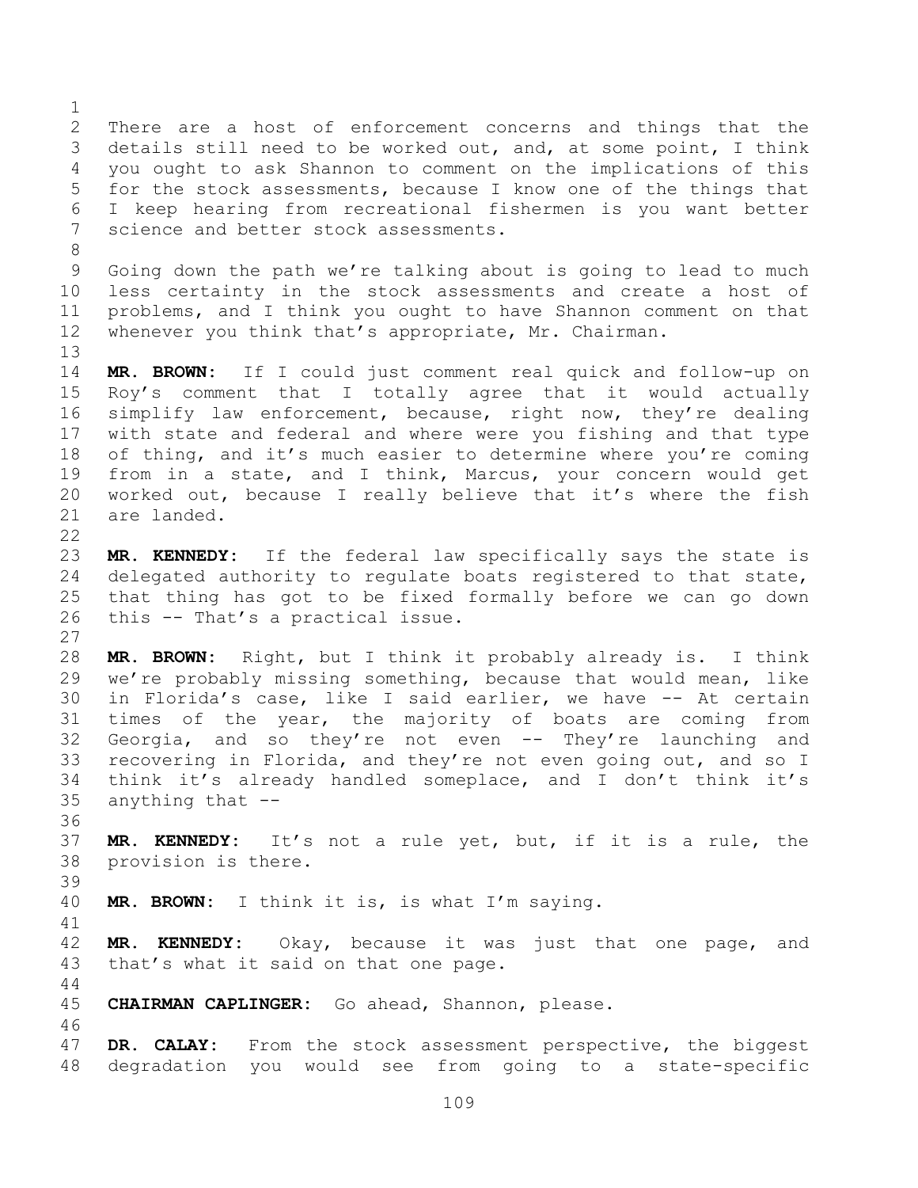There are a host of enforcement concerns and things that the details still need to be worked out, and, at some point, I think you ought to ask Shannon to comment on the implications of this for the stock assessments, because I know one of the things that I keep hearing from recreational fishermen is you want better science and better stock assessments.

Going down the path we're talking about is going to lead to much less certainty in the stock assessments and create a host of problems, and I think you ought to have Shannon comment on that whenever you think that's appropriate, Mr. Chairman.

**MR. BROWN:** If I could just comment real quick and follow-up on Roy's comment that I totally agree that it would actually simplify law enforcement, because, right now, they're dealing with state and federal and where were you fishing and that type of thing, and it's much easier to determine where you're coming from in a state, and I think, Marcus, your concern would get worked out, because I really believe that it's where the fish are landed.

**MR. KENNEDY:** If the federal law specifically says the state is delegated authority to regulate boats registered to that state, that thing has got to be fixed formally before we can go down this -- That's a practical issue.

**MR. BROWN:** Right, but I think it probably already is. I think we're probably missing something, because that would mean, like in Florida's case, like I said earlier, we have -- At certain times of the year, the majority of boats are coming from Georgia, and so they're not even -- They're launching and recovering in Florida, and they're not even going out, and so I think it's already handled someplace, and I don't think it's anything that --

**MR. KENNEDY:** It's not a rule yet, but, if it is a rule, the provision is there.

**MR. BROWN:** I think it is, is what I'm saying.

**MR. KENNEDY:** Okay, because it was just that one page, and that's what it said on that one page.

**CHAIRMAN CAPLINGER:** Go ahead, Shannon, please.

**DR. CALAY:** From the stock assessment perspective, the biggest degradation you would see from going to a state-specific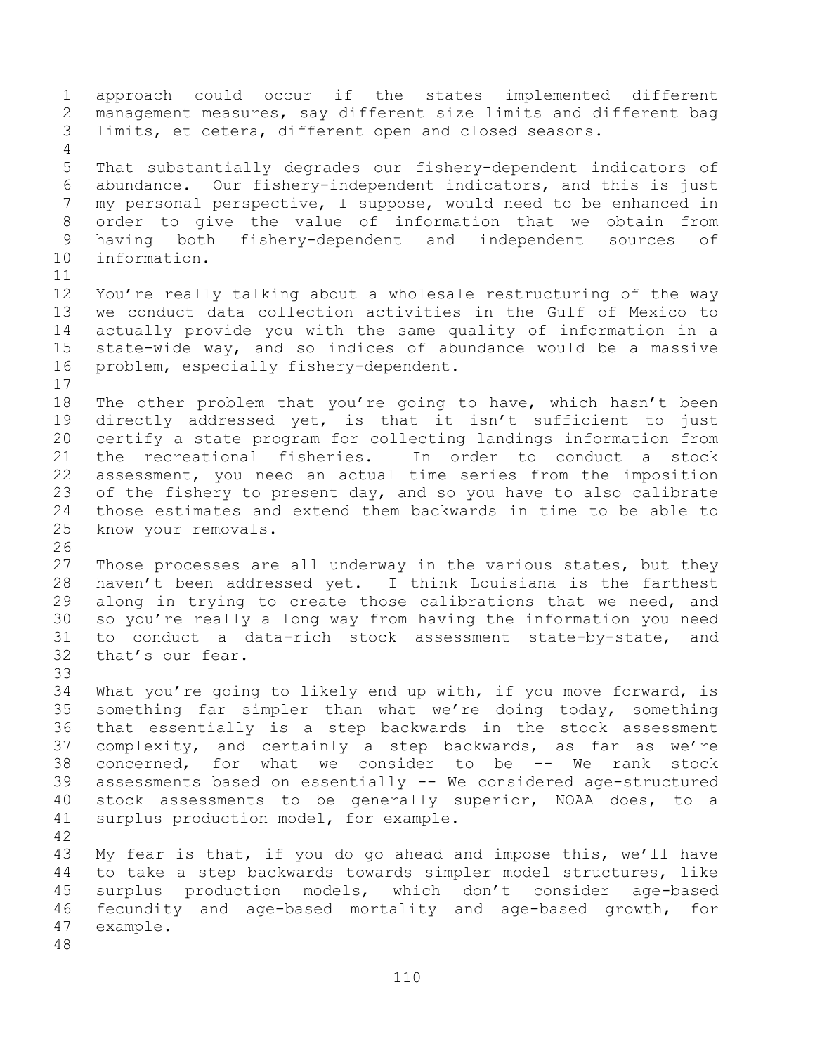approach could occur if the states implemented different management measures, say different size limits and different bag limits, et cetera, different open and closed seasons.

That substantially degrades our fishery-dependent indicators of abundance. Our fishery-independent indicators, and this is just my personal perspective, I suppose, would need to be enhanced in order to give the value of information that we obtain from having both fishery-dependent and independent sources of information.

You're really talking about a wholesale restructuring of the way we conduct data collection activities in the Gulf of Mexico to actually provide you with the same quality of information in a state-wide way, and so indices of abundance would be a massive problem, especially fishery-dependent.

The other problem that you're going to have, which hasn't been directly addressed yet, is that it isn't sufficient to just certify a state program for collecting landings information from the recreational fisheries. In order to conduct a stock assessment, you need an actual time series from the imposition of the fishery to present day, and so you have to also calibrate those estimates and extend them backwards in time to be able to know your removals.

Those processes are all underway in the various states, but they haven't been addressed yet. I think Louisiana is the farthest along in trying to create those calibrations that we need, and so you're really a long way from having the information you need to conduct a data-rich stock assessment state-by-state, and that's our fear.

What you're going to likely end up with, if you move forward, is something far simpler than what we're doing today, something that essentially is a step backwards in the stock assessment complexity, and certainly a step backwards, as far as we're concerned, for what we consider to be -- We rank stock assessments based on essentially -- We considered age-structured stock assessments to be generally superior, NOAA does, to a surplus production model, for example.

My fear is that, if you do go ahead and impose this, we'll have to take a step backwards towards simpler model structures, like surplus production models, which don't consider age-based fecundity and age-based mortality and age-based growth, for example.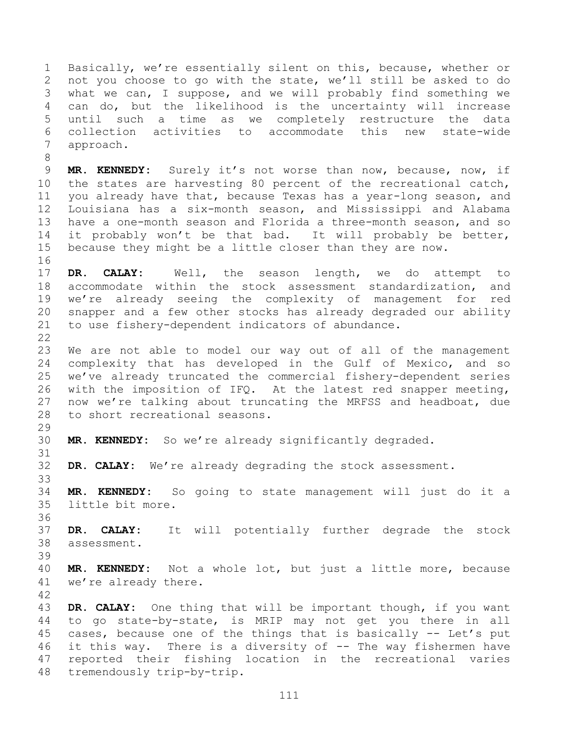Basically, we're essentially silent on this, because, whether or not you choose to go with the state, we'll still be asked to do what we can, I suppose, and we will probably find something we can do, but the likelihood is the uncertainty will increase until such a time as we completely restructure the data collection activities to accommodate this new state-wide approach.

**MR. KENNEDY:** Surely it's not worse than now, because, now, if the states are harvesting 80 percent of the recreational catch, you already have that, because Texas has a year-long season, and Louisiana has a six-month season, and Mississippi and Alabama have a one-month season and Florida a three-month season, and so it probably won't be that bad. It will probably be better, because they might be a little closer than they are now.

**DR. CALAY:** Well, the season length, we do attempt to accommodate within the stock assessment standardization, and we're already seeing the complexity of management for red snapper and a few other stocks has already degraded our ability to use fishery-dependent indicators of abundance.

We are not able to model our way out of all of the management complexity that has developed in the Gulf of Mexico, and so we've already truncated the commercial fishery-dependent series with the imposition of IFQ. At the latest red snapper meeting, now we're talking about truncating the MRFSS and headboat, due to short recreational seasons.

**MR. KENNEDY:** So we're already significantly degraded.

**DR. CALAY:** We're already degrading the stock assessment.

**MR. KENNEDY:** So going to state management will just do it a little bit more.

**DR. CALAY:** It will potentially further degrade the stock assessment.

**MR. KENNEDY:** Not a whole lot, but just a little more, because we're already there.

**DR. CALAY:** One thing that will be important though, if you want to go state-by-state, is MRIP may not get you there in all cases, because one of the things that is basically -- Let's put it this way. There is a diversity of -- The way fishermen have reported their fishing location in the recreational varies tremendously trip-by-trip.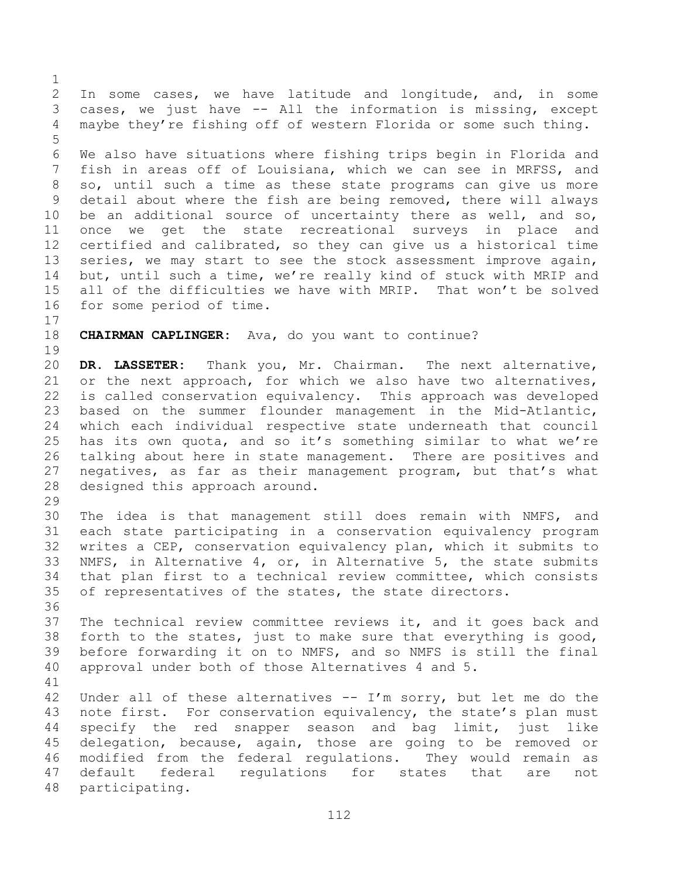In some cases, we have latitude and longitude, and, in some cases, we just have -- All the information is missing, except maybe they're fishing off of western Florida or some such thing.

We also have situations where fishing trips begin in Florida and fish in areas off of Louisiana, which we can see in MRFSS, and so, until such a time as these state programs can give us more detail about where the fish are being removed, there will always be an additional source of uncertainty there as well, and so, once we get the state recreational surveys in place and certified and calibrated, so they can give us a historical time series, we may start to see the stock assessment improve again, but, until such a time, we're really kind of stuck with MRIP and all of the difficulties we have with MRIP. That won't be solved for some period of time.

**CHAIRMAN CAPLINGER:** Ava, do you want to continue?

**DR. LASSETER:** Thank you, Mr. Chairman. The next alternative, or the next approach, for which we also have two alternatives, is called conservation equivalency. This approach was developed based on the summer flounder management in the Mid-Atlantic, which each individual respective state underneath that council has its own quota, and so it's something similar to what we're talking about here in state management. There are positives and negatives, as far as their management program, but that's what designed this approach around.

The idea is that management still does remain with NMFS, and each state participating in a conservation equivalency program writes a CEP, conservation equivalency plan, which it submits to NMFS, in Alternative 4, or, in Alternative 5, the state submits that plan first to a technical review committee, which consists of representatives of the states, the state directors.

The technical review committee reviews it, and it goes back and forth to the states, just to make sure that everything is good, before forwarding it on to NMFS, and so NMFS is still the final approval under both of those Alternatives 4 and 5.

Under all of these alternatives -- I'm sorry, but let me do the note first. For conservation equivalency, the state's plan must specify the red snapper season and bag limit, just like delegation, because, again, those are going to be removed or modified from the federal regulations. They would remain as default federal regulations for states that are not participating.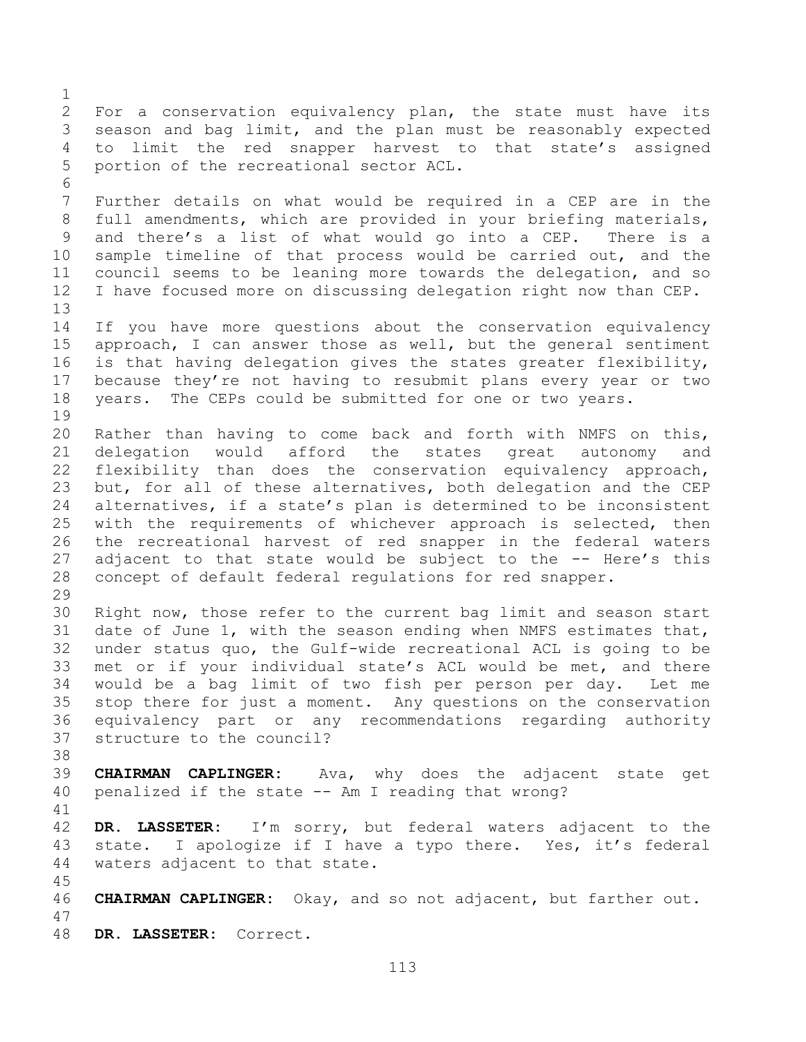For a conservation equivalency plan, the state must have its season and bag limit, and the plan must be reasonably expected to limit the red snapper harvest to that state's assigned portion of the recreational sector ACL.

Further details on what would be required in a CEP are in the full amendments, which are provided in your briefing materials, and there's a list of what would go into a CEP. There is a sample timeline of that process would be carried out, and the council seems to be leaning more towards the delegation, and so I have focused more on discussing delegation right now than CEP.

If you have more questions about the conservation equivalency approach, I can answer those as well, but the general sentiment is that having delegation gives the states greater flexibility, because they're not having to resubmit plans every year or two years. The CEPs could be submitted for one or two years.

Rather than having to come back and forth with NMFS on this, delegation would afford the states great autonomy and flexibility than does the conservation equivalency approach, but, for all of these alternatives, both delegation and the CEP alternatives, if a state's plan is determined to be inconsistent with the requirements of whichever approach is selected, then the recreational harvest of red snapper in the federal waters adjacent to that state would be subject to the -- Here's this concept of default federal regulations for red snapper.

Right now, those refer to the current bag limit and season start date of June 1, with the season ending when NMFS estimates that, under status quo, the Gulf-wide recreational ACL is going to be met or if your individual state's ACL would be met, and there would be a bag limit of two fish per person per day. Let me stop there for just a moment. Any questions on the conservation equivalency part or any recommendations regarding authority structure to the council?

**CHAIRMAN CAPLINGER:** Ava, why does the adjacent state get penalized if the state -- Am I reading that wrong?

**DR. LASSETER:** I'm sorry, but federal waters adjacent to the state. I apologize if I have a typo there. Yes, it's federal waters adjacent to that state.

**CHAIRMAN CAPLINGER:** Okay, and so not adjacent, but farther out.

**DR. LASSETER:** Correct.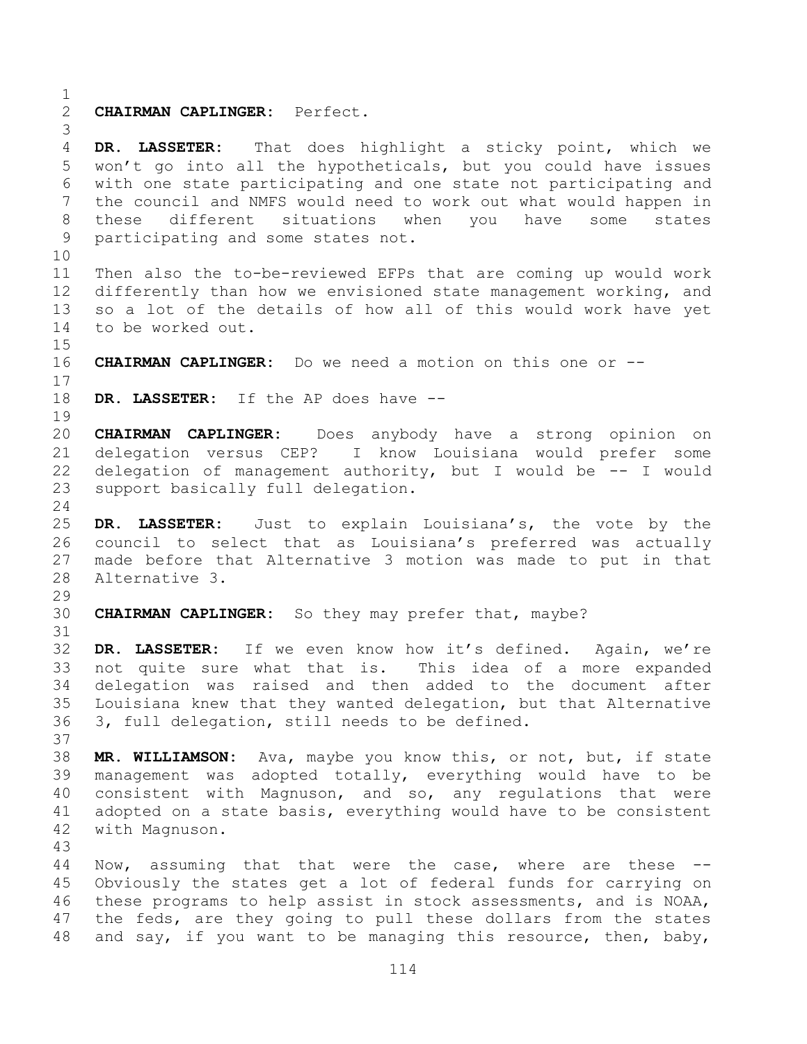**CHAIRMAN CAPLINGER:** Perfect.

**DR. LASSETER:** That does highlight a sticky point, which we won't go into all the hypotheticals, but you could have issues with one state participating and one state not participating and the council and NMFS would need to work out what would happen in these different situations when you have some states participating and some states not.

Then also the to-be-reviewed EFPs that are coming up would work differently than how we envisioned state management working, and so a lot of the details of how all of this would work have yet to be worked out.

**CHAIRMAN CAPLINGER:** Do we need a motion on this one or --

**DR. LASSETER:** If the AP does have --

**CHAIRMAN CAPLINGER:** Does anybody have a strong opinion on delegation versus CEP? I know Louisiana would prefer some delegation of management authority, but I would be -- I would support basically full delegation.

**DR. LASSETER:** Just to explain Louisiana's, the vote by the council to select that as Louisiana's preferred was actually made before that Alternative 3 motion was made to put in that Alternative 3.

**CHAIRMAN CAPLINGER:** So they may prefer that, maybe?

**DR. LASSETER:** If we even know how it's defined. Again, we're not quite sure what that is. This idea of a more expanded delegation was raised and then added to the document after Louisiana knew that they wanted delegation, but that Alternative 3, full delegation, still needs to be defined.

**MR. WILLIAMSON:** Ava, maybe you know this, or not, but, if state management was adopted totally, everything would have to be consistent with Magnuson, and so, any regulations that were adopted on a state basis, everything would have to be consistent with Magnuson.

Now, assuming that that were the case, where are these -- Obviously the states get a lot of federal funds for carrying on these programs to help assist in stock assessments, and is NOAA, the feds, are they going to pull these dollars from the states and say, if you want to be managing this resource, then, baby,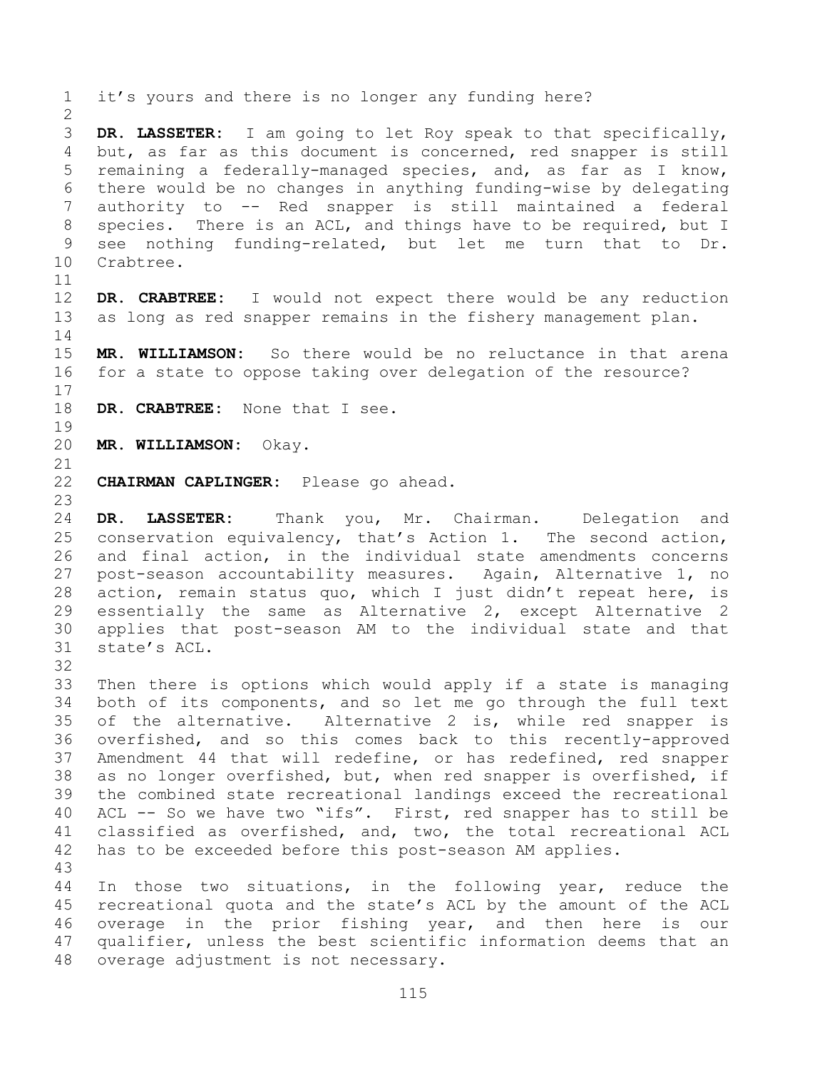it's yours and there is no longer any funding here?

**DR. LASSETER:** I am going to let Roy speak to that specifically, but, as far as this document is concerned, red snapper is still remaining a federally-managed species, and, as far as I know, there would be no changes in anything funding-wise by delegating authority to -- Red snapper is still maintained a federal species. There is an ACL, and things have to be required, but I see nothing funding-related, but let me turn that to Dr. Crabtree.

**DR. CRABTREE:** I would not expect there would be any reduction as long as red snapper remains in the fishery management plan.

**MR. WILLIAMSON:** So there would be no reluctance in that arena for a state to oppose taking over delegation of the resource?

**DR. CRABTREE:** None that I see.

**MR. WILLIAMSON:** Okay.

**CHAIRMAN CAPLINGER:** Please go ahead.

**DR. LASSETER:** Thank you, Mr. Chairman. Delegation and conservation equivalency, that's Action 1. The second action, and final action, in the individual state amendments concerns post-season accountability measures. Again, Alternative 1, no action, remain status quo, which I just didn't repeat here, is essentially the same as Alternative 2, except Alternative 2 applies that post-season AM to the individual state and that state's ACL.

Then there is options which would apply if a state is managing both of its components, and so let me go through the full text of the alternative. Alternative 2 is, while red snapper is overfished, and so this comes back to this recently-approved Amendment 44 that will redefine, or has redefined, red snapper as no longer overfished, but, when red snapper is overfished, if the combined state recreational landings exceed the recreational ACL -- So we have two "ifs". First, red snapper has to still be classified as overfished, and, two, the total recreational ACL has to be exceeded before this post-season AM applies.

In those two situations, in the following year, reduce the recreational quota and the state's ACL by the amount of the ACL overage in the prior fishing year, and then here is our qualifier, unless the best scientific information deems that an overage adjustment is not necessary.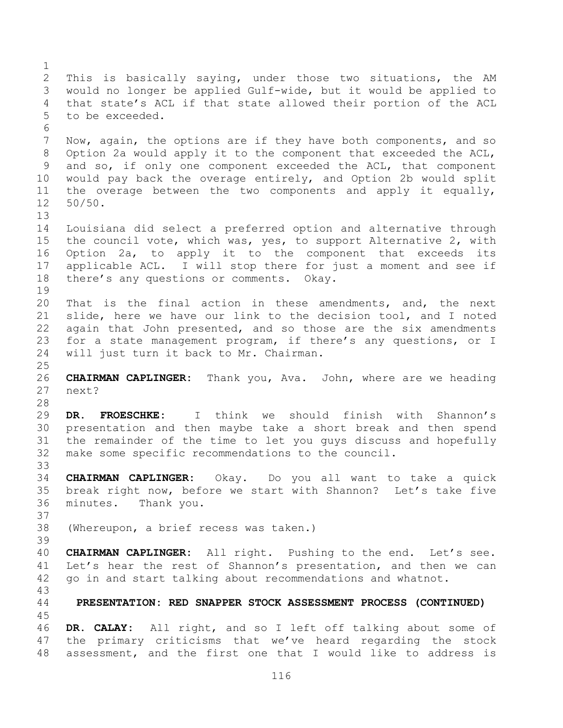This is basically saying, under those two situations, the AM would no longer be applied Gulf-wide, but it would be applied to that state's ACL if that state allowed their portion of the ACL to be exceeded.

Now, again, the options are if they have both components, and so Option 2a would apply it to the component that exceeded the ACL, and so, if only one component exceeded the ACL, that component would pay back the overage entirely, and Option 2b would split the overage between the two components and apply it equally, 50/50.

Louisiana did select a preferred option and alternative through the council vote, which was, yes, to support Alternative 2, with Option 2a, to apply it to the component that exceeds its applicable ACL. I will stop there for just a moment and see if there's any questions or comments. Okay.

That is the final action in these amendments, and, the next slide, here we have our link to the decision tool, and I noted again that John presented, and so those are the six amendments for a state management program, if there's any questions, or I will just turn it back to Mr. Chairman.

**CHAIRMAN CAPLINGER:** Thank you, Ava. John, where are we heading next?

**DR. FROESCHKE:** I think we should finish with Shannon's presentation and then maybe take a short break and then spend the remainder of the time to let you guys discuss and hopefully make some specific recommendations to the council.

**CHAIRMAN CAPLINGER:** Okay. Do you all want to take a quick break right now, before we start with Shannon? Let's take five minutes. Thank you.

(Whereupon, a brief recess was taken.)

**CHAIRMAN CAPLINGER:** All right. Pushing to the end. Let's see. Let's hear the rest of Shannon's presentation, and then we can go in and start talking about recommendations and whatnot.

**PRESENTATION: RED SNAPPER STOCK ASSESSMENT PROCESS (CONTINUED)**

**DR. CALAY:** All right, and so I left off talking about some of the primary criticisms that we've heard regarding the stock assessment, and the first one that I would like to address is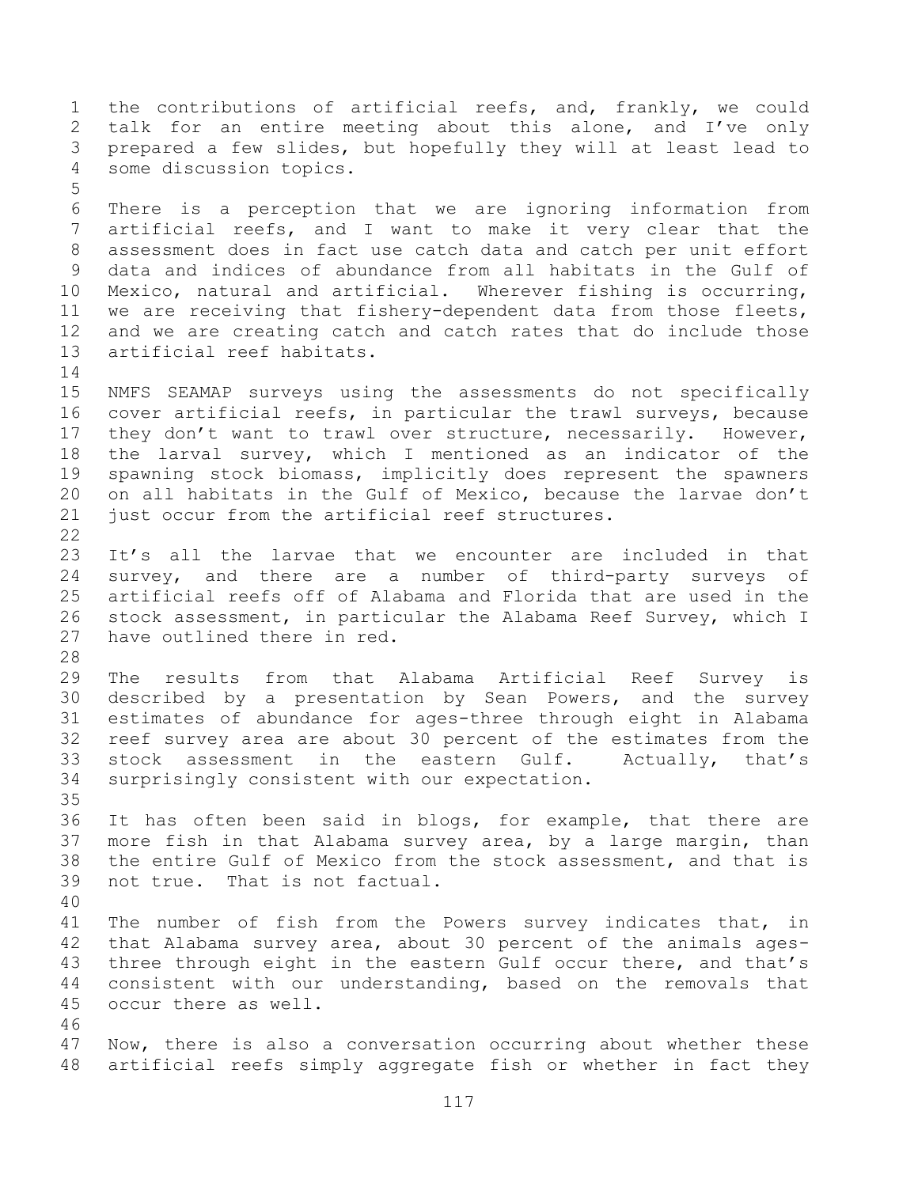the contributions of artificial reefs, and, frankly, we could talk for an entire meeting about this alone, and I've only prepared a few slides, but hopefully they will at least lead to some discussion topics.

There is a perception that we are ignoring information from artificial reefs, and I want to make it very clear that the assessment does in fact use catch data and catch per unit effort data and indices of abundance from all habitats in the Gulf of Mexico, natural and artificial. Wherever fishing is occurring, we are receiving that fishery-dependent data from those fleets, and we are creating catch and catch rates that do include those artificial reef habitats.

NMFS SEAMAP surveys using the assessments do not specifically cover artificial reefs, in particular the trawl surveys, because they don't want to trawl over structure, necessarily. However, the larval survey, which I mentioned as an indicator of the spawning stock biomass, implicitly does represent the spawners on all habitats in the Gulf of Mexico, because the larvae don't just occur from the artificial reef structures.

It's all the larvae that we encounter are included in that survey, and there are a number of third-party surveys of artificial reefs off of Alabama and Florida that are used in the stock assessment, in particular the Alabama Reef Survey, which I have outlined there in red.

The results from that Alabama Artificial Reef Survey is described by a presentation by Sean Powers, and the survey estimates of abundance for ages-three through eight in Alabama reef survey area are about 30 percent of the estimates from the stock assessment in the eastern Gulf. Actually, that's surprisingly consistent with our expectation.

It has often been said in blogs, for example, that there are more fish in that Alabama survey area, by a large margin, than the entire Gulf of Mexico from the stock assessment, and that is not true. That is not factual.

The number of fish from the Powers survey indicates that, in that Alabama survey area, about 30 percent of the animals ages-three through eight in the eastern Gulf occur there, and that's consistent with our understanding, based on the removals that occur there as well.

Now, there is also a conversation occurring about whether these artificial reefs simply aggregate fish or whether in fact they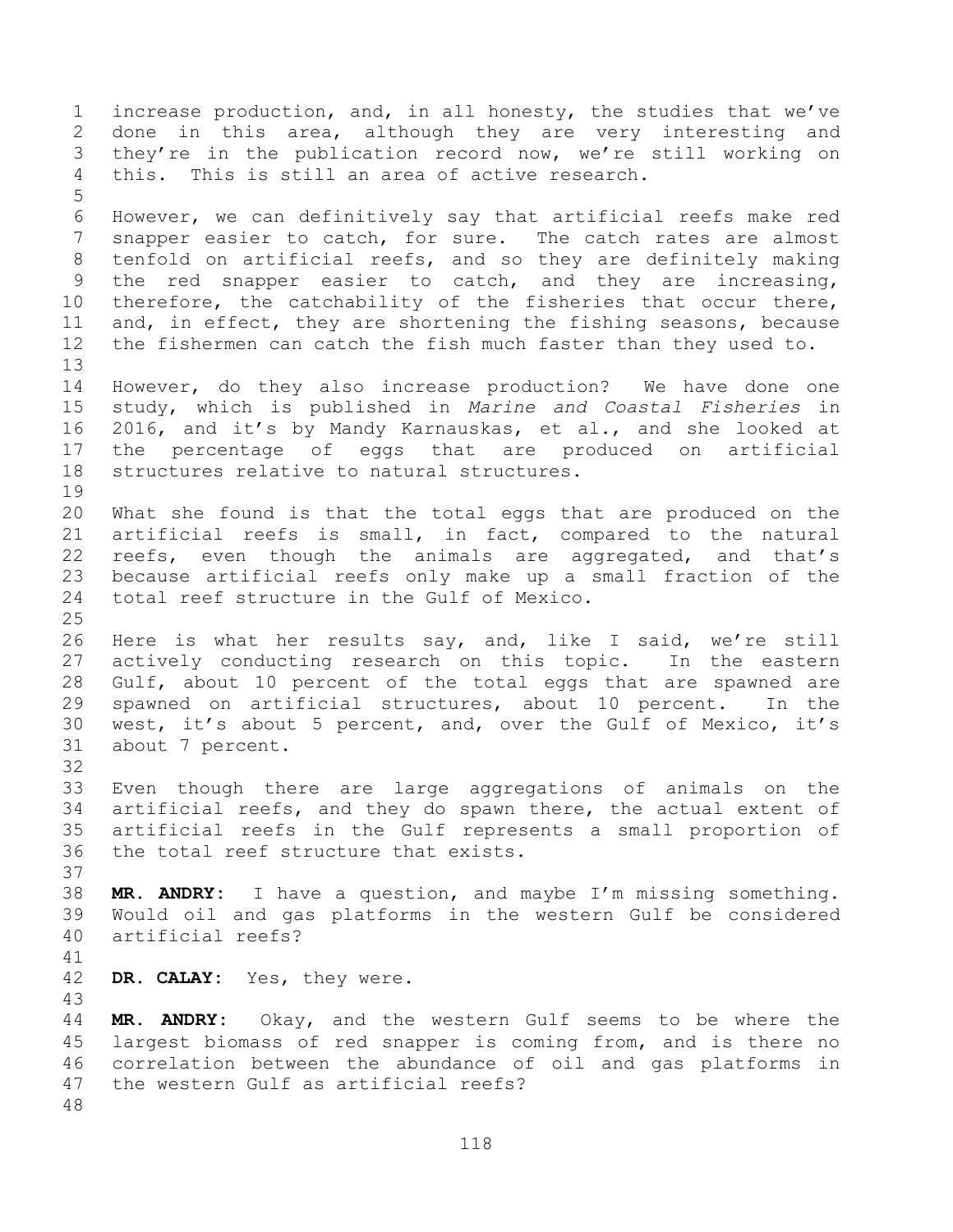increase production, and, in all honesty, the studies that we've done in this area, although they are very interesting and they're in the publication record now, we're still working on this. This is still an area of active research.

However, we can definitively say that artificial reefs make red snapper easier to catch, for sure. The catch rates are almost tenfold on artificial reefs, and so they are definitely making the red snapper easier to catch, and they are increasing, therefore, the catchability of the fisheries that occur there, and, in effect, they are shortening the fishing seasons, because the fishermen can catch the fish much faster than they used to.

However, do they also increase production? We have done one study, which is published in *Marine and Coastal Fisheries* in 2016, and it's by Mandy Karnauskas, et al., and she looked at the percentage of eggs that are produced on artificial structures relative to natural structures.

What she found is that the total eggs that are produced on the artificial reefs is small, in fact, compared to the natural reefs, even though the animals are aggregated, and that's because artificial reefs only make up a small fraction of the total reef structure in the Gulf of Mexico.

Here is what her results say, and, like I said, we're still actively conducting research on this topic. In the eastern Gulf, about 10 percent of the total eggs that are spawned are spawned on artificial structures, about 10 percent. In the west, it's about 5 percent, and, over the Gulf of Mexico, it's about 7 percent.

Even though there are large aggregations of animals on the artificial reefs, and they do spawn there, the actual extent of artificial reefs in the Gulf represents a small proportion of the total reef structure that exists.

**MR. ANDRY:** I have a question, and maybe I'm missing something. Would oil and gas platforms in the western Gulf be considered artificial reefs?

**DR. CALAY:** Yes, they were.

**MR. ANDRY:** Okay, and the western Gulf seems to be where the largest biomass of red snapper is coming from, and is there no correlation between the abundance of oil and gas platforms in the western Gulf as artificial reefs?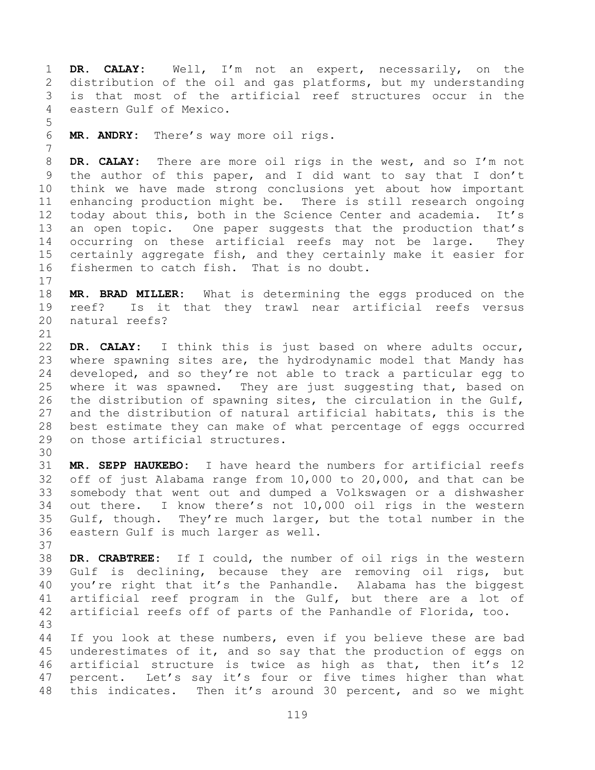**DR. CALAY:** Well, I'm not an expert, necessarily, on the distribution of the oil and gas platforms, but my understanding is that most of the artificial reef structures occur in the eastern Gulf of Mexico.

**MR. ANDRY:** There's way more oil rigs.

**DR. CALAY:** There are more oil rigs in the west, and so I'm not the author of this paper, and I did want to say that I don't think we have made strong conclusions yet about how important enhancing production might be. There is still research ongoing today about this, both in the Science Center and academia. It's an open topic. One paper suggests that the production that's occurring on these artificial reefs may not be large. They certainly aggregate fish, and they certainly make it easier for fishermen to catch fish. That is no doubt.

**MR. BRAD MILLER:** What is determining the eggs produced on the reef? Is it that they trawl near artificial reefs versus natural reefs?

**DR. CALAY:** I think this is just based on where adults occur, where spawning sites are, the hydrodynamic model that Mandy has developed, and so they're not able to track a particular egg to where it was spawned. They are just suggesting that, based on the distribution of spawning sites, the circulation in the Gulf, and the distribution of natural artificial habitats, this is the best estimate they can make of what percentage of eggs occurred on those artificial structures.

**MR. SEPP HAUKEBO:** I have heard the numbers for artificial reefs off of just Alabama range from 10,000 to 20,000, and that can be somebody that went out and dumped a Volkswagen or a dishwasher out there. I know there's not 10,000 oil rigs in the western Gulf, though. They're much larger, but the total number in the eastern Gulf is much larger as well.

**DR. CRABTREE:** If I could, the number of oil rigs in the western Gulf is declining, because they are removing oil rigs, but you're right that it's the Panhandle. Alabama has the biggest artificial reef program in the Gulf, but there are a lot of artificial reefs off of parts of the Panhandle of Florida, too.

If you look at these numbers, even if you believe these are bad underestimates of it, and so say that the production of eggs on artificial structure is twice as high as that, then it's 12 percent. Let's say it's four or five times higher than what this indicates. Then it's around 30 percent, and so we might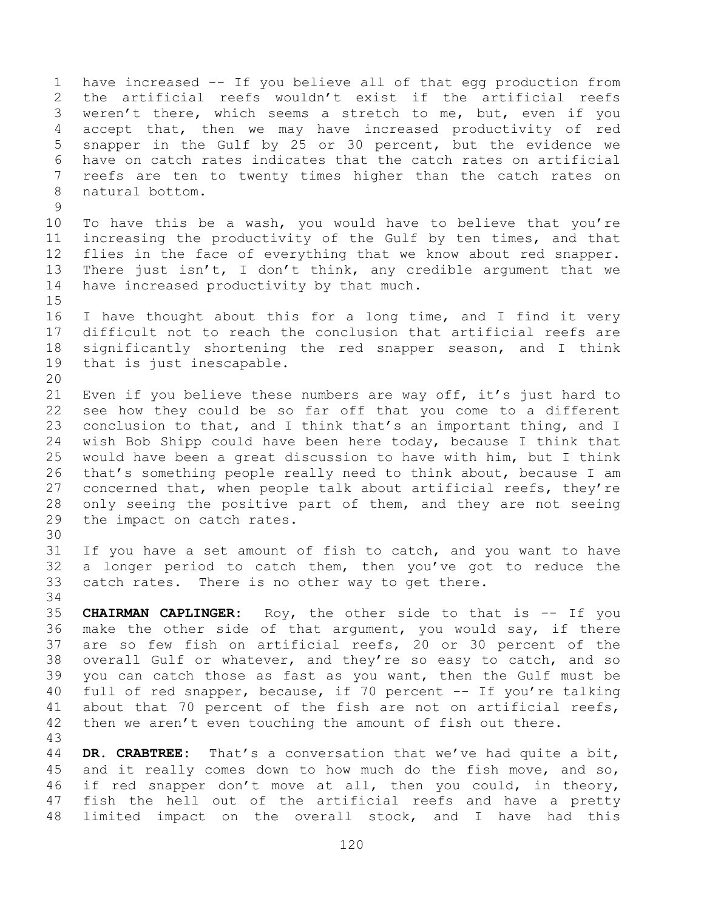have increased -- If you believe all of that egg production from the artificial reefs wouldn't exist if the artificial reefs weren't there, which seems a stretch to me, but, even if you accept that, then we may have increased productivity of red snapper in the Gulf by 25 or 30 percent, but the evidence we have on catch rates indicates that the catch rates on artificial reefs are ten to twenty times higher than the catch rates on natural bottom.

To have this be a wash, you would have to believe that you're increasing the productivity of the Gulf by ten times, and that flies in the face of everything that we know about red snapper. There just isn't, I don't think, any credible argument that we have increased productivity by that much.

I have thought about this for a long time, and I find it very difficult not to reach the conclusion that artificial reefs are significantly shortening the red snapper season, and I think that is just inescapable.

Even if you believe these numbers are way off, it's just hard to see how they could be so far off that you come to a different conclusion to that, and I think that's an important thing, and I wish Bob Shipp could have been here today, because I think that would have been a great discussion to have with him, but I think that's something people really need to think about, because I am concerned that, when people talk about artificial reefs, they're only seeing the positive part of them, and they are not seeing the impact on catch rates.

If you have a set amount of fish to catch, and you want to have a longer period to catch them, then you've got to reduce the catch rates. There is no other way to get there.

**CHAIRMAN CAPLINGER:** Roy, the other side to that is -- If you make the other side of that argument, you would say, if there are so few fish on artificial reefs, 20 or 30 percent of the overall Gulf or whatever, and they're so easy to catch, and so you can catch those as fast as you want, then the Gulf must be full of red snapper, because, if 70 percent -- If you're talking about that 70 percent of the fish are not on artificial reefs, then we aren't even touching the amount of fish out there.

**DR. CRABTREE:** That's a conversation that we've had quite a bit, and it really comes down to how much do the fish move, and so, if red snapper don't move at all, then you could, in theory, fish the hell out of the artificial reefs and have a pretty limited impact on the overall stock, and I have had this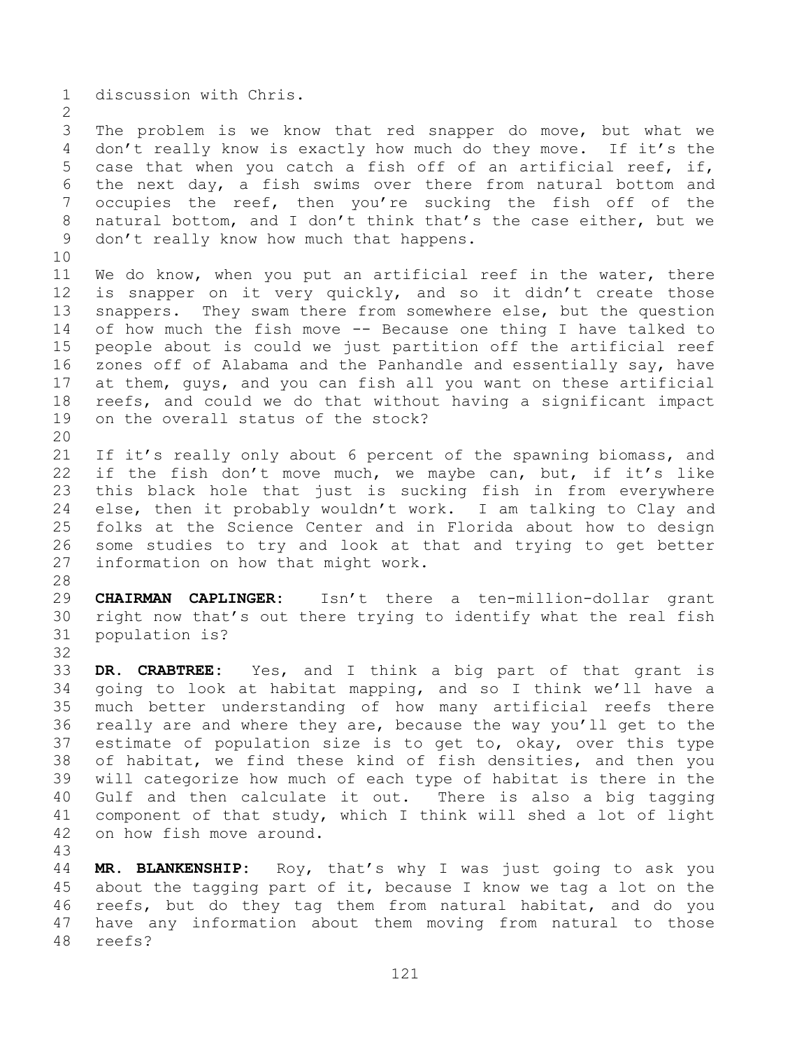discussion with Chris.

The problem is we know that red snapper do move, but what we don't really know is exactly how much do they move. If it's the case that when you catch a fish off of an artificial reef, if, the next day, a fish swims over there from natural bottom and occupies the reef, then you're sucking the fish off of the natural bottom, and I don't think that's the case either, but we don't really know how much that happens.

We do know, when you put an artificial reef in the water, there is snapper on it very quickly, and so it didn't create those snappers. They swam there from somewhere else, but the question of how much the fish move -- Because one thing I have talked to people about is could we just partition off the artificial reef zones off of Alabama and the Panhandle and essentially say, have at them, guys, and you can fish all you want on these artificial reefs, and could we do that without having a significant impact on the overall status of the stock?

If it's really only about 6 percent of the spawning biomass, and if the fish don't move much, we maybe can, but, if it's like this black hole that just is sucking fish in from everywhere else, then it probably wouldn't work. I am talking to Clay and folks at the Science Center and in Florida about how to design some studies to try and look at that and trying to get better information on how that might work.

**CHAIRMAN CAPLINGER:** Isn't there a ten-million-dollar grant right now that's out there trying to identify what the real fish population is?

**DR. CRABTREE:** Yes, and I think a big part of that grant is going to look at habitat mapping, and so I think we'll have a much better understanding of how many artificial reefs there really are and where they are, because the way you'll get to the estimate of population size is to get to, okay, over this type of habitat, we find these kind of fish densities, and then you will categorize how much of each type of habitat is there in the Gulf and then calculate it out. There is also a big tagging component of that study, which I think will shed a lot of light on how fish move around.

**MR. BLANKENSHIP:** Roy, that's why I was just going to ask you about the tagging part of it, because I know we tag a lot on the reefs, but do they tag them from natural habitat, and do you have any information about them moving from natural to those reefs?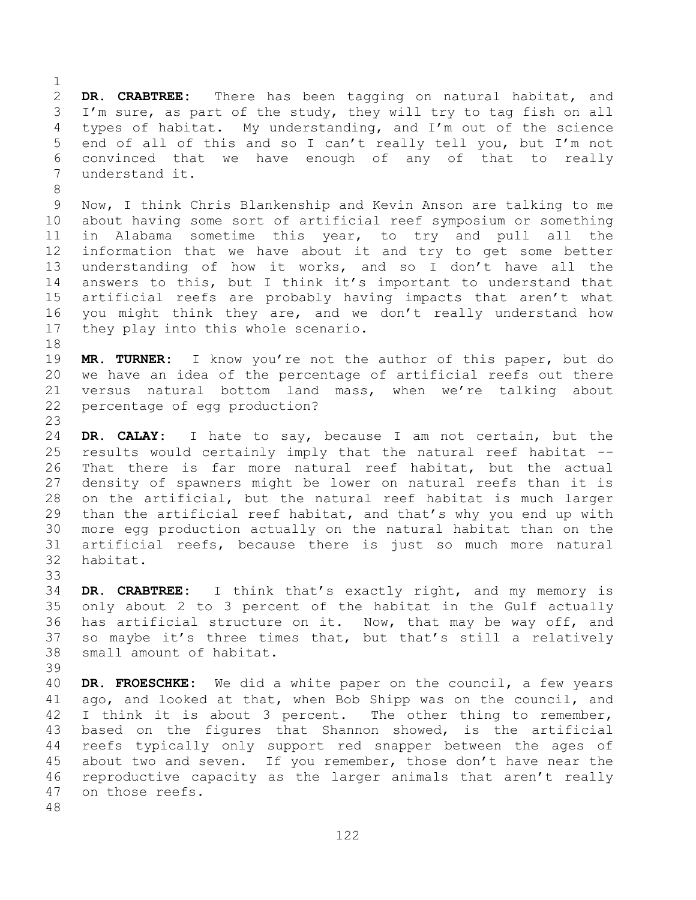**DR. CRABTREE:** There has been tagging on natural habitat, and I'm sure, as part of the study, they will try to tag fish on all types of habitat. My understanding, and I'm out of the science end of all of this and so I can't really tell you, but I'm not convinced that we have enough of any of that to really understand it.

Now, I think Chris Blankenship and Kevin Anson are talking to me about having some sort of artificial reef symposium or something in Alabama sometime this year, to try and pull all the information that we have about it and try to get some better understanding of how it works, and so I don't have all the answers to this, but I think it's important to understand that artificial reefs are probably having impacts that aren't what you might think they are, and we don't really understand how they play into this whole scenario.

**MR. TURNER:** I know you're not the author of this paper, but do we have an idea of the percentage of artificial reefs out there versus natural bottom land mass, when we're talking about percentage of egg production?

**DR. CALAY:** I hate to say, because I am not certain, but the results would certainly imply that the natural reef habitat -- That there is far more natural reef habitat, but the actual density of spawners might be lower on natural reefs than it is on the artificial, but the natural reef habitat is much larger than the artificial reef habitat, and that's why you end up with more egg production actually on the natural habitat than on the artificial reefs, because there is just so much more natural habitat.

**DR. CRABTREE:** I think that's exactly right, and my memory is only about 2 to 3 percent of the habitat in the Gulf actually has artificial structure on it. Now, that may be way off, and so maybe it's three times that, but that's still a relatively small amount of habitat.

**DR. FROESCHKE:** We did a white paper on the council, a few years ago, and looked at that, when Bob Shipp was on the council, and I think it is about 3 percent. The other thing to remember, based on the figures that Shannon showed, is the artificial reefs typically only support red snapper between the ages of about two and seven. If you remember, those don't have near the reproductive capacity as the larger animals that aren't really on those reefs.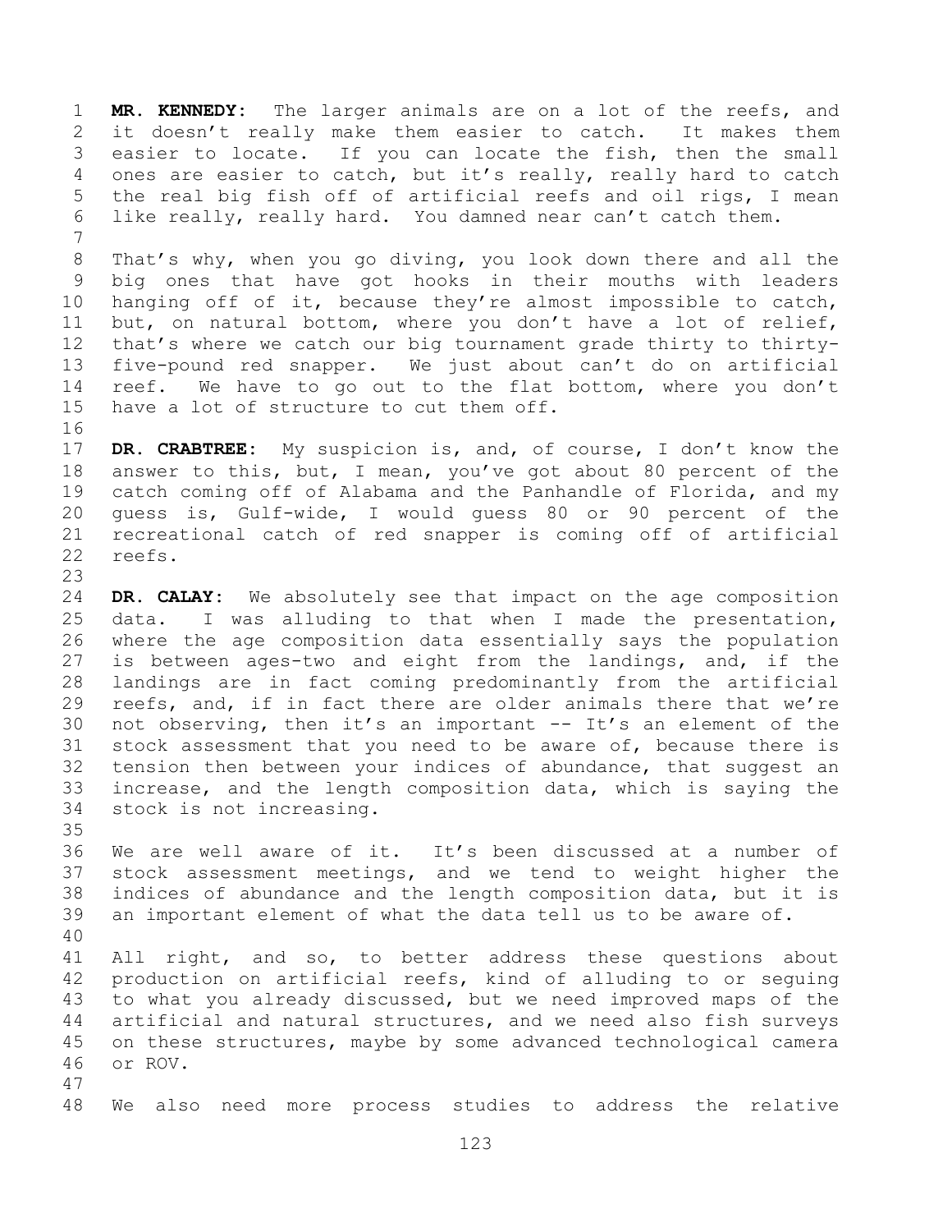**MR. KENNEDY:** The larger animals are on a lot of the reefs, and it doesn't really make them easier to catch. It makes them easier to locate. If you can locate the fish, then the small ones are easier to catch, but it's really, really hard to catch the real big fish off of artificial reefs and oil rigs, I mean like really, really hard. You damned near can't catch them.

That's why, when you go diving, you look down there and all the big ones that have got hooks in their mouths with leaders hanging off of it, because they're almost impossible to catch, but, on natural bottom, where you don't have a lot of relief, that's where we catch our big tournament grade thirty to thirty-five-pound red snapper. We just about can't do on artificial reef. We have to go out to the flat bottom, where you don't have a lot of structure to cut them off.

**DR. CRABTREE:** My suspicion is, and, of course, I don't know the answer to this, but, I mean, you've got about 80 percent of the catch coming off of Alabama and the Panhandle of Florida, and my guess is, Gulf-wide, I would guess 80 or 90 percent of the recreational catch of red snapper is coming off of artificial reefs.

**DR. CALAY:** We absolutely see that impact on the age composition data. I was alluding to that when I made the presentation, where the age composition data essentially says the population is between ages-two and eight from the landings, and, if the landings are in fact coming predominantly from the artificial reefs, and, if in fact there are older animals there that we're not observing, then it's an important -- It's an element of the stock assessment that you need to be aware of, because there is tension then between your indices of abundance, that suggest an increase, and the length composition data, which is saying the stock is not increasing.

We are well aware of it. It's been discussed at a number of stock assessment meetings, and we tend to weight higher the indices of abundance and the length composition data, but it is an important element of what the data tell us to be aware of.

All right, and so, to better address these questions about production on artificial reefs, kind of alluding to or seguing to what you already discussed, but we need improved maps of the artificial and natural structures, and we need also fish surveys on these structures, maybe by some advanced technological camera or ROV.

We also need more process studies to address the relative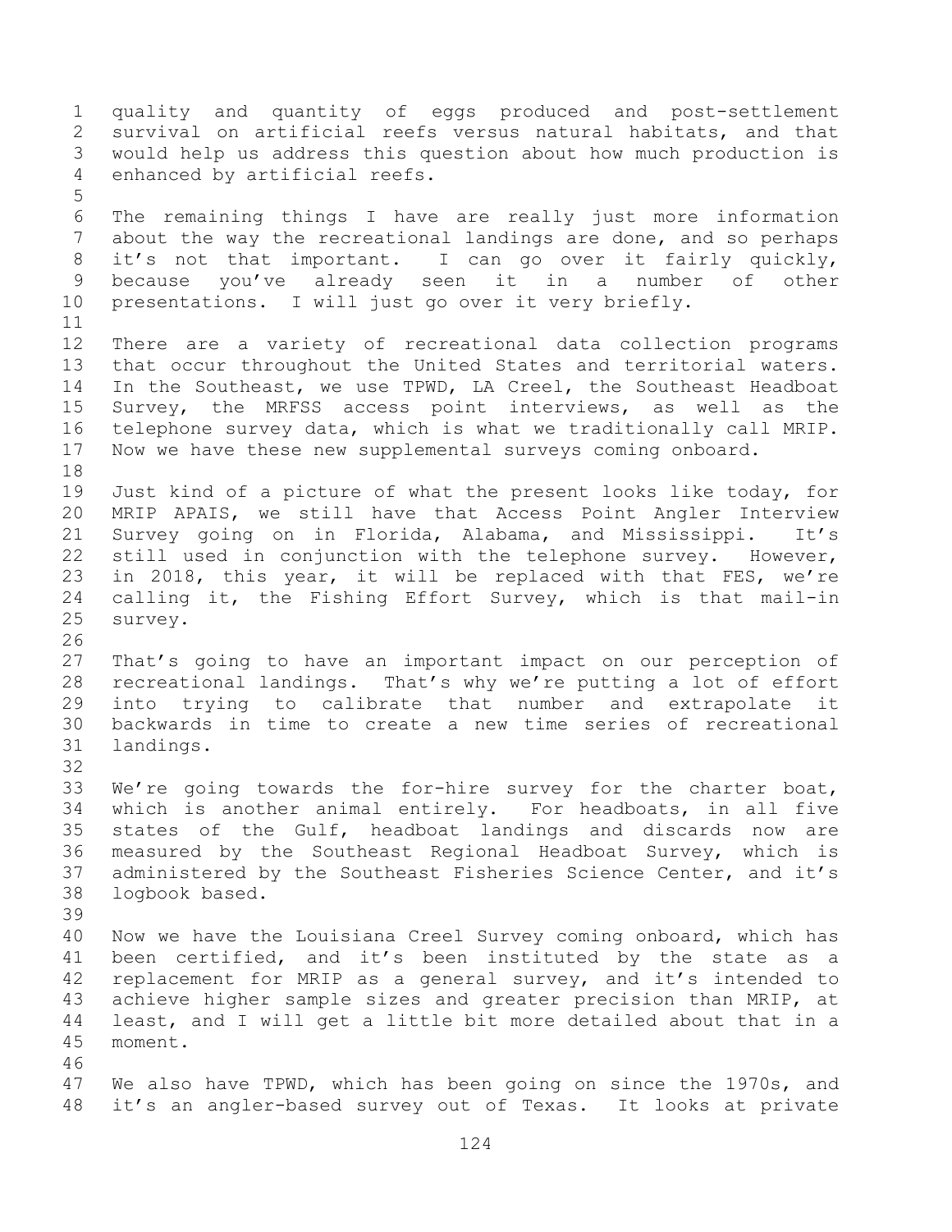quality and quantity of eggs produced and post-settlement survival on artificial reefs versus natural habitats, and that would help us address this question about how much production is enhanced by artificial reefs.

The remaining things I have are really just more information about the way the recreational landings are done, and so perhaps it's not that important. I can go over it fairly quickly, because you've already seen it in a number of other presentations. I will just go over it very briefly.

There are a variety of recreational data collection programs that occur throughout the United States and territorial waters. In the Southeast, we use TPWD, LA Creel, the Southeast Headboat Survey, the MRFSS access point interviews, as well as the telephone survey data, which is what we traditionally call MRIP. Now we have these new supplemental surveys coming onboard.

Just kind of a picture of what the present looks like today, for MRIP APAIS, we still have that Access Point Angler Interview Survey going on in Florida, Alabama, and Mississippi. It's still used in conjunction with the telephone survey. However, in 2018, this year, it will be replaced with that FES, we're calling it, the Fishing Effort Survey, which is that mail-in survey.

That's going to have an important impact on our perception of recreational landings. That's why we're putting a lot of effort into trying to calibrate that number and extrapolate it backwards in time to create a new time series of recreational landings.

We're going towards the for-hire survey for the charter boat, which is another animal entirely. For headboats, in all five states of the Gulf, headboat landings and discards now are measured by the Southeast Regional Headboat Survey, which is administered by the Southeast Fisheries Science Center, and it's logbook based.

Now we have the Louisiana Creel Survey coming onboard, which has been certified, and it's been instituted by the state as a replacement for MRIP as a general survey, and it's intended to achieve higher sample sizes and greater precision than MRIP, at least, and I will get a little bit more detailed about that in a moment.

We also have TPWD, which has been going on since the 1970s, and it's an angler-based survey out of Texas. It looks at private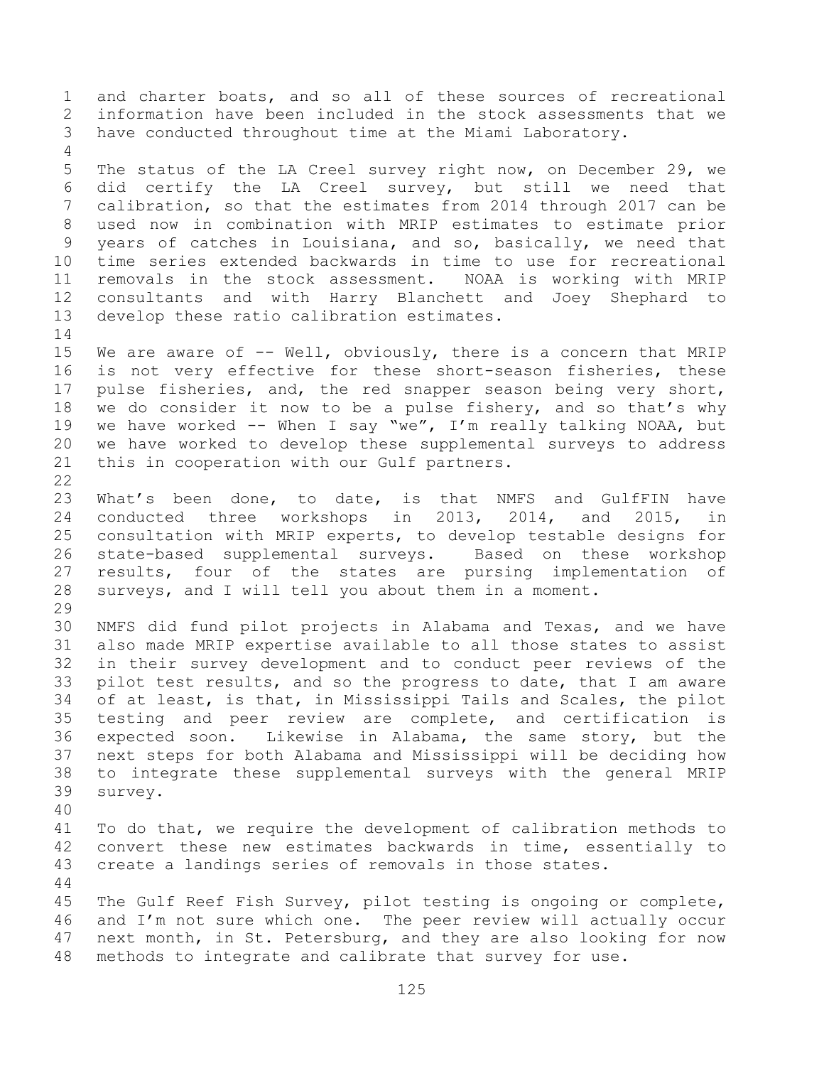and charter boats, and so all of these sources of recreational information have been included in the stock assessments that we have conducted throughout time at the Miami Laboratory.

The status of the LA Creel survey right now, on December 29, we did certify the LA Creel survey, but still we need that calibration, so that the estimates from 2014 through 2017 can be used now in combination with MRIP estimates to estimate prior years of catches in Louisiana, and so, basically, we need that time series extended backwards in time to use for recreational removals in the stock assessment. NOAA is working with MRIP consultants and with Harry Blanchett and Joey Shephard to develop these ratio calibration estimates.

We are aware of -- Well, obviously, there is a concern that MRIP is not very effective for these short-season fisheries, these pulse fisheries, and, the red snapper season being very short, we do consider it now to be a pulse fishery, and so that's why we have worked -- When I say "we", I'm really talking NOAA, but we have worked to develop these supplemental surveys to address this in cooperation with our Gulf partners.

What's been done, to date, is that NMFS and GulfFIN have conducted three workshops in 2013, 2014, and 2015, in consultation with MRIP experts, to develop testable designs for state-based supplemental surveys. Based on these workshop results, four of the states are pursing implementation of surveys, and I will tell you about them in a moment.

NMFS did fund pilot projects in Alabama and Texas, and we have also made MRIP expertise available to all those states to assist in their survey development and to conduct peer reviews of the pilot test results, and so the progress to date, that I am aware of at least, is that, in Mississippi Tails and Scales, the pilot testing and peer review are complete, and certification is expected soon. Likewise in Alabama, the same story, but the next steps for both Alabama and Mississippi will be deciding how to integrate these supplemental surveys with the general MRIP survey.

To do that, we require the development of calibration methods to convert these new estimates backwards in time, essentially to create a landings series of removals in those states.

The Gulf Reef Fish Survey, pilot testing is ongoing or complete, and I'm not sure which one. The peer review will actually occur next month, in St. Petersburg, and they are also looking for now methods to integrate and calibrate that survey for use.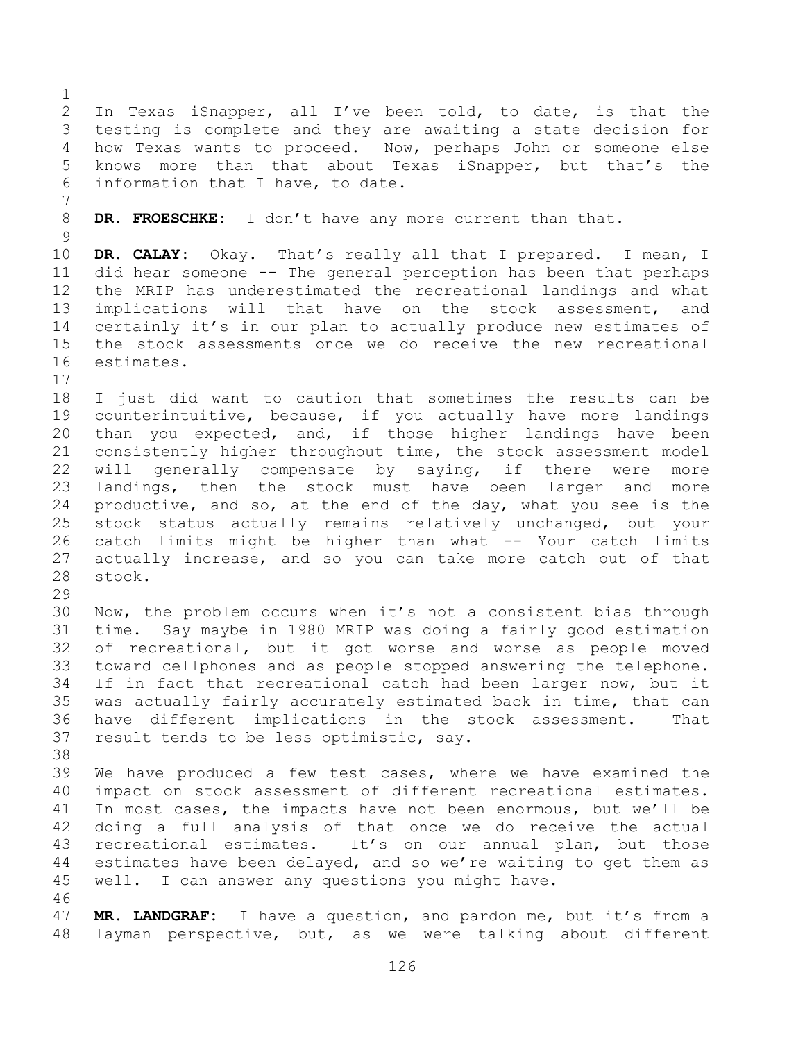In Texas iSnapper, all I've been told, to date, is that the testing is complete and they are awaiting a state decision for how Texas wants to proceed. Now, perhaps John or someone else knows more than that about Texas iSnapper, but that's the information that I have, to date.

**DR. FROESCHKE:** I don't have any more current than that.

**DR. CALAY:** Okay. That's really all that I prepared. I mean, I did hear someone -- The general perception has been that perhaps the MRIP has underestimated the recreational landings and what implications will that have on the stock assessment, and certainly it's in our plan to actually produce new estimates of the stock assessments once we do receive the new recreational estimates.

I just did want to caution that sometimes the results can be counterintuitive, because, if you actually have more landings than you expected, and, if those higher landings have been consistently higher throughout time, the stock assessment model will generally compensate by saying, if there were more landings, then the stock must have been larger and more productive, and so, at the end of the day, what you see is the stock status actually remains relatively unchanged, but your catch limits might be higher than what -- Your catch limits actually increase, and so you can take more catch out of that stock.

Now, the problem occurs when it's not a consistent bias through time. Say maybe in 1980 MRIP was doing a fairly good estimation of recreational, but it got worse and worse as people moved toward cellphones and as people stopped answering the telephone. If in fact that recreational catch had been larger now, but it was actually fairly accurately estimated back in time, that can have different implications in the stock assessment. That result tends to be less optimistic, say.

We have produced a few test cases, where we have examined the impact on stock assessment of different recreational estimates. In most cases, the impacts have not been enormous, but we'll be doing a full analysis of that once we do receive the actual recreational estimates. It's on our annual plan, but those estimates have been delayed, and so we're waiting to get them as well. I can answer any questions you might have.

**MR. LANDGRAF:** I have a question, and pardon me, but it's from a layman perspective, but, as we were talking about different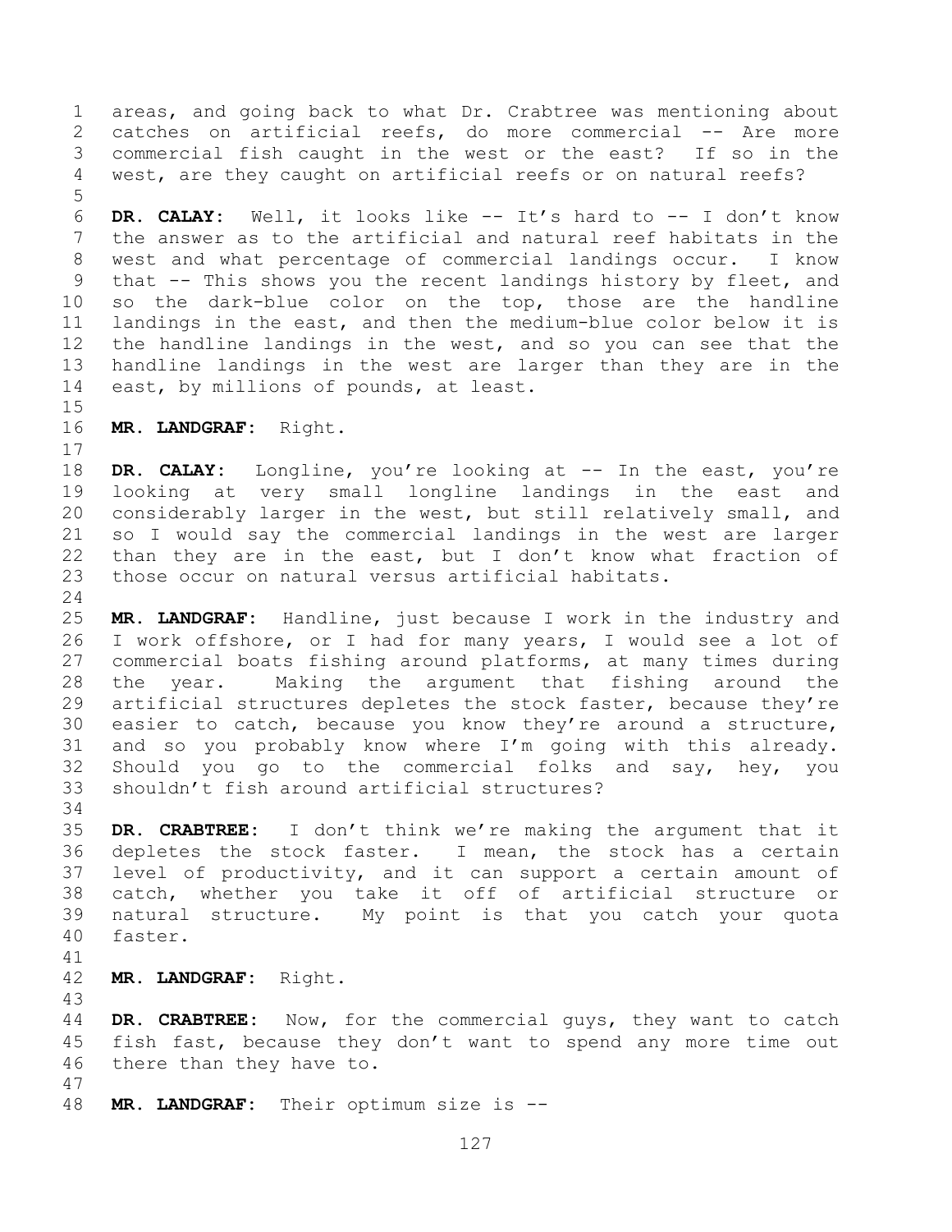areas, and going back to what Dr. Crabtree was mentioning about catches on artificial reefs, do more commercial -- Are more commercial fish caught in the west or the east? If so in the west, are they caught on artificial reefs or on natural reefs?

**DR. CALAY:** Well, it looks like -- It's hard to -- I don't know the answer as to the artificial and natural reef habitats in the west and what percentage of commercial landings occur. I know that -- This shows you the recent landings history by fleet, and so the dark-blue color on the top, those are the handline landings in the east, and then the medium-blue color below it is the handline landings in the west, and so you can see that the handline landings in the west are larger than they are in the east, by millions of pounds, at least.

**MR. LANDGRAF:** Right.

**DR. CALAY:** Longline, you're looking at -- In the east, you're looking at very small longline landings in the east and considerably larger in the west, but still relatively small, and so I would say the commercial landings in the west are larger than they are in the east, but I don't know what fraction of those occur on natural versus artificial habitats.

**MR. LANDGRAF:** Handline, just because I work in the industry and I work offshore, or I had for many years, I would see a lot of commercial boats fishing around platforms, at many times during the year. Making the argument that fishing around the artificial structures depletes the stock faster, because they're easier to catch, because you know they're around a structure, and so you probably know where I'm going with this already. Should you go to the commercial folks and say, hey, you shouldn't fish around artificial structures?

**DR. CRABTREE:** I don't think we're making the argument that it depletes the stock faster. I mean, the stock has a certain level of productivity, and it can support a certain amount of catch, whether you take it off of artificial structure or natural structure. My point is that you catch your quota faster.

**MR. LANDGRAF:** Right.

**DR. CRABTREE:** Now, for the commercial guys, they want to catch fish fast, because they don't want to spend any more time out there than they have to.

**MR. LANDGRAF:** Their optimum size is --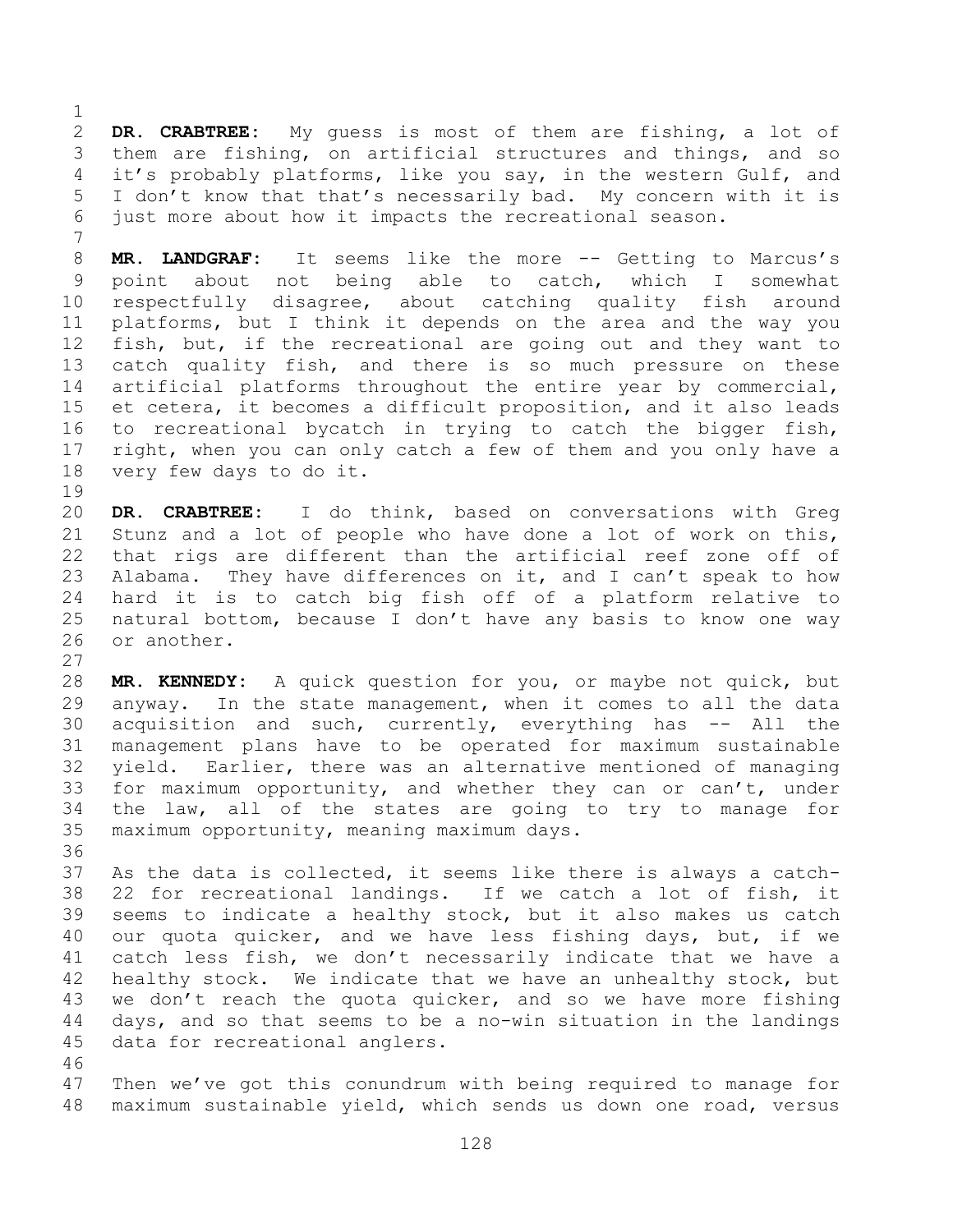**DR. CRABTREE:** My guess is most of them are fishing, a lot of them are fishing, on artificial structures and things, and so it's probably platforms, like you say, in the western Gulf, and I don't know that that's necessarily bad. My concern with it is just more about how it impacts the recreational season.

**MR. LANDGRAF:** It seems like the more -- Getting to Marcus's point about not being able to catch, which I somewhat respectfully disagree, about catching quality fish around platforms, but I think it depends on the area and the way you fish, but, if the recreational are going out and they want to catch quality fish, and there is so much pressure on these artificial platforms throughout the entire year by commercial, et cetera, it becomes a difficult proposition, and it also leads to recreational bycatch in trying to catch the bigger fish, right, when you can only catch a few of them and you only have a very few days to do it.

**DR. CRABTREE:** I do think, based on conversations with Greg Stunz and a lot of people who have done a lot of work on this, that rigs are different than the artificial reef zone off of Alabama. They have differences on it, and I can't speak to how hard it is to catch big fish off of a platform relative to natural bottom, because I don't have any basis to know one way or another.

**MR. KENNEDY:** A quick question for you, or maybe not quick, but anyway. In the state management, when it comes to all the data acquisition and such, currently, everything has -- All the management plans have to be operated for maximum sustainable yield. Earlier, there was an alternative mentioned of managing for maximum opportunity, and whether they can or can't, under the law, all of the states are going to try to manage for maximum opportunity, meaning maximum days.

As the data is collected, it seems like there is always a catch-22 for recreational landings. If we catch a lot of fish, it seems to indicate a healthy stock, but it also makes us catch our quota quicker, and we have less fishing days, but, if we catch less fish, we don't necessarily indicate that we have a healthy stock. We indicate that we have an unhealthy stock, but we don't reach the quota quicker, and so we have more fishing days, and so that seems to be a no-win situation in the landings data for recreational anglers.

Then we've got this conundrum with being required to manage for maximum sustainable yield, which sends us down one road, versus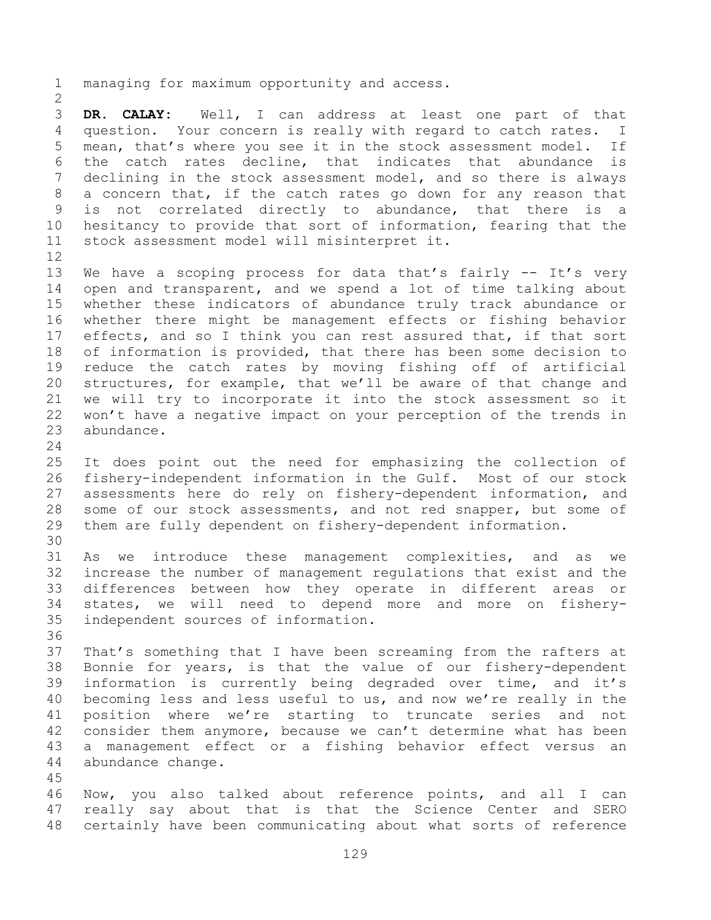managing for maximum opportunity and access.

**DR. CALAY:** Well, I can address at least one part of that question. Your concern is really with regard to catch rates. I mean, that's where you see it in the stock assessment model. If the catch rates decline, that indicates that abundance is declining in the stock assessment model, and so there is always a concern that, if the catch rates go down for any reason that is not correlated directly to abundance, that there is a hesitancy to provide that sort of information, fearing that the stock assessment model will misinterpret it.

We have a scoping process for data that's fairly -- It's very open and transparent, and we spend a lot of time talking about whether these indicators of abundance truly track abundance or whether there might be management effects or fishing behavior effects, and so I think you can rest assured that, if that sort of information is provided, that there has been some decision to reduce the catch rates by moving fishing off of artificial structures, for example, that we'll be aware of that change and we will try to incorporate it into the stock assessment so it won't have a negative impact on your perception of the trends in abundance.

It does point out the need for emphasizing the collection of fishery-independent information in the Gulf. Most of our stock assessments here do rely on fishery-dependent information, and some of our stock assessments, and not red snapper, but some of them are fully dependent on fishery-dependent information.

As we introduce these management complexities, and as we increase the number of management regulations that exist and the differences between how they operate in different areas or states, we will need to depend more and more on fishery-independent sources of information.

That's something that I have been screaming from the rafters at Bonnie for years, is that the value of our fishery-dependent information is currently being degraded over time, and it's becoming less and less useful to us, and now we're really in the position where we're starting to truncate series and not consider them anymore, because we can't determine what has been a management effect or a fishing behavior effect versus an abundance change.

Now, you also talked about reference points, and all I can really say about that is that the Science Center and SERO certainly have been communicating about what sorts of reference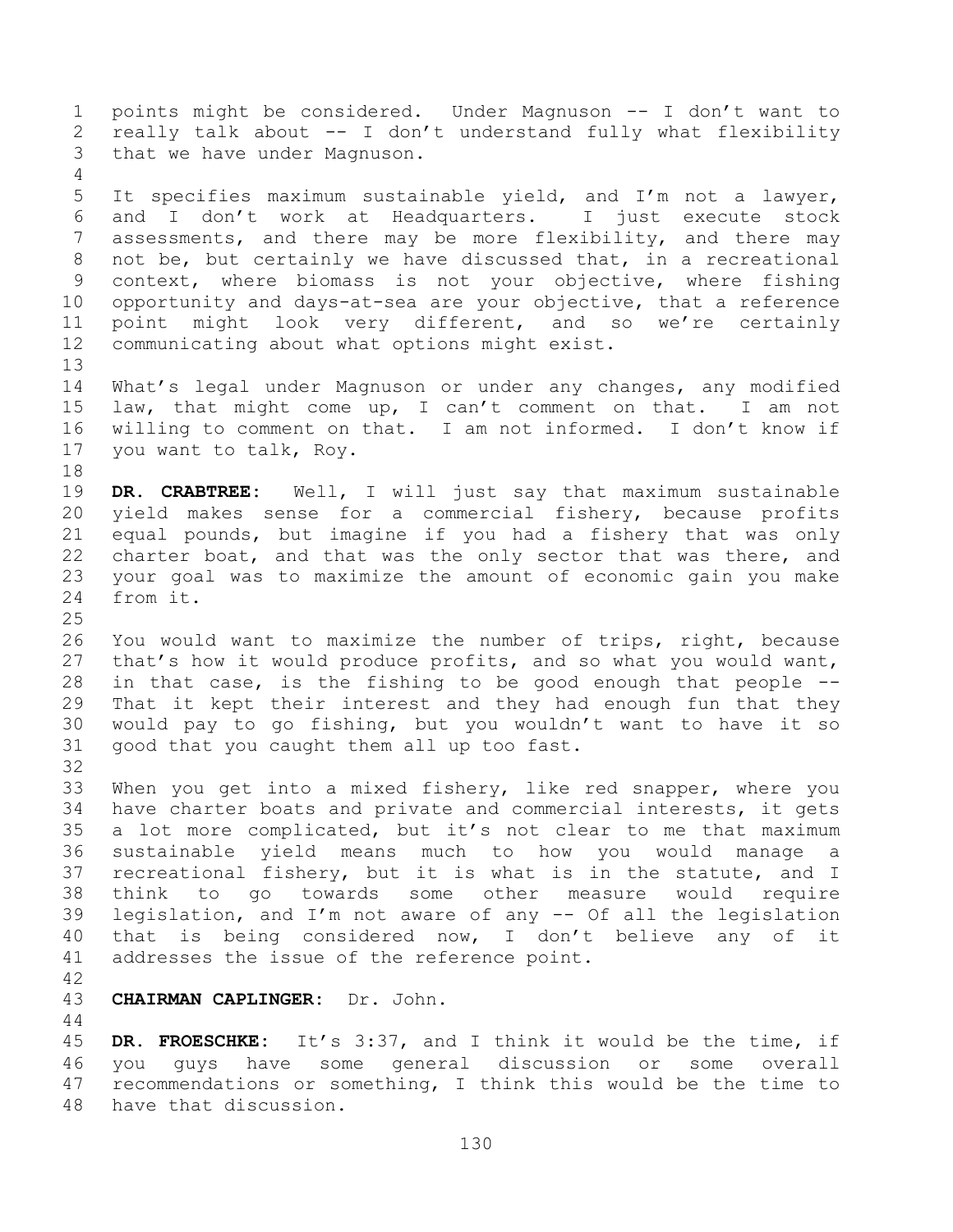points might be considered. Under Magnuson -- I don't want to really talk about -- I don't understand fully what flexibility that we have under Magnuson.

It specifies maximum sustainable yield, and I'm not a lawyer, and I don't work at Headquarters. I just execute stock assessments, and there may be more flexibility, and there may not be, but certainly we have discussed that, in a recreational context, where biomass is not your objective, where fishing opportunity and days-at-sea are your objective, that a reference point might look very different, and so we're certainly communicating about what options might exist.

What's legal under Magnuson or under any changes, any modified law, that might come up, I can't comment on that. I am not willing to comment on that. I am not informed. I don't know if you want to talk, Roy.

**DR. CRABTREE:** Well, I will just say that maximum sustainable yield makes sense for a commercial fishery, because profits equal pounds, but imagine if you had a fishery that was only charter boat, and that was the only sector that was there, and your goal was to maximize the amount of economic gain you make from it.

You would want to maximize the number of trips, right, because that's how it would produce profits, and so what you would want, in that case, is the fishing to be good enough that people -- That it kept their interest and they had enough fun that they would pay to go fishing, but you wouldn't want to have it so good that you caught them all up too fast.

When you get into a mixed fishery, like red snapper, where you have charter boats and private and commercial interests, it gets a lot more complicated, but it's not clear to me that maximum sustainable yield means much to how you would manage a recreational fishery, but it is what is in the statute, and I think to go towards some other measure would require legislation, and I'm not aware of any -- Of all the legislation that is being considered now, I don't believe any of it addresses the issue of the reference point.

**CHAIRMAN CAPLINGER:** Dr. John.

**DR. FROESCHKE:** It's 3:37, and I think it would be the time, if you guys have some general discussion or some overall recommendations or something, I think this would be the time to have that discussion.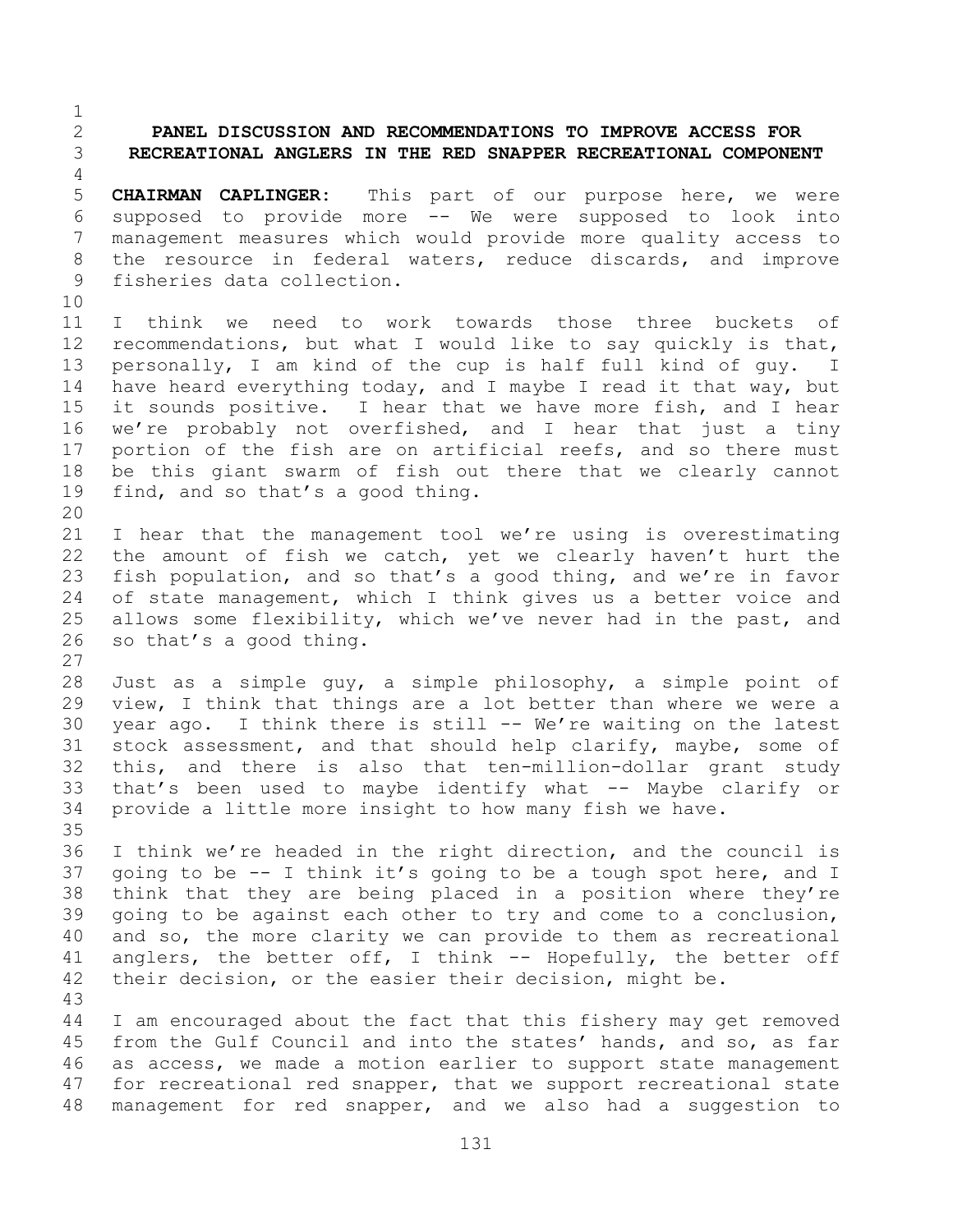## PANEL DISCUSSION AND RECOMMENDATIONS TO IMPROVE ACCESS FOR RECREATIONAL ANGLERS IN THE RED SNAPPER RECREATIONAL COMPONENT

**CHAIRMAN CAPLINGER:** This part of our purpose here, we were supposed to provide more -- We were supposed to look into management measures which would provide more quality access to the resource in federal waters, reduce discards, and improve fisheries data collection.

I think we need to work towards those three buckets of recommendations, but what I would like to say quickly is that, personally, I am kind of the cup is half full kind of guy. I have heard everything today, and I maybe I read it that way, but it sounds positive. I hear that we have more fish, and I hear we're probably not overfished, and I hear that just a tiny portion of the fish are on artificial reefs, and so there must be this giant swarm of fish out there that we clearly cannot find, and so that's a good thing.

I hear that the management tool we're using is overestimating the amount of fish we catch, yet we clearly haven't hurt the fish population, and so that's a good thing, and we're in favor of state management, which I think gives us a better voice and allows some flexibility, which we've never had in the past, and so that's a good thing.

Just as a simple guy, a simple philosophy, a simple point of view, I think that things are a lot better than where we were a year ago. I think there is still -- We're waiting on the latest stock assessment, and that should help clarify, maybe, some of this, and there is also that ten-million-dollar grant study that's been used to maybe identify what -- Maybe clarify or provide a little more insight to how many fish we have.

I think we're headed in the right direction, and the council is going to be -- I think it's going to be a tough spot here, and I think that they are being placed in a position where they're going to be against each other to try and come to a conclusion, and so, the more clarity we can provide to them as recreational anglers, the better off, I think -- Hopefully, the better off their decision, or the easier their decision, might be.

I am encouraged about the fact that this fishery may get removed from the Gulf Council and into the states' hands, and so, as far as access, we made a motion earlier to support state management for recreational red snapper, that we support recreational state management for red snapper, and we also had a suggestion to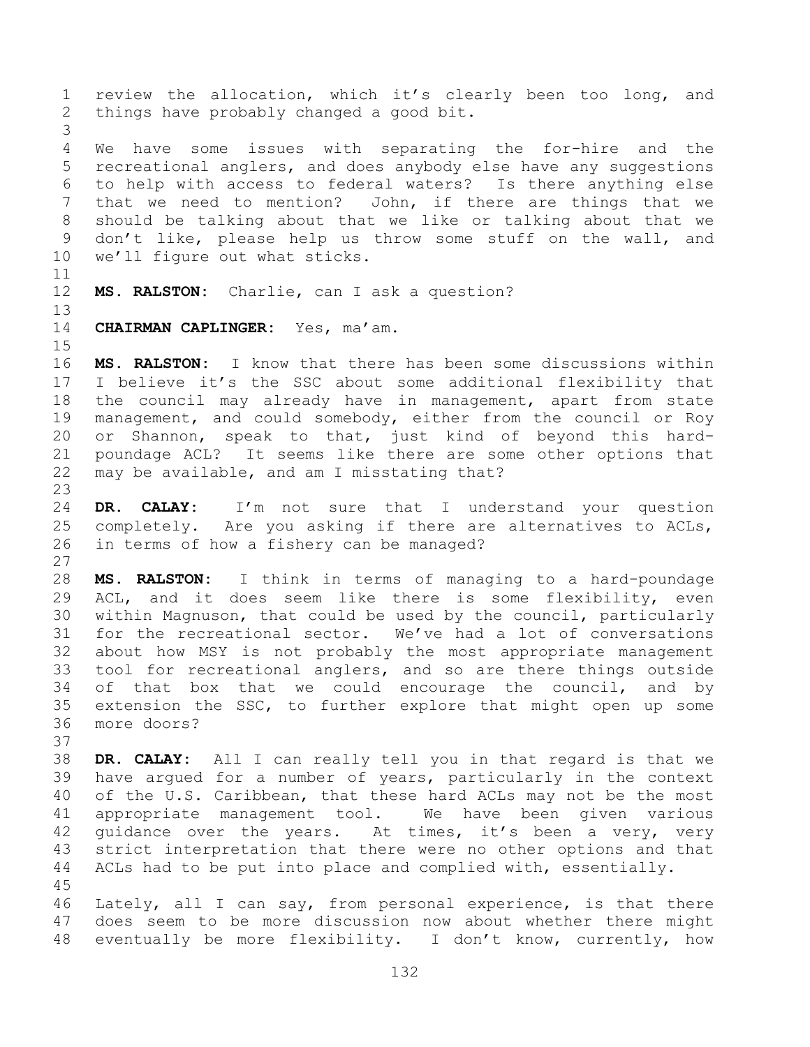review the allocation, which it's clearly been too long, and things have probably changed a good bit.

We have some issues with separating the for-hire and the recreational anglers, and does anybody else have any suggestions to help with access to federal waters? Is there anything else that we need to mention? John, if there are things that we should be talking about that we like or talking about that we don't like, please help us throw some stuff on the wall, and we'll figure out what sticks.

**MS. RALSTON:** Charlie, can I ask a question?

**CHAIRMAN CAPLINGER:** Yes, ma'am.

**MS. RALSTON:** I know that there has been some discussions within I believe it's the SSC about some additional flexibility that the council may already have in management, apart from state management, and could somebody, either from the council or Roy or Shannon, speak to that, just kind of beyond this hard-poundage ACL? It seems like there are some other options that may be available, and am I misstating that?

**DR. CALAY:** I'm not sure that I understand your question completely. Are you asking if there are alternatives to ACLs, in terms of how a fishery can be managed?

**MS. RALSTON:** I think in terms of managing to a hard-poundage ACL, and it does seem like there is some flexibility, even within Magnuson, that could be used by the council, particularly for the recreational sector. We've had a lot of conversations about how MSY is not probably the most appropriate management tool for recreational anglers, and so are there things outside of that box that we could encourage the council, and by extension the SSC, to further explore that might open up some more doors?

**DR. CALAY:** All I can really tell you in that regard is that we have argued for a number of years, particularly in the context of the U.S. Caribbean, that these hard ACLs may not be the most appropriate management tool. We have been given various guidance over the years. At times, it's been a very, very strict interpretation that there were no other options and that ACLs had to be put into place and complied with, essentially.

Lately, all I can say, from personal experience, is that there does seem to be more discussion now about whether there might eventually be more flexibility. I don't know, currently, how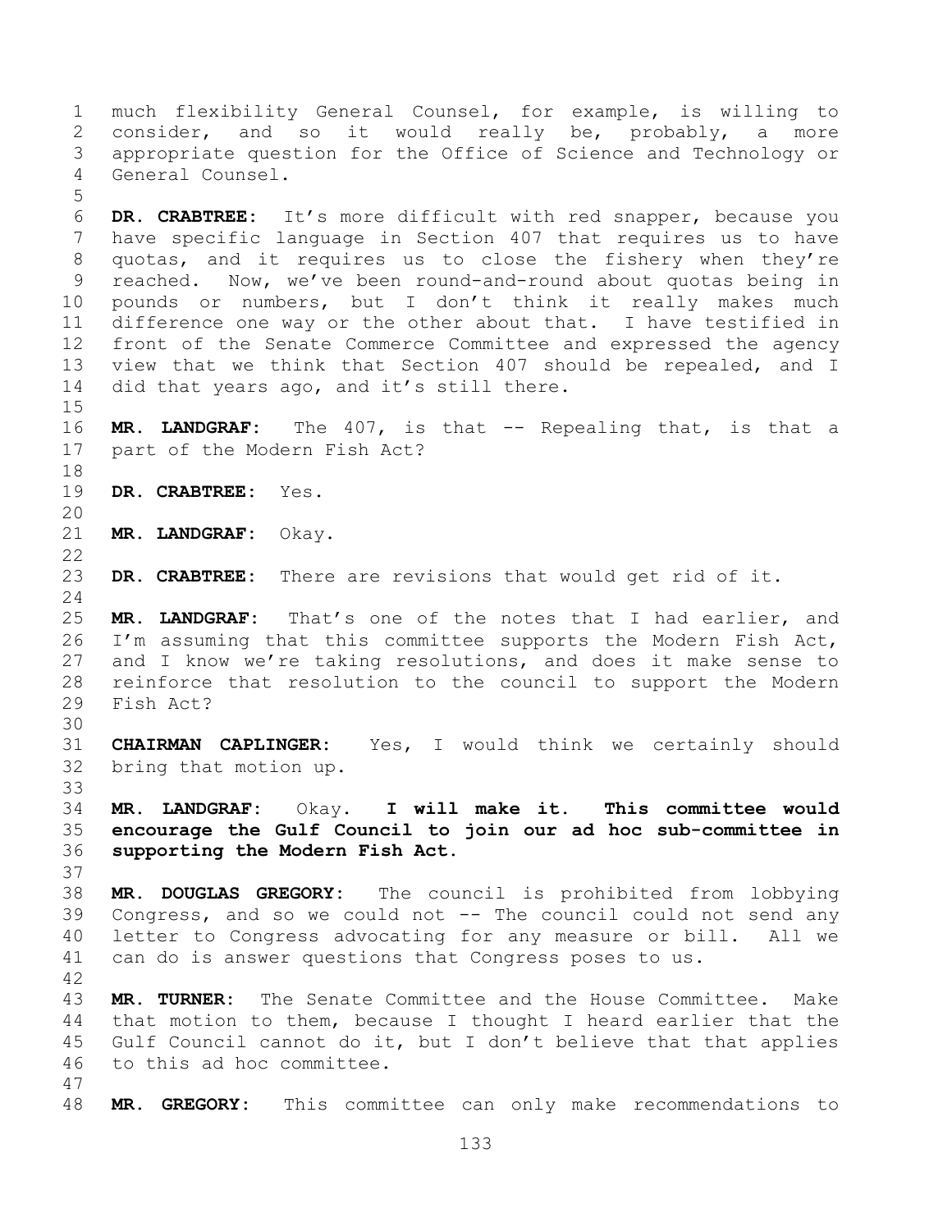much flexibility General Counsel, for example, is willing to consider, and so it would really be, probably, a more appropriate question for the Office of Science and Technology or General Counsel.

**DR. CRABTREE:** It's more difficult with red snapper, because you have specific language in Section 407 that requires us to have quotas, and it requires us to close the fishery when they're reached. Now, we've been round-and-round about quotas being in pounds or numbers, but I don't think it really makes much difference one way or the other about that. I have testified in front of the Senate Commerce Committee and expressed the agency view that we think that Section 407 should be repealed, and I did that years ago, and it's still there.

**MR. LANDGRAF:** The 407, is that -- Repealing that, is that a part of the Modern Fish Act?

**DR. CRABTREE:** Yes.

**MR. LANDGRAF:** Okay.

**DR. CRABTREE:** There are revisions that would get rid of it.

**MR. LANDGRAF:** That's one of the notes that I had earlier, and I'm assuming that this committee supports the Modern Fish Act, and I know we're taking resolutions, and does it make sense to reinforce that resolution to the council to support the Modern Fish Act?

**CHAIRMAN CAPLINGER:** Yes, I would think we certainly should bring that motion up.

**MR. LANDGRAF:** Okay. **I will make it. This committee would encourage the Gulf Council to join our ad hoc sub-committee in supporting the Modern Fish Act.**

**MR. DOUGLAS GREGORY:** The council is prohibited from lobbying Congress, and so we could not -- The council could not send any letter to Congress advocating for any measure or bill. All we can do is answer questions that Congress poses to us.

**MR. TURNER:** The Senate Committee and the House Committee. Make that motion to them, because I thought I heard earlier that the Gulf Council cannot do it, but I don't believe that that applies to this ad hoc committee.

**MR. GREGORY:** This committee can only make recommendations to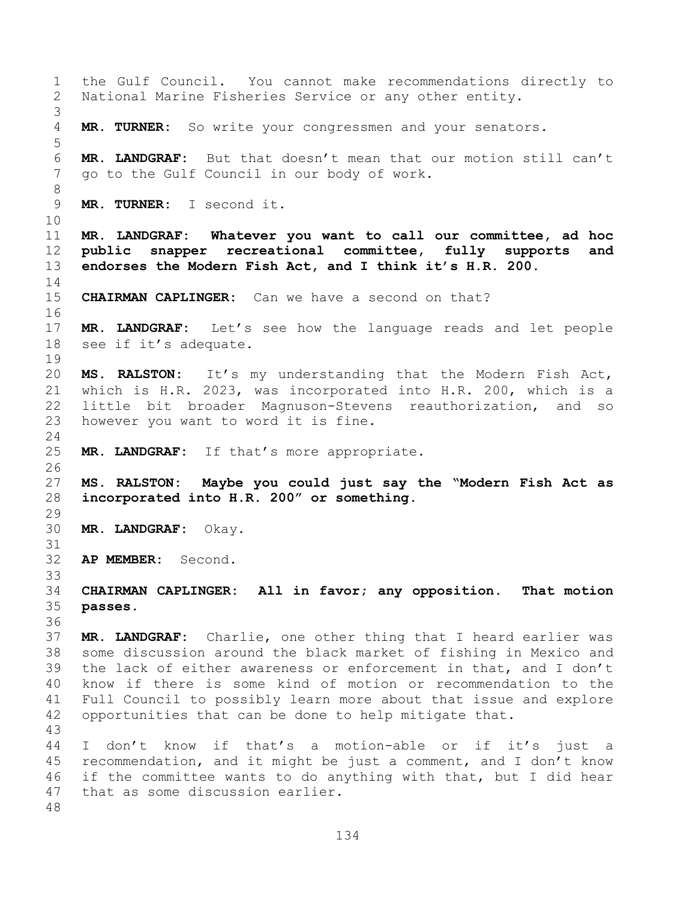the Gulf Council. You cannot make recommendations directly to National Marine Fisheries Service or any other entity.

**MR. TURNER:** So write your congressmen and your senators.

**MR. LANDGRAF:** But that doesn't mean that our motion still can't go to the Gulf Council in our body of work.

**MR. TURNER:** I second it.

**MR. LANDGRAF:** **Whatever you want to call our committee, ad hoc public snapper recreational committee, fully supports and endorses the Modern Fish Act, and I think it's H.R. 200.**

**CHAIRMAN CAPLINGER:** Can we have a second on that?

**MR. LANDGRAF:** Let's see how the language reads and let people see if it's adequate.

**MS. RALSTON:** It's my understanding that the Modern Fish Act, which is H.R. 2023, was incorporated into H.R. 200, which is a little bit broader Magnuson-Stevens reauthorization, and so however you want to word it is fine.

**MR. LANDGRAF:** If that's more appropriate.

**MS. RALSTON:** **Maybe you could just say the "Modern Fish Act as incorporated into H.R. 200" or something.**

**MR. LANDGRAF:** Okay.

**AP MEMBER:** Second.

**CHAIRMAN CAPLINGER:** **All in favor; any opposition. That motion passes.**

**MR. LANDGRAF:** Charlie, one other thing that I heard earlier was some discussion around the black market of fishing in Mexico and the lack of either awareness or enforcement in that, and I don't know if there is some kind of motion or recommendation to the Full Council to possibly learn more about that issue and explore opportunities that can be done to help mitigate that.

I don't know if that's a motion-able or if it's just a recommendation, and it might be just a comment, and I don't know if the committee wants to do anything with that, but I did hear that as some discussion earlier.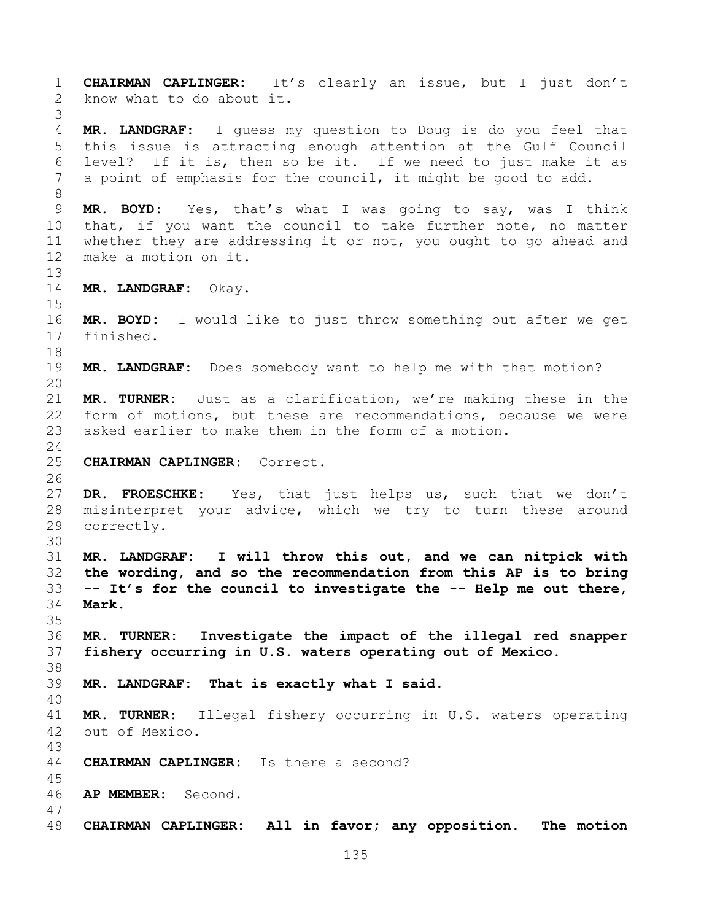**CHAIRMAN CAPLINGER:** It's clearly an issue, but I just don't know what to do about it.

**MR. LANDGRAF:** I guess my question to Doug is do you feel that this issue is attracting enough attention at the Gulf Council level? If it is, then so be it. If we need to just make it as a point of emphasis for the council, it might be good to add.

**MR. BOYD:** Yes, that's what I was going to say, was I think that, if you want the council to take further note, no matter whether they are addressing it or not, you ought to go ahead and make a motion on it.

**MR. LANDGRAF:** Okay.

**MR. BOYD:** I would like to just throw something out after we get finished.

**MR. LANDGRAF:** Does somebody want to help me with that motion?

**MR. TURNER:** Just as a clarification, we're making these in the form of motions, but these are recommendations, because we were asked earlier to make them in the form of a motion.

**CHAIRMAN CAPLINGER:** Correct.

**DR. FROESCHKE:** Yes, that just helps us, such that we don't misinterpret your advice, which we try to turn these around correctly.

**MR. LANDGRAF: I will throw this out, and we can nitpick with the wording, and so the recommendation from this AP is to bring -- It's for the council to investigate the -- Help me out there, Mark.**

**MR. TURNER: Investigate the impact of the illegal red snapper fishery occurring in U.S. waters operating out of Mexico.**

**MR. LANDGRAF: That is exactly what I said.**

**MR. TURNER:** Illegal fishery occurring in U.S. waters operating out of Mexico.

**CHAIRMAN CAPLINGER:** Is there a second?

**AP MEMBER:** Second.

**CHAIRMAN CAPLINGER: All in favor; any opposition. The motion**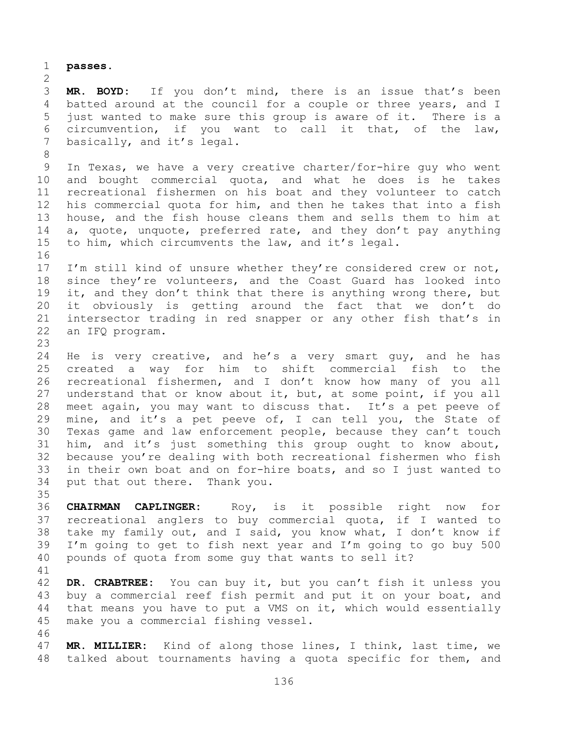**passes.**

**MR. BOYD:** If you don't mind, there is an issue that's been batted around at the council for a couple or three years, and I just wanted to make sure this group is aware of it. There is a circumvention, if you want to call it that, of the law, basically, and it's legal.

In Texas, we have a very creative charter/for-hire guy who went and bought commercial quota, and what he does is he takes recreational fishermen on his boat and they volunteer to catch his commercial quota for him, and then he takes that into a fish house, and the fish house cleans them and sells them to him at a, quote, unquote, preferred rate, and they don't pay anything to him, which circumvents the law, and it's legal.

I'm still kind of unsure whether they're considered crew or not, since they're volunteers, and the Coast Guard has looked into it, and they don't think that there is anything wrong there, but it obviously is getting around the fact that we don't do intersector trading in red snapper or any other fish that's in an IFQ program.

He is very creative, and he's a very smart guy, and he has created a way for him to shift commercial fish to the recreational fishermen, and I don't know how many of you all understand that or know about it, but, at some point, if you all meet again, you may want to discuss that. It's a pet peeve of mine, and it's a pet peeve of, I can tell you, the State of Texas game and law enforcement people, because they can't touch him, and it's just something this group ought to know about, because you're dealing with both recreational fishermen who fish in their own boat and on for-hire boats, and so I just wanted to put that out there. Thank you.

**CHAIRMAN CAPLINGER:** Roy, is it possible right now for recreational anglers to buy commercial quota, if I wanted to take my family out, and I said, you know what, I don't know if I'm going to get to fish next year and I'm going to go buy 500 pounds of quota from some guy that wants to sell it?

**DR. CRABTREE:** You can buy it, but you can't fish it unless you buy a commercial reef fish permit and put it on your boat, and that means you have to put a VMS on it, which would essentially make you a commercial fishing vessel.

**MR. MILLIER:** Kind of along those lines, I think, last time, we talked about tournaments having a quota specific for them, and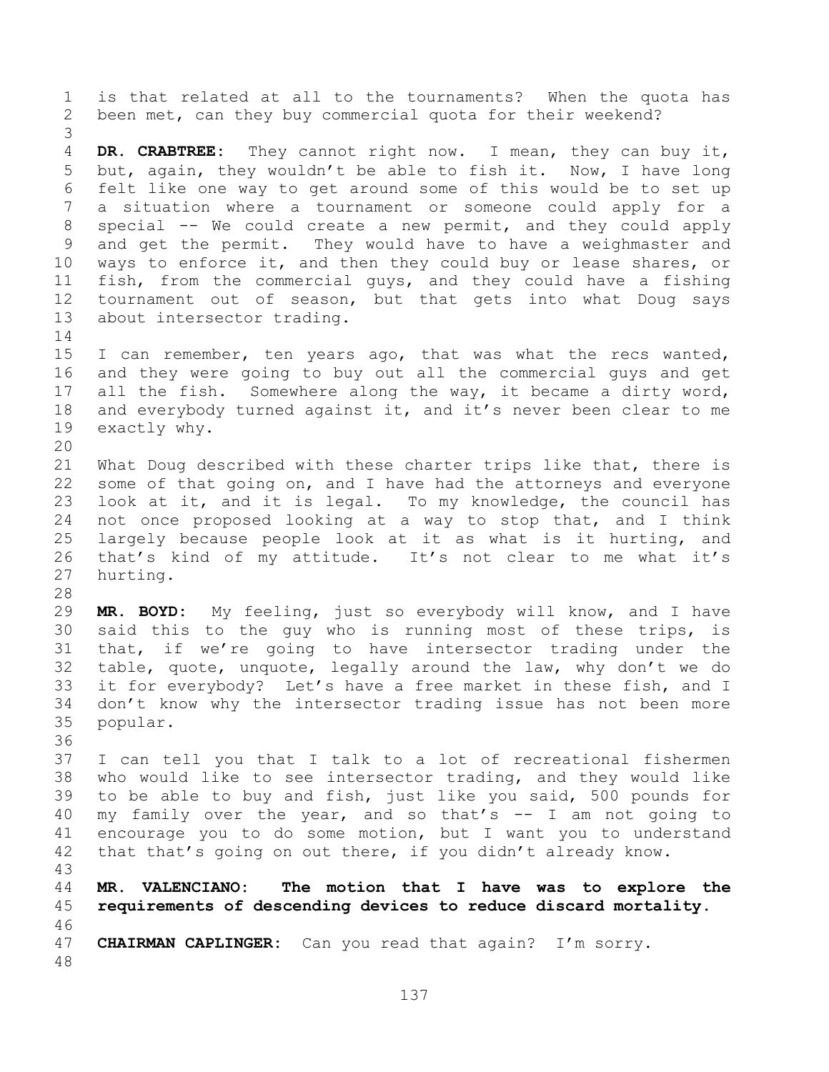is that related at all to the tournaments? When the quota has been met, can they buy commercial quota for their weekend?

**DR. CRABTREE:** They cannot right now. I mean, they can buy it, but, again, they wouldn't be able to fish it. Now, I have long felt like one way to get around some of this would be to set up a situation where a tournament or someone could apply for a special -- We could create a new permit, and they could apply and get the permit. They would have to have a weighmaster and ways to enforce it, and then they could buy or lease shares, or fish, from the commercial guys, and they could have a fishing tournament out of season, but that gets into what Doug says about intersector trading.

I can remember, ten years ago, that was what the recs wanted, and they were going to buy out all the commercial guys and get all the fish. Somewhere along the way, it became a dirty word, and everybody turned against it, and it's never been clear to me exactly why.

What Doug described with these charter trips like that, there is some of that going on, and I have had the attorneys and everyone look at it, and it is legal. To my knowledge, the council has not once proposed looking at a way to stop that, and I think largely because people look at it as what is it hurting, and that's kind of my attitude. It's not clear to me what it's hurting.

**MR. BOYD:** My feeling, just so everybody will know, and I have said this to the guy who is running most of these trips, is that, if we're going to have intersector trading under the table, quote, unquote, legally around the law, why don't we do it for everybody? Let's have a free market in these fish, and I don't know why the intersector trading issue has not been more popular.

I can tell you that I talk to a lot of recreational fishermen who would like to see intersector trading, and they would like to be able to buy and fish, just like you said, 500 pounds for my family over the year, and so that's -- I am not going to encourage you to do some motion, but I want you to understand that that's going on out there, if you didn't already know.

**MR. VALENCIANO: The motion that I have was to explore the requirements of descending devices to reduce discard mortality.**

**CHAIRMAN CAPLINGER:** Can you read that again? I'm sorry.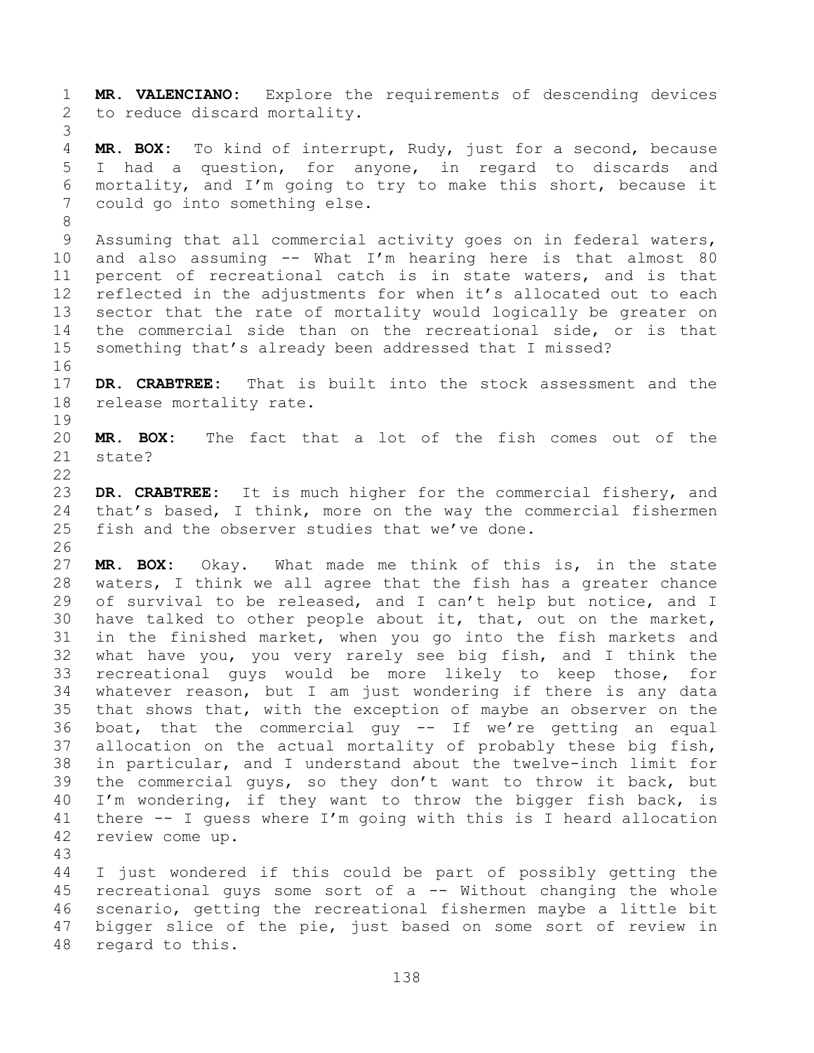**MR. VALENCIANO:** Explore the requirements of descending devices to reduce discard mortality.

**MR. BOX:** To kind of interrupt, Rudy, just for a second, because I had a question, for anyone, in regard to discards and mortality, and I'm going to try to make this short, because it could go into something else.

Assuming that all commercial activity goes on in federal waters, and also assuming -- What I'm hearing here is that almost 80 percent of recreational catch is in state waters, and is that reflected in the adjustments for when it's allocated out to each sector that the rate of mortality would logically be greater on the commercial side than on the recreational side, or is that something that's already been addressed that I missed?

**DR. CRABTREE:** That is built into the stock assessment and the release mortality rate.

**MR. BOX:** The fact that a lot of the fish comes out of the state?

**DR. CRABTREE:** It is much higher for the commercial fishery, and that's based, I think, more on the way the commercial fishermen fish and the observer studies that we've done.

**MR. BOX:** Okay. What made me think of this is, in the state waters, I think we all agree that the fish has a greater chance of survival to be released, and I can't help but notice, and I have talked to other people about it, that, out on the market, in the finished market, when you go into the fish markets and what have you, you very rarely see big fish, and I think the recreational guys would be more likely to keep those, for whatever reason, but I am just wondering if there is any data that shows that, with the exception of maybe an observer on the boat, that the commercial guy -- If we're getting an equal allocation on the actual mortality of probably these big fish, in particular, and I understand about the twelve-inch limit for the commercial guys, so they don't want to throw it back, but I'm wondering, if they want to throw the bigger fish back, is there -- I guess where I'm going with this is I heard allocation review come up.

I just wondered if this could be part of possibly getting the recreational guys some sort of a -- Without changing the whole scenario, getting the recreational fishermen maybe a little bit bigger slice of the pie, just based on some sort of review in regard to this.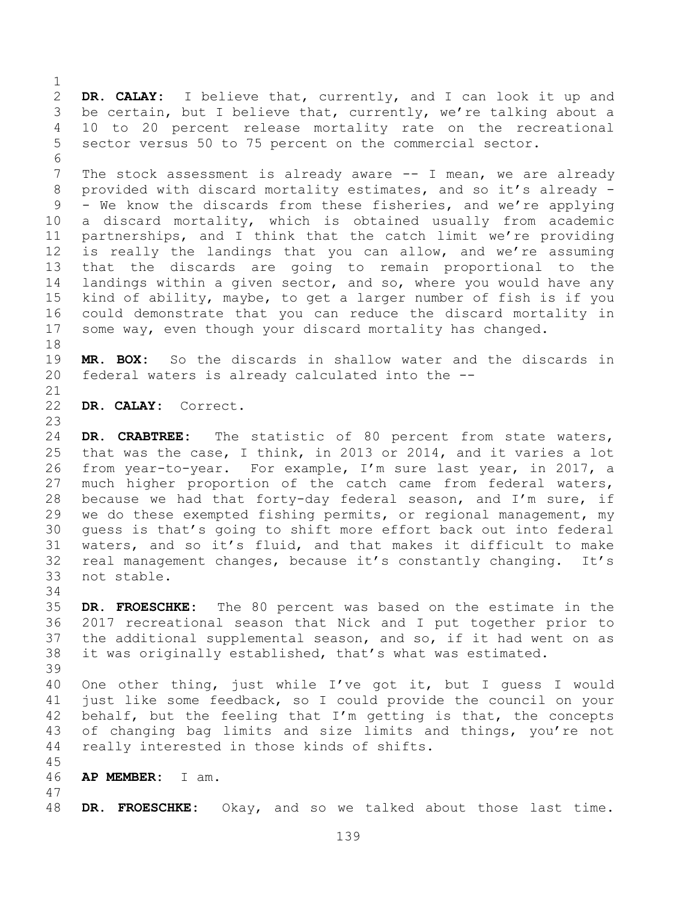**DR. CALAY:** I believe that, currently, and I can look it up and be certain, but I believe that, currently, we're talking about a 10 to 20 percent release mortality rate on the recreational sector versus 50 to 75 percent on the commercial sector.

The stock assessment is already aware -- I mean, we are already provided with discard mortality estimates, and so it's already -- We know the discards from these fisheries, and we're applying a discard mortality, which is obtained usually from academic partnerships, and I think that the catch limit we're providing is really the landings that you can allow, and we're assuming that the discards are going to remain proportional to the landings within a given sector, and so, where you would have any kind of ability, maybe, to get a larger number of fish is if you could demonstrate that you can reduce the discard mortality in some way, even though your discard mortality has changed.

**MR. BOX:** So the discards in shallow water and the discards in federal waters is already calculated into the --

**DR. CALAY:** Correct.

**DR. CRABTREE:** The statistic of 80 percent from state waters, that was the case, I think, in 2013 or 2014, and it varies a lot from year-to-year. For example, I'm sure last year, in 2017, a much higher proportion of the catch came from federal waters, because we had that forty-day federal season, and I'm sure, if we do these exempted fishing permits, or regional management, my guess is that's going to shift more effort back out into federal waters, and so it's fluid, and that makes it difficult to make real management changes, because it's constantly changing. It's not stable.

**DR. FROESCHKE:** The 80 percent was based on the estimate in the 2017 recreational season that Nick and I put together prior to the additional supplemental season, and so, if it had went on as it was originally established, that's what was estimated.

One other thing, just while I've got it, but I guess I would just like some feedback, so I could provide the council on your behalf, but the feeling that I'm getting is that, the concepts of changing bag limits and size limits and things, you're not really interested in those kinds of shifts.

**AP MEMBER:** I am.

**DR. FROESCHKE:** Okay, and so we talked about those last time.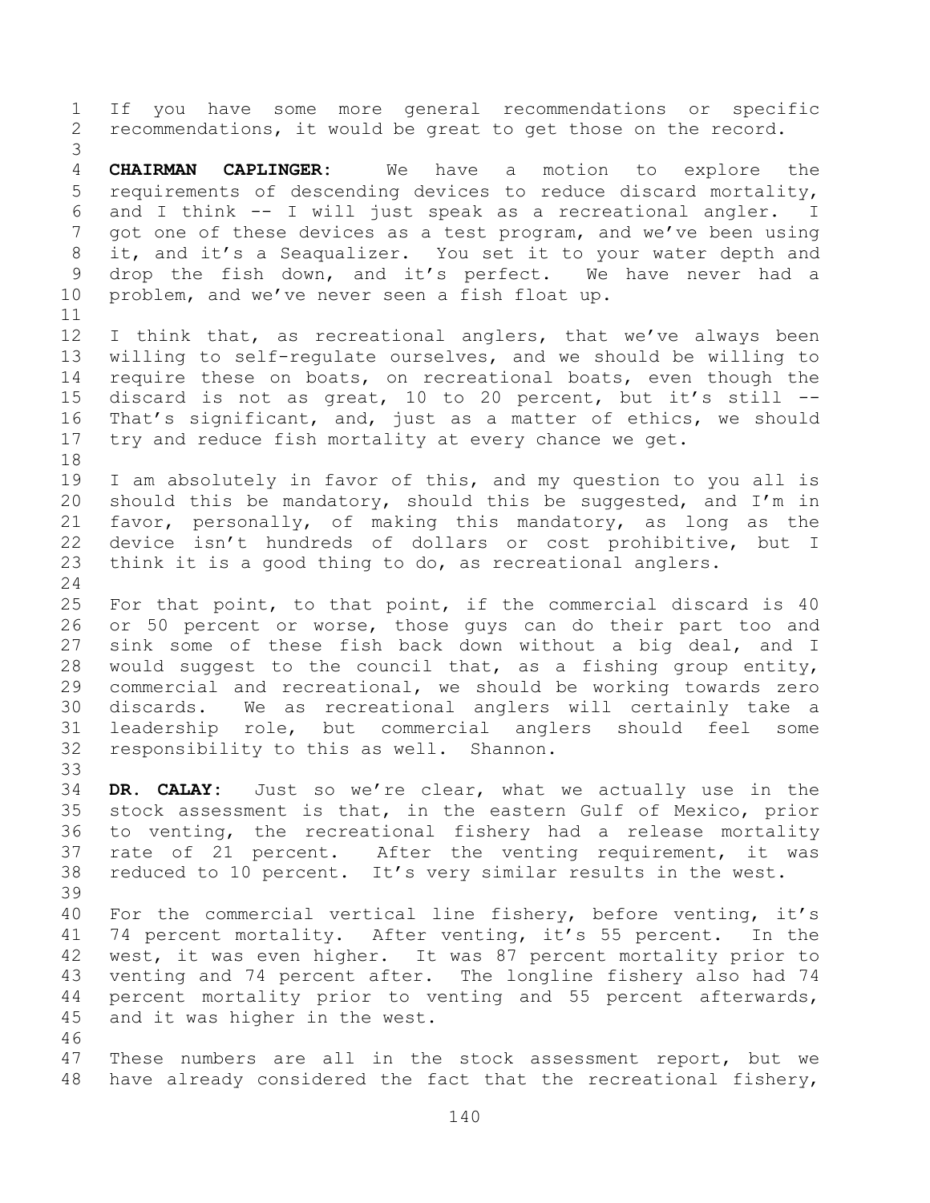If you have some more general recommendations or specific recommendations, it would be great to get those on the record.

**CHAIRMAN CAPLINGER:** We have a motion to explore the requirements of descending devices to reduce discard mortality, and I think -- I will just speak as a recreational angler. I got one of these devices as a test program, and we've been using it, and it's a Seaqualizer. You set it to your water depth and drop the fish down, and it's perfect. We have never had a problem, and we've never seen a fish float up.

I think that, as recreational anglers, that we've always been willing to self-regulate ourselves, and we should be willing to require these on boats, on recreational boats, even though the discard is not as great, 10 to 20 percent, but it's still -- That's significant, and, just as a matter of ethics, we should try and reduce fish mortality at every chance we get.

I am absolutely in favor of this, and my question to you all is should this be mandatory, should this be suggested, and I'm in favor, personally, of making this mandatory, as long as the device isn't hundreds of dollars or cost prohibitive, but I think it is a good thing to do, as recreational anglers.

For that point, to that point, if the commercial discard is 40 or 50 percent or worse, those guys can do their part too and sink some of these fish back down without a big deal, and I would suggest to the council that, as a fishing group entity, commercial and recreational, we should be working towards zero discards. We as recreational anglers will certainly take a leadership role, but commercial anglers should feel some responsibility to this as well. Shannon.

**DR. CALAY:** Just so we're clear, what we actually use in the stock assessment is that, in the eastern Gulf of Mexico, prior to venting, the recreational fishery had a release mortality rate of 21 percent. After the venting requirement, it was reduced to 10 percent. It's very similar results in the west.

For the commercial vertical line fishery, before venting, it's 74 percent mortality. After venting, it's 55 percent. In the west, it was even higher. It was 87 percent mortality prior to venting and 74 percent after. The longline fishery also had 74 percent mortality prior to venting and 55 percent afterwards, and it was higher in the west.

These numbers are all in the stock assessment report, but we have already considered the fact that the recreational fishery,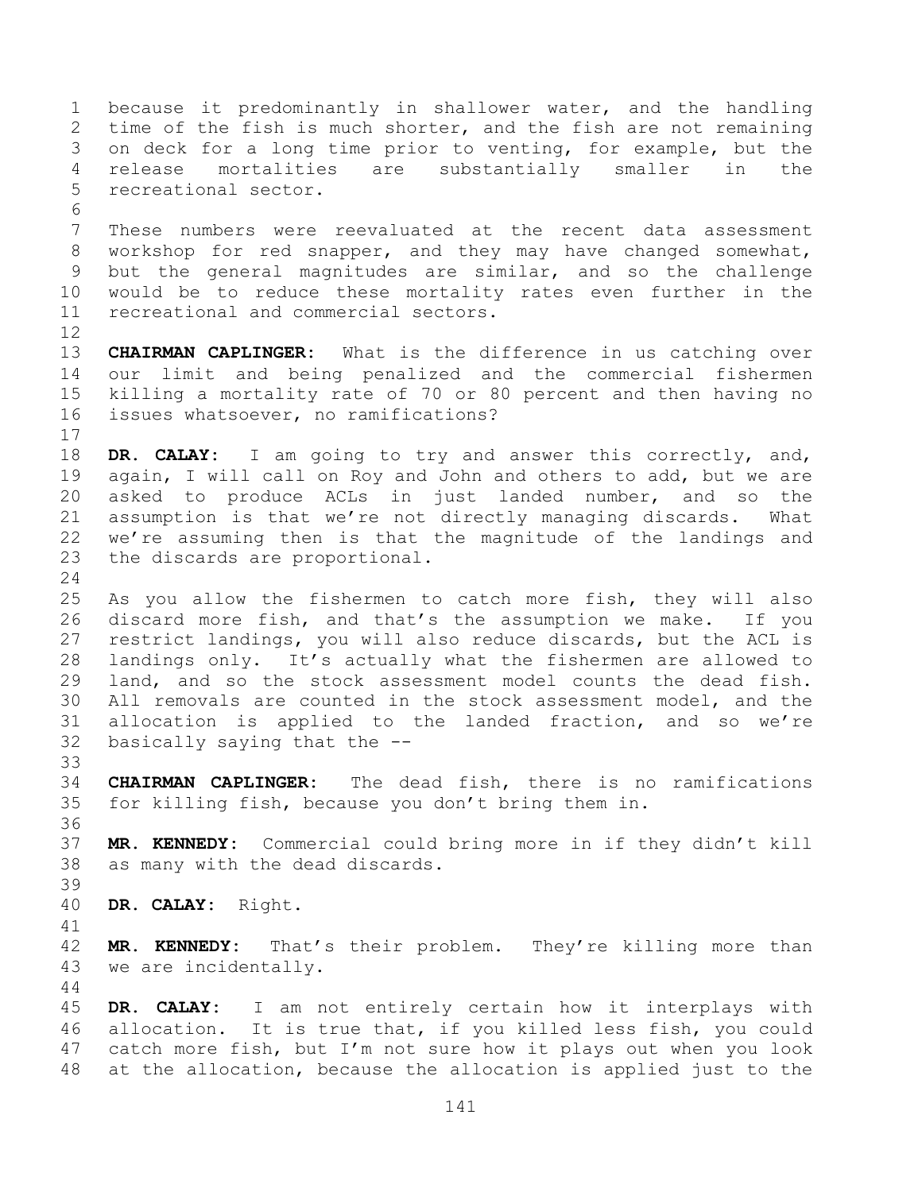because it predominantly in shallower water, and the handling time of the fish is much shorter, and the fish are not remaining on deck for a long time prior to venting, for example, but the release mortalities are substantially smaller in the recreational sector.

These numbers were reevaluated at the recent data assessment workshop for red snapper, and they may have changed somewhat, but the general magnitudes are similar, and so the challenge would be to reduce these mortality rates even further in the recreational and commercial sectors.

**CHAIRMAN CAPLINGER:** What is the difference in us catching over our limit and being penalized and the commercial fishermen killing a mortality rate of 70 or 80 percent and then having no issues whatsoever, no ramifications?

**DR. CALAY:** I am going to try and answer this correctly, and, again, I will call on Roy and John and others to add, but we are asked to produce ACLs in just landed number, and so the assumption is that we're not directly managing discards. What we're assuming then is that the magnitude of the landings and the discards are proportional.

As you allow the fishermen to catch more fish, they will also discard more fish, and that's the assumption we make. If you restrict landings, you will also reduce discards, but the ACL is landings only. It's actually what the fishermen are allowed to land, and so the stock assessment model counts the dead fish. All removals are counted in the stock assessment model, and the allocation is applied to the landed fraction, and so we're basically saying that the --

**CHAIRMAN CAPLINGER:** The dead fish, there is no ramifications for killing fish, because you don't bring them in.

**MR. KENNEDY:** Commercial could bring more in if they didn't kill as many with the dead discards.

**DR. CALAY:** Right.

**MR. KENNEDY:** That's their problem. They're killing more than we are incidentally.

**DR. CALAY:** I am not entirely certain how it interplays with allocation. It is true that, if you killed less fish, you could catch more fish, but I'm not sure how it plays out when you look at the allocation, because the allocation is applied just to the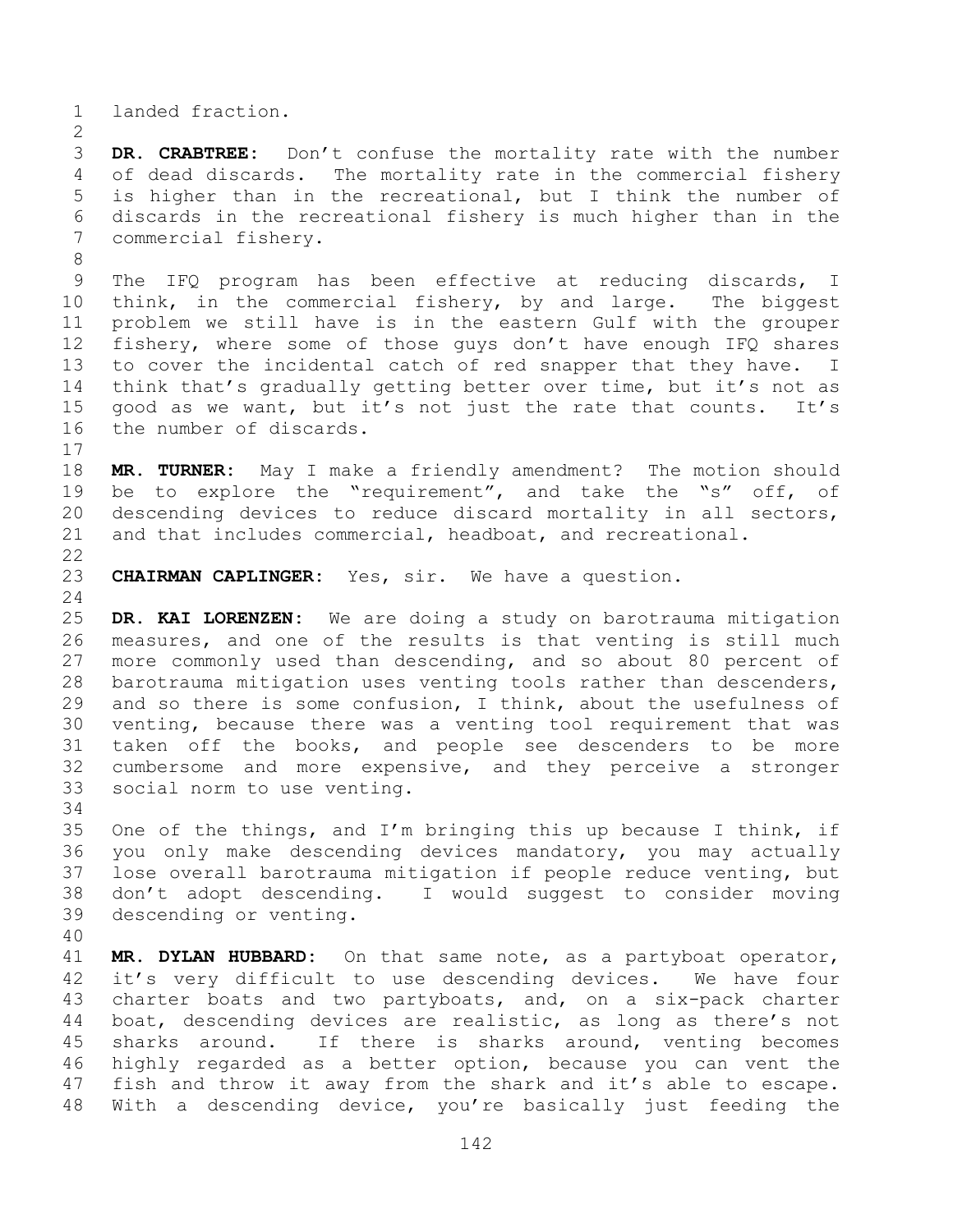landed fraction.

**DR. CRABTREE:** Don't confuse the mortality rate with the number of dead discards. The mortality rate in the commercial fishery is higher than in the recreational, but I think the number of discards in the recreational fishery is much higher than in the commercial fishery.

The IFQ program has been effective at reducing discards, I think, in the commercial fishery, by and large. The biggest problem we still have is in the eastern Gulf with the grouper fishery, where some of those guys don't have enough IFQ shares to cover the incidental catch of red snapper that they have. I think that's gradually getting better over time, but it's not as good as we want, but it's not just the rate that counts. It's the number of discards.

**MR. TURNER:** May I make a friendly amendment? The motion should be to explore the "requirement", and take the "s" off, of descending devices to reduce discard mortality in all sectors, and that includes commercial, headboat, and recreational.

**CHAIRMAN CAPLINGER:** Yes, sir. We have a question.

**DR. KAI LORENZEN:** We are doing a study on barotrauma mitigation measures, and one of the results is that venting is still much more commonly used than descending, and so about 80 percent of barotrauma mitigation uses venting tools rather than descenders, and so there is some confusion, I think, about the usefulness of venting, because there was a venting tool requirement that was taken off the books, and people see descenders to be more cumbersome and more expensive, and they perceive a stronger social norm to use venting.

One of the things, and I'm bringing this up because I think, if you only make descending devices mandatory, you may actually lose overall barotrauma mitigation if people reduce venting, but don't adopt descending. I would suggest to consider moving descending or venting.

**MR. DYLAN HUBBARD:** On that same note, as a partyboat operator, it's very difficult to use descending devices. We have four charter boats and two partyboats, and, on a six-pack charter boat, descending devices are realistic, as long as there's not sharks around. If there is sharks around, venting becomes highly regarded as a better option, because you can vent the fish and throw it away from the shark and it's able to escape. With a descending device, you're basically just feeding the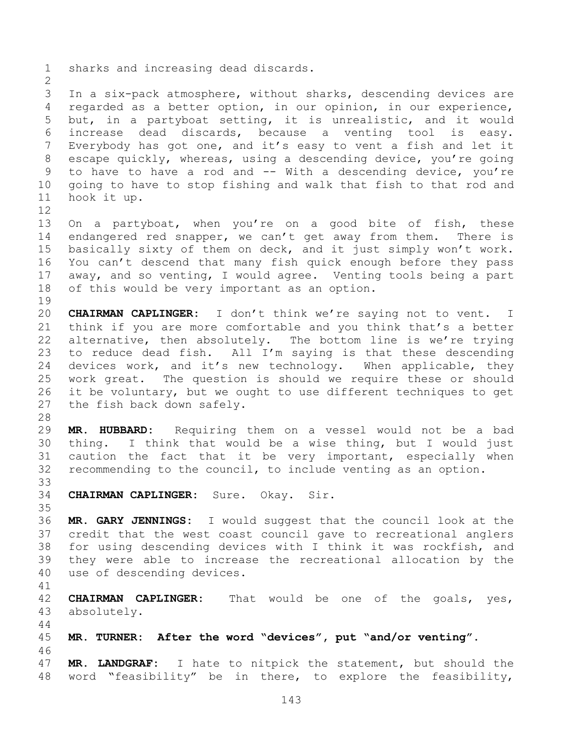sharks and increasing dead discards.

In a six-pack atmosphere, without sharks, descending devices are regarded as a better option, in our opinion, in our experience, but, in a partyboat setting, it is unrealistic, and it would increase dead discards, because a venting tool is easy. Everybody has got one, and it's easy to vent a fish and let it escape quickly, whereas, using a descending device, you're going to have to have a rod and -- With a descending device, you're going to have to stop fishing and walk that fish to that rod and hook it up.

On a partyboat, when you're on a good bite of fish, these endangered red snapper, we can't get away from them. There is basically sixty of them on deck, and it just simply won't work. You can't descend that many fish quick enough before they pass away, and so venting, I would agree. Venting tools being a part of this would be very important as an option.

**CHAIRMAN CAPLINGER:** I don't think we're saying not to vent. I think if you are more comfortable and you think that's a better alternative, then absolutely. The bottom line is we're trying to reduce dead fish. All I'm saying is that these descending devices work, and it's new technology. When applicable, they work great. The question is should we require these or should it be voluntary, but we ought to use different techniques to get the fish back down safely.

**MR. HUBBARD:** Requiring them on a vessel would not be a bad thing. I think that would be a wise thing, but I would just caution the fact that it be very important, especially when recommending to the council, to include venting as an option.

**CHAIRMAN CAPLINGER:** Sure. Okay. Sir.

**MR. GARY JENNINGS:** I would suggest that the council look at the credit that the west coast council gave to recreational anglers for using descending devices with I think it was rockfish, and they were able to increase the recreational allocation by the use of descending devices.

**CHAIRMAN CAPLINGER:** That would be one of the goals, yes, absolutely.

**MR. TURNER: After the word "devices", put "and/or venting".**

**MR. LANDGRAF:** I hate to nitpick the statement, but should the word "feasibility" be in there, to explore the feasibility,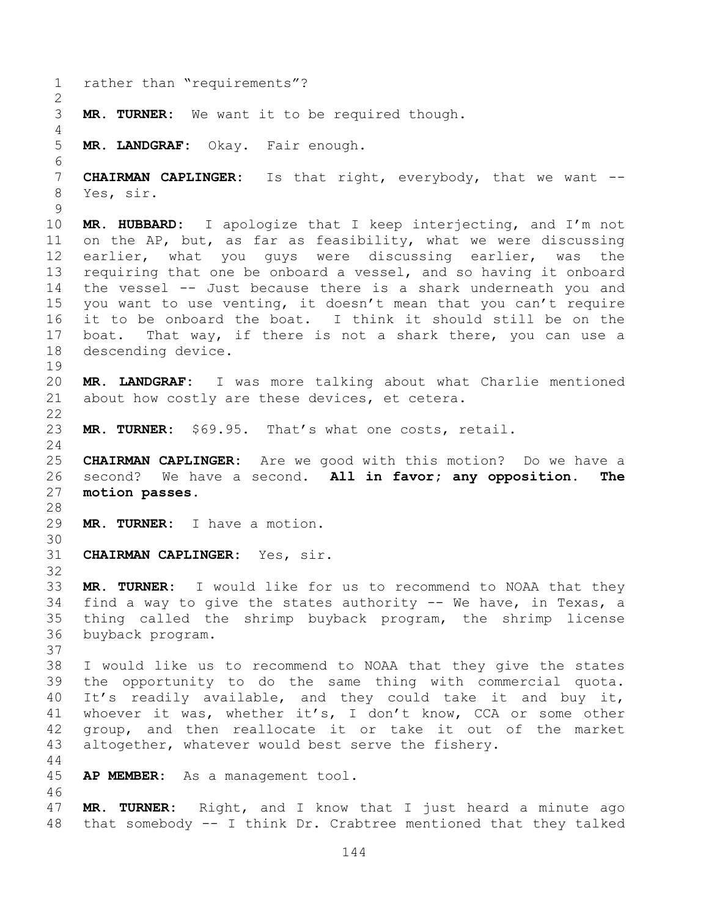rather than "requirements"?

**MR. TURNER:** We want it to be required though.

**MR. LANDGRAF:** Okay. Fair enough.

**CHAIRMAN CAPLINGER:** Is that right, everybody, that we want -- Yes, sir.

**MR. HUBBARD:** I apologize that I keep interjecting, and I'm not on the AP, but, as far as feasibility, what we were discussing earlier, what you guys were discussing earlier, was the requiring that one be onboard a vessel, and so having it onboard the vessel -- Just because there is a shark underneath you and you want to use venting, it doesn't mean that you can't require it to be onboard the boat. I think it should still be on the boat. That way, if there is not a shark there, you can use a descending device.

**MR. LANDGRAF:** I was more talking about what Charlie mentioned about how costly are these devices, et cetera.

**MR. TURNER:** $69.95. That's what one costs, retail.

**CHAIRMAN CAPLINGER:** Are we good with this motion? Do we have a second? We have a second. **All in favor; any opposition. The motion passes.**

**MR. TURNER:** I have a motion.

**CHAIRMAN CAPLINGER:** Yes, sir.

**MR. TURNER:** I would like for us to recommend to NOAA that they find a way to give the states authority -- We have, in Texas, a thing called the shrimp buyback program, the shrimp license buyback program.

I would like us to recommend to NOAA that they give the states the opportunity to do the same thing with commercial quota. It's readily available, and they could take it and buy it, whoever it was, whether it's, I don't know, CCA or some other group, and then reallocate it or take it out of the market altogether, whatever would best serve the fishery.

**AP MEMBER:** As a management tool.

**MR. TURNER:** Right, and I know that I just heard a minute ago that somebody -- I think Dr. Crabtree mentioned that they talked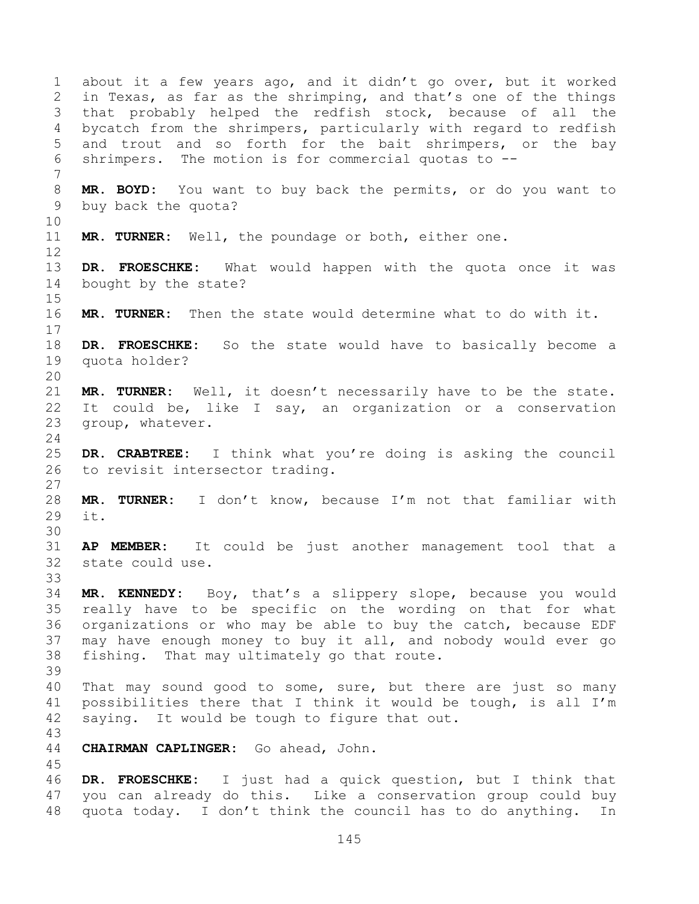about it a few years ago, and it didn't go over, but it worked in Texas, as far as the shrimping, and that's one of the things that probably helped the redfish stock, because of all the bycatch from the shrimpers, particularly with regard to redfish and trout and so forth for the bait shrimpers, or the bay shrimpers. The motion is for commercial quotas to --

**MR. BOYD:** You want to buy back the permits, or do you want to buy back the quota?

**MR. TURNER:** Well, the poundage or both, either one.

**DR. FROESCHKE:** What would happen with the quota once it was bought by the state?

**MR. TURNER:** Then the state would determine what to do with it.

**DR. FROESCHKE:** So the state would have to basically become a quota holder?

**MR. TURNER:** Well, it doesn't necessarily have to be the state. It could be, like I say, an organization or a conservation group, whatever.

**DR. CRABTREE:** I think what you're doing is asking the council to revisit intersector trading.

**MR. TURNER:** I don't know, because I'm not that familiar with it.

**AP MEMBER:** It could be just another management tool that a state could use.

**MR. KENNEDY:** Boy, that's a slippery slope, because you would really have to be specific on the wording on that for what organizations or who may be able to buy the catch, because EDF may have enough money to buy it all, and nobody would ever go fishing. That may ultimately go that route.

That may sound good to some, sure, but there are just so many possibilities there that I think it would be tough, is all I'm saying. It would be tough to figure that out.

**CHAIRMAN CAPLINGER:** Go ahead, John.

**DR. FROESCHKE:** I just had a quick question, but I think that you can already do this. Like a conservation group could buy quota today. I don't think the council has to do anything. In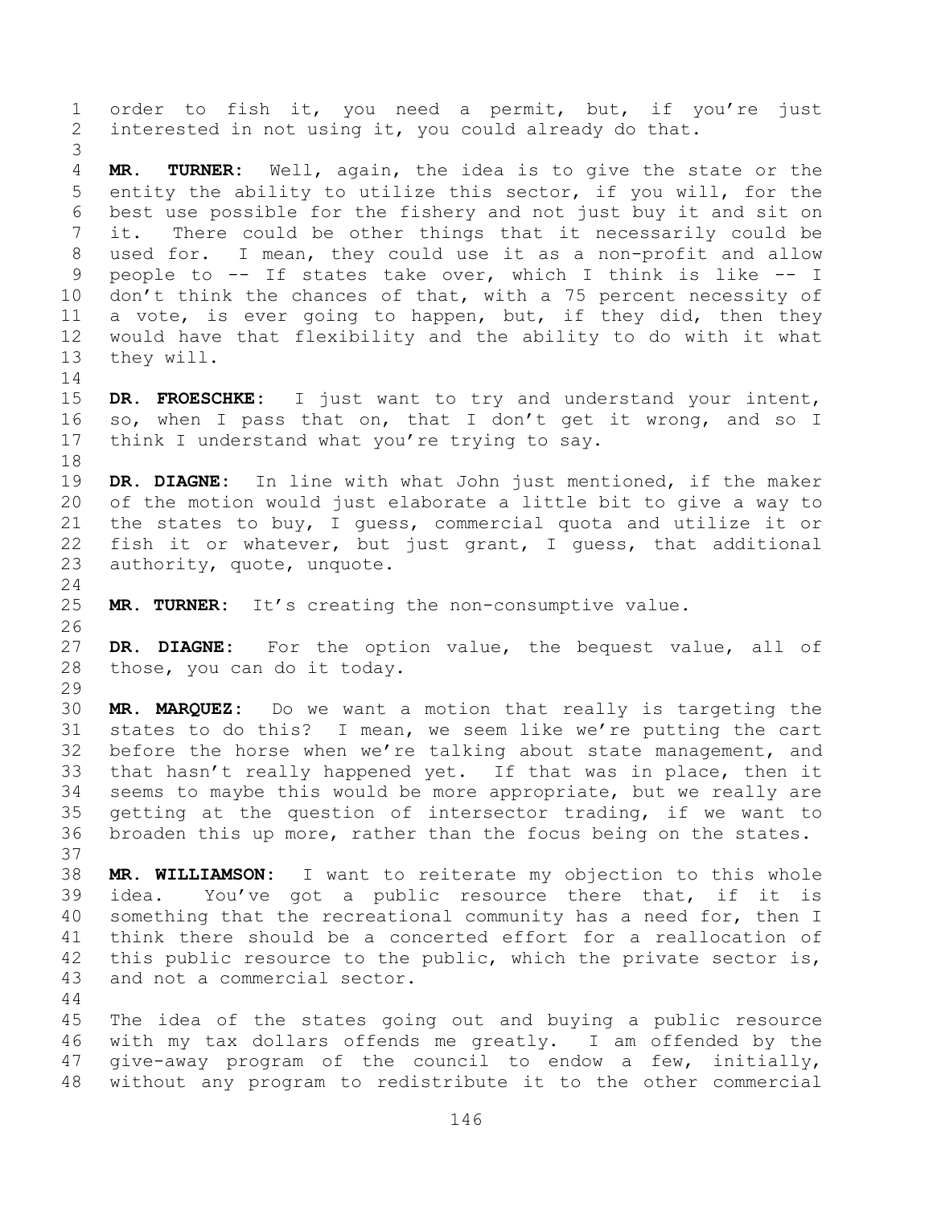order to fish it, you need a permit, but, if you're just interested in not using it, you could already do that.

**MR. TURNER:** Well, again, the idea is to give the state or the entity the ability to utilize this sector, if you will, for the best use possible for the fishery and not just buy it and sit on it. There could be other things that it necessarily could be used for. I mean, they could use it as a non-profit and allow people to -- If states take over, which I think is like -- I don't think the chances of that, with a 75 percent necessity of a vote, is ever going to happen, but, if they did, then they would have that flexibility and the ability to do with it what they will.

**DR. FROESCHKE:** I just want to try and understand your intent, so, when I pass that on, that I don't get it wrong, and so I think I understand what you're trying to say.

**DR. DIAGNE:** In line with what John just mentioned, if the maker of the motion would just elaborate a little bit to give a way to the states to buy, I guess, commercial quota and utilize it or fish it or whatever, but just grant, I guess, that additional authority, quote, unquote.

**MR. TURNER:** It's creating the non-consumptive value.

**DR. DIAGNE:** For the option value, the bequest value, all of those, you can do it today.

**MR. MARQUEZ:** Do we want a motion that really is targeting the states to do this? I mean, we seem like we're putting the cart before the horse when we're talking about state management, and that hasn't really happened yet. If that was in place, then it seems to maybe this would be more appropriate, but we really are getting at the question of intersector trading, if we want to broaden this up more, rather than the focus being on the states.

**MR. WILLIAMSON:** I want to reiterate my objection to this whole idea. You've got a public resource there that, if it is something that the recreational community has a need for, then I think there should be a concerted effort for a reallocation of this public resource to the public, which the private sector is, and not a commercial sector.

The idea of the states going out and buying a public resource with my tax dollars offends me greatly. I am offended by the give-away program of the council to endow a few, initially, without any program to redistribute it to the other commercial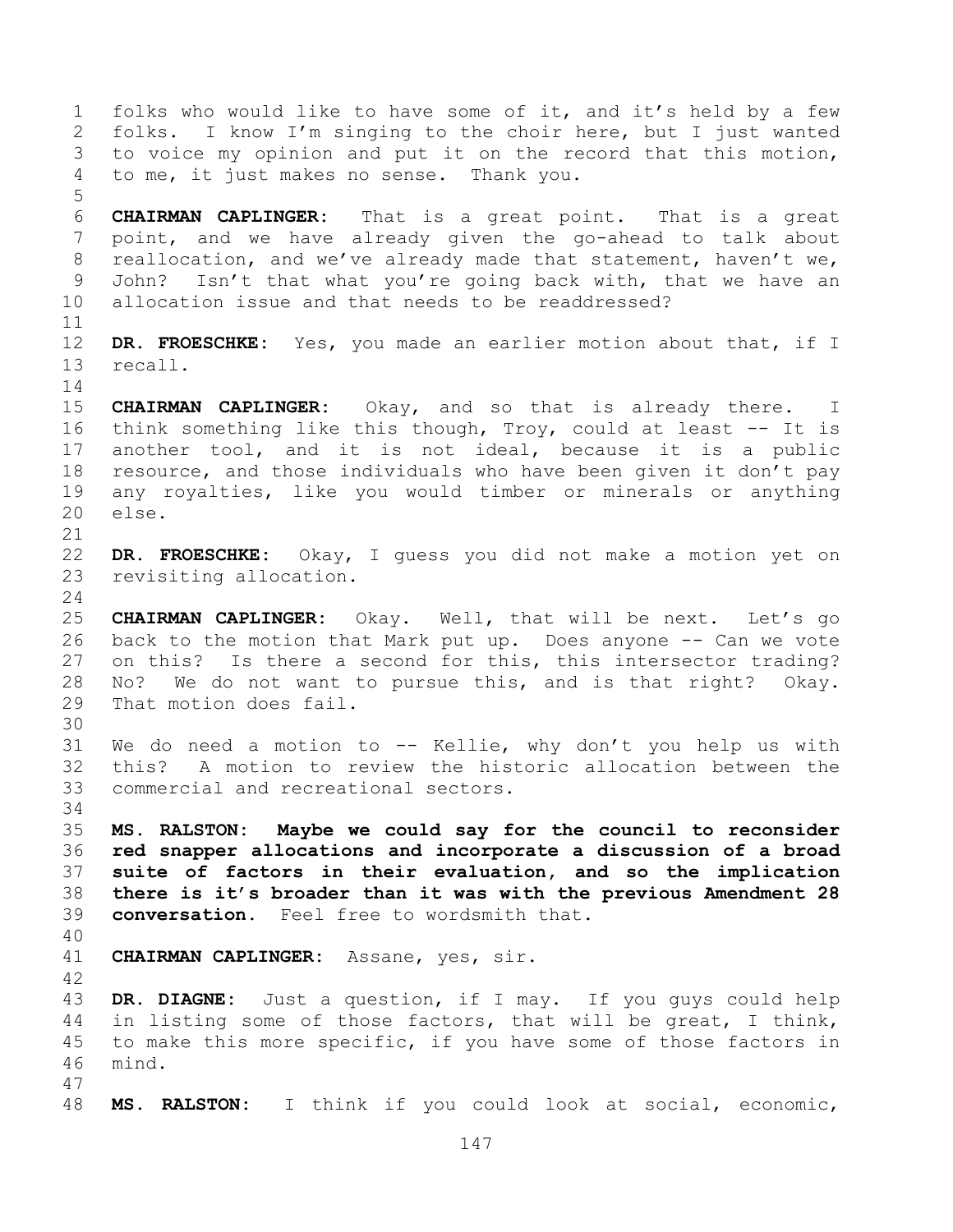folks who would like to have some of it, and it's held by a few folks. I know I'm singing to the choir here, but I just wanted to voice my opinion and put it on the record that this motion, to me, it just makes no sense. Thank you.

**CHAIRMAN CAPLINGER:** That is a great point. That is a great point, and we have already given the go-ahead to talk about reallocation, and we've already made that statement, haven't we, John? Isn't that what you're going back with, that we have an allocation issue and that needs to be readdressed?

**DR. FROESCHKE:** Yes, you made an earlier motion about that, if I recall.

**CHAIRMAN CAPLINGER:** Okay, and so that is already there. I think something like this though, Troy, could at least -- It is another tool, and it is not ideal, because it is a public resource, and those individuals who have been given it don't pay any royalties, like you would timber or minerals or anything else.

**DR. FROESCHKE:** Okay, I guess you did not make a motion yet on revisiting allocation.

**CHAIRMAN CAPLINGER:** Okay. Well, that will be next. Let's go back to the motion that Mark put up. Does anyone -- Can we vote on this? Is there a second for this, this intersector trading? No? We do not want to pursue this, and is that right? Okay. That motion does fail.

We do need a motion to -- Kellie, why don't you help us with this? A motion to review the historic allocation between the commercial and recreational sectors.

**MS. RALSTON: Maybe we could say for the council to reconsider red snapper allocations and incorporate a discussion of a broad suite of factors in their evaluation, and so the implication there is it's broader than it was with the previous Amendment 28 conversation.** Feel free to wordsmith that.

**CHAIRMAN CAPLINGER:** Assane, yes, sir.

**DR. DIAGNE:** Just a question, if I may. If you guys could help in listing some of those factors, that will be great, I think, to make this more specific, if you have some of those factors in mind.

**MS. RALSTON:** I think if you could look at social, economic,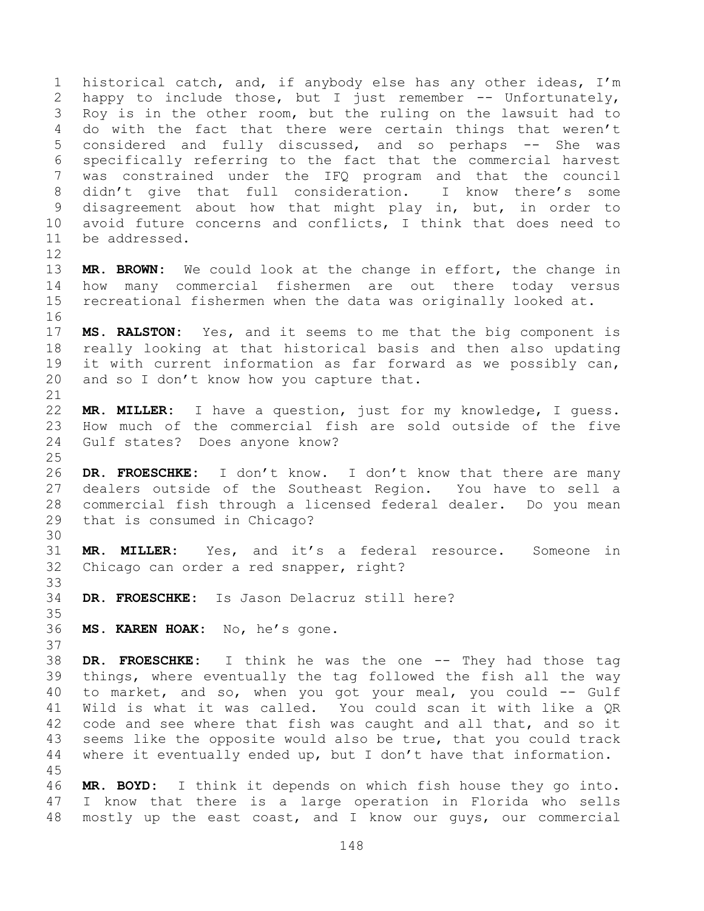historical catch, and, if anybody else has any other ideas, I'm happy to include those, but I just remember -- Unfortunately, Roy is in the other room, but the ruling on the lawsuit had to do with the fact that there were certain things that weren't considered and fully discussed, and so perhaps -- She was specifically referring to the fact that the commercial harvest was constrained under the IFQ program and that the council didn't give that full consideration. I know there's some disagreement about how that might play in, but, in order to avoid future concerns and conflicts, I think that does need to be addressed.

**MR. BROWN:** We could look at the change in effort, the change in how many commercial fishermen are out there today versus recreational fishermen when the data was originally looked at.

**MS. RALSTON:** Yes, and it seems to me that the big component is really looking at that historical basis and then also updating it with current information as far forward as we possibly can, and so I don't know how you capture that.

**MR. MILLER:** I have a question, just for my knowledge, I guess. How much of the commercial fish are sold outside of the five Gulf states? Does anyone know?

**DR. FROESCHKE:** I don't know. I don't know that there are many dealers outside of the Southeast Region. You have to sell a commercial fish through a licensed federal dealer. Do you mean that is consumed in Chicago?

**MR. MILLER:** Yes, and it's a federal resource. Someone in Chicago can order a red snapper, right?

**DR. FROESCHKE:** Is Jason Delacruz still here?

**MS. KAREN HOAK:** No, he's gone.

**DR. FROESCHKE:** I think he was the one -- They had those tag things, where eventually the tag followed the fish all the way to market, and so, when you got your meal, you could -- Gulf Wild is what it was called. You could scan it with like a QR code and see where that fish was caught and all that, and so it seems like the opposite would also be true, that you could track where it eventually ended up, but I don't have that information.

**MR. BOYD:** I think it depends on which fish house they go into. I know that there is a large operation in Florida who sells mostly up the east coast, and I know our guys, our commercial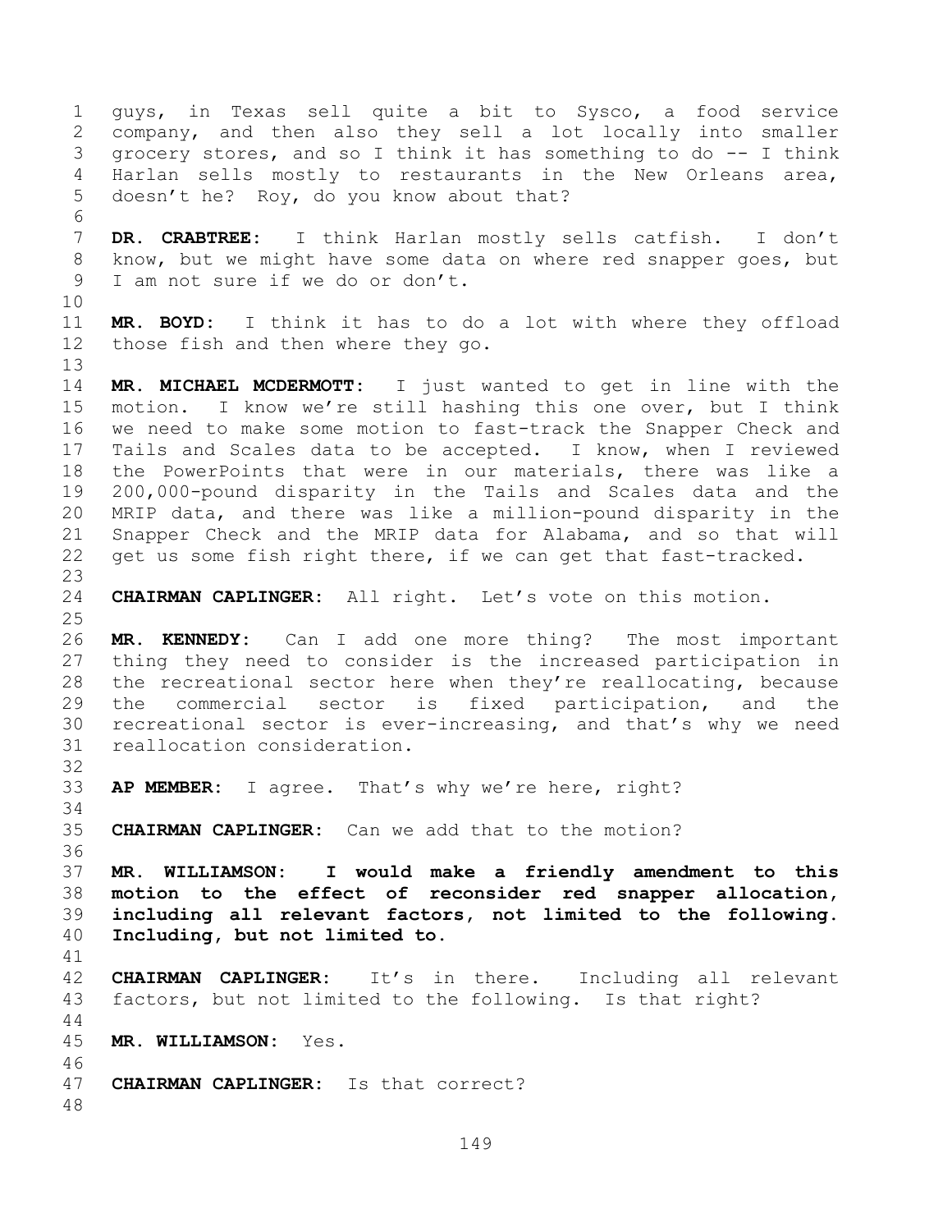guys, in Texas sell quite a bit to Sysco, a food service company, and then also they sell a lot locally into smaller grocery stores, and so I think it has something to do -- I think Harlan sells mostly to restaurants in the New Orleans area, doesn't he? Roy, do you know about that?

**DR. CRABTREE:** I think Harlan mostly sells catfish. I don't know, but we might have some data on where red snapper goes, but I am not sure if we do or don't.

**MR. BOYD:** I think it has to do a lot with where they offload those fish and then where they go.

**MR. MICHAEL MCDERMOTT:** I just wanted to get in line with the motion. I know we're still hashing this one over, but I think we need to make some motion to fast-track the Snapper Check and Tails and Scales data to be accepted. I know, when I reviewed the PowerPoints that were in our materials, there was like a 200,000-pound disparity in the Tails and Scales data and the MRIP data, and there was like a million-pound disparity in the Snapper Check and the MRIP data for Alabama, and so that will get us some fish right there, if we can get that fast-tracked.

**CHAIRMAN CAPLINGER:** All right. Let's vote on this motion.

**MR. KENNEDY:** Can I add one more thing? The most important thing they need to consider is the increased participation in the recreational sector here when they're reallocating, because the commercial sector is fixed participation, and the recreational sector is ever-increasing, and that's why we need reallocation consideration.

**AP MEMBER:** I agree. That's why we're here, right?

**CHAIRMAN CAPLINGER:** Can we add that to the motion?

**MR. WILLIAMSON: I would make a friendly amendment to this motion to the effect of reconsider red snapper allocation, including all relevant factors, not limited to the following. Including, but not limited to.**

**CHAIRMAN CAPLINGER:** It's in there. Including all relevant factors, but not limited to the following. Is that right?

**MR. WILLIAMSON:** Yes.

**CHAIRMAN CAPLINGER:** Is that correct?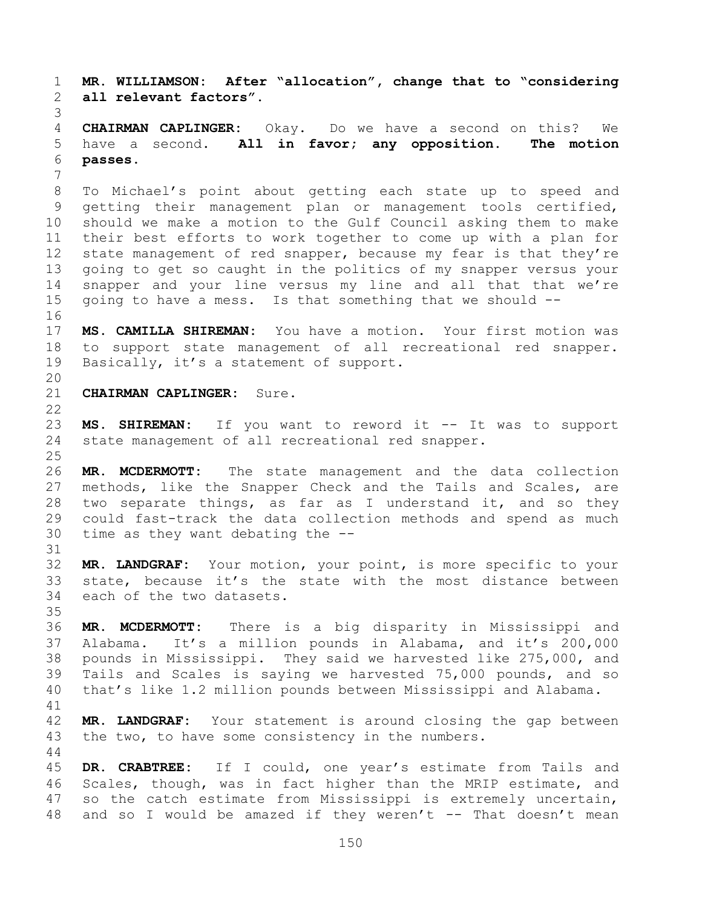**MR. WILLIAMSON: After "allocation", change that to "considering all relevant factors".**

**CHAIRMAN CAPLINGER:** Okay. Do we have a second on this? We have a second. **All in favor; any opposition. The motion passes.**

To Michael's point about getting each state up to speed and getting their management plan or management tools certified, should we make a motion to the Gulf Council asking them to make their best efforts to work together to come up with a plan for state management of red snapper, because my fear is that they're going to get so caught in the politics of my snapper versus your snapper and your line versus my line and all that that we're going to have a mess. Is that something that we should --

**MS. CAMILLA SHIREMAN:** You have a motion. Your first motion was to support state management of all recreational red snapper. Basically, it's a statement of support.

**CHAIRMAN CAPLINGER:** Sure.

**MS. SHIREMAN:** If you want to reword it -- It was to support state management of all recreational red snapper.

**MR. MCDERMOTT:** The state management and the data collection methods, like the Snapper Check and the Tails and Scales, are two separate things, as far as I understand it, and so they could fast-track the data collection methods and spend as much time as they want debating the --

**MR. LANDGRAF:** Your motion, your point, is more specific to your state, because it's the state with the most distance between each of the two datasets.

**MR. MCDERMOTT:** There is a big disparity in Mississippi and Alabama. It's a million pounds in Alabama, and it's 200,000 pounds in Mississippi. They said we harvested like 275,000, and Tails and Scales is saying we harvested 75,000 pounds, and so that's like 1.2 million pounds between Mississippi and Alabama.

**MR. LANDGRAF:** Your statement is around closing the gap between the two, to have some consistency in the numbers.

**DR. CRABTREE:** If I could, one year's estimate from Tails and Scales, though, was in fact higher than the MRIP estimate, and so the catch estimate from Mississippi is extremely uncertain, and so I would be amazed if they weren't -- That doesn't mean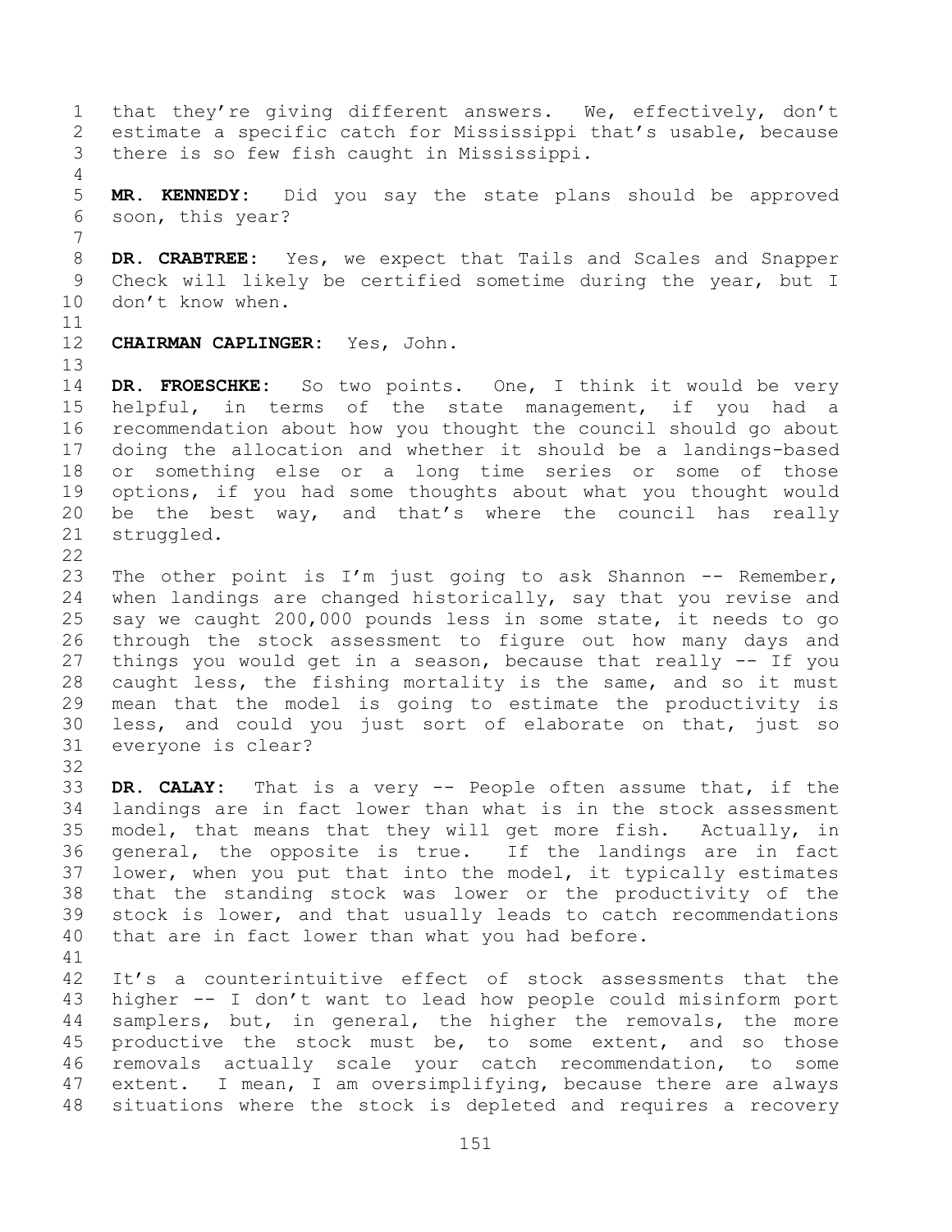that they're giving different answers. We, effectively, don't estimate a specific catch for Mississippi that's usable, because there is so few fish caught in Mississippi.

**MR. KENNEDY:** Did you say the state plans should be approved soon, this year?

**DR. CRABTREE:** Yes, we expect that Tails and Scales and Snapper Check will likely be certified sometime during the year, but I don't know when.

**CHAIRMAN CAPLINGER:** Yes, John.

**DR. FROESCHKE:** So two points. One, I think it would be very helpful, in terms of the state management, if you had a recommendation about how you thought the council should go about doing the allocation and whether it should be a landings-based or something else or a long time series or some of those options, if you had some thoughts about what you thought would be the best way, and that's where the council has really struggled.

The other point is I'm just going to ask Shannon -- Remember, when landings are changed historically, say that you revise and say we caught 200,000 pounds less in some state, it needs to go through the stock assessment to figure out how many days and things you would get in a season, because that really -- If you caught less, the fishing mortality is the same, and so it must mean that the model is going to estimate the productivity is less, and could you just sort of elaborate on that, just so everyone is clear?

**DR. CALAY:** That is a very -- People often assume that, if the landings are in fact lower than what is in the stock assessment model, that means that they will get more fish. Actually, in general, the opposite is true. If the landings are in fact lower, when you put that into the model, it typically estimates that the standing stock was lower or the productivity of the stock is lower, and that usually leads to catch recommendations that are in fact lower than what you had before.

It's a counterintuitive effect of stock assessments that the higher -- I don't want to lead how people could misinform port samplers, but, in general, the higher the removals, the more productive the stock must be, to some extent, and so those removals actually scale your catch recommendation, to some extent. I mean, I am oversimplifying, because there are always situations where the stock is depleted and requires a recovery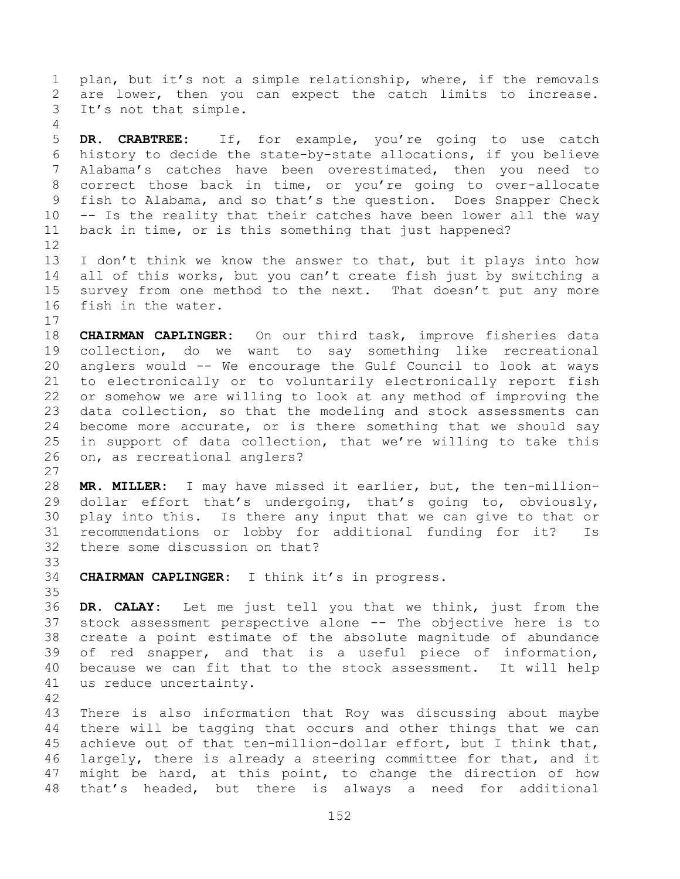plan, but it's not a simple relationship, where, if the removals are lower, then you can expect the catch limits to increase. It's not that simple.

**DR. CRABTREE:** If, for example, you're going to use catch history to decide the state-by-state allocations, if you believe Alabama's catches have been overestimated, then you need to correct those back in time, or you're going to over-allocate fish to Alabama, and so that's the question. Does Snapper Check -- Is the reality that their catches have been lower all the way back in time, or is this something that just happened?

I don't think we know the answer to that, but it plays into how all of this works, but you can't create fish just by switching a survey from one method to the next. That doesn't put any more fish in the water.

**CHAIRMAN CAPLINGER:** On our third task, improve fisheries data collection, do we want to say something like recreational anglers would -- We encourage the Gulf Council to look at ways to electronically or to voluntarily electronically report fish or somehow we are willing to look at any method of improving the data collection, so that the modeling and stock assessments can become more accurate, or is there something that we should say in support of data collection, that we're willing to take this on, as recreational anglers?

**MR. MILLER:** I may have missed it earlier, but, the ten-million-dollar effort that's undergoing, that's going to, obviously, play into this. Is there any input that we can give to that or recommendations or lobby for additional funding for it? Is there some discussion on that?

**CHAIRMAN CAPLINGER:** I think it's in progress.

**DR. CALAY:** Let me just tell you that we think, just from the stock assessment perspective alone -- The objective here is to create a point estimate of the absolute magnitude of abundance of red snapper, and that is a useful piece of information, because we can fit that to the stock assessment. It will help us reduce uncertainty.

There is also information that Roy was discussing about maybe there will be tagging that occurs and other things that we can achieve out of that ten-million-dollar effort, but I think that, largely, there is already a steering committee for that, and it might be hard, at this point, to change the direction of how that's headed, but there is always a need for additional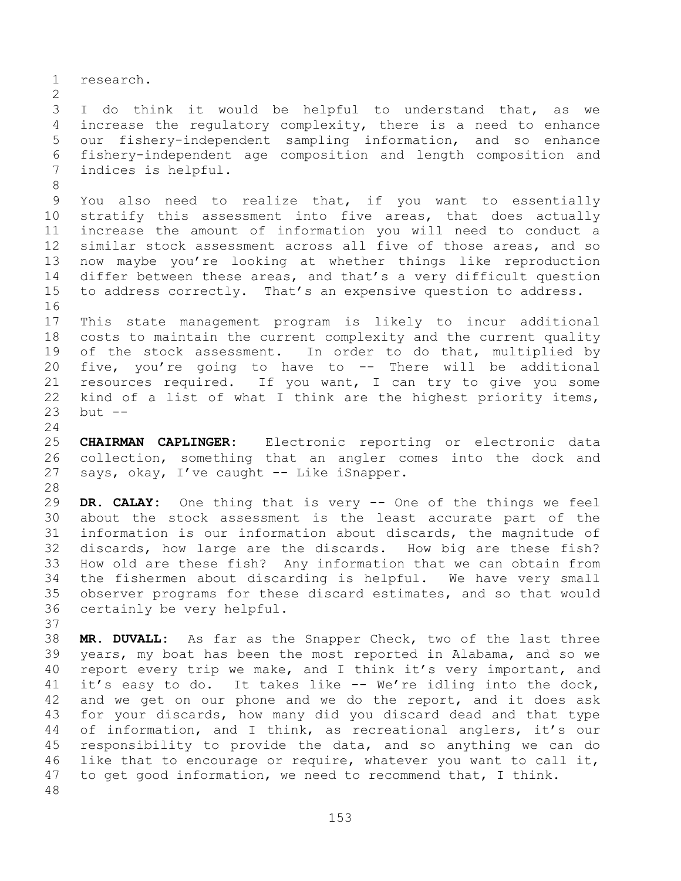research.

I do think it would be helpful to understand that, as we increase the regulatory complexity, there is a need to enhance our fishery-independent sampling information, and so enhance fishery-independent age composition and length composition and indices is helpful.

You also need to realize that, if you want to essentially stratify this assessment into five areas, that does actually increase the amount of information you will need to conduct a similar stock assessment across all five of those areas, and so now maybe you're looking at whether things like reproduction differ between these areas, and that's a very difficult question to address correctly. That's an expensive question to address.

This state management program is likely to incur additional costs to maintain the current complexity and the current quality of the stock assessment. In order to do that, multiplied by five, you're going to have to -- There will be additional resources required. If you want, I can try to give you some kind of a list of what I think are the highest priority items, but --

**CHAIRMAN CAPLINGER:** Electronic reporting or electronic data collection, something that an angler comes into the dock and says, okay, I've caught -- Like iSnapper.

**DR. CALAY:** One thing that is very -- One of the things we feel about the stock assessment is the least accurate part of the information is our information about discards, the magnitude of discards, how large are the discards. How big are these fish? How old are these fish? Any information that we can obtain from the fishermen about discarding is helpful. We have very small observer programs for these discard estimates, and so that would certainly be very helpful.

**MR. DUVALL:** As far as the Snapper Check, two of the last three years, my boat has been the most reported in Alabama, and so we report every trip we make, and I think it's very important, and it's easy to do. It takes like -- We're idling into the dock, and we get on our phone and we do the report, and it does ask for your discards, how many did you discard dead and that type of information, and I think, as recreational anglers, it's our responsibility to provide the data, and so anything we can do like that to encourage or require, whatever you want to call it, to get good information, we need to recommend that, I think.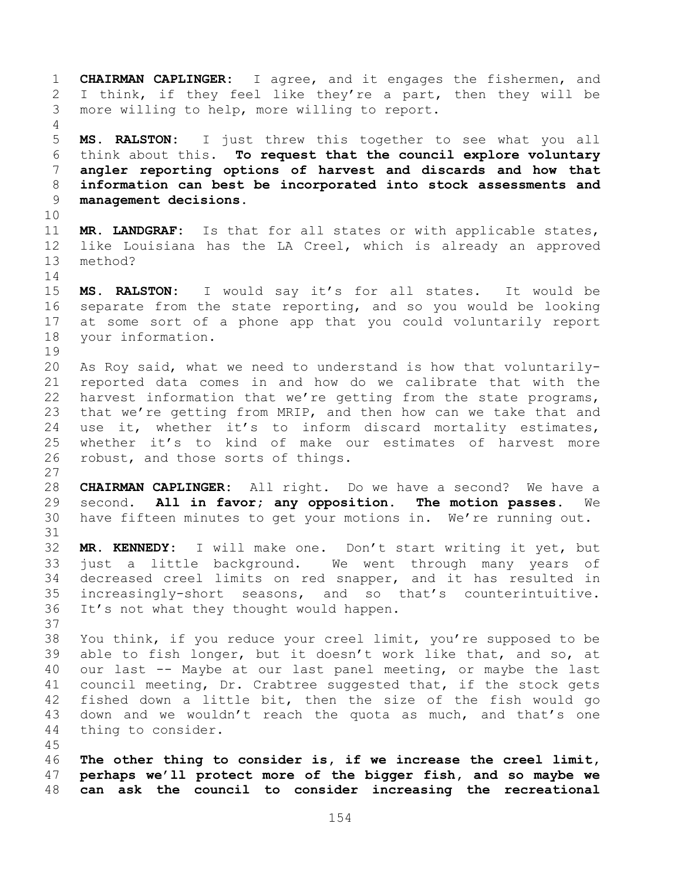**CHAIRMAN CAPLINGER:** I agree, and it engages the fishermen, and I think, if they feel like they're a part, then they will be more willing to help, more willing to report.

**MS. RALSTON:** I just threw this together to see what you all think about this. **To request that the council explore voluntary angler reporting options of harvest and discards and how that information can best be incorporated into stock assessments and management decisions.**

**MR. LANDGRAF:** Is that for all states or with applicable states, like Louisiana has the LA Creel, which is already an approved method?

**MS. RALSTON:** I would say it's for all states. It would be separate from the state reporting, and so you would be looking at some sort of a phone app that you could voluntarily report your information.

As Roy said, what we need to understand is how that voluntarily-reported data comes in and how do we calibrate that with the harvest information that we're getting from the state programs, that we're getting from MRIP, and then how can we take that and use it, whether it's to inform discard mortality estimates, whether it's to kind of make our estimates of harvest more robust, and those sorts of things.

**CHAIRMAN CAPLINGER:** All right. Do we have a second? We have a second. **All in favor; any opposition. The motion passes.** We have fifteen minutes to get your motions in. We're running out.

**MR. KENNEDY:** I will make one. Don't start writing it yet, but just a little background. We went through many years of decreased creel limits on red snapper, and it has resulted in increasingly-short seasons, and so that's counterintuitive. It's not what they thought would happen.

You think, if you reduce your creel limit, you're supposed to be able to fish longer, but it doesn't work like that, and so, at our last -- Maybe at our last panel meeting, or maybe the last council meeting, Dr. Crabtree suggested that, if the stock gets fished down a little bit, then the size of the fish would go down and we wouldn't reach the quota as much, and that's one thing to consider.

**The other thing to consider is, if we increase the creel limit, perhaps we'll protect more of the bigger fish, and so maybe we can ask the council to consider increasing the recreational**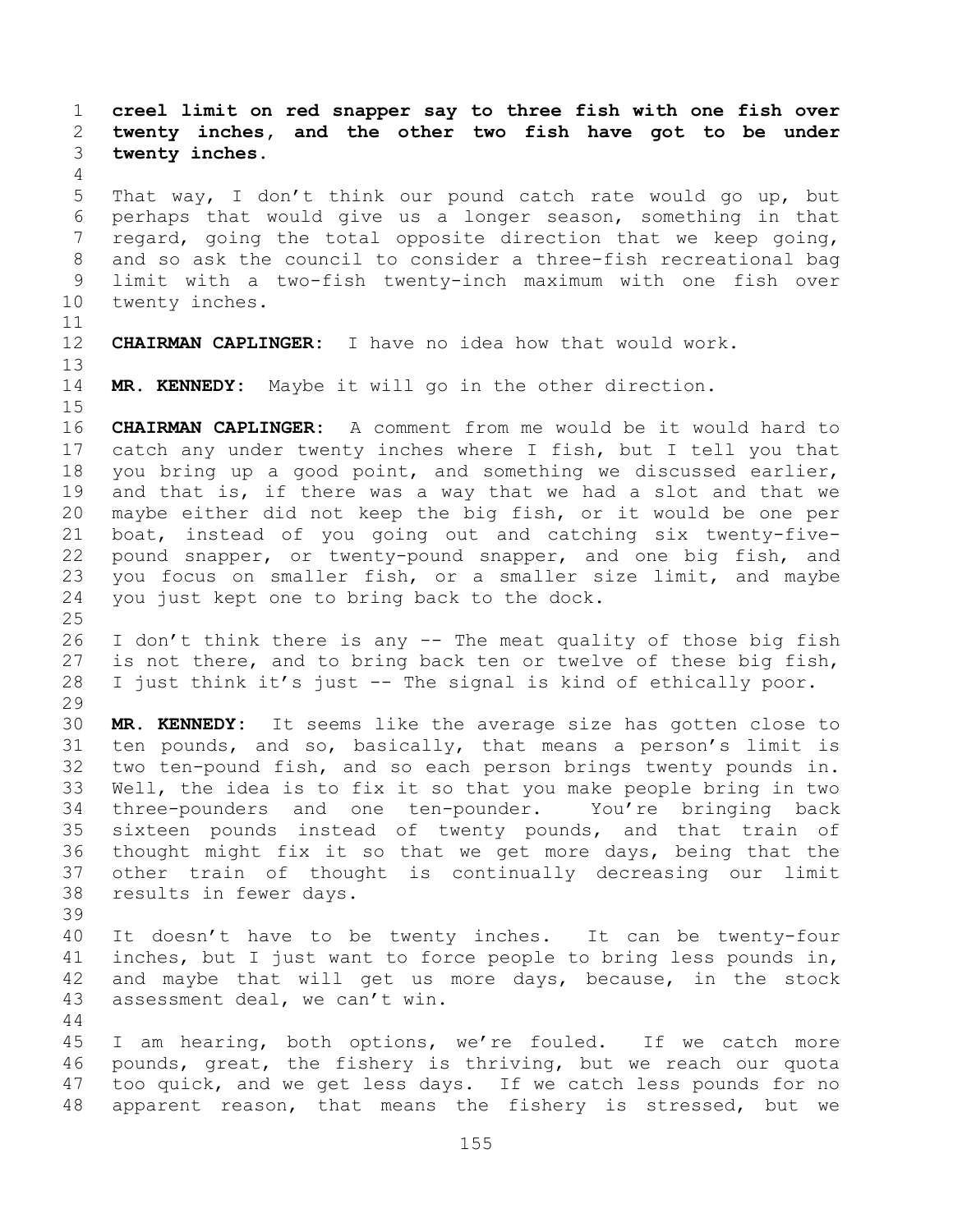**creel limit on red snapper say to three fish with one fish over twenty inches, and the other two fish have got to be under twenty inches.**

That way, I don't think our pound catch rate would go up, but perhaps that would give us a longer season, something in that regard, going the total opposite direction that we keep going, and so ask the council to consider a three-fish recreational bag limit with a two-fish twenty-inch maximum with one fish over twenty inches.

**CHAIRMAN CAPLINGER:** I have no idea how that would work.

**MR. KENNEDY:** Maybe it will go in the other direction.

**CHAIRMAN CAPLINGER:** A comment from me would be it would hard to catch any under twenty inches where I fish, but I tell you that you bring up a good point, and something we discussed earlier, and that is, if there was a way that we had a slot and that we maybe either did not keep the big fish, or it would be one per boat, instead of you going out and catching six twenty-five-pound snapper, or twenty-pound snapper, and one big fish, and you focus on smaller fish, or a smaller size limit, and maybe you just kept one to bring back to the dock.

I don't think there is any -- The meat quality of those big fish is not there, and to bring back ten or twelve of these big fish, I just think it's just -- The signal is kind of ethically poor.

**MR. KENNEDY:** It seems like the average size has gotten close to ten pounds, and so, basically, that means a person's limit is two ten-pound fish, and so each person brings twenty pounds in. Well, the idea is to fix it so that you make people bring in two three-pounders and one ten-pounder. You're bringing back sixteen pounds instead of twenty pounds, and that train of thought might fix it so that we get more days, being that the other train of thought is continually decreasing our limit results in fewer days.

It doesn't have to be twenty inches. It can be twenty-four inches, but I just want to force people to bring less pounds in, and maybe that will get us more days, because, in the stock assessment deal, we can't win.

I am hearing, both options, we're fouled. If we catch more pounds, great, the fishery is thriving, but we reach our quota too quick, and we get less days. If we catch less pounds for no apparent reason, that means the fishery is stressed, but we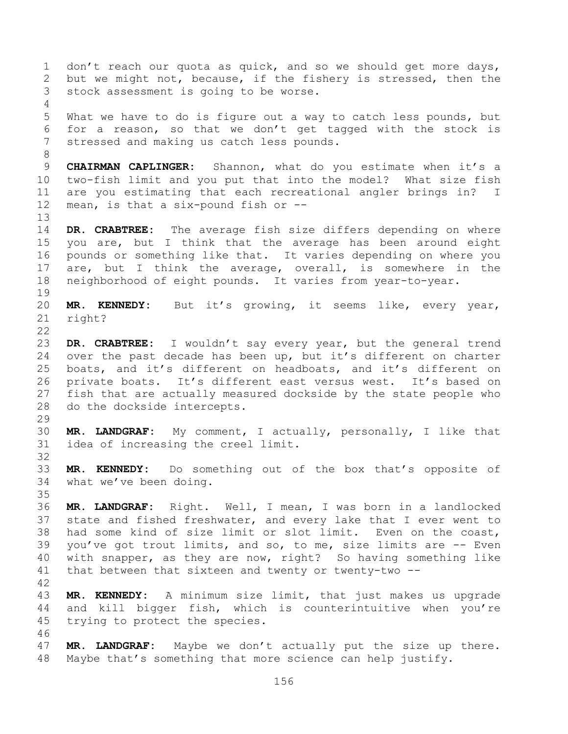don't reach our quota as quick, and so we should get more days, but we might not, because, if the fishery is stressed, then the stock assessment is going to be worse.

What we have to do is figure out a way to catch less pounds, but for a reason, so that we don't get tagged with the stock is stressed and making us catch less pounds.

**CHAIRMAN CAPLINGER:** Shannon, what do you estimate when it's a two-fish limit and you put that into the model? What size fish are you estimating that each recreational angler brings in? I mean, is that a six-pound fish or --

**DR. CRABTREE:** The average fish size differs depending on where you are, but I think that the average has been around eight pounds or something like that. It varies depending on where you are, but I think the average, overall, is somewhere in the neighborhood of eight pounds. It varies from year-to-year.

**MR. KENNEDY:** But it's growing, it seems like, every year, right?

**DR. CRABTREE:** I wouldn't say every year, but the general trend over the past decade has been up, but it's different on charter boats, and it's different on headboats, and it's different on private boats. It's different east versus west. It's based on fish that are actually measured dockside by the state people who do the dockside intercepts.

**MR. LANDGRAF:** My comment, I actually, personally, I like that idea of increasing the creel limit.

**MR. KENNEDY:** Do something out of the box that's opposite of what we've been doing.

**MR. LANDGRAF:** Right. Well, I mean, I was born in a landlocked state and fished freshwater, and every lake that I ever went to had some kind of size limit or slot limit. Even on the coast, you've got trout limits, and so, to me, size limits are -- Even with snapper, as they are now, right? So having something like that between that sixteen and twenty or twenty-two --

**MR. KENNEDY:** A minimum size limit, that just makes us upgrade and kill bigger fish, which is counterintuitive when you're trying to protect the species.

**MR. LANDGRAF:** Maybe we don't actually put the size up there. Maybe that's something that more science can help justify.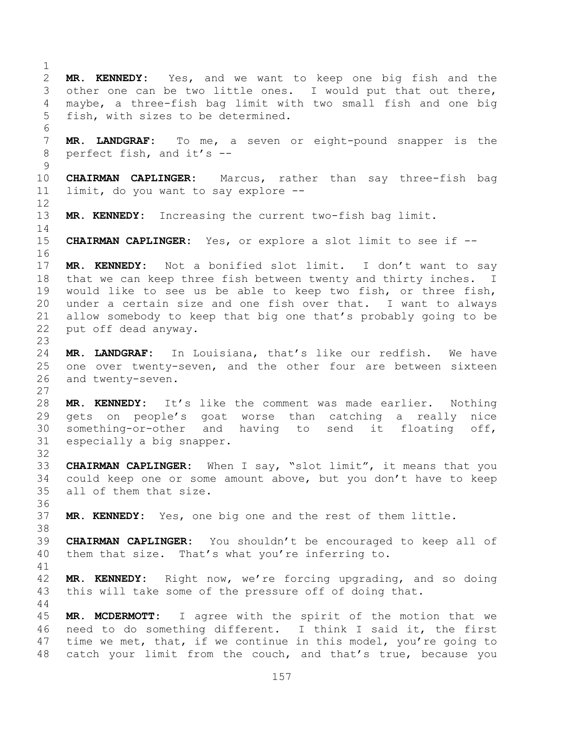**MR. KENNEDY:** Yes, and we want to keep one big fish and the other one can be two little ones. I would put that out there, maybe, a three-fish bag limit with two small fish and one big fish, with sizes to be determined.

**MR. LANDGRAF:** To me, a seven or eight-pound snapper is the perfect fish, and it's --

**CHAIRMAN CAPLINGER:** Marcus, rather than say three-fish bag limit, do you want to say explore --

**MR. KENNEDY:** Increasing the current two-fish bag limit.

**CHAIRMAN CAPLINGER:** Yes, or explore a slot limit to see if --

**MR. KENNEDY:** Not a bonified slot limit. I don't want to say that we can keep three fish between twenty and thirty inches. I would like to see us be able to keep two fish, or three fish, under a certain size and one fish over that. I want to always allow somebody to keep that big one that's probably going to be put off dead anyway.

**MR. LANDGRAF:** In Louisiana, that's like our redfish. We have one over twenty-seven, and the other four are between sixteen and twenty-seven.

**MR. KENNEDY:** It's like the comment was made earlier. Nothing gets on people's goat worse than catching a really nice something-or-other and having to send it floating off, especially a big snapper.

**CHAIRMAN CAPLINGER:** When I say, "slot limit", it means that you could keep one or some amount above, but you don't have to keep all of them that size.

**MR. KENNEDY:** Yes, one big one and the rest of them little.

**CHAIRMAN CAPLINGER:** You shouldn't be encouraged to keep all of them that size. That's what you're inferring to.

**MR. KENNEDY:** Right now, we're forcing upgrading, and so doing this will take some of the pressure off of doing that.

**MR. MCDERMOTT:** I agree with the spirit of the motion that we need to do something different. I think I said it, the first time we met, that, if we continue in this model, you're going to catch your limit from the couch, and that's true, because you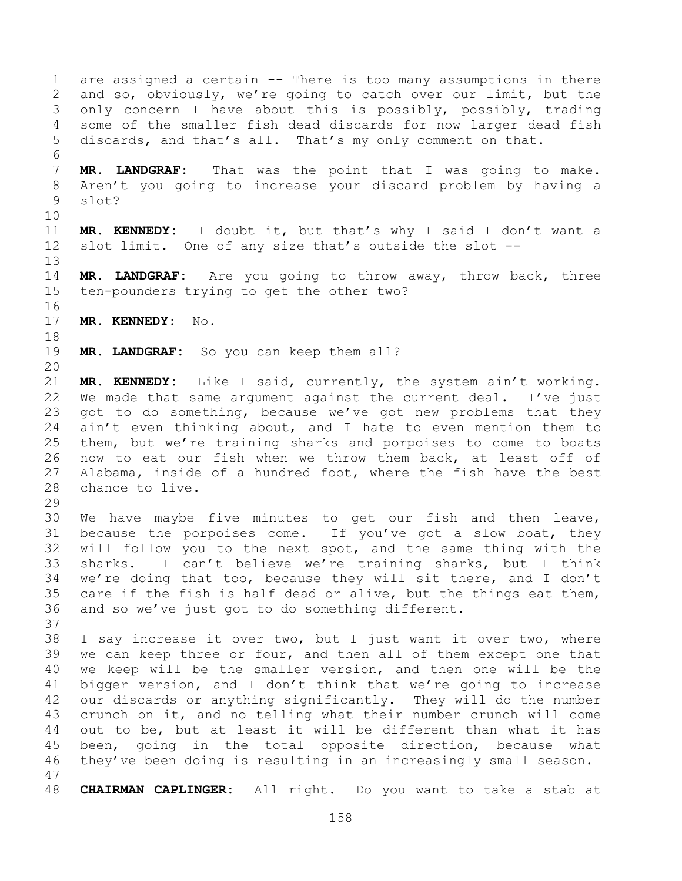are assigned a certain -- There is too many assumptions in there and so, obviously, we're going to catch over our limit, but the only concern I have about this is possibly, possibly, trading some of the smaller fish dead discards for now larger dead fish discards, and that's all. That's my only comment on that.

**MR. LANDGRAF:** That was the point that I was going to make. Aren't you going to increase your discard problem by having a slot?

**MR. KENNEDY:** I doubt it, but that's why I said I don't want a slot limit. One of any size that's outside the slot --

**MR. LANDGRAF:** Are you going to throw away, throw back, three ten-pounders trying to get the other two?

**MR. KENNEDY:** No.

**MR. LANDGRAF:** So you can keep them all?

**MR. KENNEDY:** Like I said, currently, the system ain't working. We made that same argument against the current deal. I've just got to do something, because we've got new problems that they ain't even thinking about, and I hate to even mention them to them, but we're training sharks and porpoises to come to boats now to eat our fish when we throw them back, at least off of Alabama, inside of a hundred foot, where the fish have the best chance to live.

We have maybe five minutes to get our fish and then leave, because the porpoises come. If you've got a slow boat, they will follow you to the next spot, and the same thing with the sharks. I can't believe we're training sharks, but I think we're doing that too, because they will sit there, and I don't care if the fish is half dead or alive, but the things eat them, and so we've just got to do something different.

I say increase it over two, but I just want it over two, where we can keep three or four, and then all of them except one that we keep will be the smaller version, and then one will be the bigger version, and I don't think that we're going to increase our discards or anything significantly. They will do the number crunch on it, and no telling what their number crunch will come out to be, but at least it will be different than what it has been, going in the total opposite direction, because what they've been doing is resulting in an increasingly small season.

**CHAIRMAN CAPLINGER:** All right. Do you want to take a stab at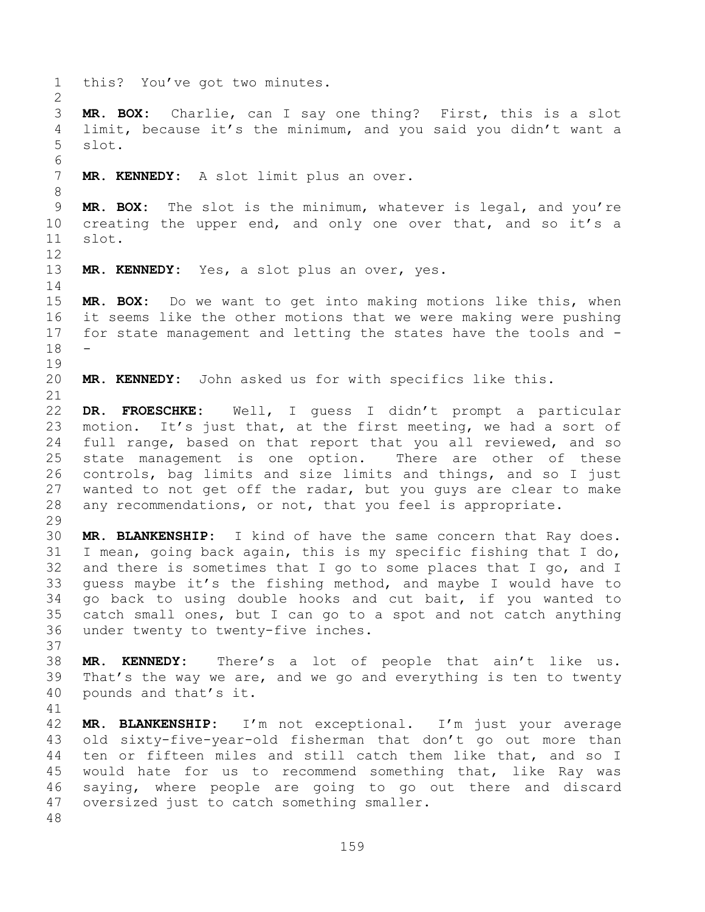this? You've got two minutes.

**MR. BOX:** Charlie, can I say one thing? First, this is a slot limit, because it's the minimum, and you said you didn't want a slot.

**MR. KENNEDY:** A slot limit plus an over.

**MR. BOX:** The slot is the minimum, whatever is legal, and you're creating the upper end, and only one over that, and so it's a slot.

**MR. KENNEDY:** Yes, a slot plus an over, yes.

**MR. BOX:** Do we want to get into making motions like this, when it seems like the other motions that we were making were pushing for state management and letting the states have the tools and --

**MR. KENNEDY:** John asked us for with specifics like this.

**DR. FROESCHKE:** Well, I guess I didn't prompt a particular motion. It's just that, at the first meeting, we had a sort of full range, based on that report that you all reviewed, and so state management is one option. There are other of these controls, bag limits and size limits and things, and so I just wanted to not get off the radar, but you guys are clear to make any recommendations, or not, that you feel is appropriate.

**MR. BLANKENSHIP:** I kind of have the same concern that Ray does. I mean, going back again, this is my specific fishing that I do, and there is sometimes that I go to some places that I go, and I guess maybe it's the fishing method, and maybe I would have to go back to using double hooks and cut bait, if you wanted to catch small ones, but I can go to a spot and not catch anything under twenty to twenty-five inches.

**MR. KENNEDY:** There's a lot of people that ain't like us. That's the way we are, and we go and everything is ten to twenty pounds and that's it.

**MR. BLANKENSHIP:** I'm not exceptional. I'm just your average old sixty-five-year-old fisherman that don't go out more than ten or fifteen miles and still catch them like that, and so I would hate for us to recommend something that, like Ray was saying, where people are going to go out there and discard oversized just to catch something smaller.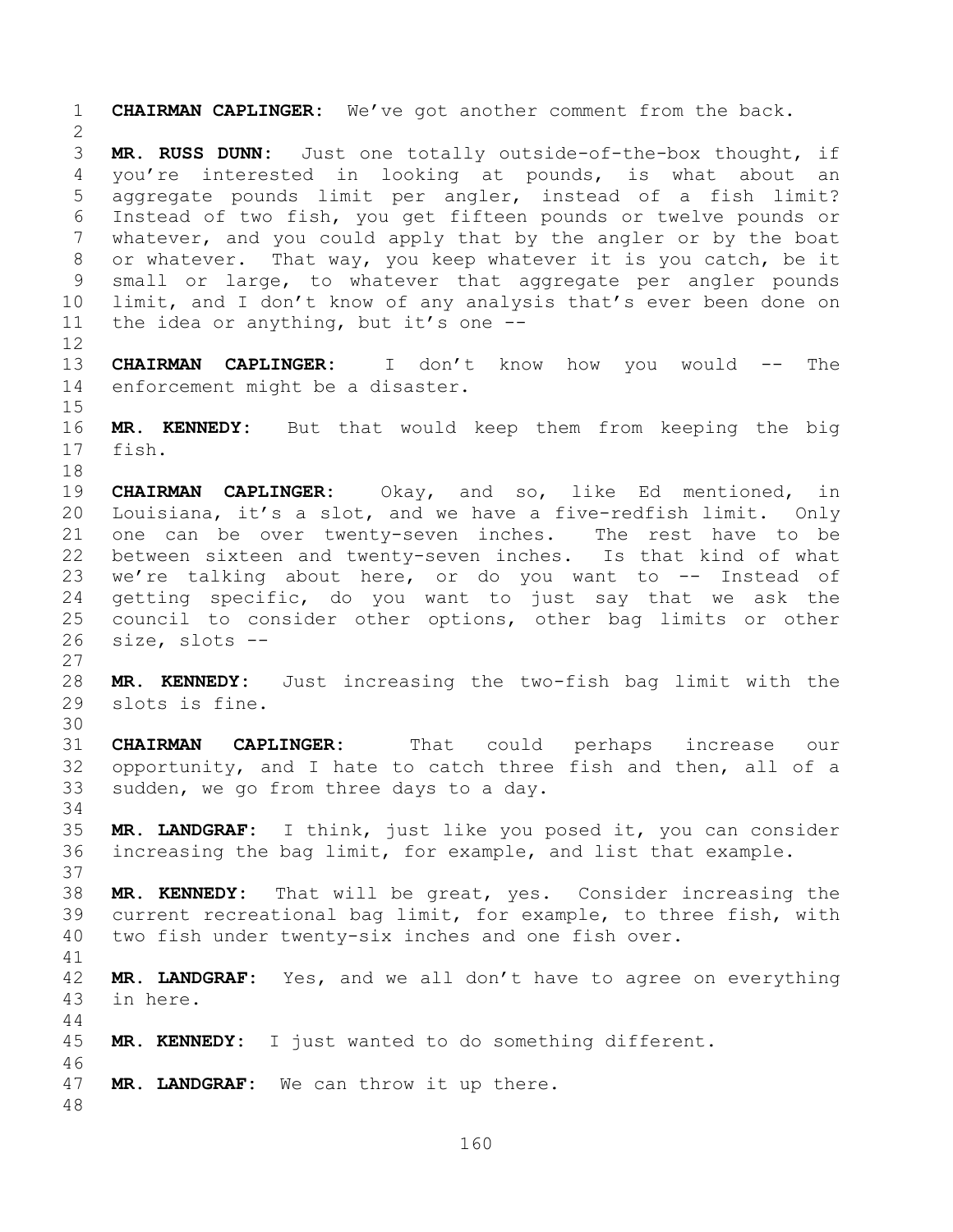**CHAIRMAN CAPLINGER:** We've got another comment from the back.

**MR. RUSS DUNN:** Just one totally outside-of-the-box thought, if you're interested in looking at pounds, is what about an aggregate pounds limit per angler, instead of a fish limit? Instead of two fish, you get fifteen pounds or twelve pounds or whatever, and you could apply that by the angler or by the boat or whatever. That way, you keep whatever it is you catch, be it small or large, to whatever that aggregate per angler pounds limit, and I don't know of any analysis that's ever been done on the idea or anything, but it's one --

**CHAIRMAN CAPLINGER:** I don't know how you would -- The enforcement might be a disaster.

**MR. KENNEDY:** But that would keep them from keeping the big fish.

**CHAIRMAN CAPLINGER:** Okay, and so, like Ed mentioned, in Louisiana, it's a slot, and we have a five-redfish limit. Only one can be over twenty-seven inches. The rest have to be between sixteen and twenty-seven inches. Is that kind of what we're talking about here, or do you want to -- Instead of getting specific, do you want to just say that we ask the council to consider other options, other bag limits or other size, slots --

**MR. KENNEDY:** Just increasing the two-fish bag limit with the slots is fine.

**CHAIRMAN CAPLINGER:** That could perhaps increase our opportunity, and I hate to catch three fish and then, all of a sudden, we go from three days to a day.

**MR. LANDGRAF:** I think, just like you posed it, you can consider increasing the bag limit, for example, and list that example.

**MR. KENNEDY:** That will be great, yes. Consider increasing the current recreational bag limit, for example, to three fish, with two fish under twenty-six inches and one fish over.

**MR. LANDGRAF:** Yes, and we all don't have to agree on everything in here.

**MR. KENNEDY:** I just wanted to do something different.

**MR. LANDGRAF:** We can throw it up there.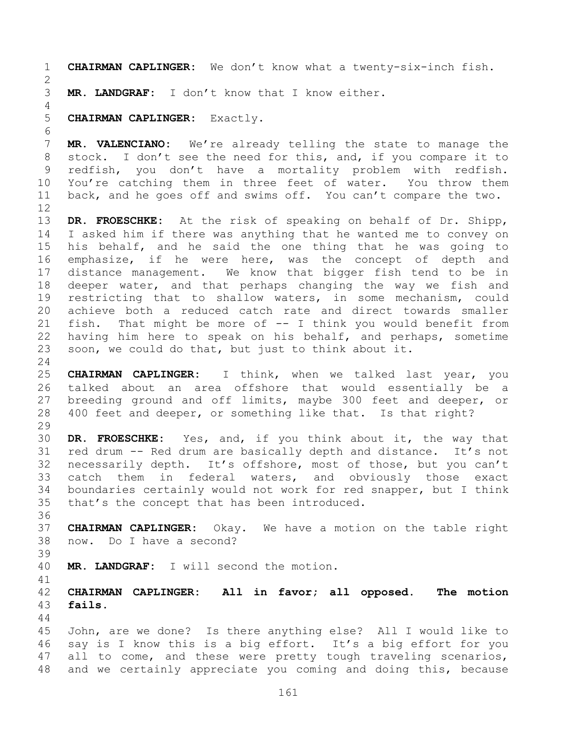**CHAIRMAN CAPLINGER:** We don't know what a twenty-six-inch fish.

**MR. LANDGRAF:** I don't know that I know either.

**CHAIRMAN CAPLINGER:** Exactly.

**MR. VALENCIANO:** We're already telling the state to manage the stock. I don't see the need for this, and, if you compare it to redfish, you don't have a mortality problem with redfish. You're catching them in three feet of water. You throw them back, and he goes off and swims off. You can't compare the two.

**DR. FROESCHKE:** At the risk of speaking on behalf of Dr. Shipp, I asked him if there was anything that he wanted me to convey on his behalf, and he said the one thing that he was going to emphasize, if he were here, was the concept of depth and distance management. We know that bigger fish tend to be in deeper water, and that perhaps changing the way we fish and restricting that to shallow waters, in some mechanism, could achieve both a reduced catch rate and direct towards smaller fish. That might be more of -- I think you would benefit from having him here to speak on his behalf, and perhaps, sometime soon, we could do that, but just to think about it.

**CHAIRMAN CAPLINGER:** I think, when we talked last year, you talked about an area offshore that would essentially be a breeding ground and off limits, maybe 300 feet and deeper, or 400 feet and deeper, or something like that. Is that right?

**DR. FROESCHKE:** Yes, and, if you think about it, the way that red drum -- Red drum are basically depth and distance. It's not necessarily depth. It's offshore, most of those, but you can't catch them in federal waters, and obviously those exact boundaries certainly would not work for red snapper, but I think that's the concept that has been introduced.

**CHAIRMAN CAPLINGER:** Okay. We have a motion on the table right now. Do I have a second?

**MR. LANDGRAF:** I will second the motion.

**CHAIRMAN CAPLINGER: All in favor; all opposed. The motion fails.**

John, are we done? Is there anything else? All I would like to say is I know this is a big effort. It's a big effort for you all to come, and these were pretty tough traveling scenarios, and we certainly appreciate you coming and doing this, because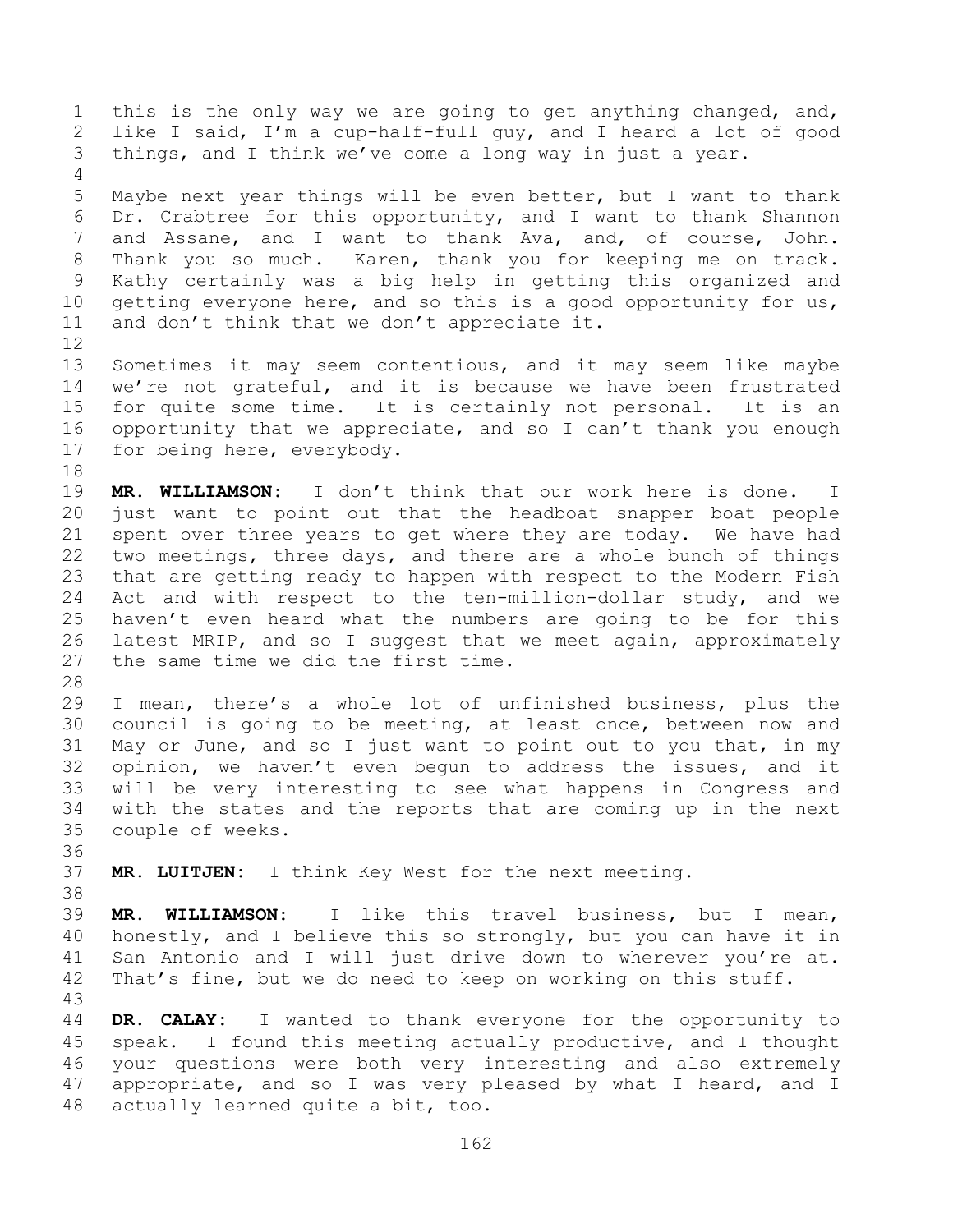this is the only way we are going to get anything changed, and, like I said, I'm a cup-half-full guy, and I heard a lot of good things, and I think we've come a long way in just a year.

Maybe next year things will be even better, but I want to thank Dr. Crabtree for this opportunity, and I want to thank Shannon and Assane, and I want to thank Ava, and, of course, John. Thank you so much. Karen, thank you for keeping me on track. Kathy certainly was a big help in getting this organized and getting everyone here, and so this is a good opportunity for us, and don't think that we don't appreciate it.

Sometimes it may seem contentious, and it may seem like maybe we're not grateful, and it is because we have been frustrated for quite some time. It is certainly not personal. It is an opportunity that we appreciate, and so I can't thank you enough for being here, everybody.

**MR. WILLIAMSON:** I don't think that our work here is done. I just want to point out that the headboat snapper boat people spent over three years to get where they are today. We have had two meetings, three days, and there are a whole bunch of things that are getting ready to happen with respect to the Modern Fish Act and with respect to the ten-million-dollar study, and we haven't even heard what the numbers are going to be for this latest MRIP, and so I suggest that we meet again, approximately the same time we did the first time.

I mean, there's a whole lot of unfinished business, plus the council is going to be meeting, at least once, between now and May or June, and so I just want to point out to you that, in my opinion, we haven't even begun to address the issues, and it will be very interesting to see what happens in Congress and with the states and the reports that are coming up in the next couple of weeks.

**MR. LUITJEN:** I think Key West for the next meeting.

**MR. WILLIAMSON:** I like this travel business, but I mean, honestly, and I believe this so strongly, but you can have it in San Antonio and I will just drive down to wherever you're at. That's fine, but we do need to keep on working on this stuff.

**DR. CALAY:** I wanted to thank everyone for the opportunity to speak. I found this meeting actually productive, and I thought your questions were both very interesting and also extremely appropriate, and so I was very pleased by what I heard, and I actually learned quite a bit, too.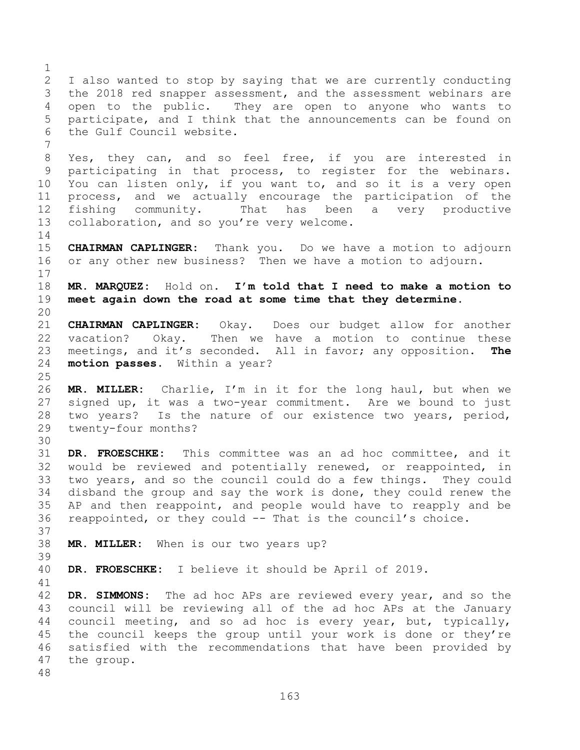I also wanted to stop by saying that we are currently conducting the 2018 red snapper assessment, and the assessment webinars are open to the public. They are open to anyone who wants to participate, and I think that the announcements can be found on the Gulf Council website.

Yes, they can, and so feel free, if you are interested in participating in that process, to register for the webinars. You can listen only, if you want to, and so it is a very open process, and we actually encourage the participation of the fishing community. That has been a very productive collaboration, and so you're very welcome.

**CHAIRMAN CAPLINGER:** Thank you. Do we have a motion to adjourn or any other new business? Then we have a motion to adjourn.

**MR. MARQUEZ:** Hold on. **I'm told that I need to make a motion to meet again down the road at some time that they determine.**

**CHAIRMAN CAPLINGER:** Okay. Does our budget allow for another vacation? Okay. Then we have a motion to continue these meetings, and it's seconded. All in favor; any opposition. **The motion passes.** Within a year?

**MR. MILLER:** Charlie, I'm in it for the long haul, but when we signed up, it was a two-year commitment. Are we bound to just two years? Is the nature of our existence two years, period, twenty-four months?

**DR. FROESCHKE:** This committee was an ad hoc committee, and it would be reviewed and potentially renewed, or reappointed, in two years, and so the council could do a few things. They could disband the group and say the work is done, they could renew the AP and then reappoint, and people would have to reapply and be reappointed, or they could -- That is the council's choice.

**MR. MILLER:** When is our two years up?

**DR. FROESCHKE:** I believe it should be April of 2019.

**DR. SIMMONS:** The ad hoc APs are reviewed every year, and so the council will be reviewing all of the ad hoc APs at the January council meeting, and so ad hoc is every year, but, typically, the council keeps the group until your work is done or they're satisfied with the recommendations that have been provided by the group.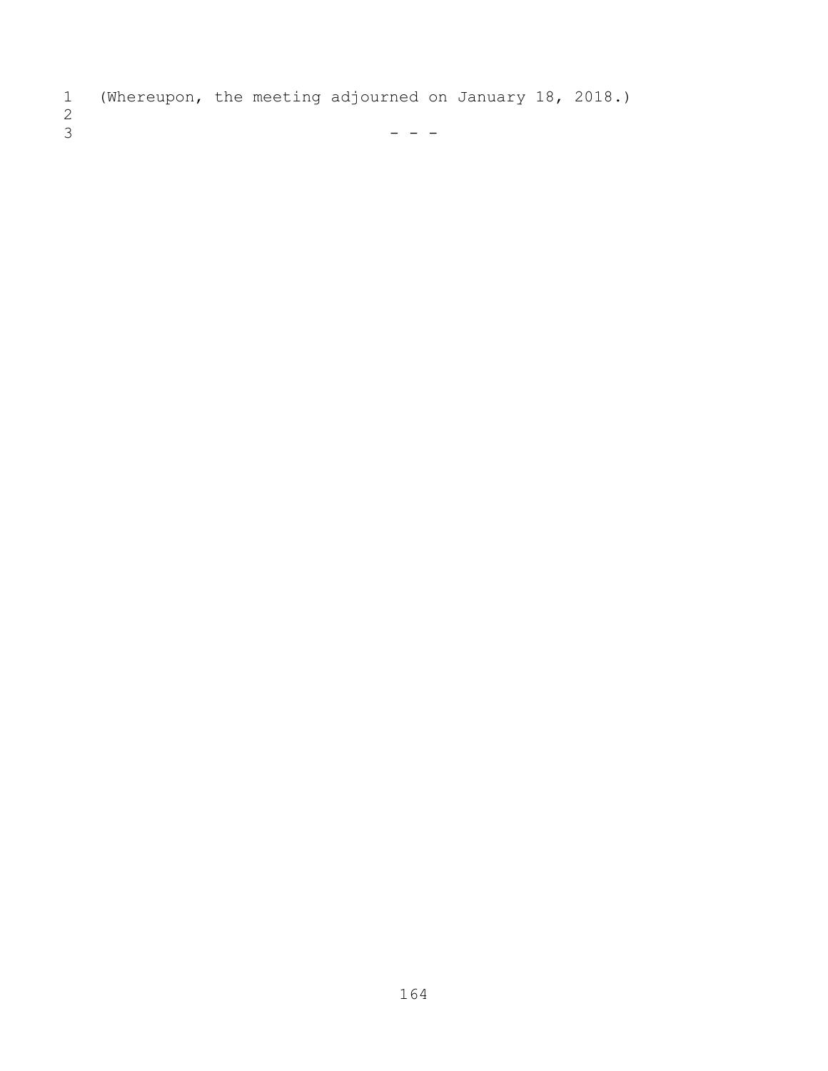(Whereupon, the meeting adjourned on January 18, 2018.)

- - -